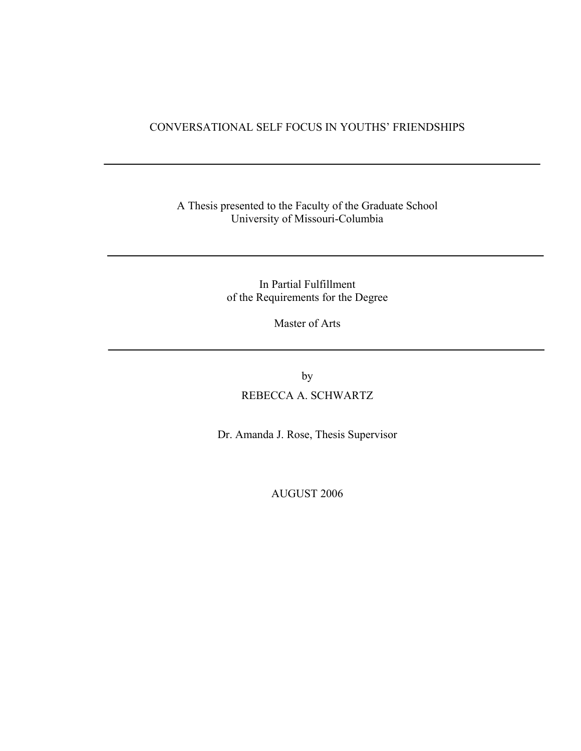# CONVERSATIONAL SELF FOCUS IN YOUTHS' FRIENDSHIPS

---

A Thesis presented to the Faculty of the Graduate School
University of Missouri-Columbia

---

In Partial Fulfillment
of the Requirements for the Degree

Master of Arts

---

by

REBECCA A. SCHWARTZ

Dr. Amanda J. Rose, Thesis Supervisor

AUGUST 2006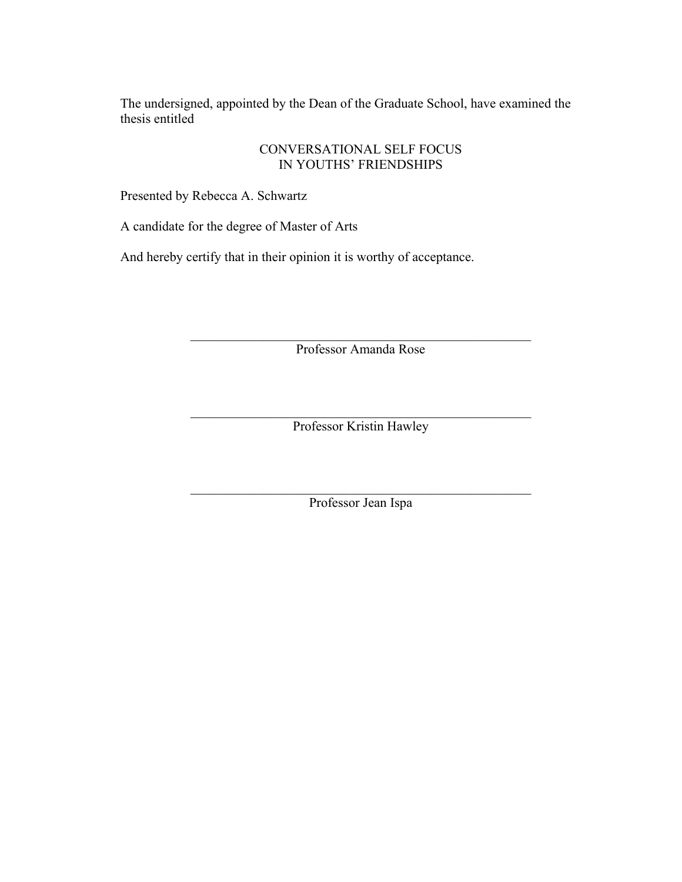The undersigned, appointed by the Dean of the Graduate School, have examined the thesis entitled

CONVERSATIONAL SELF FOCUS
IN YOUTHS' FRIENDSHIPS

Presented by Rebecca A. Schwartz

A candidate for the degree of Master of Arts

And hereby certify that in their opinion it is worthy of acceptance.

\_\_\_\_\_\_\_\_\_\_\_\_\_\_\_\_\_\_\_\_\_\_\_\_\_\_\_\_\_\_\_\_\_\_\_\_\_\_\_\_\_\_\_\_\_\_\_\_
Professor Amanda Rose

\_\_\_\_\_\_\_\_\_\_\_\_\_\_\_\_\_\_\_\_\_\_\_\_\_\_\_\_\_\_\_\_\_\_\_\_\_\_\_\_\_\_\_\_\_\_\_\_
Professor Kristin Hawley

\_\_\_\_\_\_\_\_\_\_\_\_\_\_\_\_\_\_\_\_\_\_\_\_\_\_\_\_\_\_\_\_\_\_\_\_\_\_\_\_\_\_\_\_\_\_\_\_
Professor Jean Ispa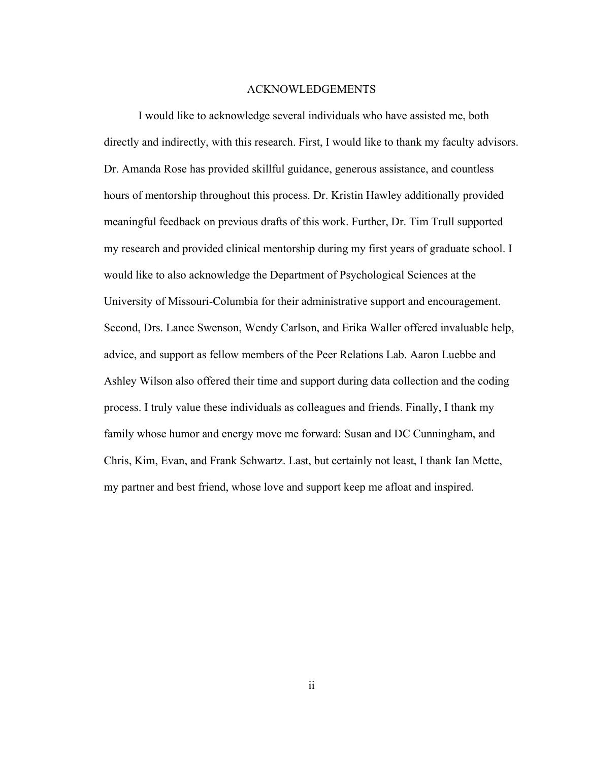# ACKNOWLEDGEMENTS

I would like to acknowledge several individuals who have assisted me, both directly and indirectly, with this research. First, I would like to thank my faculty advisors. Dr. Amanda Rose has provided skillful guidance, generous assistance, and countless hours of mentorship throughout this process. Dr. Kristin Hawley additionally provided meaningful feedback on previous drafts of this work. Further, Dr. Tim Trull supported my research and provided clinical mentorship during my first years of graduate school. I would like to also acknowledge the Department of Psychological Sciences at the University of Missouri-Columbia for their administrative support and encouragement. Second, Drs. Lance Swenson, Wendy Carlson, and Erika Waller offered invaluable help, advice, and support as fellow members of the Peer Relations Lab. Aaron Luebbe and Ashley Wilson also offered their time and support during data collection and the coding process. I truly value these individuals as colleagues and friends. Finally, I thank my family whose humor and energy move me forward: Susan and DC Cunningham, and Chris, Kim, Evan, and Frank Schwartz. Last, but certainly not least, I thank Ian Mette, my partner and best friend, whose love and support keep me afloat and inspired.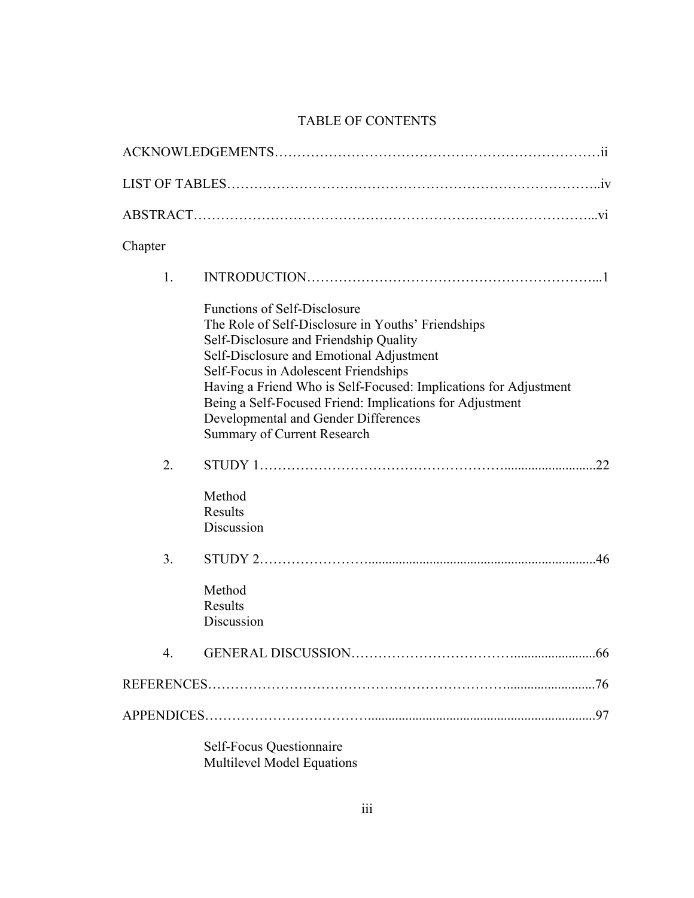# TABLE OF CONTENTS

ACKNOWLEDGEMENTS……………………………………………………………….ii

LIST OF TABLES…………………………………………………………………..iv

ABSTRACT……………………………………………………………………...vi

Chapter

1. INTRODUCTION………………………………………………………...1

   Functions of Self-Disclosure
   The Role of Self-Disclosure in Youths' Friendships
   Self-Disclosure and Friendship Quality
   Self-Disclosure and Emotional Adjustment
   Self-Focus in Adolescent Friendships
   Having a Friend Who is Self-Focused: Implications for Adjustment
   Being a Self-Focused Friend: Implications for Adjustment
   Developmental and Gender Differences
   Summary of Current Research

2. STUDY 1…………………………………………….........................22

   Method
   Results
   Discussion

3. STUDY 2…………………….................................................................46

   Method
   Results
   Discussion

4. GENERAL DISCUSSION……………………………........................66

REFERENCES…………………………………………………………..........................76

APPENDICES…………………………….....................................................................97

   Self-Focus Questionnaire
   Multilevel Model Equations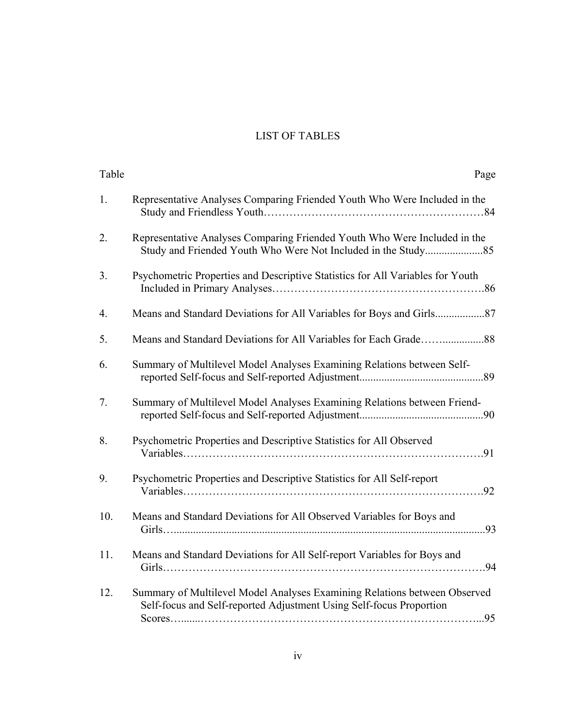# LIST OF TABLES

| Table | | Page |
|---|---|---|
| 1. | Representative Analyses Comparing Friended Youth Who Were Included in the Study and Friendless Youth | 84 |
| 2. | Representative Analyses Comparing Friended Youth Who Were Included in the Study and Friended Youth Who Were Not Included in the Study | 85 |
| 3. | Psychometric Properties and Descriptive Statistics for All Variables for Youth Included in Primary Analyses | 86 |
| 4. | Means and Standard Deviations for All Variables for Boys and Girls | 87 |
| 5. | Means and Standard Deviations for All Variables for Each Grade | 88 |
| 6. | Summary of Multilevel Model Analyses Examining Relations between Self-reported Self-focus and Self-reported Adjustment | 89 |
| 7. | Summary of Multilevel Model Analyses Examining Relations between Friend-reported Self-focus and Self-reported Adjustment | 90 |
| 8. | Psychometric Properties and Descriptive Statistics for All Observed Variables | 91 |
| 9. | Psychometric Properties and Descriptive Statistics for All Self-report Variables | 92 |
| 10. | Means and Standard Deviations for All Observed Variables for Boys and Girls | 93 |
| 11. | Means and Standard Deviations for All Self-report Variables for Boys and Girls | 94 |
| 12. | Summary of Multilevel Model Analyses Examining Relations between Observed Self-focus and Self-reported Adjustment Using Self-focus Proportion Scores | 95 |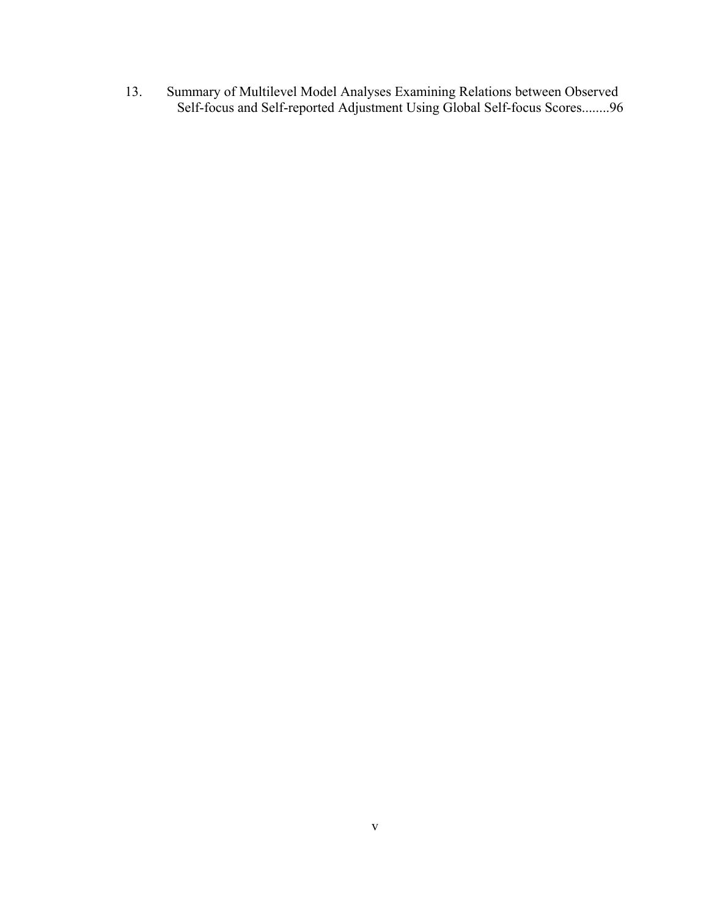13. Summary of Multilevel Model Analyses Examining Relations between Observed Self-focus and Self-reported Adjustment Using Global Self-focus Scores........96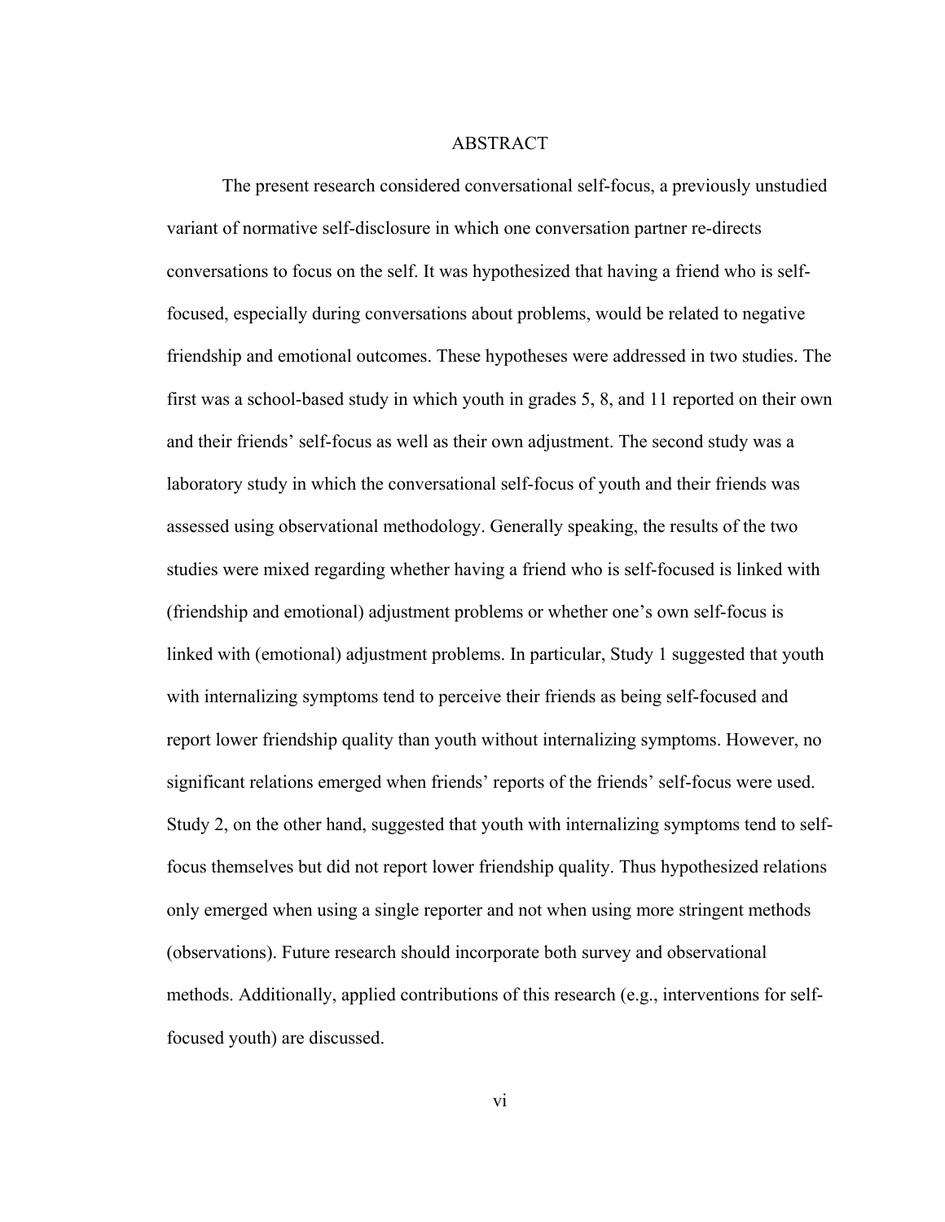# ABSTRACT

The present research considered conversational self-focus, a previously unstudied variant of normative self-disclosure in which one conversation partner re-directs conversations to focus on the self. It was hypothesized that having a friend who is self-focused, especially during conversations about problems, would be related to negative friendship and emotional outcomes. These hypotheses were addressed in two studies. The first was a school-based study in which youth in grades 5, 8, and 11 reported on their own and their friends' self-focus as well as their own adjustment. The second study was a laboratory study in which the conversational self-focus of youth and their friends was assessed using observational methodology. Generally speaking, the results of the two studies were mixed regarding whether having a friend who is self-focused is linked with (friendship and emotional) adjustment problems or whether one's own self-focus is linked with (emotional) adjustment problems. In particular, Study 1 suggested that youth with internalizing symptoms tend to perceive their friends as being self-focused and report lower friendship quality than youth without internalizing symptoms. However, no significant relations emerged when friends' reports of the friends' self-focus were used. Study 2, on the other hand, suggested that youth with internalizing symptoms tend to self-focus themselves but did not report lower friendship quality. Thus hypothesized relations only emerged when using a single reporter and not when using more stringent methods (observations). Future research should incorporate both survey and observational methods. Additionally, applied contributions of this research (e.g., interventions for self-focused youth) are discussed.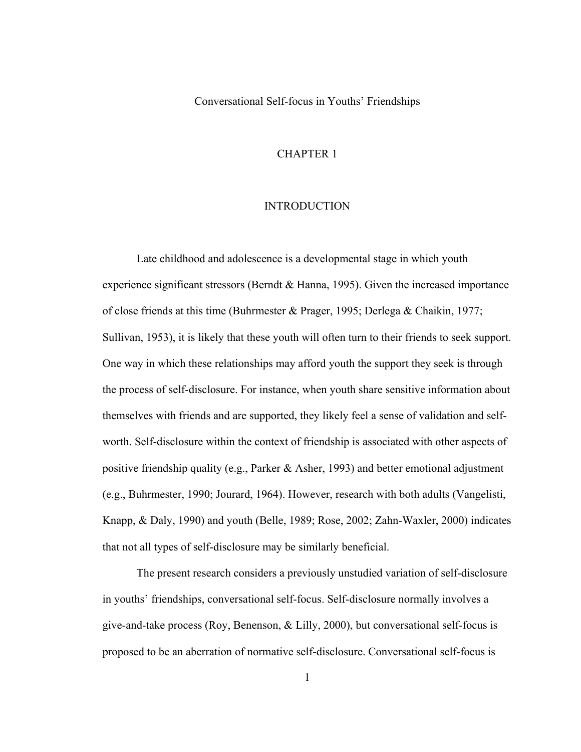# Conversational Self-focus in Youths' Friendships

## CHAPTER 1

## INTRODUCTION

Late childhood and adolescence is a developmental stage in which youth experience significant stressors (Berndt & Hanna, 1995). Given the increased importance of close friends at this time (Buhrmester & Prager, 1995; Derlega & Chaikin, 1977; Sullivan, 1953), it is likely that these youth will often turn to their friends to seek support. One way in which these relationships may afford youth the support they seek is through the process of self-disclosure. For instance, when youth share sensitive information about themselves with friends and are supported, they likely feel a sense of validation and self-worth. Self-disclosure within the context of friendship is associated with other aspects of positive friendship quality (e.g., Parker & Asher, 1993) and better emotional adjustment (e.g., Buhrmester, 1990; Jourard, 1964). However, research with both adults (Vangelisti, Knapp, & Daly, 1990) and youth (Belle, 1989; Rose, 2002; Zahn-Waxler, 2000) indicates that not all types of self-disclosure may be similarly beneficial.

The present research considers a previously unstudied variation of self-disclosure in youths' friendships, conversational self-focus. Self-disclosure normally involves a give-and-take process (Roy, Benenson, & Lilly, 2000), but conversational self-focus is proposed to be an aberration of normative self-disclosure. Conversational self-focus is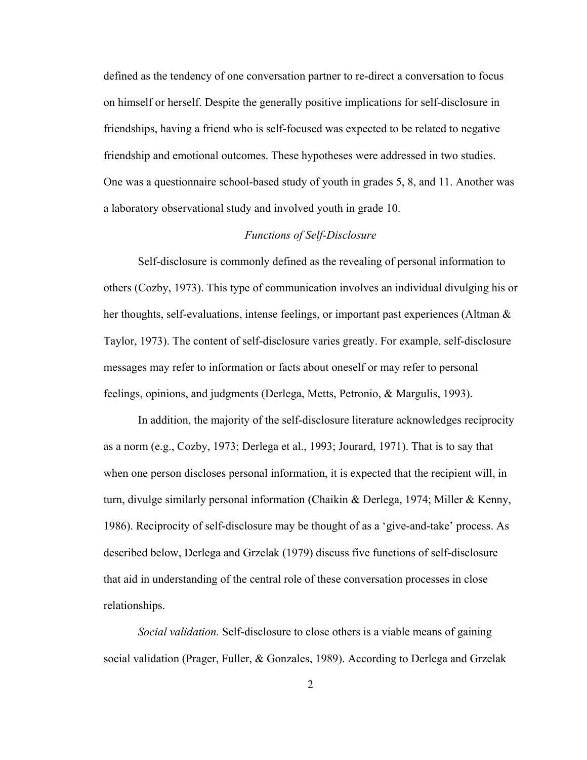defined as the tendency of one conversation partner to re-direct a conversation to focus on himself or herself. Despite the generally positive implications for self-disclosure in friendships, having a friend who is self-focused was expected to be related to negative friendship and emotional outcomes. These hypotheses were addressed in two studies. One was a questionnaire school-based study of youth in grades 5, 8, and 11. Another was a laboratory observational study and involved youth in grade 10.

### *Functions of Self-Disclosure*

Self-disclosure is commonly defined as the revealing of personal information to others (Cozby, 1973). This type of communication involves an individual divulging his or her thoughts, self-evaluations, intense feelings, or important past experiences (Altman & Taylor, 1973). The content of self-disclosure varies greatly. For example, self-disclosure messages may refer to information or facts about oneself or may refer to personal feelings, opinions, and judgments (Derlega, Metts, Petronio, & Margulis, 1993).

In addition, the majority of the self-disclosure literature acknowledges reciprocity as a norm (e.g., Cozby, 1973; Derlega et al., 1993; Jourard, 1971). That is to say that when one person discloses personal information, it is expected that the recipient will, in turn, divulge similarly personal information (Chaikin & Derlega, 1974; Miller & Kenny, 1986). Reciprocity of self-disclosure may be thought of as a 'give-and-take' process. As described below, Derlega and Grzelak (1979) discuss five functions of self-disclosure that aid in understanding of the central role of these conversation processes in close relationships.

*Social validation.* Self-disclosure to close others is a viable means of gaining social validation (Prager, Fuller, & Gonzales, 1989). According to Derlega and Grzelak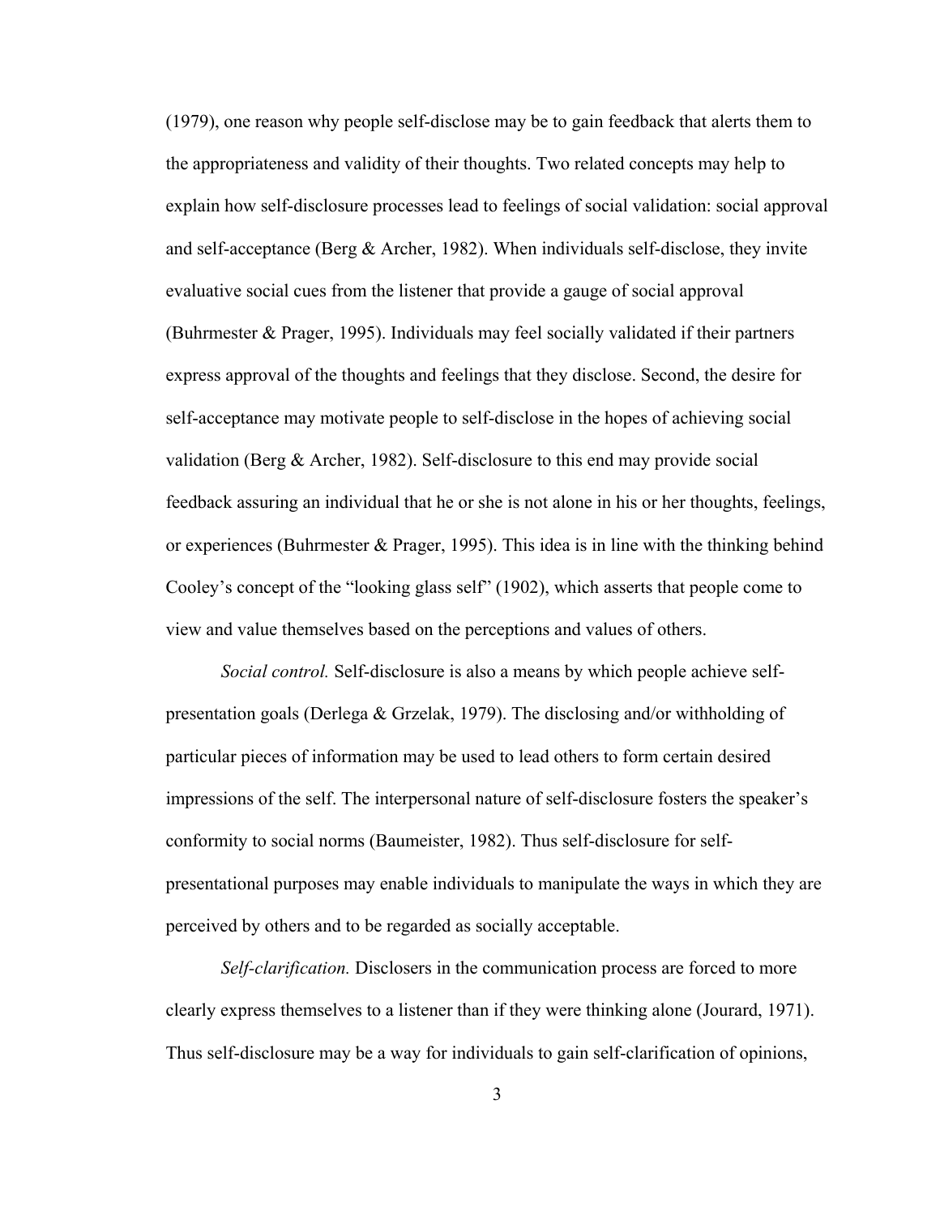(1979), one reason why people self-disclose may be to gain feedback that alerts them to the appropriateness and validity of their thoughts. Two related concepts may help to explain how self-disclosure processes lead to feelings of social validation: social approval and self-acceptance (Berg & Archer, 1982). When individuals self-disclose, they invite evaluative social cues from the listener that provide a gauge of social approval (Buhrmester & Prager, 1995). Individuals may feel socially validated if their partners express approval of the thoughts and feelings that they disclose. Second, the desire for self-acceptance may motivate people to self-disclose in the hopes of achieving social validation (Berg & Archer, 1982). Self-disclosure to this end may provide social feedback assuring an individual that he or she is not alone in his or her thoughts, feelings, or experiences (Buhrmester & Prager, 1995). This idea is in line with the thinking behind Cooley's concept of the "looking glass self" (1902), which asserts that people come to view and value themselves based on the perceptions and values of others.

*Social control.* Self-disclosure is also a means by which people achieve self-presentation goals (Derlega & Grzelak, 1979). The disclosing and/or withholding of particular pieces of information may be used to lead others to form certain desired impressions of the self. The interpersonal nature of self-disclosure fosters the speaker's conformity to social norms (Baumeister, 1982). Thus self-disclosure for self-presentational purposes may enable individuals to manipulate the ways in which they are perceived by others and to be regarded as socially acceptable.

*Self-clarification.* Disclosers in the communication process are forced to more clearly express themselves to a listener than if they were thinking alone (Jourard, 1971). Thus self-disclosure may be a way for individuals to gain self-clarification of opinions,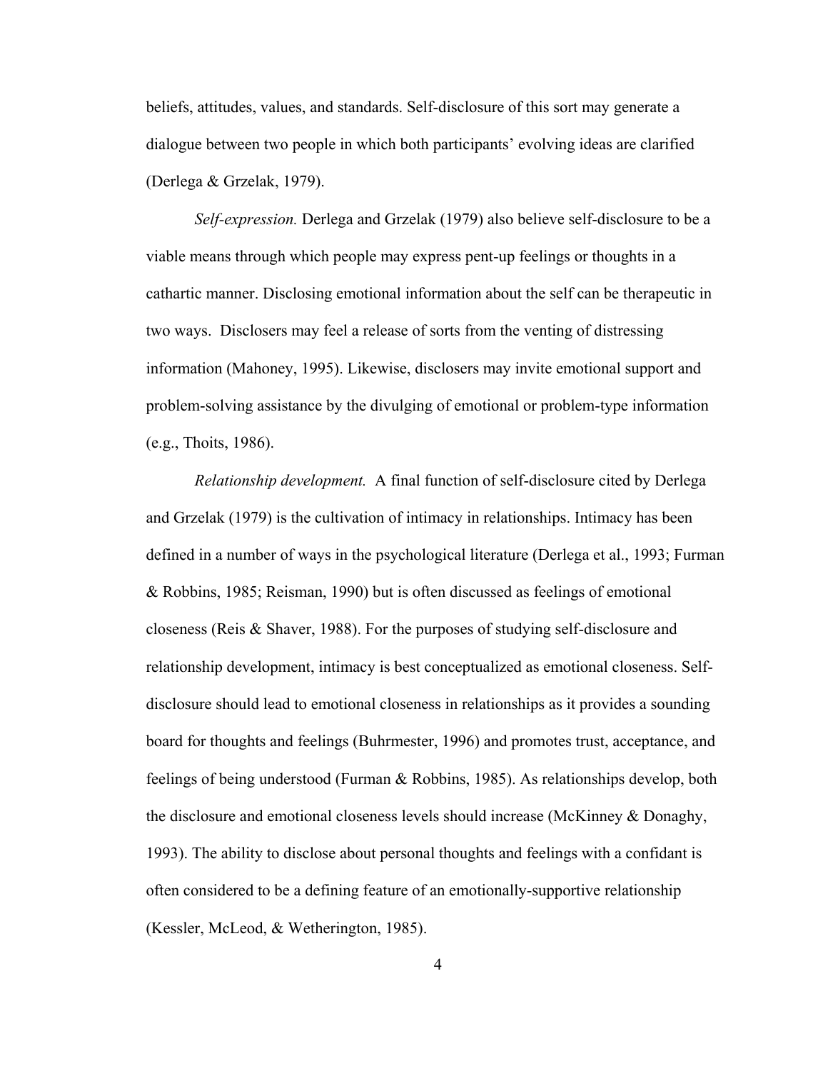beliefs, attitudes, values, and standards. Self-disclosure of this sort may generate a dialogue between two people in which both participants' evolving ideas are clarified (Derlega & Grzelak, 1979).

*Self-expression.* Derlega and Grzelak (1979) also believe self-disclosure to be a viable means through which people may express pent-up feelings or thoughts in a cathartic manner. Disclosing emotional information about the self can be therapeutic in two ways. Disclosers may feel a release of sorts from the venting of distressing information (Mahoney, 1995). Likewise, disclosers may invite emotional support and problem-solving assistance by the divulging of emotional or problem-type information (e.g., Thoits, 1986).

*Relationship development.* A final function of self-disclosure cited by Derlega and Grzelak (1979) is the cultivation of intimacy in relationships. Intimacy has been defined in a number of ways in the psychological literature (Derlega et al., 1993; Furman & Robbins, 1985; Reisman, 1990) but is often discussed as feelings of emotional closeness (Reis & Shaver, 1988). For the purposes of studying self-disclosure and relationship development, intimacy is best conceptualized as emotional closeness. Self-disclosure should lead to emotional closeness in relationships as it provides a sounding board for thoughts and feelings (Buhrmester, 1996) and promotes trust, acceptance, and feelings of being understood (Furman & Robbins, 1985). As relationships develop, both the disclosure and emotional closeness levels should increase (McKinney & Donaghy, 1993). The ability to disclose about personal thoughts and feelings with a confidant is often considered to be a defining feature of an emotionally-supportive relationship (Kessler, McLeod, & Wetherington, 1985).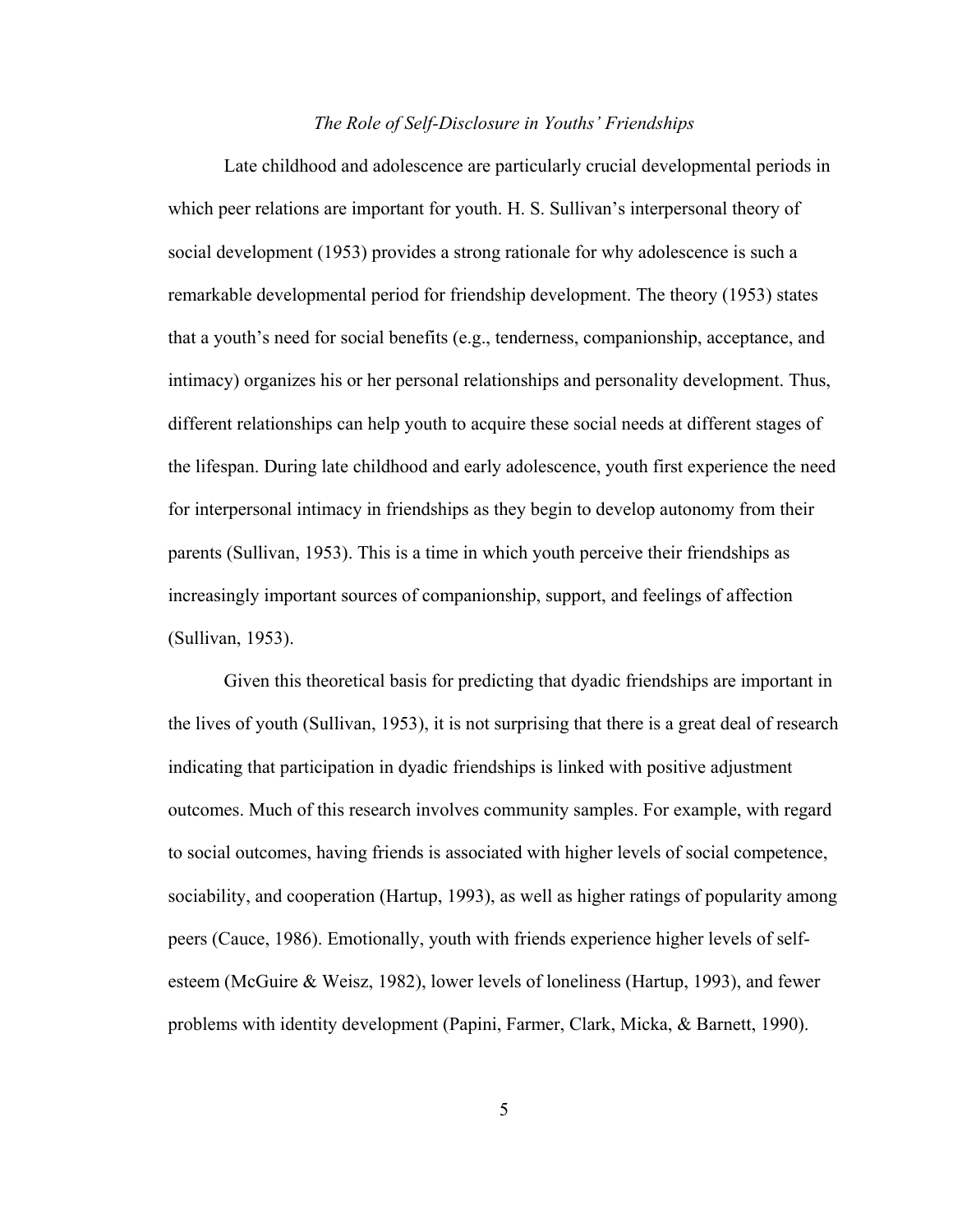### *The Role of Self-Disclosure in Youths' Friendships*

Late childhood and adolescence are particularly crucial developmental periods in which peer relations are important for youth. H. S. Sullivan's interpersonal theory of social development (1953) provides a strong rationale for why adolescence is such a remarkable developmental period for friendship development. The theory (1953) states that a youth's need for social benefits (e.g., tenderness, companionship, acceptance, and intimacy) organizes his or her personal relationships and personality development. Thus, different relationships can help youth to acquire these social needs at different stages of the lifespan. During late childhood and early adolescence, youth first experience the need for interpersonal intimacy in friendships as they begin to develop autonomy from their parents (Sullivan, 1953). This is a time in which youth perceive their friendships as increasingly important sources of companionship, support, and feelings of affection (Sullivan, 1953).

Given this theoretical basis for predicting that dyadic friendships are important in the lives of youth (Sullivan, 1953), it is not surprising that there is a great deal of research indicating that participation in dyadic friendships is linked with positive adjustment outcomes. Much of this research involves community samples. For example, with regard to social outcomes, having friends is associated with higher levels of social competence, sociability, and cooperation (Hartup, 1993), as well as higher ratings of popularity among peers (Cauce, 1986). Emotionally, youth with friends experience higher levels of self-esteem (McGuire & Weisz, 1982), lower levels of loneliness (Hartup, 1993), and fewer problems with identity development (Papini, Farmer, Clark, Micka, & Barnett, 1990).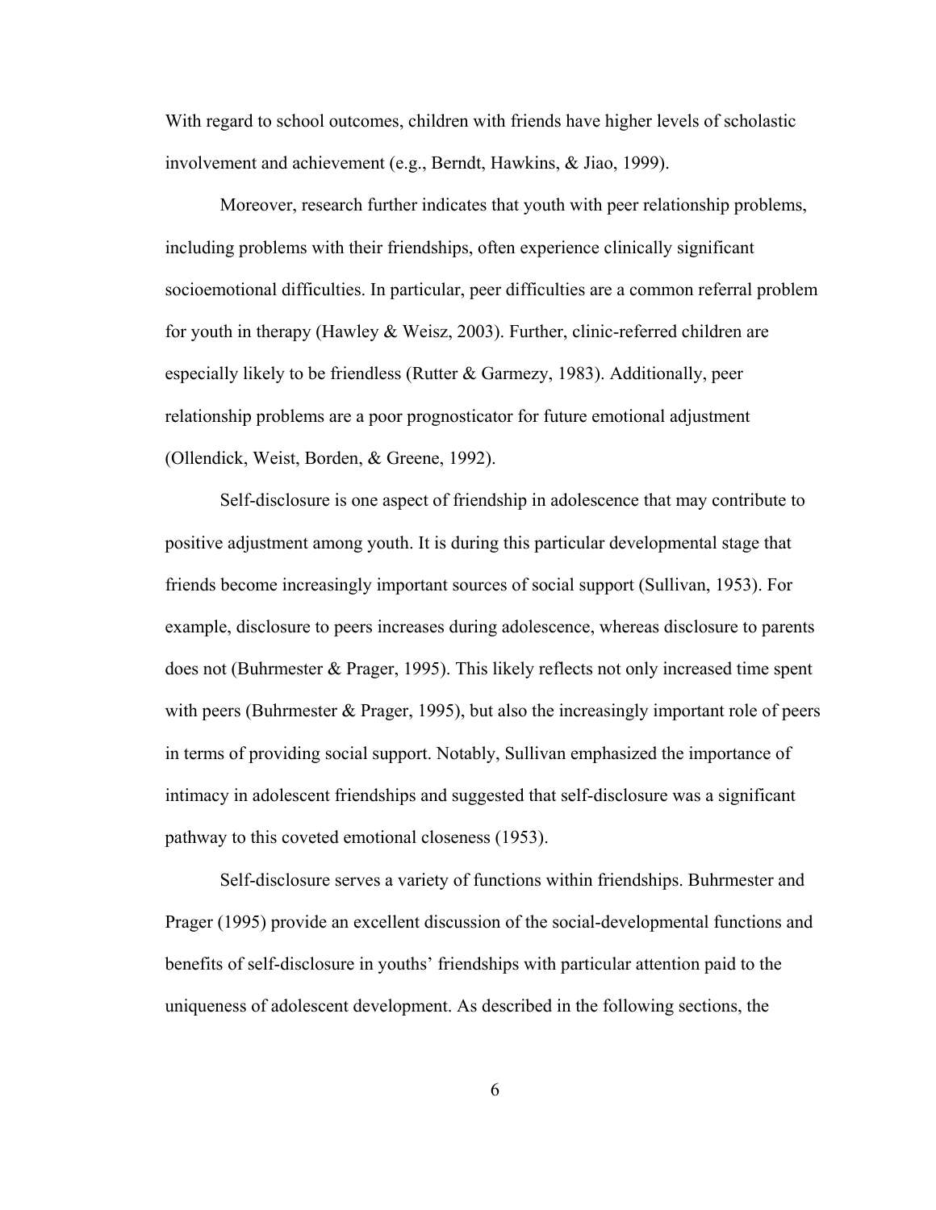With regard to school outcomes, children with friends have higher levels of scholastic involvement and achievement (e.g., Berndt, Hawkins, & Jiao, 1999).

Moreover, research further indicates that youth with peer relationship problems, including problems with their friendships, often experience clinically significant socioemotional difficulties. In particular, peer difficulties are a common referral problem for youth in therapy (Hawley & Weisz, 2003). Further, clinic-referred children are especially likely to be friendless (Rutter & Garmezy, 1983). Additionally, peer relationship problems are a poor prognosticator for future emotional adjustment (Ollendick, Weist, Borden, & Greene, 1992).

Self-disclosure is one aspect of friendship in adolescence that may contribute to positive adjustment among youth. It is during this particular developmental stage that friends become increasingly important sources of social support (Sullivan, 1953). For example, disclosure to peers increases during adolescence, whereas disclosure to parents does not (Buhrmester & Prager, 1995). This likely reflects not only increased time spent with peers (Buhrmester & Prager, 1995), but also the increasingly important role of peers in terms of providing social support. Notably, Sullivan emphasized the importance of intimacy in adolescent friendships and suggested that self-disclosure was a significant pathway to this coveted emotional closeness (1953).

Self-disclosure serves a variety of functions within friendships. Buhrmester and Prager (1995) provide an excellent discussion of the social-developmental functions and benefits of self-disclosure in youths' friendships with particular attention paid to the uniqueness of adolescent development. As described in the following sections, the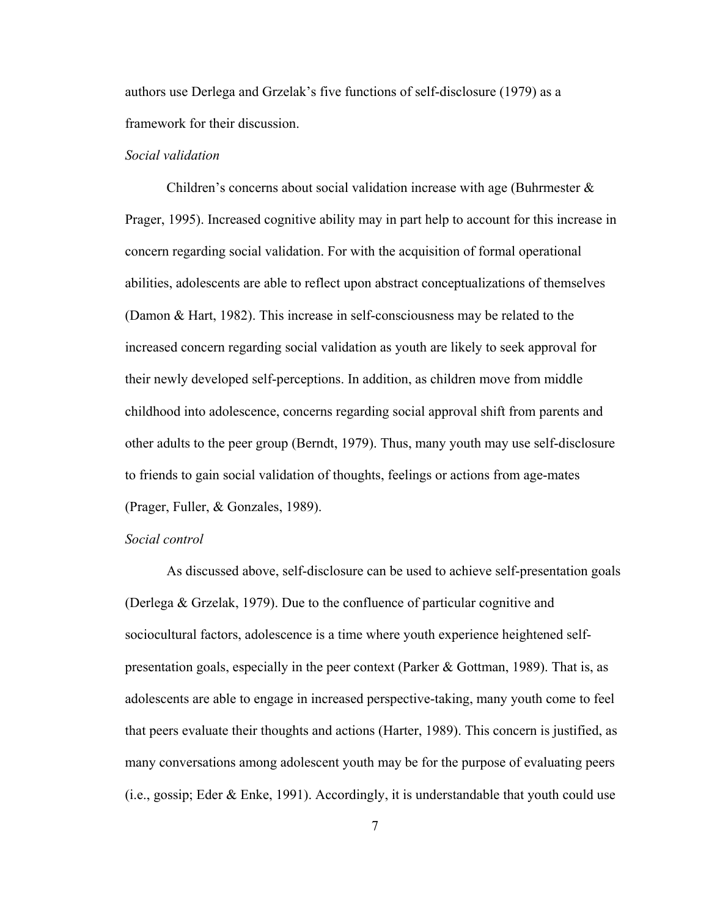authors use Derlega and Grzelak's five functions of self-disclosure (1979) as a framework for their discussion.

### *Social validation*

Children's concerns about social validation increase with age (Buhrmester & Prager, 1995). Increased cognitive ability may in part help to account for this increase in concern regarding social validation. For with the acquisition of formal operational abilities, adolescents are able to reflect upon abstract conceptualizations of themselves (Damon & Hart, 1982). This increase in self-consciousness may be related to the increased concern regarding social validation as youth are likely to seek approval for their newly developed self-perceptions. In addition, as children move from middle childhood into adolescence, concerns regarding social approval shift from parents and other adults to the peer group (Berndt, 1979). Thus, many youth may use self-disclosure to friends to gain social validation of thoughts, feelings or actions from age-mates (Prager, Fuller, & Gonzales, 1989).

### *Social control*

As discussed above, self-disclosure can be used to achieve self-presentation goals (Derlega & Grzelak, 1979). Due to the confluence of particular cognitive and sociocultural factors, adolescence is a time where youth experience heightened self-presentation goals, especially in the peer context (Parker & Gottman, 1989). That is, as adolescents are able to engage in increased perspective-taking, many youth come to feel that peers evaluate their thoughts and actions (Harter, 1989). This concern is justified, as many conversations among adolescent youth may be for the purpose of evaluating peers (i.e., gossip; Eder & Enke, 1991). Accordingly, it is understandable that youth could use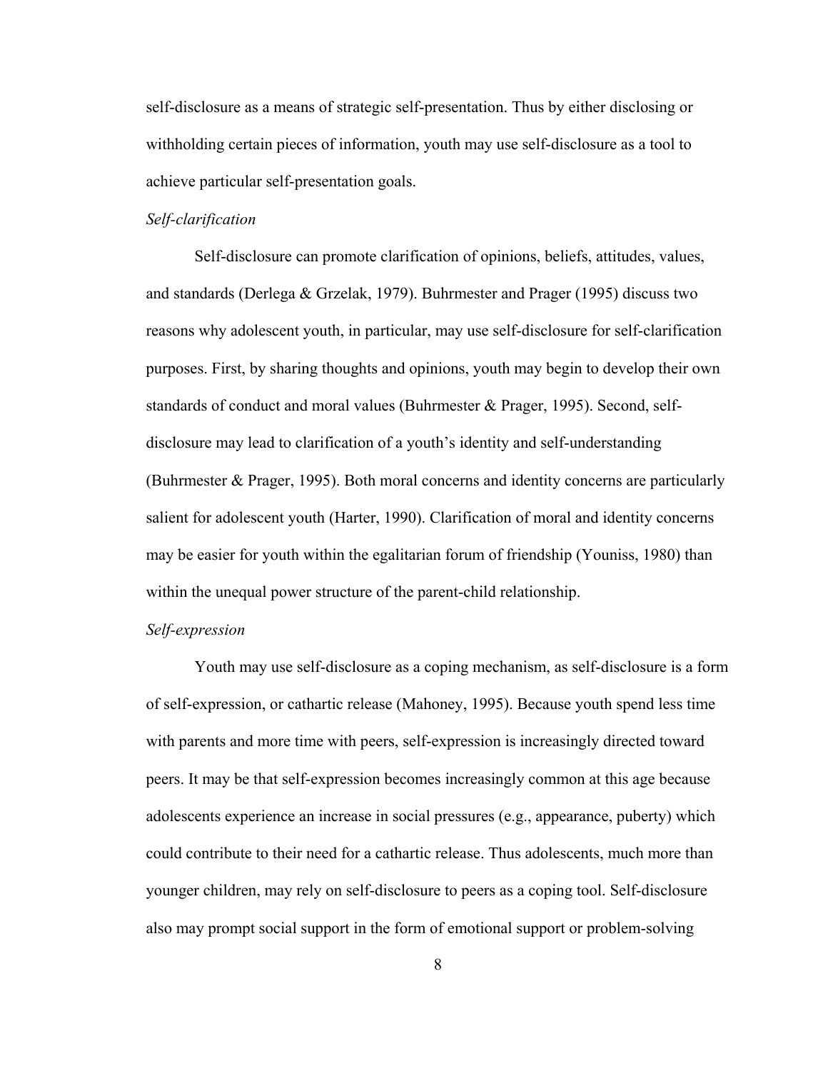self-disclosure as a means of strategic self-presentation. Thus by either disclosing or withholding certain pieces of information, youth may use self-disclosure as a tool to achieve particular self-presentation goals.

*Self-clarification*

Self-disclosure can promote clarification of opinions, beliefs, attitudes, values, and standards (Derlega & Grzelak, 1979). Buhrmester and Prager (1995) discuss two reasons why adolescent youth, in particular, may use self-disclosure for self-clarification purposes. First, by sharing thoughts and opinions, youth may begin to develop their own standards of conduct and moral values (Buhrmester & Prager, 1995). Second, self-disclosure may lead to clarification of a youth's identity and self-understanding (Buhrmester & Prager, 1995). Both moral concerns and identity concerns are particularly salient for adolescent youth (Harter, 1990). Clarification of moral and identity concerns may be easier for youth within the egalitarian forum of friendship (Youniss, 1980) than within the unequal power structure of the parent-child relationship.

*Self-expression*

Youth may use self-disclosure as a coping mechanism, as self-disclosure is a form of self-expression, or cathartic release (Mahoney, 1995). Because youth spend less time with parents and more time with peers, self-expression is increasingly directed toward peers. It may be that self-expression becomes increasingly common at this age because adolescents experience an increase in social pressures (e.g., appearance, puberty) which could contribute to their need for a cathartic release. Thus adolescents, much more than younger children, may rely on self-disclosure to peers as a coping tool. Self-disclosure also may prompt social support in the form of emotional support or problem-solving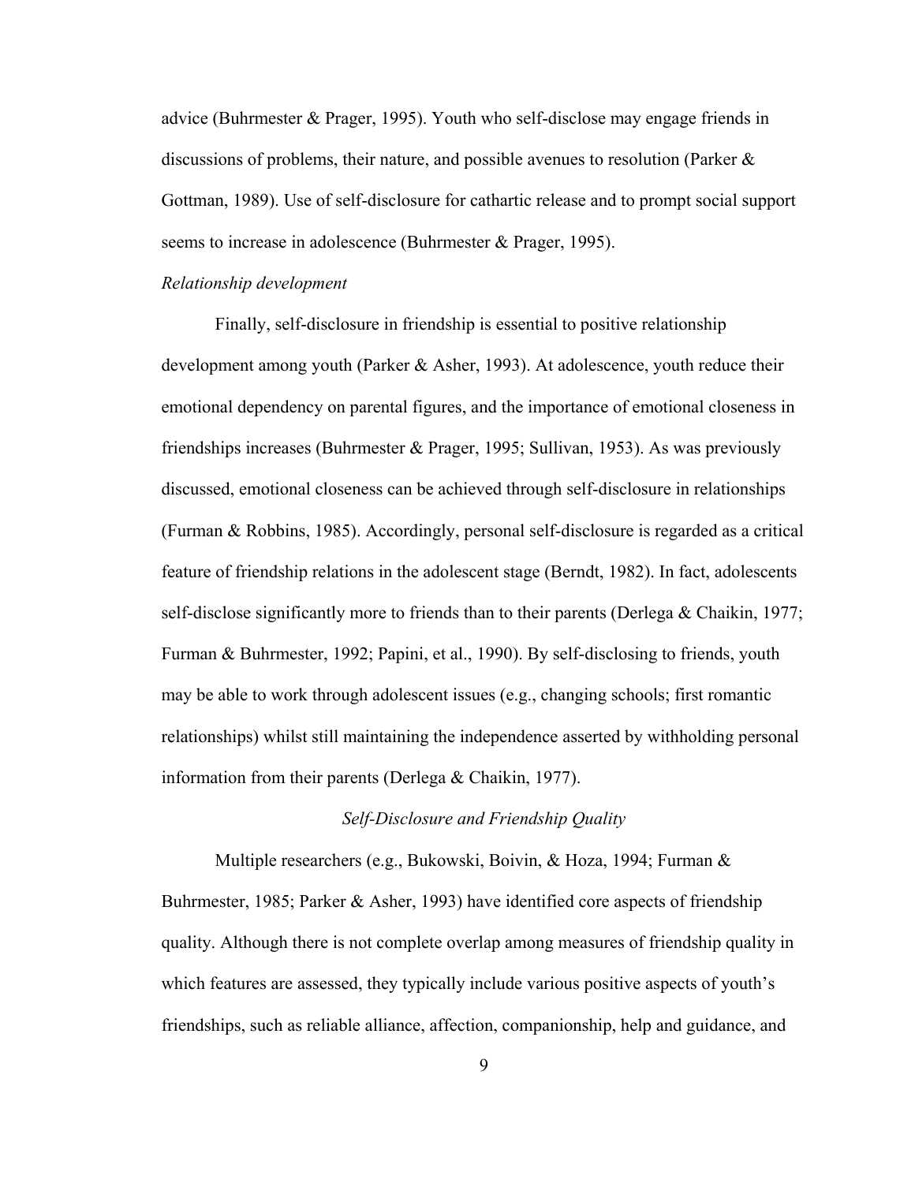advice (Buhrmester & Prager, 1995). Youth who self-disclose may engage friends in discussions of problems, their nature, and possible avenues to resolution (Parker & Gottman, 1989). Use of self-disclosure for cathartic release and to prompt social support seems to increase in adolescence (Buhrmester & Prager, 1995).

#### *Relationship development*

Finally, self-disclosure in friendship is essential to positive relationship development among youth (Parker & Asher, 1993). At adolescence, youth reduce their emotional dependency on parental figures, and the importance of emotional closeness in friendships increases (Buhrmester & Prager, 1995; Sullivan, 1953). As was previously discussed, emotional closeness can be achieved through self-disclosure in relationships (Furman & Robbins, 1985). Accordingly, personal self-disclosure is regarded as a critical feature of friendship relations in the adolescent stage (Berndt, 1982). In fact, adolescents self-disclose significantly more to friends than to their parents (Derlega & Chaikin, 1977; Furman & Buhrmester, 1992; Papini, et al., 1990). By self-disclosing to friends, youth may be able to work through adolescent issues (e.g., changing schools; first romantic relationships) whilst still maintaining the independence asserted by withholding personal information from their parents (Derlega & Chaikin, 1977).

### *Self-Disclosure and Friendship Quality*

Multiple researchers (e.g., Bukowski, Boivin, & Hoza, 1994; Furman & Buhrmester, 1985; Parker & Asher, 1993) have identified core aspects of friendship quality. Although there is not complete overlap among measures of friendship quality in which features are assessed, they typically include various positive aspects of youth's friendships, such as reliable alliance, affection, companionship, help and guidance, and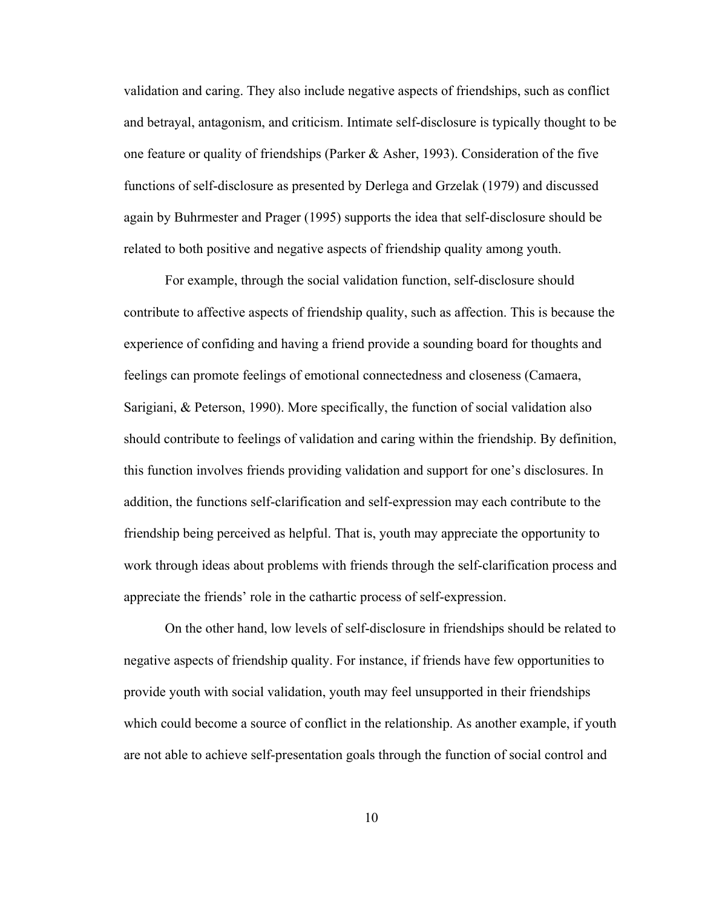validation and caring. They also include negative aspects of friendships, such as conflict and betrayal, antagonism, and criticism. Intimate self-disclosure is typically thought to be one feature or quality of friendships (Parker & Asher, 1993). Consideration of the five functions of self-disclosure as presented by Derlega and Grzelak (1979) and discussed again by Buhrmester and Prager (1995) supports the idea that self-disclosure should be related to both positive and negative aspects of friendship quality among youth.

For example, through the social validation function, self-disclosure should contribute to affective aspects of friendship quality, such as affection. This is because the experience of confiding and having a friend provide a sounding board for thoughts and feelings can promote feelings of emotional connectedness and closeness (Camaera, Sarigiani, & Peterson, 1990). More specifically, the function of social validation also should contribute to feelings of validation and caring within the friendship. By definition, this function involves friends providing validation and support for one's disclosures. In addition, the functions self-clarification and self-expression may each contribute to the friendship being perceived as helpful. That is, youth may appreciate the opportunity to work through ideas about problems with friends through the self-clarification process and appreciate the friends' role in the cathartic process of self-expression.

On the other hand, low levels of self-disclosure in friendships should be related to negative aspects of friendship quality. For instance, if friends have few opportunities to provide youth with social validation, youth may feel unsupported in their friendships which could become a source of conflict in the relationship. As another example, if youth are not able to achieve self-presentation goals through the function of social control and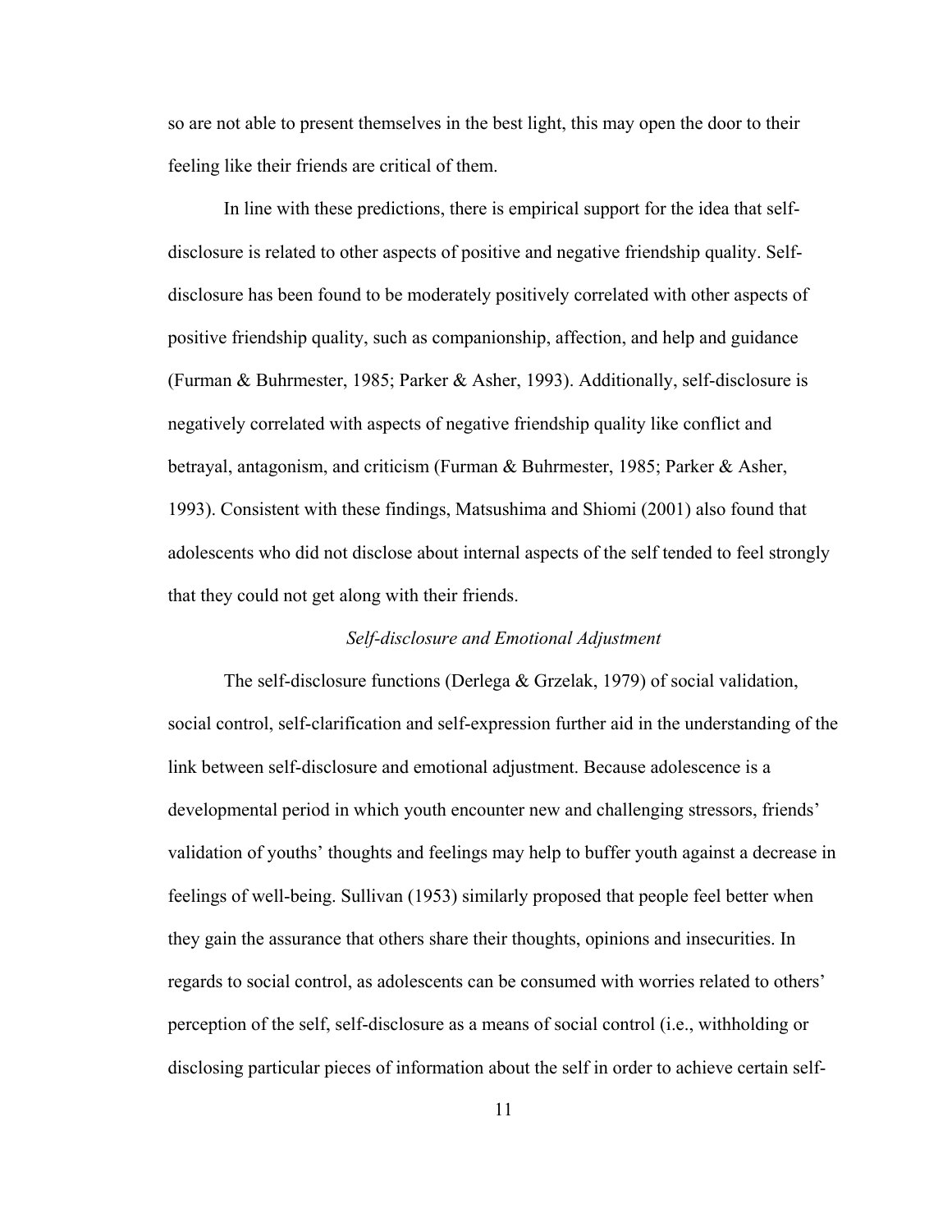so are not able to present themselves in the best light, this may open the door to their feeling like their friends are critical of them.

In line with these predictions, there is empirical support for the idea that self-disclosure is related to other aspects of positive and negative friendship quality. Self-disclosure has been found to be moderately positively correlated with other aspects of positive friendship quality, such as companionship, affection, and help and guidance (Furman & Buhrmester, 1985; Parker & Asher, 1993). Additionally, self-disclosure is negatively correlated with aspects of negative friendship quality like conflict and betrayal, antagonism, and criticism (Furman & Buhrmester, 1985; Parker & Asher, 1993). Consistent with these findings, Matsushima and Shiomi (2001) also found that adolescents who did not disclose about internal aspects of the self tended to feel strongly that they could not get along with their friends.

### *Self-disclosure and Emotional Adjustment*

The self-disclosure functions (Derlega & Grzelak, 1979) of social validation, social control, self-clarification and self-expression further aid in the understanding of the link between self-disclosure and emotional adjustment. Because adolescence is a developmental period in which youth encounter new and challenging stressors, friends' validation of youths' thoughts and feelings may help to buffer youth against a decrease in feelings of well-being. Sullivan (1953) similarly proposed that people feel better when they gain the assurance that others share their thoughts, opinions and insecurities. In regards to social control, as adolescents can be consumed with worries related to others' perception of the self, self-disclosure as a means of social control (i.e., withholding or disclosing particular pieces of information about the self in order to achieve certain self-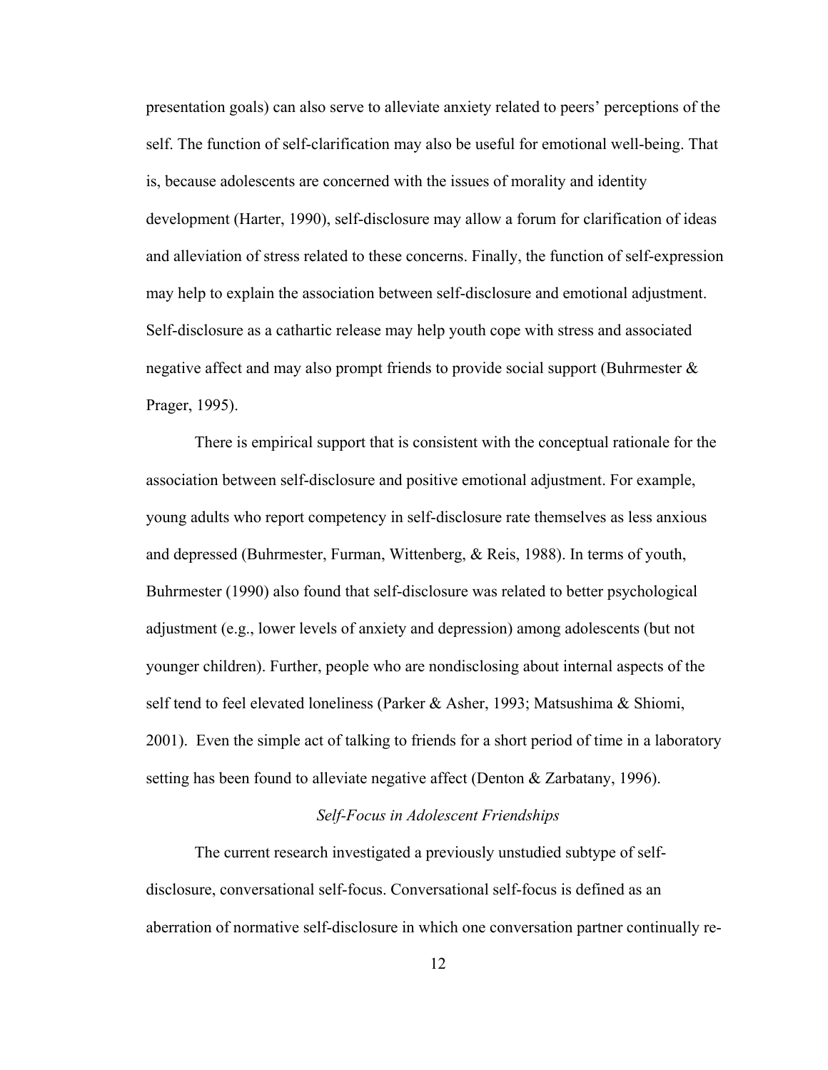presentation goals) can also serve to alleviate anxiety related to peers' perceptions of the self. The function of self-clarification may also be useful for emotional well-being. That is, because adolescents are concerned with the issues of morality and identity development (Harter, 1990), self-disclosure may allow a forum for clarification of ideas and alleviation of stress related to these concerns. Finally, the function of self-expression may help to explain the association between self-disclosure and emotional adjustment. Self-disclosure as a cathartic release may help youth cope with stress and associated negative affect and may also prompt friends to provide social support (Buhrmester & Prager, 1995).

There is empirical support that is consistent with the conceptual rationale for the association between self-disclosure and positive emotional adjustment. For example, young adults who report competency in self-disclosure rate themselves as less anxious and depressed (Buhrmester, Furman, Wittenberg, & Reis, 1988). In terms of youth, Buhrmester (1990) also found that self-disclosure was related to better psychological adjustment (e.g., lower levels of anxiety and depression) among adolescents (but not younger children). Further, people who are nondisclosing about internal aspects of the self tend to feel elevated loneliness (Parker & Asher, 1993; Matsushima & Shiomi, 2001). Even the simple act of talking to friends for a short period of time in a laboratory setting has been found to alleviate negative affect (Denton & Zarbatany, 1996).

### *Self-Focus in Adolescent Friendships*

The current research investigated a previously unstudied subtype of self-disclosure, conversational self-focus. Conversational self-focus is defined as an aberration of normative self-disclosure in which one conversation partner continually re-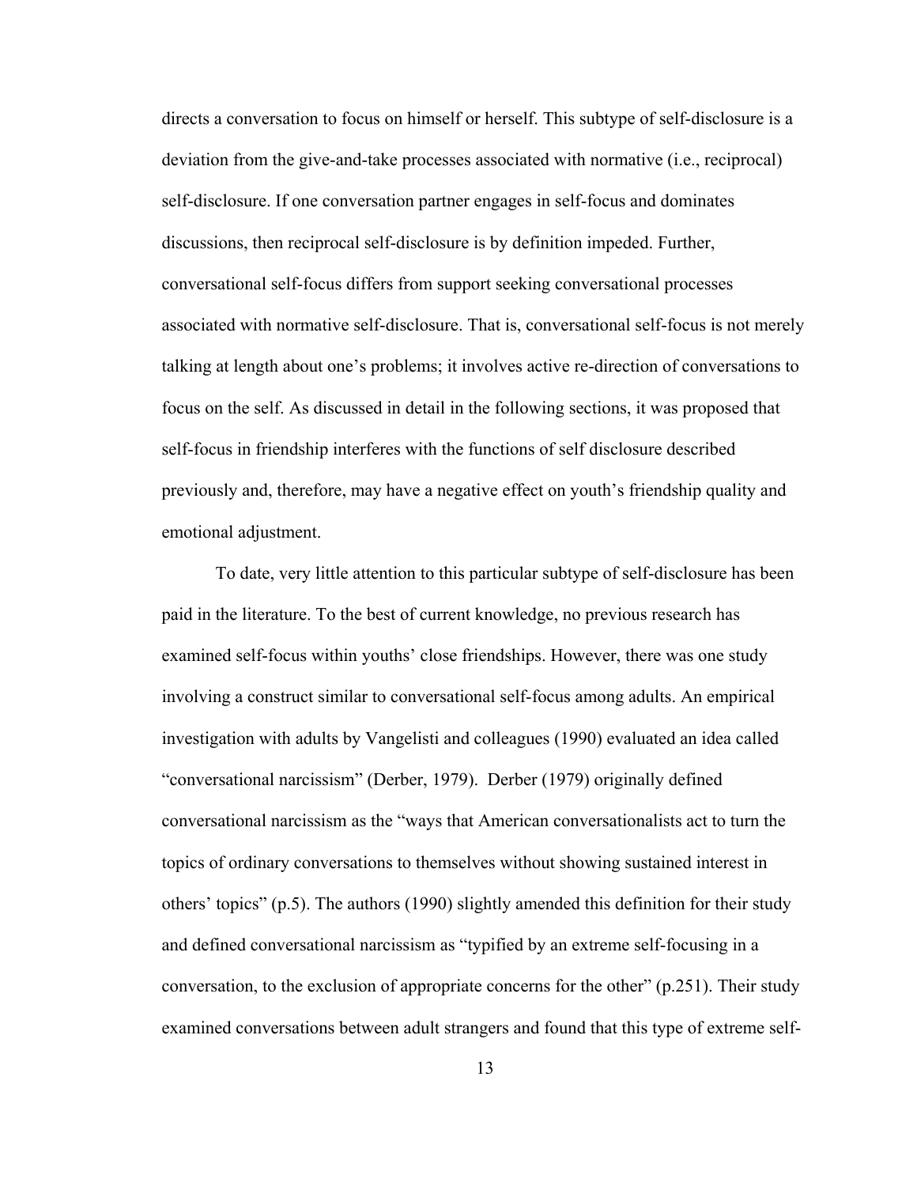directs a conversation to focus on himself or herself. This subtype of self-disclosure is a deviation from the give-and-take processes associated with normative (i.e., reciprocal) self-disclosure. If one conversation partner engages in self-focus and dominates discussions, then reciprocal self-disclosure is by definition impeded. Further, conversational self-focus differs from support seeking conversational processes associated with normative self-disclosure. That is, conversational self-focus is not merely talking at length about one's problems; it involves active re-direction of conversations to focus on the self. As discussed in detail in the following sections, it was proposed that self-focus in friendship interferes with the functions of self disclosure described previously and, therefore, may have a negative effect on youth's friendship quality and emotional adjustment.

To date, very little attention to this particular subtype of self-disclosure has been paid in the literature. To the best of current knowledge, no previous research has examined self-focus within youths' close friendships. However, there was one study involving a construct similar to conversational self-focus among adults. An empirical investigation with adults by Vangelisti and colleagues (1990) evaluated an idea called "conversational narcissism" (Derber, 1979). Derber (1979) originally defined conversational narcissism as the "ways that American conversationalists act to turn the topics of ordinary conversations to themselves without showing sustained interest in others' topics" (p.5). The authors (1990) slightly amended this definition for their study and defined conversational narcissism as "typified by an extreme self-focusing in a conversation, to the exclusion of appropriate concerns for the other" (p.251). Their study examined conversations between adult strangers and found that this type of extreme self-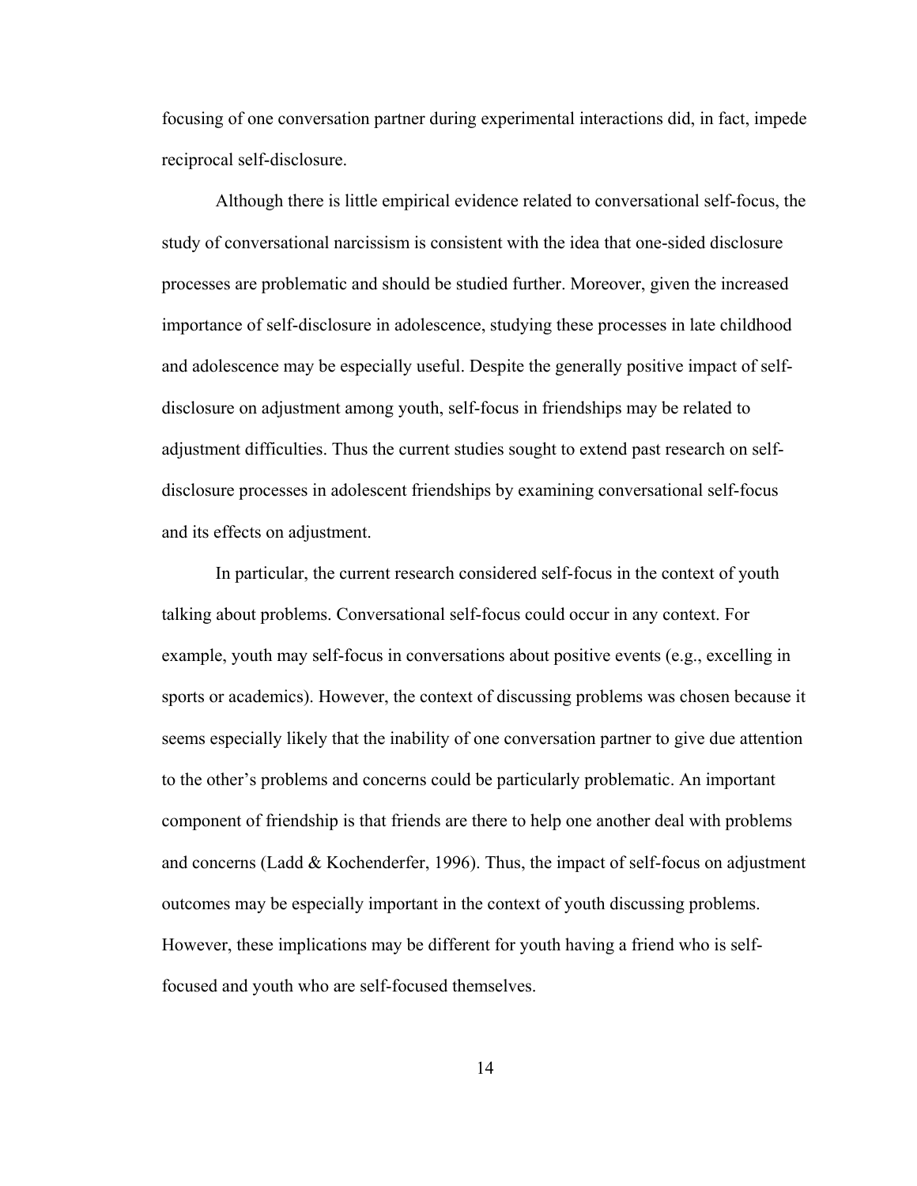focusing of one conversation partner during experimental interactions did, in fact, impede reciprocal self-disclosure.

Although there is little empirical evidence related to conversational self-focus, the study of conversational narcissism is consistent with the idea that one-sided disclosure processes are problematic and should be studied further. Moreover, given the increased importance of self-disclosure in adolescence, studying these processes in late childhood and adolescence may be especially useful. Despite the generally positive impact of self-disclosure on adjustment among youth, self-focus in friendships may be related to adjustment difficulties. Thus the current studies sought to extend past research on self-disclosure processes in adolescent friendships by examining conversational self-focus and its effects on adjustment.

In particular, the current research considered self-focus in the context of youth talking about problems. Conversational self-focus could occur in any context. For example, youth may self-focus in conversations about positive events (e.g., excelling in sports or academics). However, the context of discussing problems was chosen because it seems especially likely that the inability of one conversation partner to give due attention to the other's problems and concerns could be particularly problematic. An important component of friendship is that friends are there to help one another deal with problems and concerns (Ladd & Kochenderfer, 1996). Thus, the impact of self-focus on adjustment outcomes may be especially important in the context of youth discussing problems. However, these implications may be different for youth having a friend who is self-focused and youth who are self-focused themselves.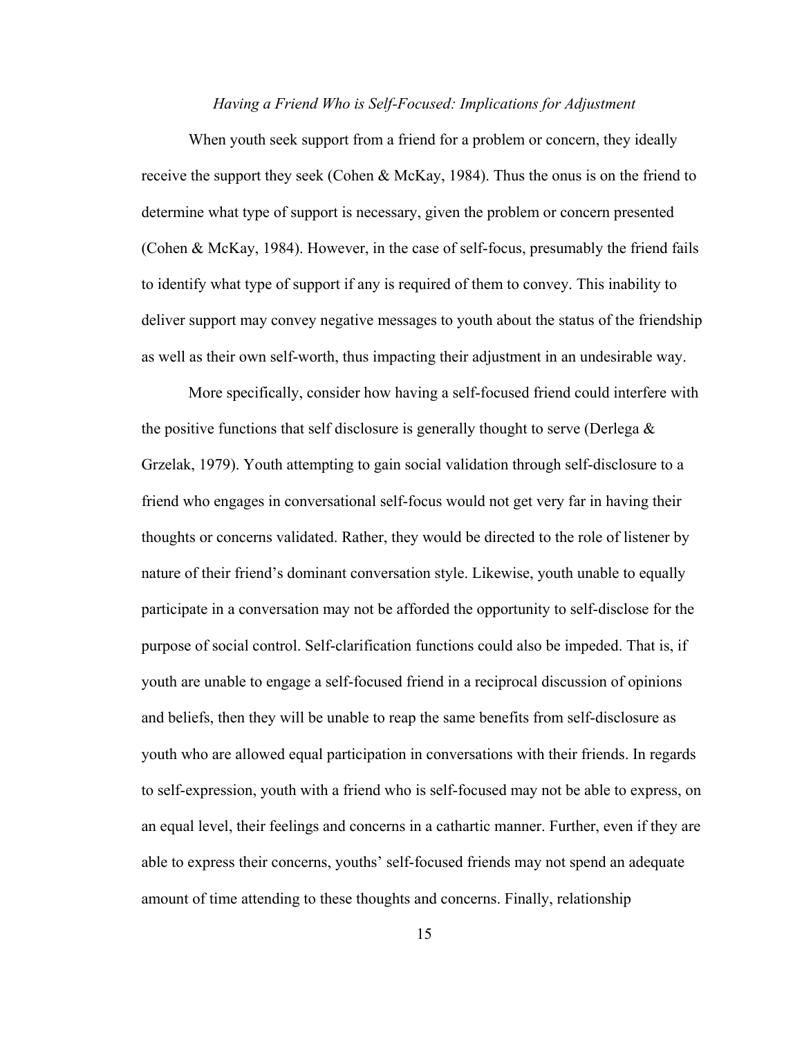*Having a Friend Who is Self-Focused: Implications for Adjustment*

When youth seek support from a friend for a problem or concern, they ideally receive the support they seek (Cohen & McKay, 1984). Thus the onus is on the friend to determine what type of support is necessary, given the problem or concern presented (Cohen & McKay, 1984). However, in the case of self-focus, presumably the friend fails to identify what type of support if any is required of them to convey. This inability to deliver support may convey negative messages to youth about the status of the friendship as well as their own self-worth, thus impacting their adjustment in an undesirable way.

More specifically, consider how having a self-focused friend could interfere with the positive functions that self disclosure is generally thought to serve (Derlega & Grzelak, 1979). Youth attempting to gain social validation through self-disclosure to a friend who engages in conversational self-focus would not get very far in having their thoughts or concerns validated. Rather, they would be directed to the role of listener by nature of their friend's dominant conversation style. Likewise, youth unable to equally participate in a conversation may not be afforded the opportunity to self-disclose for the purpose of social control. Self-clarification functions could also be impeded. That is, if youth are unable to engage a self-focused friend in a reciprocal discussion of opinions and beliefs, then they will be unable to reap the same benefits from self-disclosure as youth who are allowed equal participation in conversations with their friends. In regards to self-expression, youth with a friend who is self-focused may not be able to express, on an equal level, their feelings and concerns in a cathartic manner. Further, even if they are able to express their concerns, youths' self-focused friends may not spend an adequate amount of time attending to these thoughts and concerns. Finally, relationship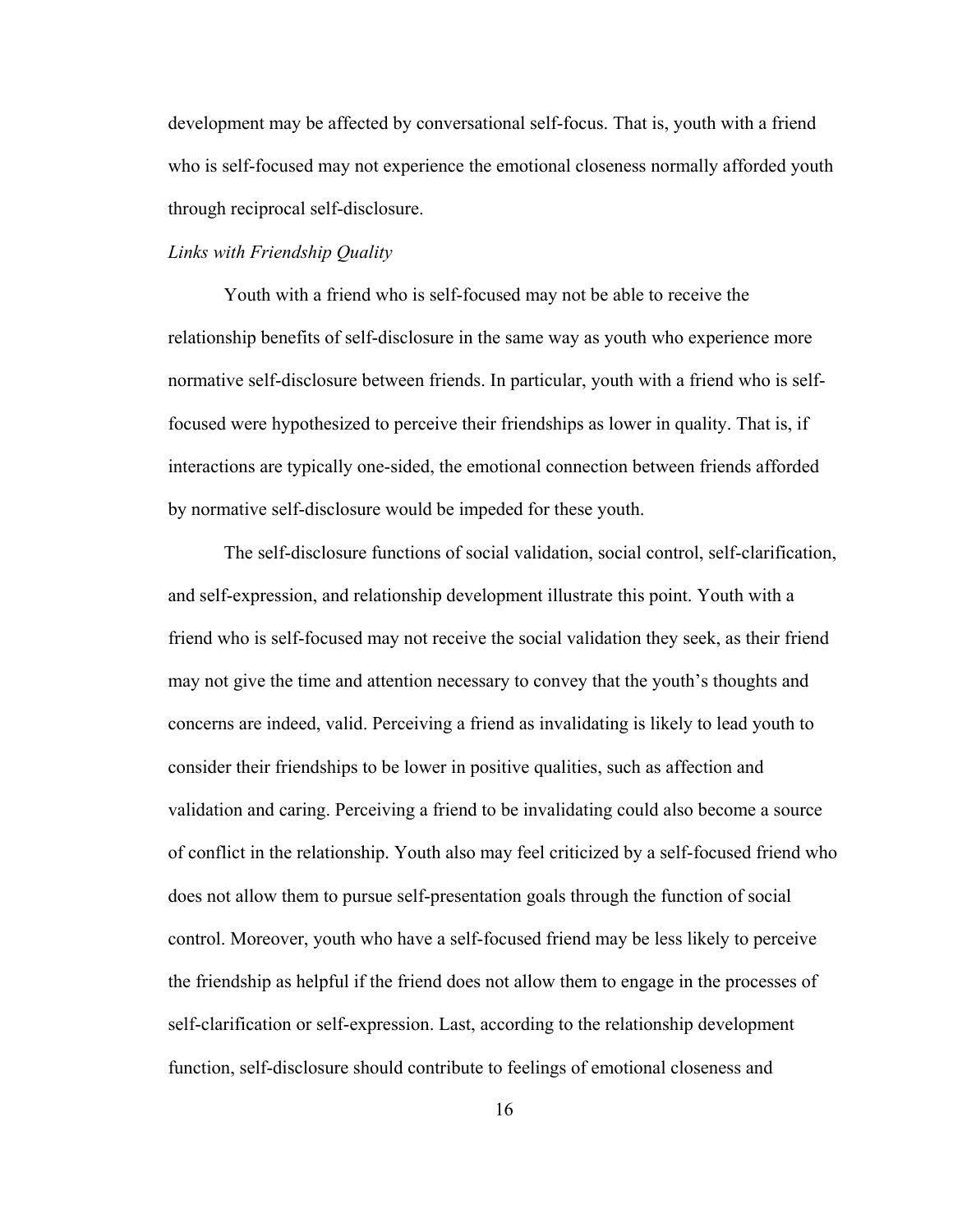development may be affected by conversational self-focus. That is, youth with a friend who is self-focused may not experience the emotional closeness normally afforded youth through reciprocal self-disclosure.

*Links with Friendship Quality*

Youth with a friend who is self-focused may not be able to receive the relationship benefits of self-disclosure in the same way as youth who experience more normative self-disclosure between friends. In particular, youth with a friend who is self-focused were hypothesized to perceive their friendships as lower in quality. That is, if interactions are typically one-sided, the emotional connection between friends afforded by normative self-disclosure would be impeded for these youth.

The self-disclosure functions of social validation, social control, self-clarification, and self-expression, and relationship development illustrate this point. Youth with a friend who is self-focused may not receive the social validation they seek, as their friend may not give the time and attention necessary to convey that the youth's thoughts and concerns are indeed, valid. Perceiving a friend as invalidating is likely to lead youth to consider their friendships to be lower in positive qualities, such as affection and validation and caring. Perceiving a friend to be invalidating could also become a source of conflict in the relationship. Youth also may feel criticized by a self-focused friend who does not allow them to pursue self-presentation goals through the function of social control. Moreover, youth who have a self-focused friend may be less likely to perceive the friendship as helpful if the friend does not allow them to engage in the processes of self-clarification or self-expression. Last, according to the relationship development function, self-disclosure should contribute to feelings of emotional closeness and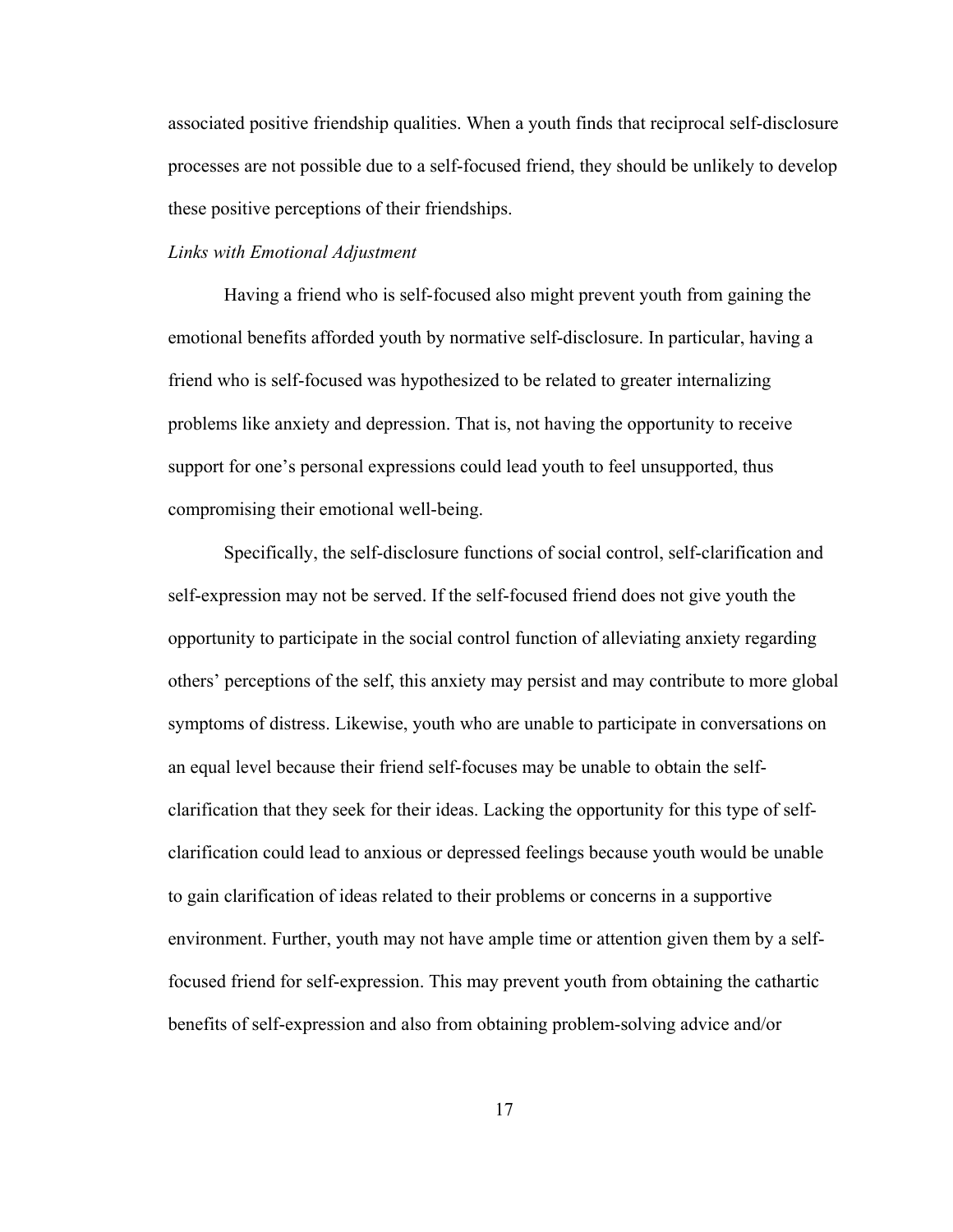associated positive friendship qualities. When a youth finds that reciprocal self-disclosure processes are not possible due to a self-focused friend, they should be unlikely to develop these positive perceptions of their friendships.

*Links with Emotional Adjustment*

Having a friend who is self-focused also might prevent youth from gaining the emotional benefits afforded youth by normative self-disclosure. In particular, having a friend who is self-focused was hypothesized to be related to greater internalizing problems like anxiety and depression. That is, not having the opportunity to receive support for one's personal expressions could lead youth to feel unsupported, thus compromising their emotional well-being.

Specifically, the self-disclosure functions of social control, self-clarification and self-expression may not be served. If the self-focused friend does not give youth the opportunity to participate in the social control function of alleviating anxiety regarding others' perceptions of the self, this anxiety may persist and may contribute to more global symptoms of distress. Likewise, youth who are unable to participate in conversations on an equal level because their friend self-focuses may be unable to obtain the self-clarification that they seek for their ideas. Lacking the opportunity for this type of self-clarification could lead to anxious or depressed feelings because youth would be unable to gain clarification of ideas related to their problems or concerns in a supportive environment. Further, youth may not have ample time or attention given them by a self-focused friend for self-expression. This may prevent youth from obtaining the cathartic benefits of self-expression and also from obtaining problem-solving advice and/or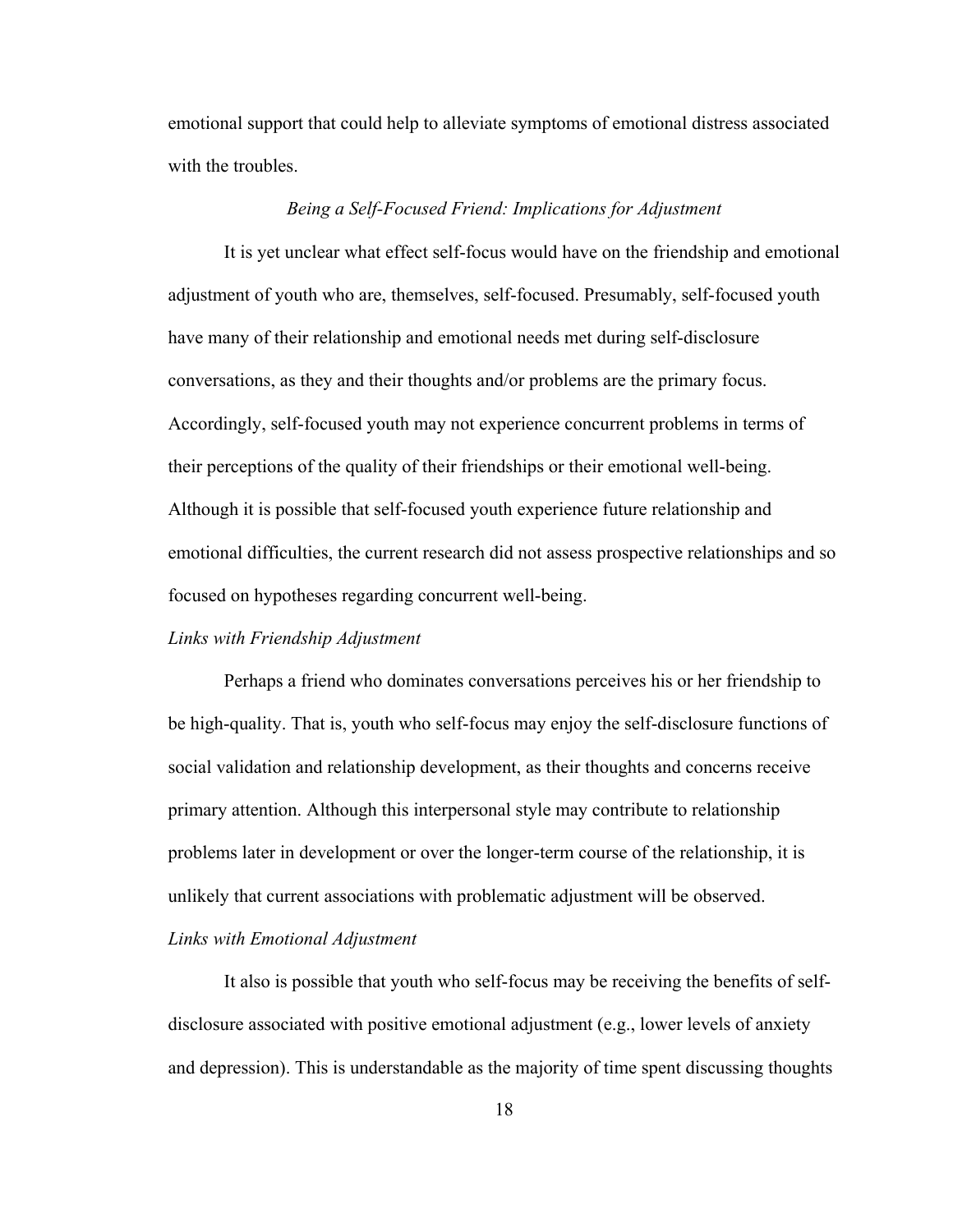emotional support that could help to alleviate symptoms of emotional distress associated with the troubles.

### *Being a Self-Focused Friend: Implications for Adjustment*

It is yet unclear what effect self-focus would have on the friendship and emotional adjustment of youth who are, themselves, self-focused. Presumably, self-focused youth have many of their relationship and emotional needs met during self-disclosure conversations, as they and their thoughts and/or problems are the primary focus. Accordingly, self-focused youth may not experience concurrent problems in terms of their perceptions of the quality of their friendships or their emotional well-being. Although it is possible that self-focused youth experience future relationship and emotional difficulties, the current research did not assess prospective relationships and so focused on hypotheses regarding concurrent well-being.

#### *Links with Friendship Adjustment*

Perhaps a friend who dominates conversations perceives his or her friendship to be high-quality. That is, youth who self-focus may enjoy the self-disclosure functions of social validation and relationship development, as their thoughts and concerns receive primary attention. Although this interpersonal style may contribute to relationship problems later in development or over the longer-term course of the relationship, it is unlikely that current associations with problematic adjustment will be observed.

#### *Links with Emotional Adjustment*

It also is possible that youth who self-focus may be receiving the benefits of self-disclosure associated with positive emotional adjustment (e.g., lower levels of anxiety and depression). This is understandable as the majority of time spent discussing thoughts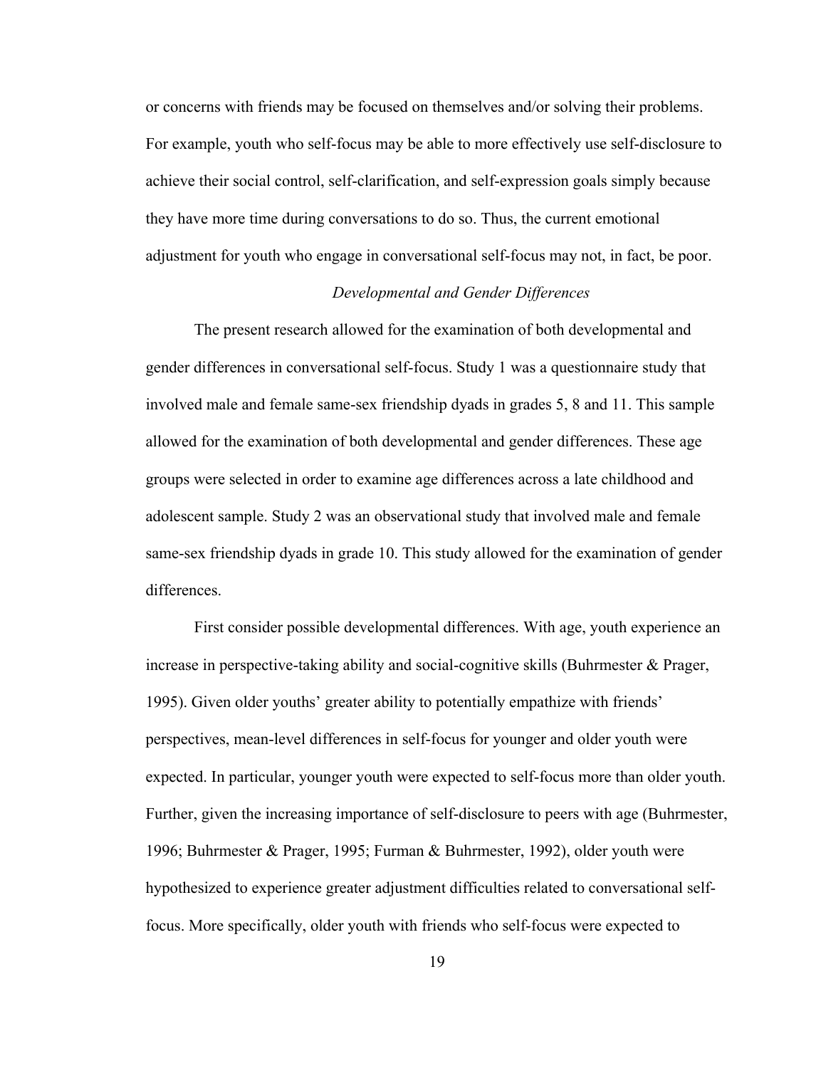or concerns with friends may be focused on themselves and/or solving their problems. For example, youth who self-focus may be able to more effectively use self-disclosure to achieve their social control, self-clarification, and self-expression goals simply because they have more time during conversations to do so. Thus, the current emotional adjustment for youth who engage in conversational self-focus may not, in fact, be poor.

### *Developmental and Gender Differences*

The present research allowed for the examination of both developmental and gender differences in conversational self-focus. Study 1 was a questionnaire study that involved male and female same-sex friendship dyads in grades 5, 8 and 11. This sample allowed for the examination of both developmental and gender differences. These age groups were selected in order to examine age differences across a late childhood and adolescent sample. Study 2 was an observational study that involved male and female same-sex friendship dyads in grade 10. This study allowed for the examination of gender differences.

First consider possible developmental differences. With age, youth experience an increase in perspective-taking ability and social-cognitive skills (Buhrmester & Prager, 1995). Given older youths' greater ability to potentially empathize with friends' perspectives, mean-level differences in self-focus for younger and older youth were expected. In particular, younger youth were expected to self-focus more than older youth. Further, given the increasing importance of self-disclosure to peers with age (Buhrmester, 1996; Buhrmester & Prager, 1995; Furman & Buhrmester, 1992), older youth were hypothesized to experience greater adjustment difficulties related to conversational self-focus. More specifically, older youth with friends who self-focus were expected to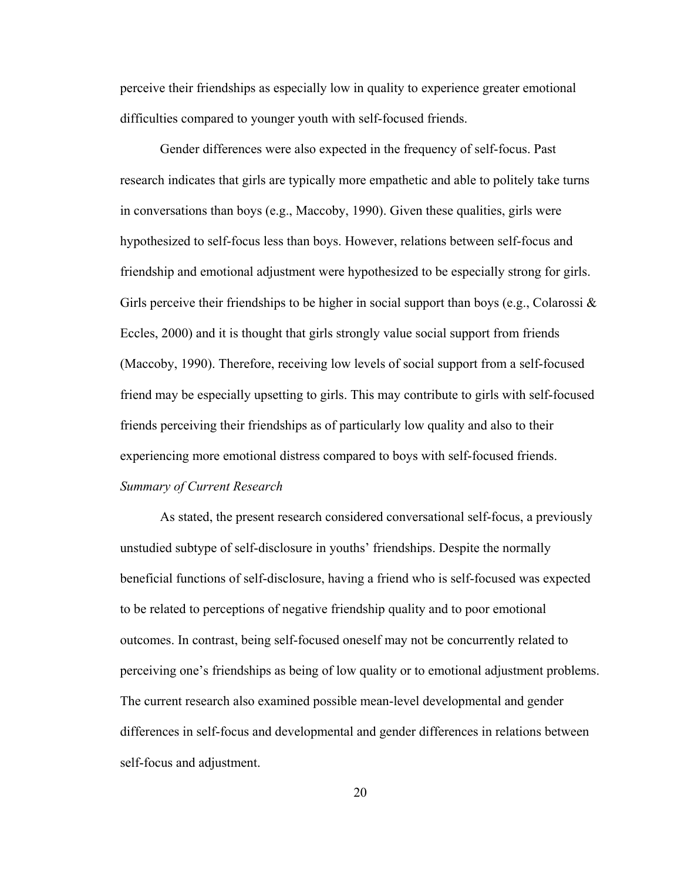perceive their friendships as especially low in quality to experience greater emotional difficulties compared to younger youth with self-focused friends.

Gender differences were also expected in the frequency of self-focus. Past research indicates that girls are typically more empathetic and able to politely take turns in conversations than boys (e.g., Maccoby, 1990). Given these qualities, girls were hypothesized to self-focus less than boys. However, relations between self-focus and friendship and emotional adjustment were hypothesized to be especially strong for girls. Girls perceive their friendships to be higher in social support than boys (e.g., Colarossi & Eccles, 2000) and it is thought that girls strongly value social support from friends (Maccoby, 1990). Therefore, receiving low levels of social support from a self-focused friend may be especially upsetting to girls. This may contribute to girls with self-focused friends perceiving their friendships as of particularly low quality and also to their experiencing more emotional distress compared to boys with self-focused friends.

*Summary of Current Research*

As stated, the present research considered conversational self-focus, a previously unstudied subtype of self-disclosure in youths' friendships. Despite the normally beneficial functions of self-disclosure, having a friend who is self-focused was expected to be related to perceptions of negative friendship quality and to poor emotional outcomes. In contrast, being self-focused oneself may not be concurrently related to perceiving one's friendships as being of low quality or to emotional adjustment problems. The current research also examined possible mean-level developmental and gender differences in self-focus and developmental and gender differences in relations between self-focus and adjustment.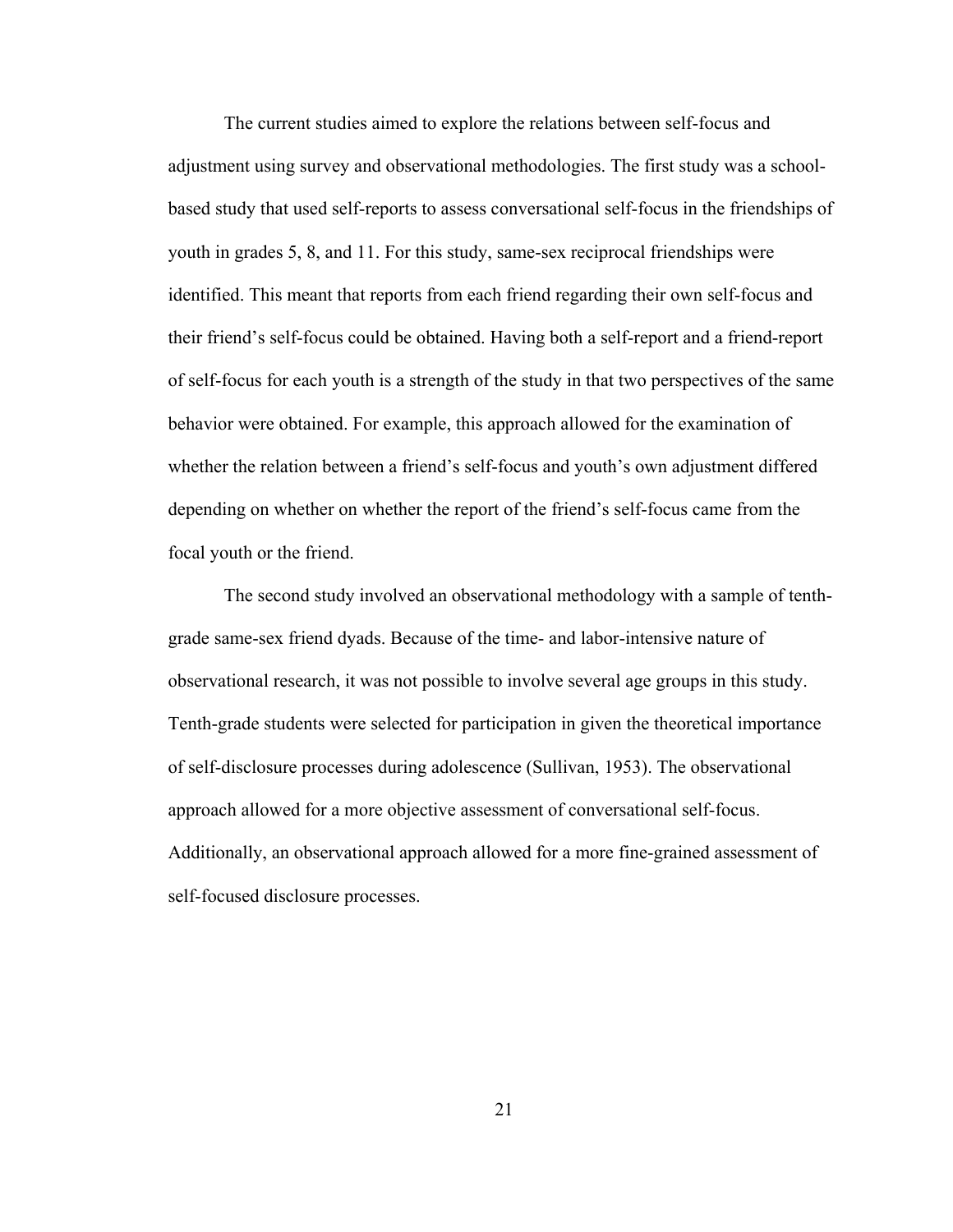The current studies aimed to explore the relations between self-focus and adjustment using survey and observational methodologies. The first study was a school-based study that used self-reports to assess conversational self-focus in the friendships of youth in grades 5, 8, and 11. For this study, same-sex reciprocal friendships were identified. This meant that reports from each friend regarding their own self-focus and their friend's self-focus could be obtained. Having both a self-report and a friend-report of self-focus for each youth is a strength of the study in that two perspectives of the same behavior were obtained. For example, this approach allowed for the examination of whether the relation between a friend's self-focus and youth's own adjustment differed depending on whether on whether the report of the friend's self-focus came from the focal youth or the friend.

The second study involved an observational methodology with a sample of tenth-grade same-sex friend dyads. Because of the time- and labor-intensive nature of observational research, it was not possible to involve several age groups in this study. Tenth-grade students were selected for participation in given the theoretical importance of self-disclosure processes during adolescence (Sullivan, 1953). The observational approach allowed for a more objective assessment of conversational self-focus. Additionally, an observational approach allowed for a more fine-grained assessment of self-focused disclosure processes.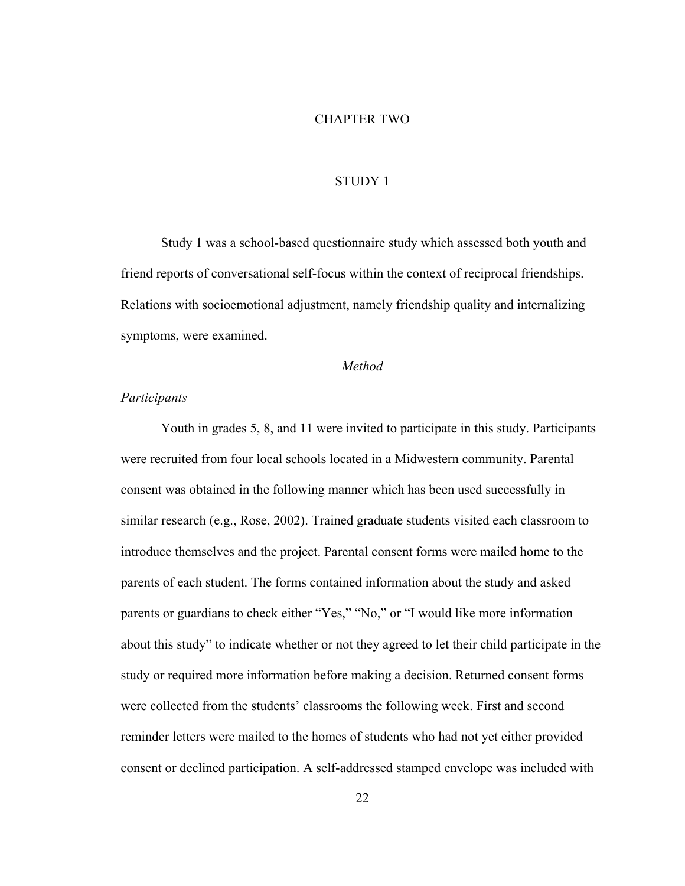# CHAPTER TWO

## STUDY 1

Study 1 was a school-based questionnaire study which assessed both youth and friend reports of conversational self-focus within the context of reciprocal friendships. Relations with socioemotional adjustment, namely friendship quality and internalizing symptoms, were examined.

### *Method*

#### *Participants*

Youth in grades 5, 8, and 11 were invited to participate in this study. Participants were recruited from four local schools located in a Midwestern community. Parental consent was obtained in the following manner which has been used successfully in similar research (e.g., Rose, 2002). Trained graduate students visited each classroom to introduce themselves and the project. Parental consent forms were mailed home to the parents of each student. The forms contained information about the study and asked parents or guardians to check either "Yes," "No," or "I would like more information about this study" to indicate whether or not they agreed to let their child participate in the study or required more information before making a decision. Returned consent forms were collected from the students' classrooms the following week. First and second reminder letters were mailed to the homes of students who had not yet either provided consent or declined participation. A self-addressed stamped envelope was included with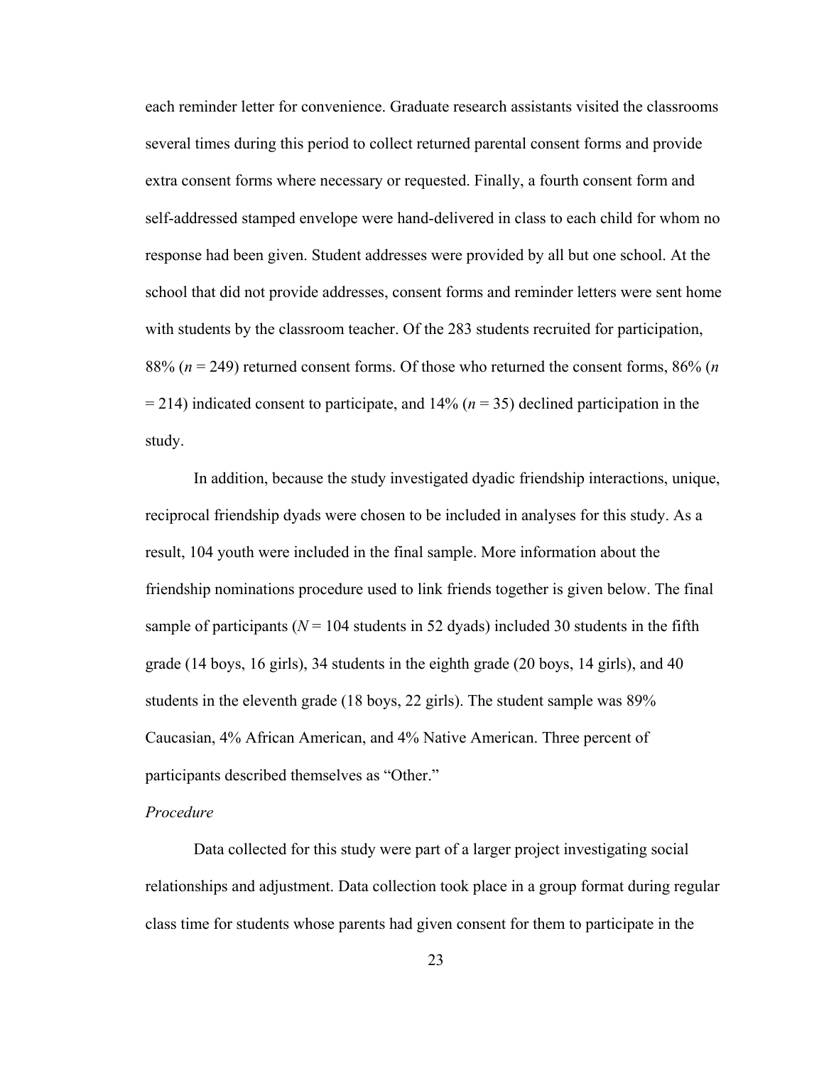each reminder letter for convenience. Graduate research assistants visited the classrooms several times during this period to collect returned parental consent forms and provide extra consent forms where necessary or requested. Finally, a fourth consent form and self-addressed stamped envelope were hand-delivered in class to each child for whom no response had been given. Student addresses were provided by all but one school. At the school that did not provide addresses, consent forms and reminder letters were sent home with students by the classroom teacher. Of the 283 students recruited for participation, 88% (*n* = 249) returned consent forms. Of those who returned the consent forms, 86% (*n* = 214) indicated consent to participate, and 14% (*n* = 35) declined participation in the study.

In addition, because the study investigated dyadic friendship interactions, unique, reciprocal friendship dyads were chosen to be included in analyses for this study. As a result, 104 youth were included in the final sample. More information about the friendship nominations procedure used to link friends together is given below. The final sample of participants (*N* = 104 students in 52 dyads) included 30 students in the fifth grade (14 boys, 16 girls), 34 students in the eighth grade (20 boys, 14 girls), and 40 students in the eleventh grade (18 boys, 22 girls). The student sample was 89% Caucasian, 4% African American, and 4% Native American. Three percent of participants described themselves as "Other."

*Procedure*

Data collected for this study were part of a larger project investigating social relationships and adjustment. Data collection took place in a group format during regular class time for students whose parents had given consent for them to participate in the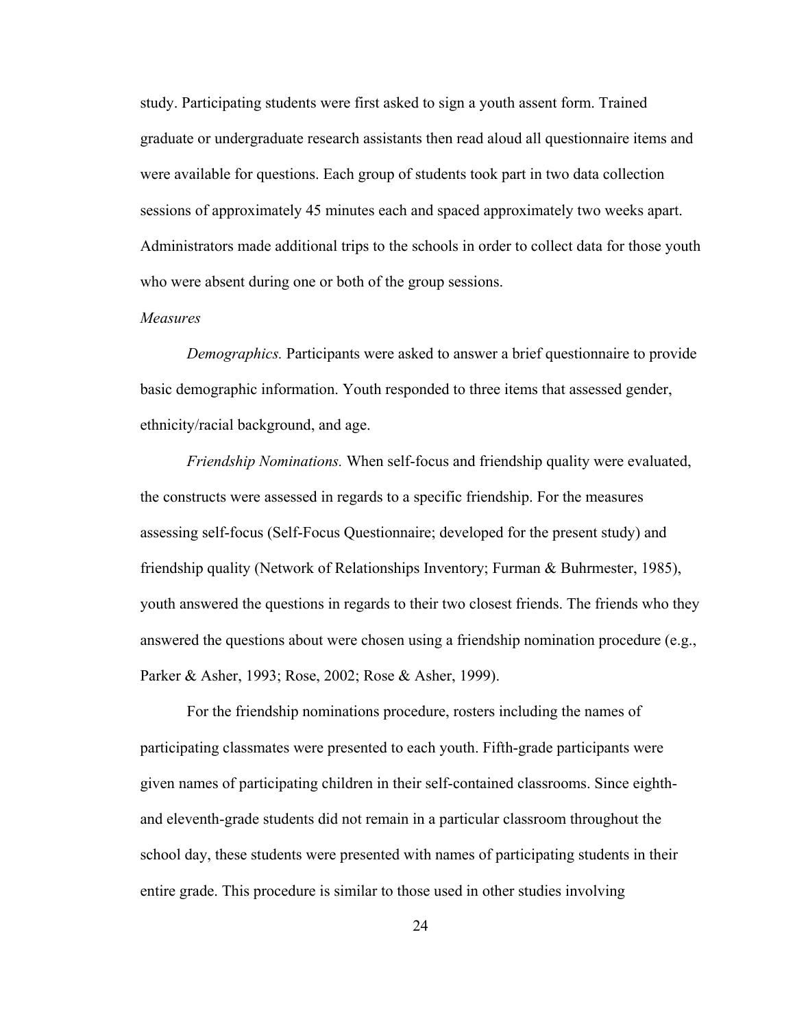study. Participating students were first asked to sign a youth assent form. Trained graduate or undergraduate research assistants then read aloud all questionnaire items and were available for questions. Each group of students took part in two data collection sessions of approximately 45 minutes each and spaced approximately two weeks apart. Administrators made additional trips to the schools in order to collect data for those youth who were absent during one or both of the group sessions.

*Measures*

*Demographics.* Participants were asked to answer a brief questionnaire to provide basic demographic information. Youth responded to three items that assessed gender, ethnicity/racial background, and age.

*Friendship Nominations.* When self-focus and friendship quality were evaluated, the constructs were assessed in regards to a specific friendship. For the measures assessing self-focus (Self-Focus Questionnaire; developed for the present study) and friendship quality (Network of Relationships Inventory; Furman & Buhrmester, 1985), youth answered the questions in regards to their two closest friends. The friends who they answered the questions about were chosen using a friendship nomination procedure (e.g., Parker & Asher, 1993; Rose, 2002; Rose & Asher, 1999).

For the friendship nominations procedure, rosters including the names of participating classmates were presented to each youth. Fifth-grade participants were given names of participating children in their self-contained classrooms. Since eighth- and eleventh-grade students did not remain in a particular classroom throughout the school day, these students were presented with names of participating students in their entire grade. This procedure is similar to those used in other studies involving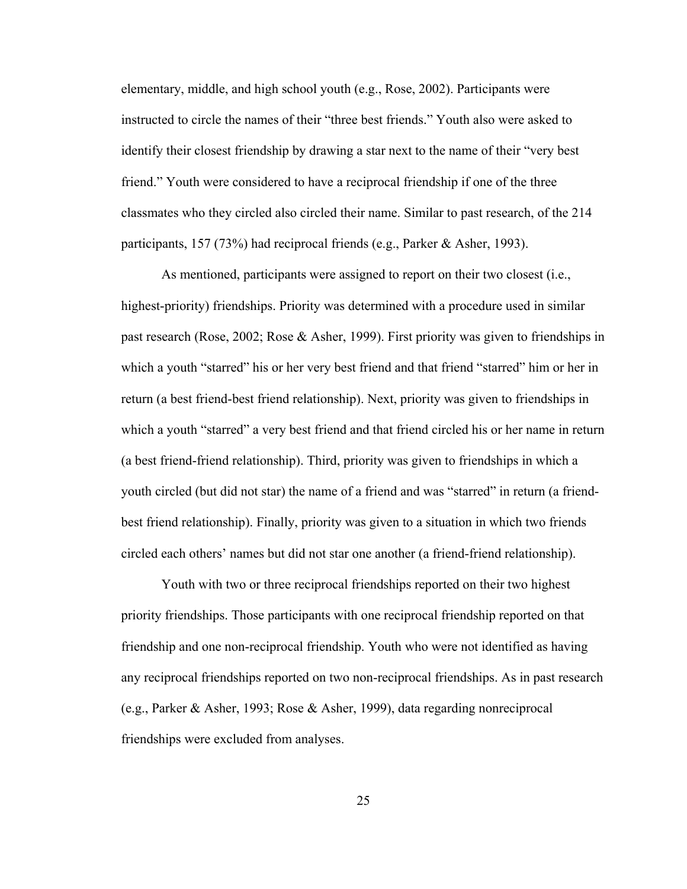elementary, middle, and high school youth (e.g., Rose, 2002). Participants were instructed to circle the names of their "three best friends." Youth also were asked to identify their closest friendship by drawing a star next to the name of their "very best friend." Youth were considered to have a reciprocal friendship if one of the three classmates who they circled also circled their name. Similar to past research, of the 214 participants, 157 (73%) had reciprocal friends (e.g., Parker & Asher, 1993).

As mentioned, participants were assigned to report on their two closest (i.e., highest-priority) friendships. Priority was determined with a procedure used in similar past research (Rose, 2002; Rose & Asher, 1999). First priority was given to friendships in which a youth "starred" his or her very best friend and that friend "starred" him or her in return (a best friend-best friend relationship). Next, priority was given to friendships in which a youth "starred" a very best friend and that friend circled his or her name in return (a best friend-friend relationship). Third, priority was given to friendships in which a youth circled (but did not star) the name of a friend and was "starred" in return (a friend-best friend relationship). Finally, priority was given to a situation in which two friends circled each others' names but did not star one another (a friend-friend relationship).

Youth with two or three reciprocal friendships reported on their two highest priority friendships. Those participants with one reciprocal friendship reported on that friendship and one non-reciprocal friendship. Youth who were not identified as having any reciprocal friendships reported on two non-reciprocal friendships. As in past research (e.g., Parker & Asher, 1993; Rose & Asher, 1999), data regarding nonreciprocal friendships were excluded from analyses.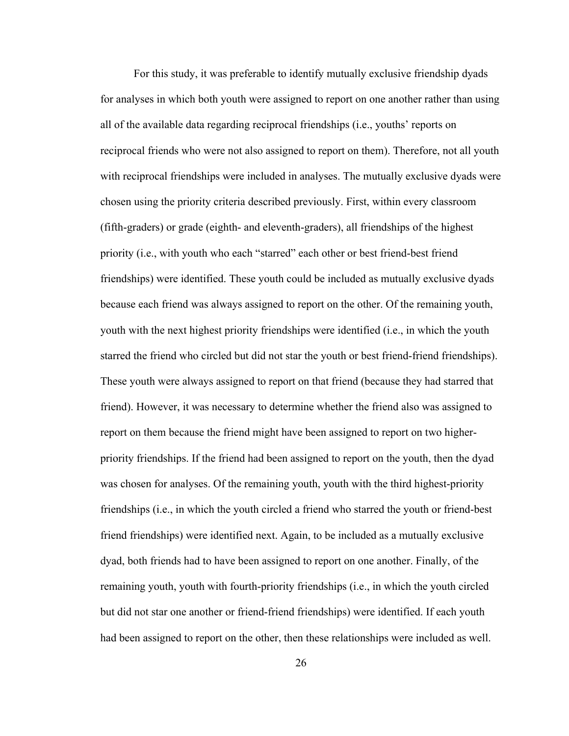For this study, it was preferable to identify mutually exclusive friendship dyads for analyses in which both youth were assigned to report on one another rather than using all of the available data regarding reciprocal friendships (i.e., youths' reports on reciprocal friends who were not also assigned to report on them). Therefore, not all youth with reciprocal friendships were included in analyses. The mutually exclusive dyads were chosen using the priority criteria described previously. First, within every classroom (fifth-graders) or grade (eighth- and eleventh-graders), all friendships of the highest priority (i.e., with youth who each "starred" each other or best friend-best friend friendships) were identified. These youth could be included as mutually exclusive dyads because each friend was always assigned to report on the other. Of the remaining youth, youth with the next highest priority friendships were identified (i.e., in which the youth starred the friend who circled but did not star the youth or best friend-friend friendships). These youth were always assigned to report on that friend (because they had starred that friend). However, it was necessary to determine whether the friend also was assigned to report on them because the friend might have been assigned to report on two higher-priority friendships. If the friend had been assigned to report on the youth, then the dyad was chosen for analyses. Of the remaining youth, youth with the third highest-priority friendships (i.e., in which the youth circled a friend who starred the youth or friend-best friend friendships) were identified next. Again, to be included as a mutually exclusive dyad, both friends had to have been assigned to report on one another. Finally, of the remaining youth, youth with fourth-priority friendships (i.e., in which the youth circled but did not star one another or friend-friend friendships) were identified. If each youth had been assigned to report on the other, then these relationships were included as well.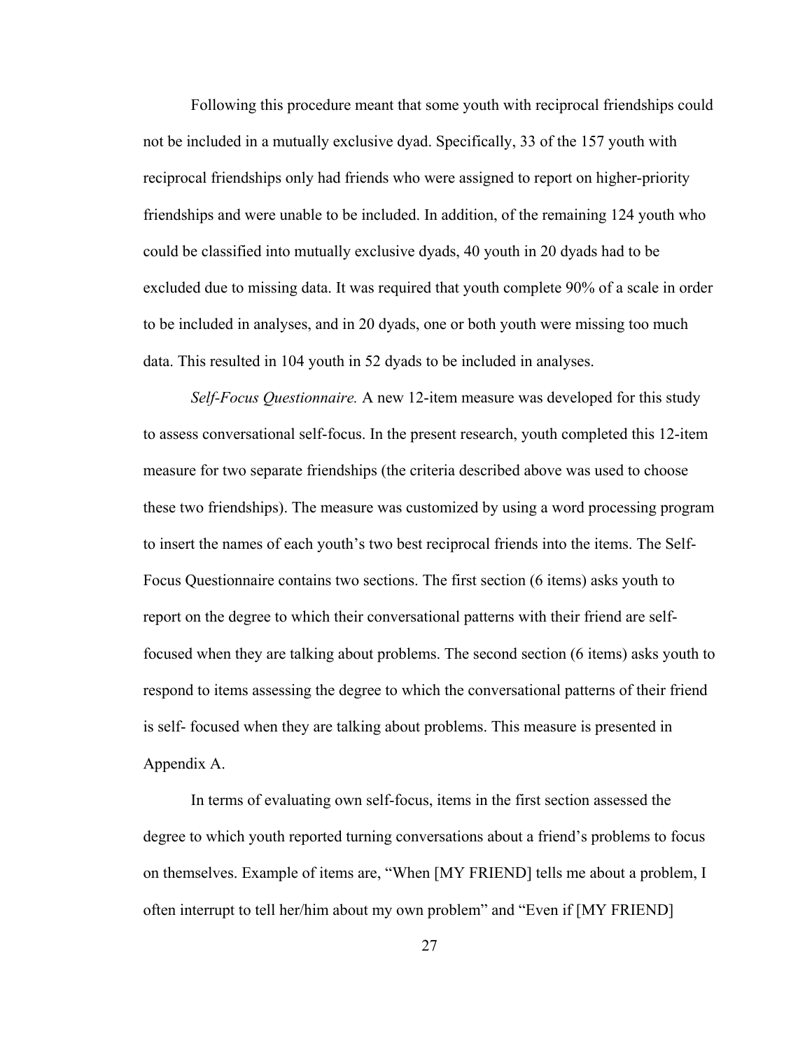Following this procedure meant that some youth with reciprocal friendships could not be included in a mutually exclusive dyad. Specifically, 33 of the 157 youth with reciprocal friendships only had friends who were assigned to report on higher-priority friendships and were unable to be included. In addition, of the remaining 124 youth who could be classified into mutually exclusive dyads, 40 youth in 20 dyads had to be excluded due to missing data. It was required that youth complete 90% of a scale in order to be included in analyses, and in 20 dyads, one or both youth were missing too much data. This resulted in 104 youth in 52 dyads to be included in analyses.

*Self-Focus Questionnaire.* A new 12-item measure was developed for this study to assess conversational self-focus. In the present research, youth completed this 12-item measure for two separate friendships (the criteria described above was used to choose these two friendships). The measure was customized by using a word processing program to insert the names of each youth's two best reciprocal friends into the items. The Self-Focus Questionnaire contains two sections. The first section (6 items) asks youth to report on the degree to which their conversational patterns with their friend are self-focused when they are talking about problems. The second section (6 items) asks youth to respond to items assessing the degree to which the conversational patterns of their friend is self- focused when they are talking about problems. This measure is presented in Appendix A.

In terms of evaluating own self-focus, items in the first section assessed the degree to which youth reported turning conversations about a friend's problems to focus on themselves. Example of items are, "When [MY FRIEND] tells me about a problem, I often interrupt to tell her/him about my own problem" and "Even if [MY FRIEND]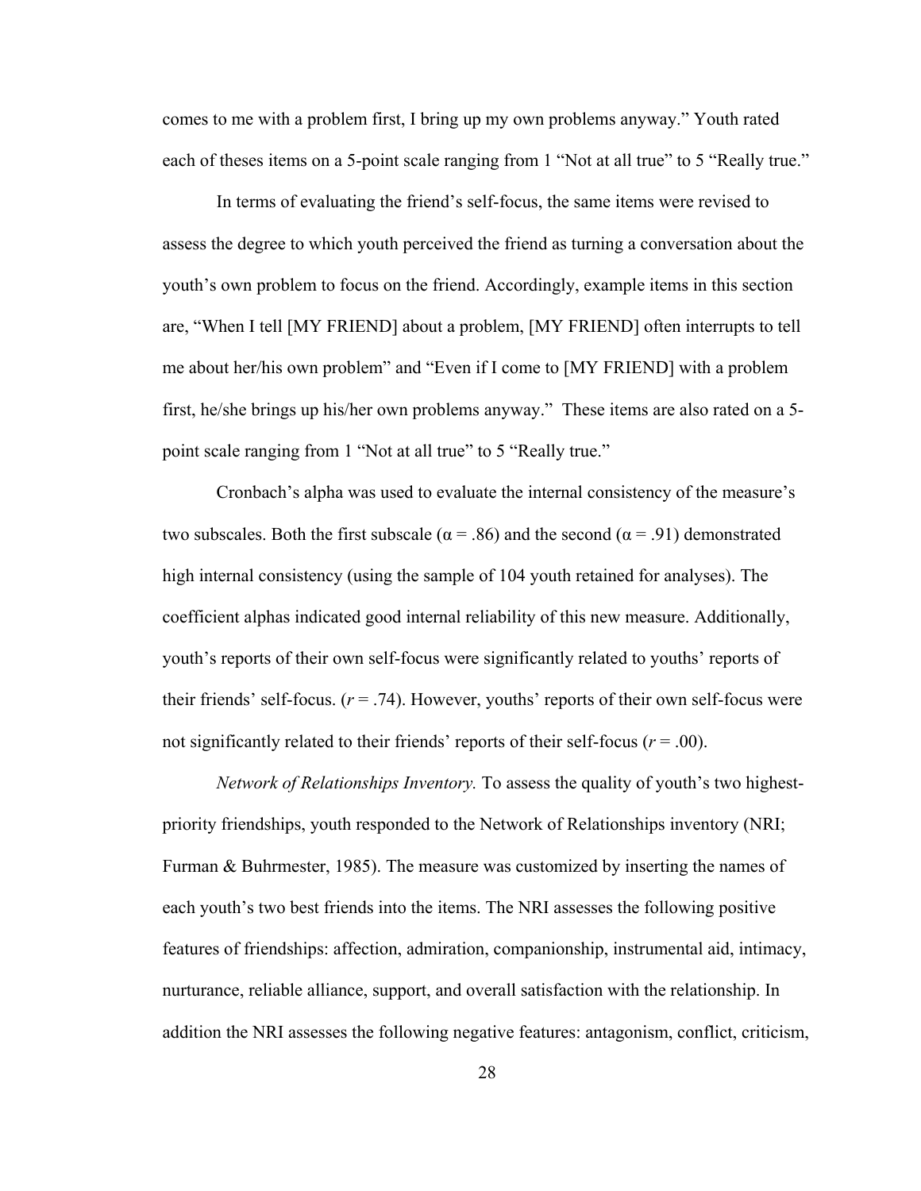comes to me with a problem first, I bring up my own problems anyway." Youth rated each of theses items on a 5-point scale ranging from 1 "Not at all true" to 5 "Really true."

In terms of evaluating the friend's self-focus, the same items were revised to assess the degree to which youth perceived the friend as turning a conversation about the youth's own problem to focus on the friend. Accordingly, example items in this section are, "When I tell [MY FRIEND] about a problem, [MY FRIEND] often interrupts to tell me about her/his own problem" and "Even if I come to [MY FRIEND] with a problem first, he/she brings up his/her own problems anyway." These items are also rated on a 5-point scale ranging from 1 "Not at all true" to 5 "Really true."

Cronbach's alpha was used to evaluate the internal consistency of the measure's two subscales. Both the first subscale ($\alpha = .86$) and the second ($\alpha = .91$) demonstrated high internal consistency (using the sample of 104 youth retained for analyses). The coefficient alphas indicated good internal reliability of this new measure. Additionally, youth's reports of their own self-focus were significantly related to youths' reports of their friends' self-focus. ($r = .74$). However, youths' reports of their own self-focus were not significantly related to their friends' reports of their self-focus ($r = .00$).

*Network of Relationships Inventory.* To assess the quality of youth's two highest-priority friendships, youth responded to the Network of Relationships inventory (NRI; Furman & Buhrmester, 1985). The measure was customized by inserting the names of each youth's two best friends into the items. The NRI assesses the following positive features of friendships: affection, admiration, companionship, instrumental aid, intimacy, nurturance, reliable alliance, support, and overall satisfaction with the relationship. In addition the NRI assesses the following negative features: antagonism, conflict, criticism,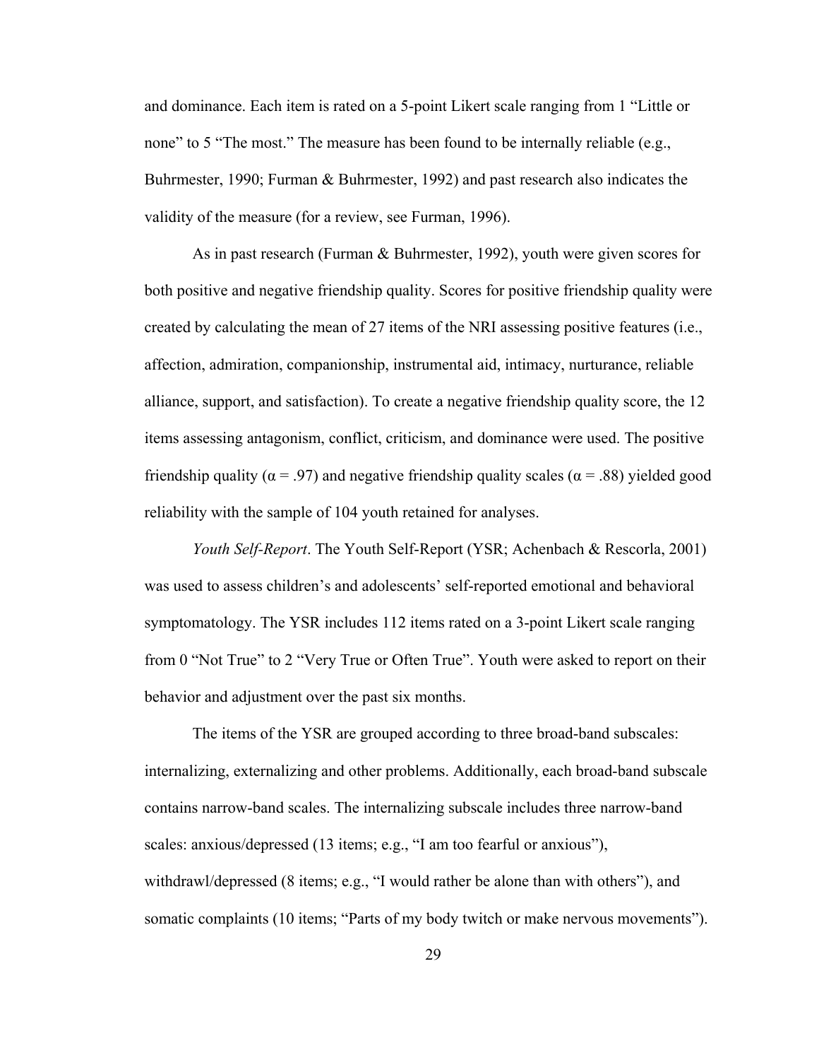and dominance. Each item is rated on a 5-point Likert scale ranging from 1 "Little or none" to 5 "The most." The measure has been found to be internally reliable (e.g., Buhrmester, 1990; Furman & Buhrmester, 1992) and past research also indicates the validity of the measure (for a review, see Furman, 1996).

As in past research (Furman & Buhrmester, 1992), youth were given scores for both positive and negative friendship quality. Scores for positive friendship quality were created by calculating the mean of 27 items of the NRI assessing positive features (i.e., affection, admiration, companionship, instrumental aid, intimacy, nurturance, reliable alliance, support, and satisfaction). To create a negative friendship quality score, the 12 items assessing antagonism, conflict, criticism, and dominance were used. The positive friendship quality ($\alpha = .97$) and negative friendship quality scales ($\alpha = .88$) yielded good reliability with the sample of 104 youth retained for analyses.

*Youth Self-Report*. The Youth Self-Report (YSR; Achenbach & Rescorla, 2001) was used to assess children's and adolescents' self-reported emotional and behavioral symptomatology. The YSR includes 112 items rated on a 3-point Likert scale ranging from 0 "Not True" to 2 "Very True or Often True". Youth were asked to report on their behavior and adjustment over the past six months.

The items of the YSR are grouped according to three broad-band subscales: internalizing, externalizing and other problems. Additionally, each broad-band subscale contains narrow-band scales. The internalizing subscale includes three narrow-band scales: anxious/depressed (13 items; e.g., "I am too fearful or anxious"), withdrawl/depressed (8 items; e.g., "I would rather be alone than with others"), and somatic complaints (10 items; "Parts of my body twitch or make nervous movements").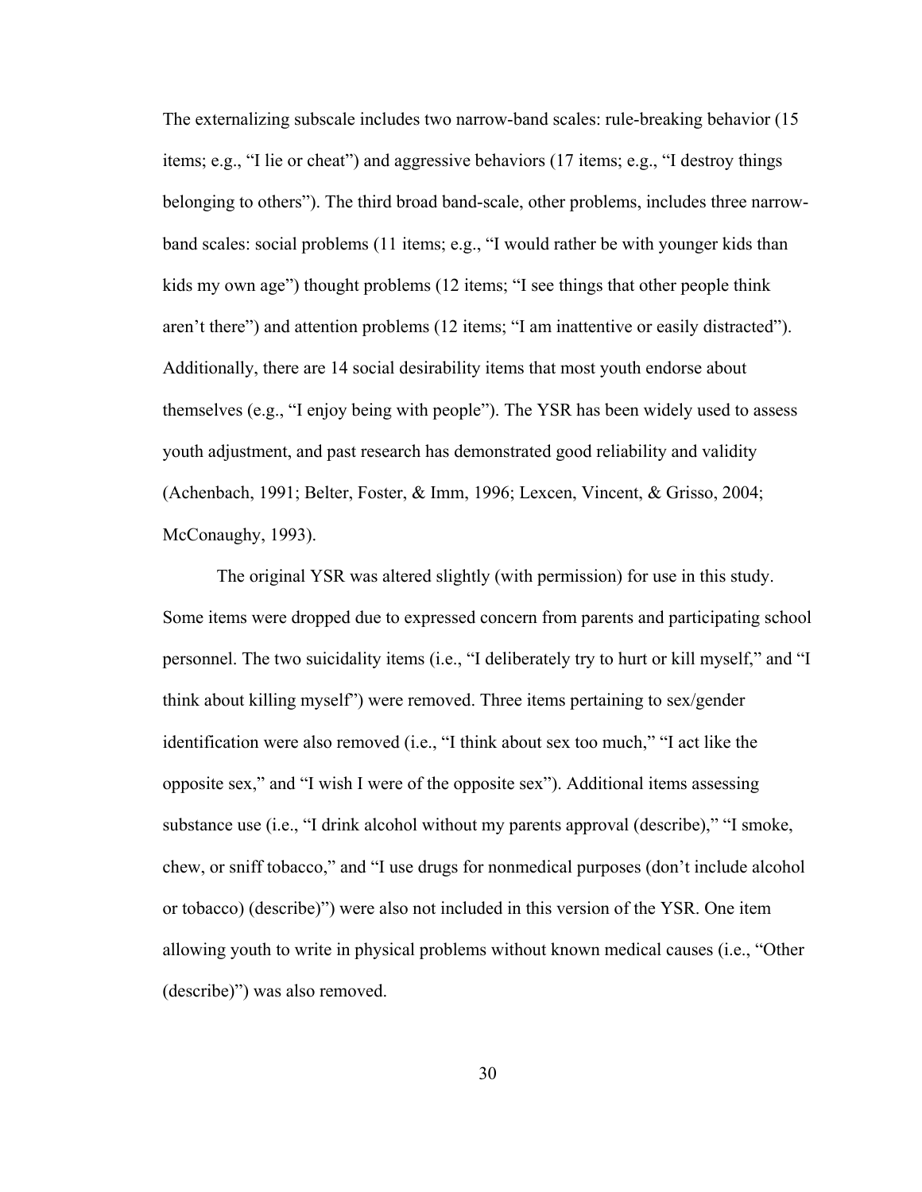The externalizing subscale includes two narrow-band scales: rule-breaking behavior (15 items; e.g., "I lie or cheat") and aggressive behaviors (17 items; e.g., "I destroy things belonging to others"). The third broad band-scale, other problems, includes three narrow-band scales: social problems (11 items; e.g., "I would rather be with younger kids than kids my own age") thought problems (12 items; "I see things that other people think aren't there") and attention problems (12 items; "I am inattentive or easily distracted"). Additionally, there are 14 social desirability items that most youth endorse about themselves (e.g., "I enjoy being with people"). The YSR has been widely used to assess youth adjustment, and past research has demonstrated good reliability and validity (Achenbach, 1991; Belter, Foster, & Imm, 1996; Lexcen, Vincent, & Grisso, 2004; McConaughy, 1993).

The original YSR was altered slightly (with permission) for use in this study. Some items were dropped due to expressed concern from parents and participating school personnel. The two suicidality items (i.e., "I deliberately try to hurt or kill myself," and "I think about killing myself") were removed. Three items pertaining to sex/gender identification were also removed (i.e., "I think about sex too much," "I act like the opposite sex," and "I wish I were of the opposite sex"). Additional items assessing substance use (i.e., "I drink alcohol without my parents approval (describe)," "I smoke, chew, or sniff tobacco," and "I use drugs for nonmedical purposes (don't include alcohol or tobacco) (describe)") were also not included in this version of the YSR. One item allowing youth to write in physical problems without known medical causes (i.e., "Other (describe)") was also removed.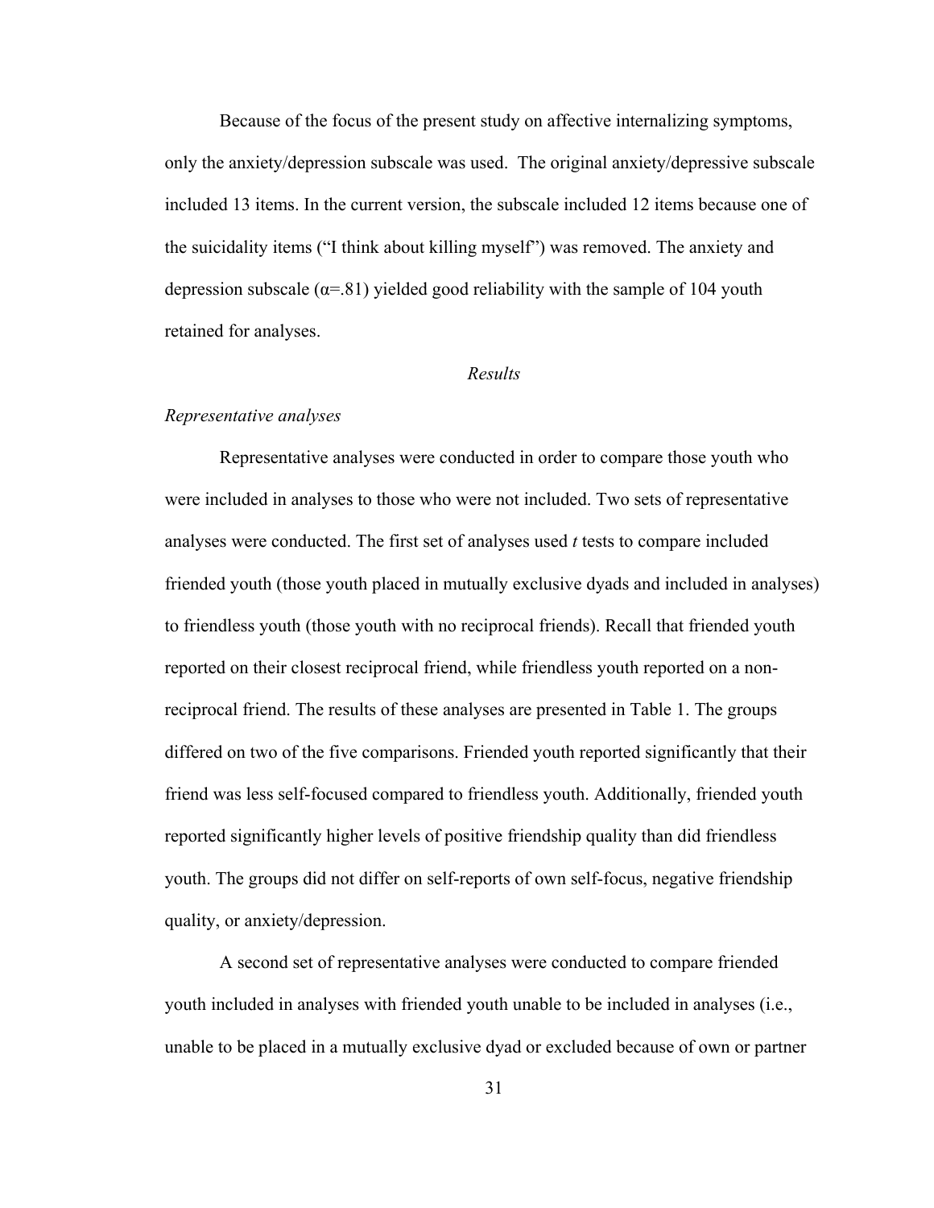Because of the focus of the present study on affective internalizing symptoms, only the anxiety/depression subscale was used. The original anxiety/depressive subscale included 13 items. In the current version, the subscale included 12 items because one of the suicidality items ("I think about killing myself") was removed. The anxiety and depression subscale ($\alpha$=.81) yielded good reliability with the sample of 104 youth retained for analyses.

## *Results*

### *Representative analyses*

Representative analyses were conducted in order to compare those youth who were included in analyses to those who were not included. Two sets of representative analyses were conducted. The first set of analyses used *t* tests to compare included friended youth (those youth placed in mutually exclusive dyads and included in analyses) to friendless youth (those youth with no reciprocal friends). Recall that friended youth reported on their closest reciprocal friend, while friendless youth reported on a non-reciprocal friend. The results of these analyses are presented in Table 1. The groups differed on two of the five comparisons. Friended youth reported significantly that their friend was less self-focused compared to friendless youth. Additionally, friended youth reported significantly higher levels of positive friendship quality than did friendless youth. The groups did not differ on self-reports of own self-focus, negative friendship quality, or anxiety/depression.

A second set of representative analyses were conducted to compare friended youth included in analyses with friended youth unable to be included in analyses (i.e., unable to be placed in a mutually exclusive dyad or excluded because of own or partner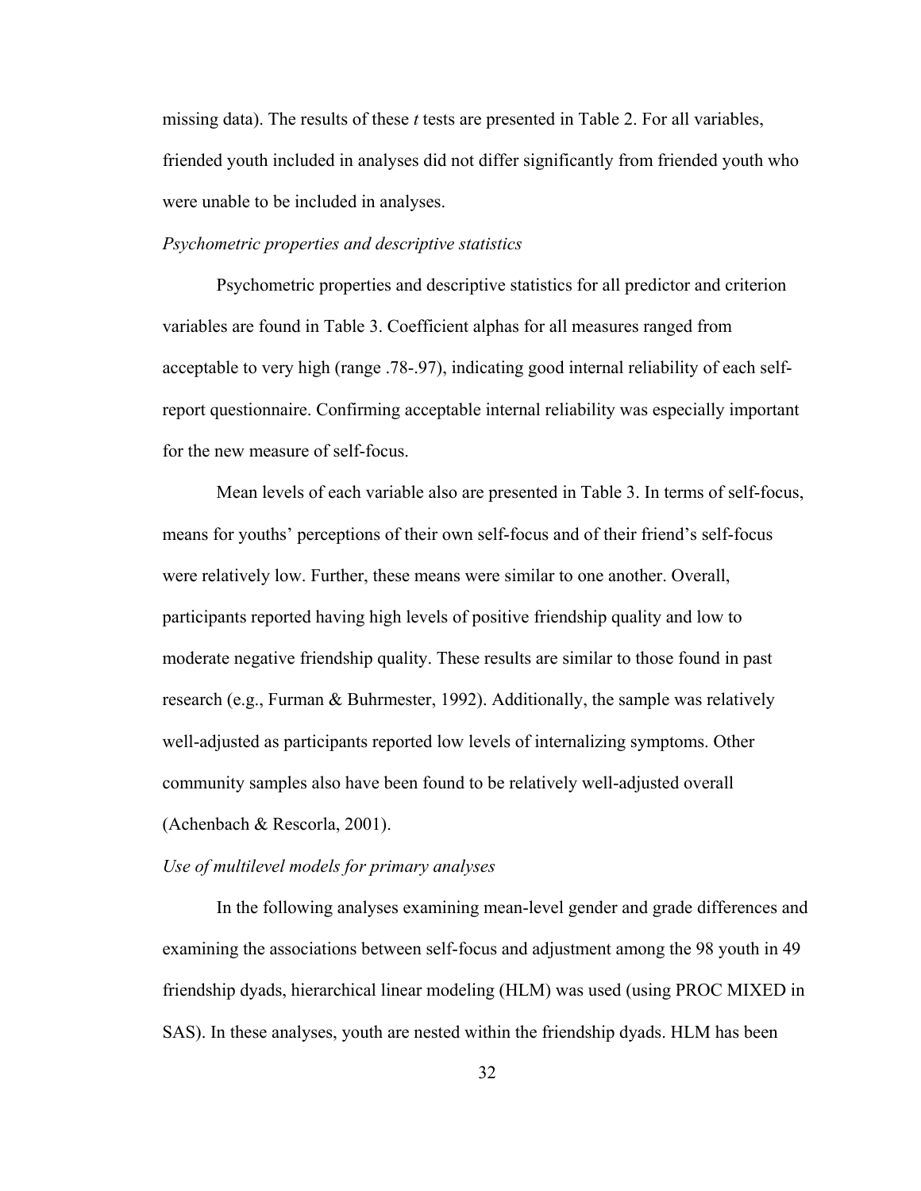missing data). The results of these *t* tests are presented in Table 2. For all variables, friended youth included in analyses did not differ significantly from friended youth who were unable to be included in analyses.

*Psychometric properties and descriptive statistics*

Psychometric properties and descriptive statistics for all predictor and criterion variables are found in Table 3. Coefficient alphas for all measures ranged from acceptable to very high (range .78-.97), indicating good internal reliability of each self-report questionnaire. Confirming acceptable internal reliability was especially important for the new measure of self-focus.

Mean levels of each variable also are presented in Table 3. In terms of self-focus, means for youths' perceptions of their own self-focus and of their friend's self-focus were relatively low. Further, these means were similar to one another. Overall, participants reported having high levels of positive friendship quality and low to moderate negative friendship quality. These results are similar to those found in past research (e.g., Furman & Buhrmester, 1992). Additionally, the sample was relatively well-adjusted as participants reported low levels of internalizing symptoms. Other community samples also have been found to be relatively well-adjusted overall (Achenbach & Rescorla, 2001).

*Use of multilevel models for primary analyses*

In the following analyses examining mean-level gender and grade differences and examining the associations between self-focus and adjustment among the 98 youth in 49 friendship dyads, hierarchical linear modeling (HLM) was used (using PROC MIXED in SAS). In these analyses, youth are nested within the friendship dyads. HLM has been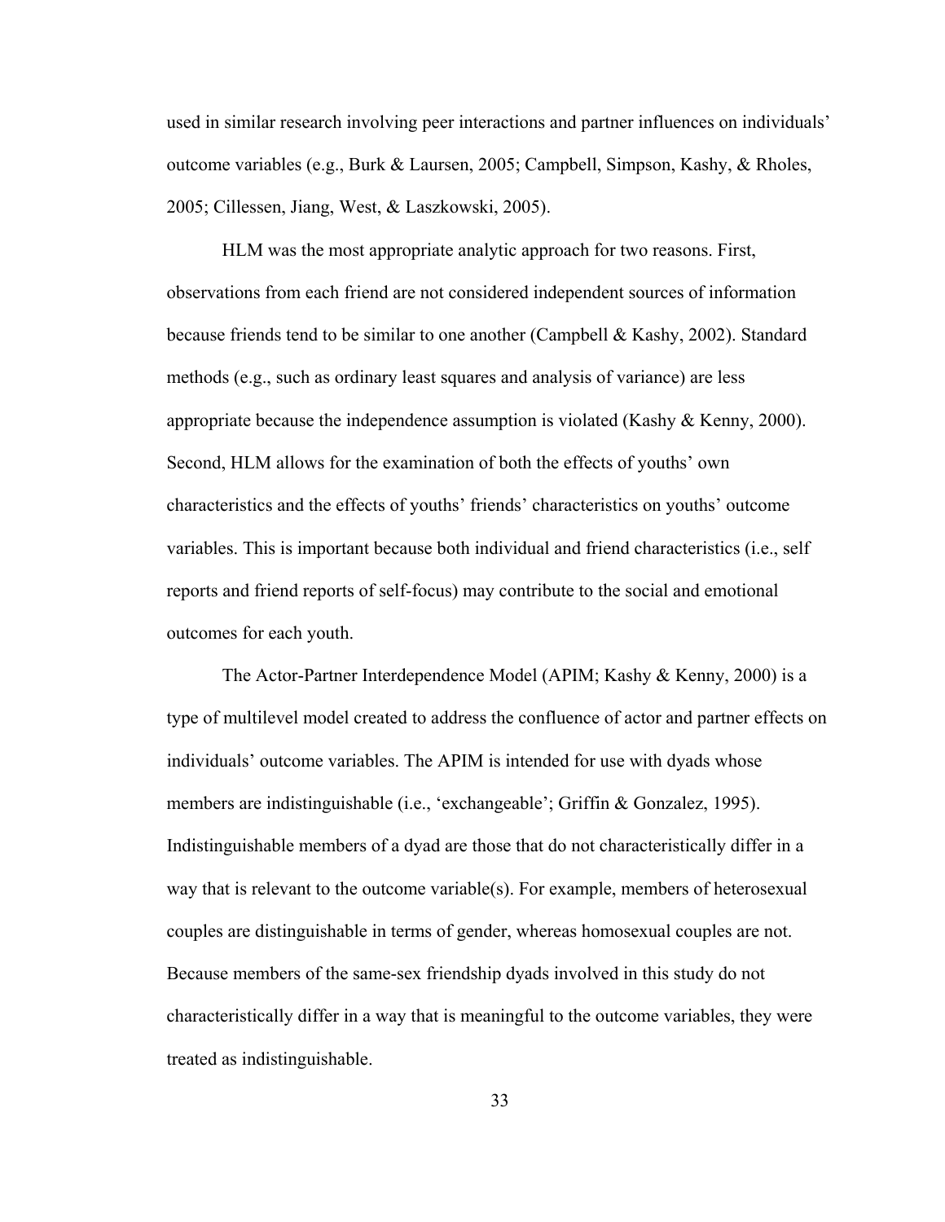used in similar research involving peer interactions and partner influences on individuals' outcome variables (e.g., Burk & Laursen, 2005; Campbell, Simpson, Kashy, & Rholes, 2005; Cillessen, Jiang, West, & Laszkowski, 2005).

HLM was the most appropriate analytic approach for two reasons. First, observations from each friend are not considered independent sources of information because friends tend to be similar to one another (Campbell & Kashy, 2002). Standard methods (e.g., such as ordinary least squares and analysis of variance) are less appropriate because the independence assumption is violated (Kashy & Kenny, 2000). Second, HLM allows for the examination of both the effects of youths' own characteristics and the effects of youths' friends' characteristics on youths' outcome variables. This is important because both individual and friend characteristics (i.e., self reports and friend reports of self-focus) may contribute to the social and emotional outcomes for each youth.

The Actor-Partner Interdependence Model (APIM; Kashy & Kenny, 2000) is a type of multilevel model created to address the confluence of actor and partner effects on individuals' outcome variables. The APIM is intended for use with dyads whose members are indistinguishable (i.e., 'exchangeable'; Griffin & Gonzalez, 1995). Indistinguishable members of a dyad are those that do not characteristically differ in a way that is relevant to the outcome variable(s). For example, members of heterosexual couples are distinguishable in terms of gender, whereas homosexual couples are not. Because members of the same-sex friendship dyads involved in this study do not characteristically differ in a way that is meaningful to the outcome variables, they were treated as indistinguishable.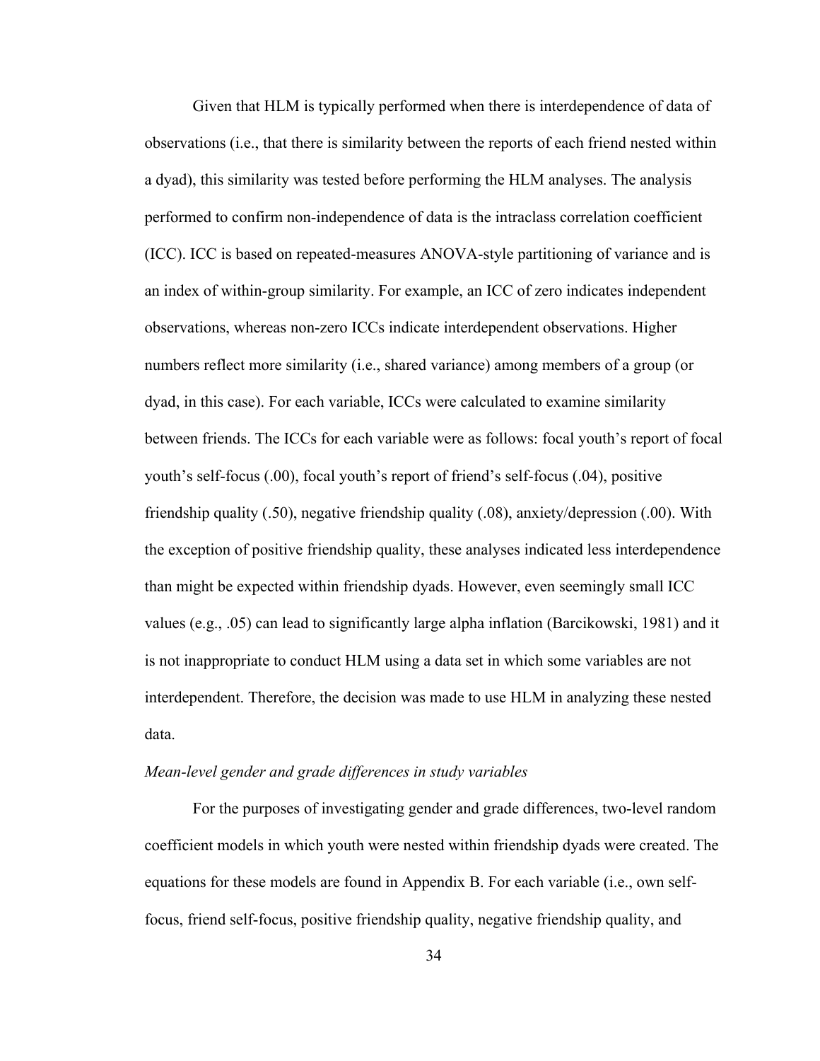Given that HLM is typically performed when there is interdependence of data of observations (i.e., that there is similarity between the reports of each friend nested within a dyad), this similarity was tested before performing the HLM analyses. The analysis performed to confirm non-independence of data is the intraclass correlation coefficient (ICC). ICC is based on repeated-measures ANOVA-style partitioning of variance and is an index of within-group similarity. For example, an ICC of zero indicates independent observations, whereas non-zero ICCs indicate interdependent observations. Higher numbers reflect more similarity (i.e., shared variance) among members of a group (or dyad, in this case). For each variable, ICCs were calculated to examine similarity between friends. The ICCs for each variable were as follows: focal youth's report of focal youth's self-focus (.00), focal youth's report of friend's self-focus (.04), positive friendship quality (.50), negative friendship quality (.08), anxiety/depression (.00). With the exception of positive friendship quality, these analyses indicated less interdependence than might be expected within friendship dyads. However, even seemingly small ICC values (e.g., .05) can lead to significantly large alpha inflation (Barcikowski, 1981) and it is not inappropriate to conduct HLM using a data set in which some variables are not interdependent. Therefore, the decision was made to use HLM in analyzing these nested data.

*Mean-level gender and grade differences in study variables*

For the purposes of investigating gender and grade differences, two-level random coefficient models in which youth were nested within friendship dyads were created. The equations for these models are found in Appendix B. For each variable (i.e., own self-focus, friend self-focus, positive friendship quality, negative friendship quality, and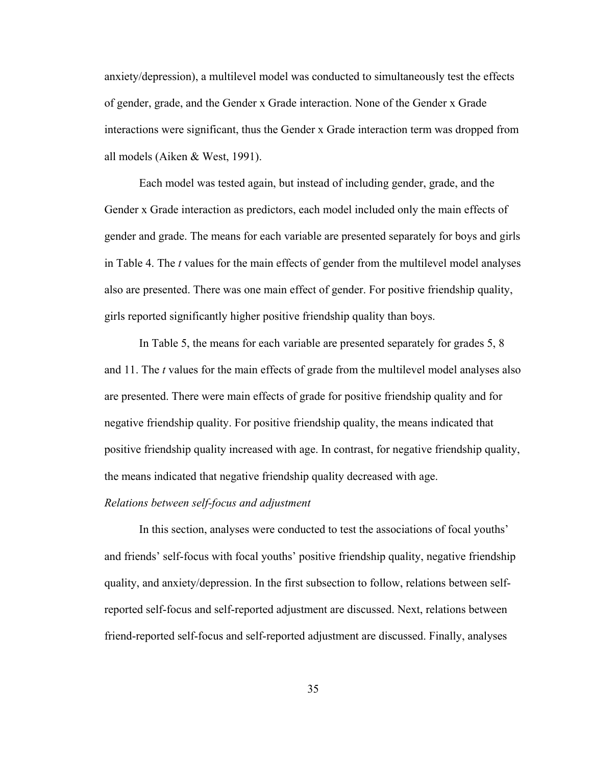anxiety/depression), a multilevel model was conducted to simultaneously test the effects of gender, grade, and the Gender x Grade interaction. None of the Gender x Grade interactions were significant, thus the Gender x Grade interaction term was dropped from all models (Aiken & West, 1991).

Each model was tested again, but instead of including gender, grade, and the Gender x Grade interaction as predictors, each model included only the main effects of gender and grade. The means for each variable are presented separately for boys and girls in Table 4. The *t* values for the main effects of gender from the multilevel model analyses also are presented. There was one main effect of gender. For positive friendship quality, girls reported significantly higher positive friendship quality than boys.

In Table 5, the means for each variable are presented separately for grades 5, 8 and 11. The *t* values for the main effects of grade from the multilevel model analyses also are presented. There were main effects of grade for positive friendship quality and for negative friendship quality. For positive friendship quality, the means indicated that positive friendship quality increased with age. In contrast, for negative friendship quality, the means indicated that negative friendship quality decreased with age.

*Relations between self-focus and adjustment*

In this section, analyses were conducted to test the associations of focal youths' and friends' self-focus with focal youths' positive friendship quality, negative friendship quality, and anxiety/depression. In the first subsection to follow, relations between self-reported self-focus and self-reported adjustment are discussed. Next, relations between friend-reported self-focus and self-reported adjustment are discussed. Finally, analyses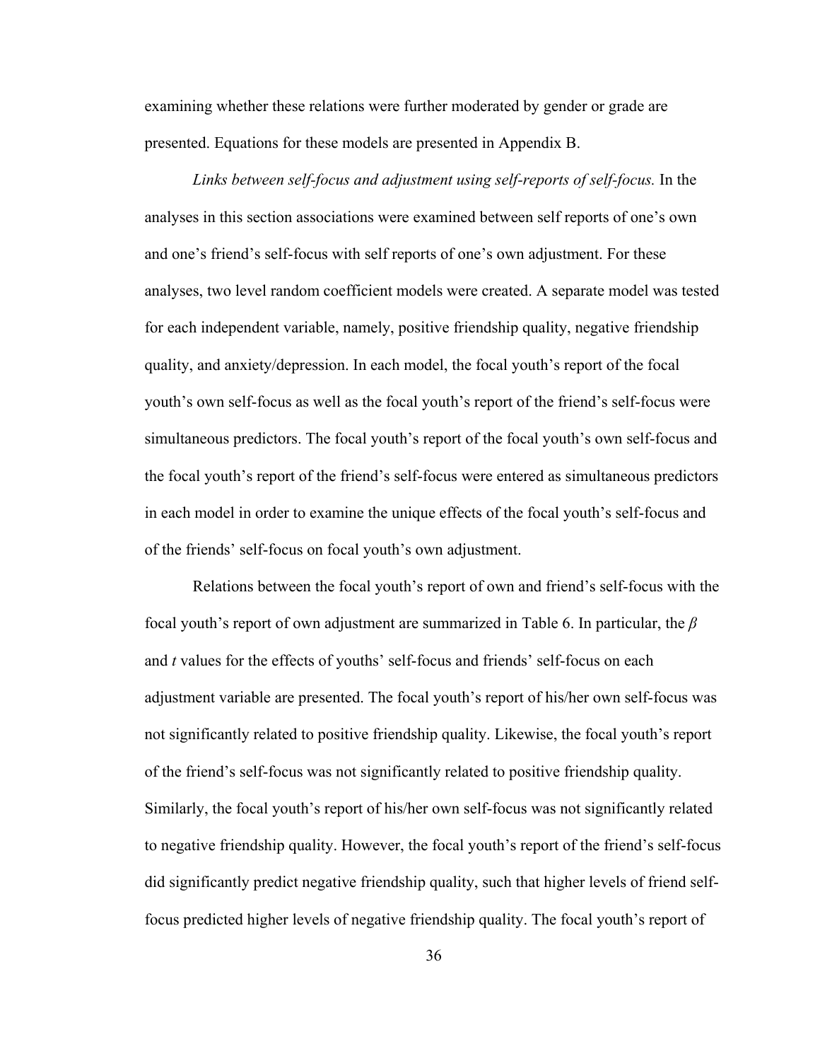examining whether these relations were further moderated by gender or grade are presented. Equations for these models are presented in Appendix B.

*Links between self-focus and adjustment using self-reports of self-focus.* In the analyses in this section associations were examined between self reports of one's own and one's friend's self-focus with self reports of one's own adjustment. For these analyses, two level random coefficient models were created. A separate model was tested for each independent variable, namely, positive friendship quality, negative friendship quality, and anxiety/depression. In each model, the focal youth's report of the focal youth's own self-focus as well as the focal youth's report of the friend's self-focus were simultaneous predictors. The focal youth's report of the focal youth's own self-focus and the focal youth's report of the friend's self-focus were entered as simultaneous predictors in each model in order to examine the unique effects of the focal youth's self-focus and of the friends' self-focus on focal youth's own adjustment.

Relations between the focal youth's report of own and friend's self-focus with the focal youth's report of own adjustment are summarized in Table 6. In particular, the $\beta$ and $t$ values for the effects of youths' self-focus and friends' self-focus on each adjustment variable are presented. The focal youth's report of his/her own self-focus was not significantly related to positive friendship quality. Likewise, the focal youth's report of the friend's self-focus was not significantly related to positive friendship quality. Similarly, the focal youth's report of his/her own self-focus was not significantly related to negative friendship quality. However, the focal youth's report of the friend's self-focus did significantly predict negative friendship quality, such that higher levels of friend self-focus predicted higher levels of negative friendship quality. The focal youth's report of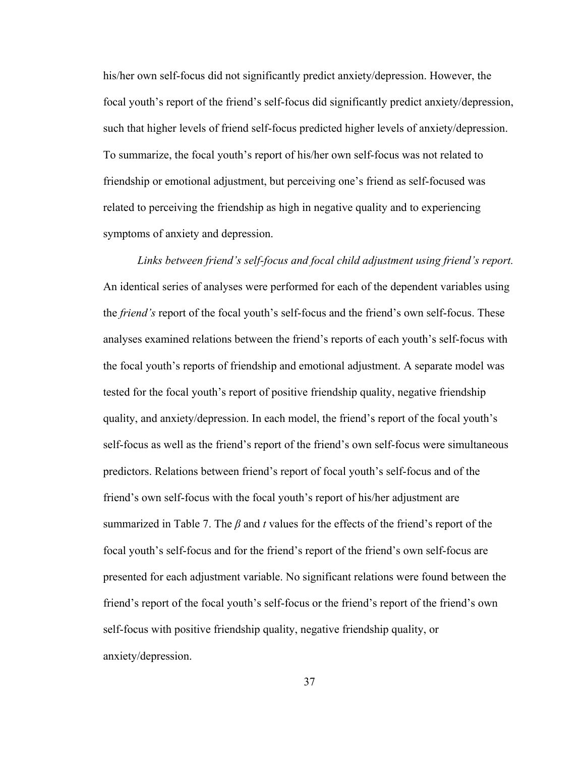his/her own self-focus did not significantly predict anxiety/depression. However, the focal youth's report of the friend's self-focus did significantly predict anxiety/depression, such that higher levels of friend self-focus predicted higher levels of anxiety/depression. To summarize, the focal youth's report of his/her own self-focus was not related to friendship or emotional adjustment, but perceiving one's friend as self-focused was related to perceiving the friendship as high in negative quality and to experiencing symptoms of anxiety and depression.

*Links between friend's self-focus and focal child adjustment using friend's report.* An identical series of analyses were performed for each of the dependent variables using the *friend's* report of the focal youth's self-focus and the friend's own self-focus. These analyses examined relations between the friend's reports of each youth's self-focus with the focal youth's reports of friendship and emotional adjustment. A separate model was tested for the focal youth's report of positive friendship quality, negative friendship quality, and anxiety/depression. In each model, the friend's report of the focal youth's self-focus as well as the friend's report of the friend's own self-focus were simultaneous predictors. Relations between friend's report of focal youth's self-focus and of the friend's own self-focus with the focal youth's report of his/her adjustment are summarized in Table 7. The $\beta$ and $t$ values for the effects of the friend's report of the focal youth's self-focus and for the friend's report of the friend's own self-focus are presented for each adjustment variable. No significant relations were found between the friend's report of the focal youth's self-focus or the friend's report of the friend's own self-focus with positive friendship quality, negative friendship quality, or anxiety/depression.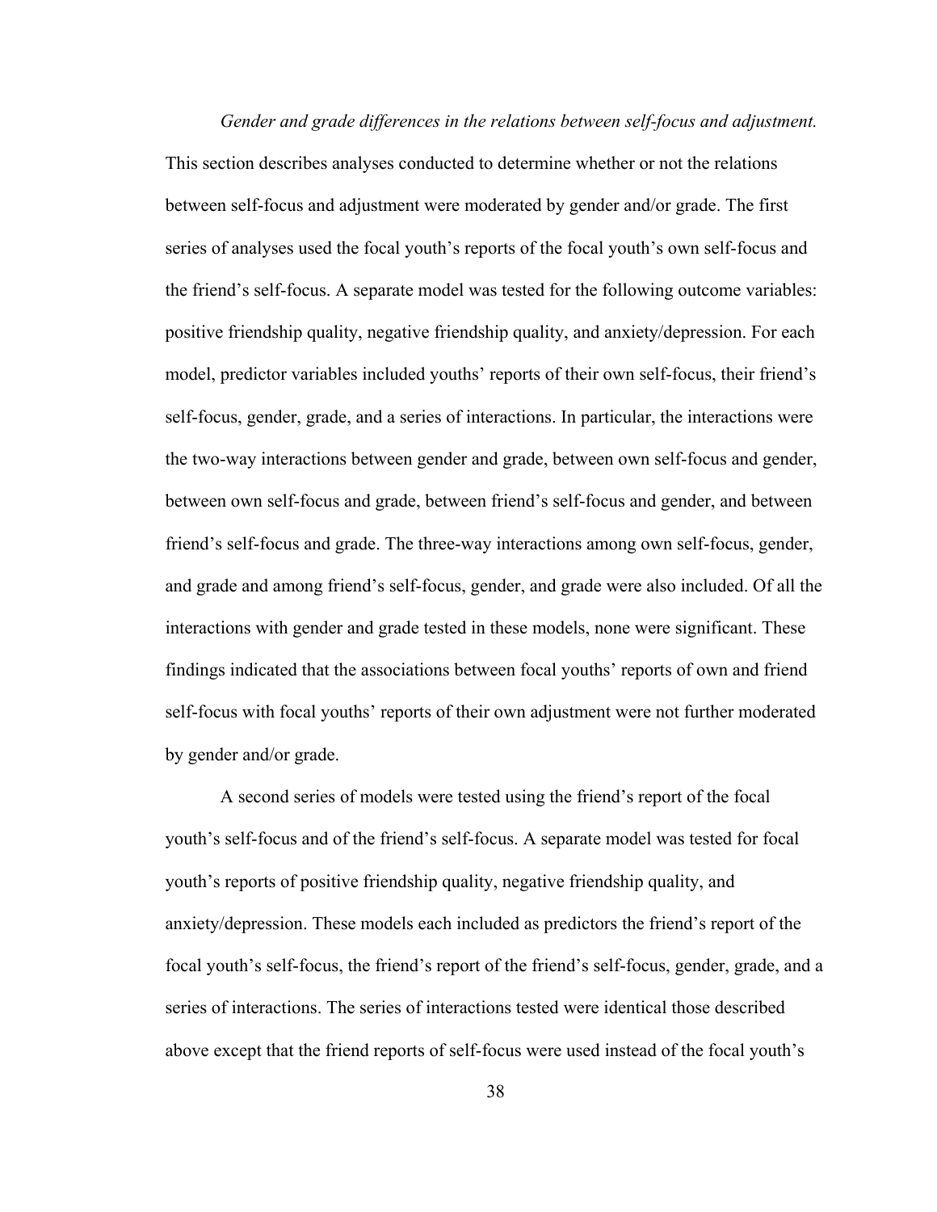*Gender and grade differences in the relations between self-focus and adjustment.* This section describes analyses conducted to determine whether or not the relations between self-focus and adjustment were moderated by gender and/or grade. The first series of analyses used the focal youth's reports of the focal youth's own self-focus and the friend's self-focus. A separate model was tested for the following outcome variables: positive friendship quality, negative friendship quality, and anxiety/depression. For each model, predictor variables included youths' reports of their own self-focus, their friend's self-focus, gender, grade, and a series of interactions. In particular, the interactions were the two-way interactions between gender and grade, between own self-focus and gender, between own self-focus and grade, between friend's self-focus and gender, and between friend's self-focus and grade. The three-way interactions among own self-focus, gender, and grade and among friend's self-focus, gender, and grade were also included. Of all the interactions with gender and grade tested in these models, none were significant. These findings indicated that the associations between focal youths' reports of own and friend self-focus with focal youths' reports of their own adjustment were not further moderated by gender and/or grade.

A second series of models were tested using the friend's report of the focal youth's self-focus and of the friend's self-focus. A separate model was tested for focal youth's reports of positive friendship quality, negative friendship quality, and anxiety/depression. These models each included as predictors the friend's report of the focal youth's self-focus, the friend's report of the friend's self-focus, gender, grade, and a series of interactions. The series of interactions tested were identical those described above except that the friend reports of self-focus were used instead of the focal youth's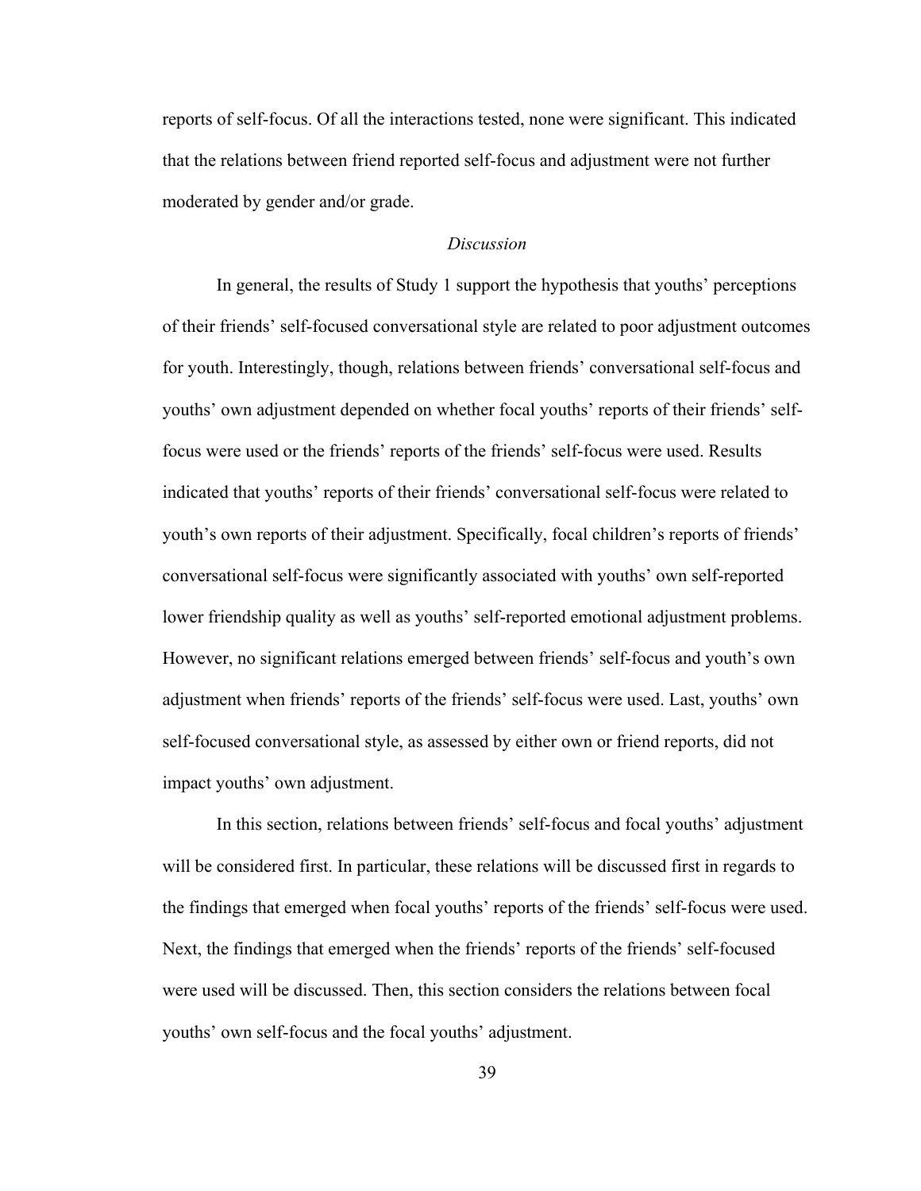reports of self-focus. Of all the interactions tested, none were significant. This indicated that the relations between friend reported self-focus and adjustment were not further moderated by gender and/or grade.

### *Discussion*

In general, the results of Study 1 support the hypothesis that youths' perceptions of their friends' self-focused conversational style are related to poor adjustment outcomes for youth. Interestingly, though, relations between friends' conversational self-focus and youths' own adjustment depended on whether focal youths' reports of their friends' self-focus were used or the friends' reports of the friends' self-focus were used. Results indicated that youths' reports of their friends' conversational self-focus were related to youth's own reports of their adjustment. Specifically, focal children's reports of friends' conversational self-focus were significantly associated with youths' own self-reported lower friendship quality as well as youths' self-reported emotional adjustment problems. However, no significant relations emerged between friends' self-focus and youth's own adjustment when friends' reports of the friends' self-focus were used. Last, youths' own self-focused conversational style, as assessed by either own or friend reports, did not impact youths' own adjustment.

In this section, relations between friends' self-focus and focal youths' adjustment will be considered first. In particular, these relations will be discussed first in regards to the findings that emerged when focal youths' reports of the friends' self-focus were used. Next, the findings that emerged when the friends' reports of the friends' self-focused were used will be discussed. Then, this section considers the relations between focal youths' own self-focus and the focal youths' adjustment.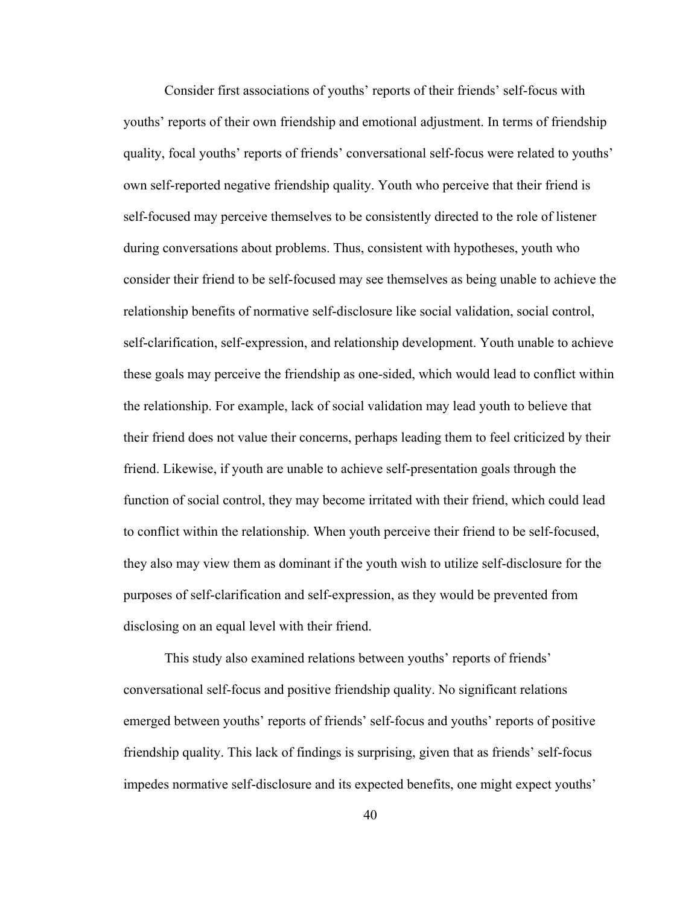Consider first associations of youths' reports of their friends' self-focus with youths' reports of their own friendship and emotional adjustment. In terms of friendship quality, focal youths' reports of friends' conversational self-focus were related to youths' own self-reported negative friendship quality. Youth who perceive that their friend is self-focused may perceive themselves to be consistently directed to the role of listener during conversations about problems. Thus, consistent with hypotheses, youth who consider their friend to be self-focused may see themselves as being unable to achieve the relationship benefits of normative self-disclosure like social validation, social control, self-clarification, self-expression, and relationship development. Youth unable to achieve these goals may perceive the friendship as one-sided, which would lead to conflict within the relationship. For example, lack of social validation may lead youth to believe that their friend does not value their concerns, perhaps leading them to feel criticized by their friend. Likewise, if youth are unable to achieve self-presentation goals through the function of social control, they may become irritated with their friend, which could lead to conflict within the relationship. When youth perceive their friend to be self-focused, they also may view them as dominant if the youth wish to utilize self-disclosure for the purposes of self-clarification and self-expression, as they would be prevented from disclosing on an equal level with their friend.

This study also examined relations between youths' reports of friends' conversational self-focus and positive friendship quality. No significant relations emerged between youths' reports of friends' self-focus and youths' reports of positive friendship quality. This lack of findings is surprising, given that as friends' self-focus impedes normative self-disclosure and its expected benefits, one might expect youths'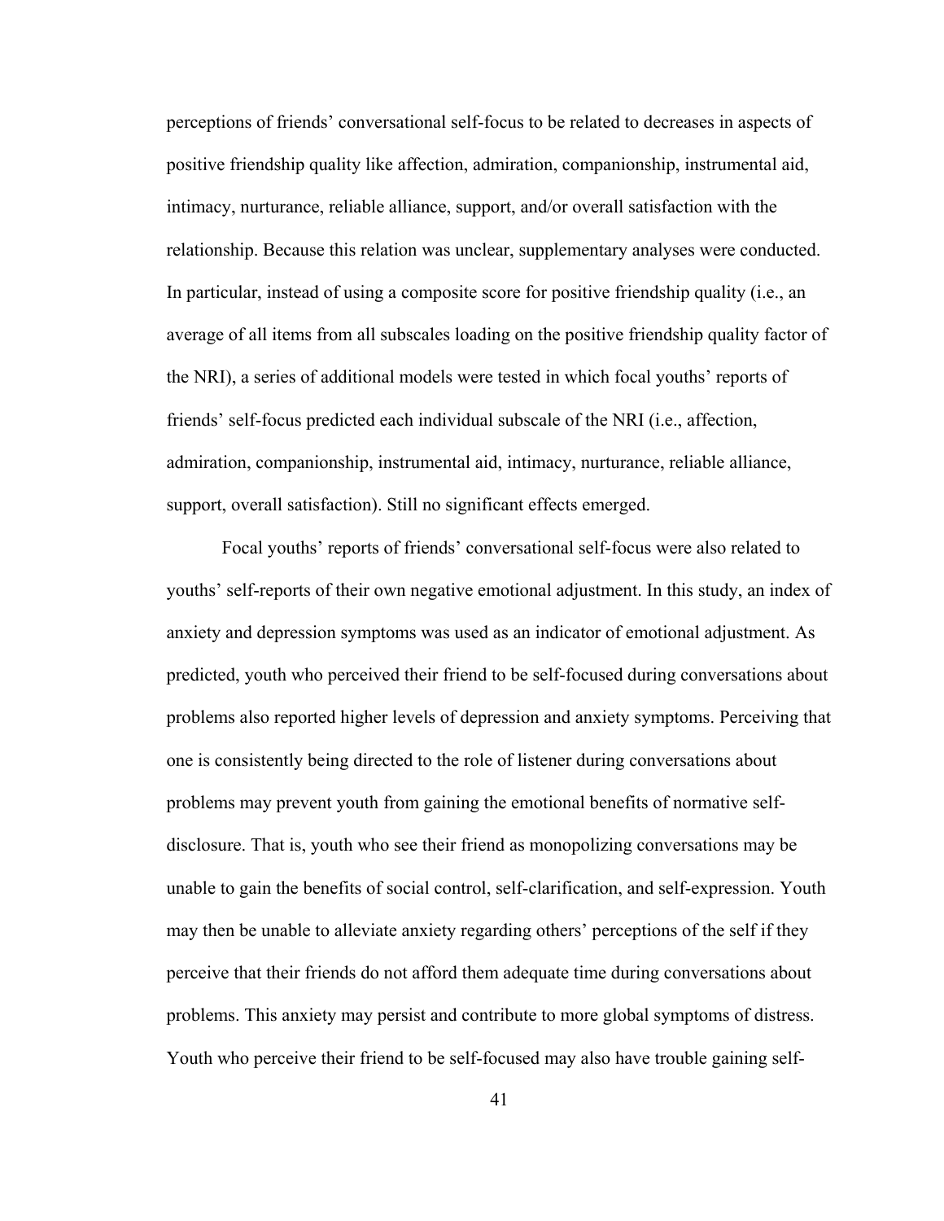perceptions of friends' conversational self-focus to be related to decreases in aspects of positive friendship quality like affection, admiration, companionship, instrumental aid, intimacy, nurturance, reliable alliance, support, and/or overall satisfaction with the relationship. Because this relation was unclear, supplementary analyses were conducted. In particular, instead of using a composite score for positive friendship quality (i.e., an average of all items from all subscales loading on the positive friendship quality factor of the NRI), a series of additional models were tested in which focal youths' reports of friends' self-focus predicted each individual subscale of the NRI (i.e., affection, admiration, companionship, instrumental aid, intimacy, nurturance, reliable alliance, support, overall satisfaction). Still no significant effects emerged.

Focal youths' reports of friends' conversational self-focus were also related to youths' self-reports of their own negative emotional adjustment. In this study, an index of anxiety and depression symptoms was used as an indicator of emotional adjustment. As predicted, youth who perceived their friend to be self-focused during conversations about problems also reported higher levels of depression and anxiety symptoms. Perceiving that one is consistently being directed to the role of listener during conversations about problems may prevent youth from gaining the emotional benefits of normative self-disclosure. That is, youth who see their friend as monopolizing conversations may be unable to gain the benefits of social control, self-clarification, and self-expression. Youth may then be unable to alleviate anxiety regarding others' perceptions of the self if they perceive that their friends do not afford them adequate time during conversations about problems. This anxiety may persist and contribute to more global symptoms of distress. Youth who perceive their friend to be self-focused may also have trouble gaining self-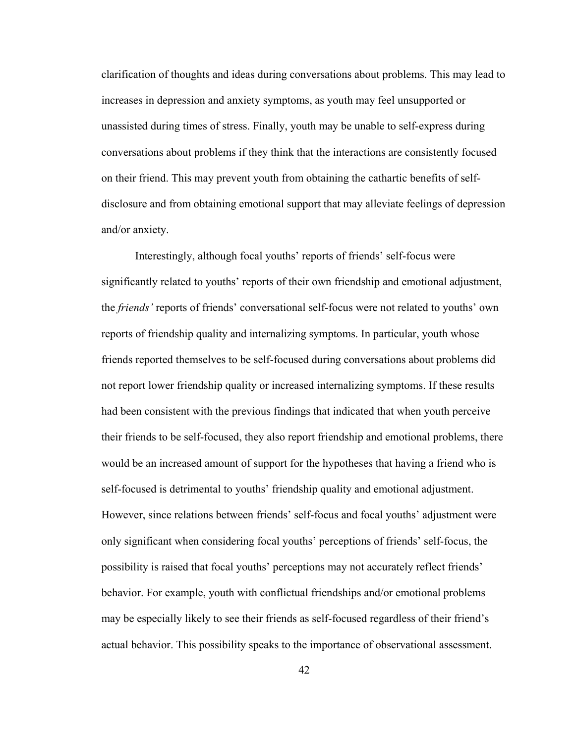clarification of thoughts and ideas during conversations about problems. This may lead to increases in depression and anxiety symptoms, as youth may feel unsupported or unassisted during times of stress. Finally, youth may be unable to self-express during conversations about problems if they think that the interactions are consistently focused on their friend. This may prevent youth from obtaining the cathartic benefits of self-disclosure and from obtaining emotional support that may alleviate feelings of depression and/or anxiety.

Interestingly, although focal youths' reports of friends' self-focus were significantly related to youths' reports of their own friendship and emotional adjustment, the *friends'* reports of friends' conversational self-focus were not related to youths' own reports of friendship quality and internalizing symptoms. In particular, youth whose friends reported themselves to be self-focused during conversations about problems did not report lower friendship quality or increased internalizing symptoms. If these results had been consistent with the previous findings that indicated that when youth perceive their friends to be self-focused, they also report friendship and emotional problems, there would be an increased amount of support for the hypotheses that having a friend who is self-focused is detrimental to youths' friendship quality and emotional adjustment. However, since relations between friends' self-focus and focal youths' adjustment were only significant when considering focal youths' perceptions of friends' self-focus, the possibility is raised that focal youths' perceptions may not accurately reflect friends' behavior. For example, youth with conflictual friendships and/or emotional problems may be especially likely to see their friends as self-focused regardless of their friend's actual behavior. This possibility speaks to the importance of observational assessment.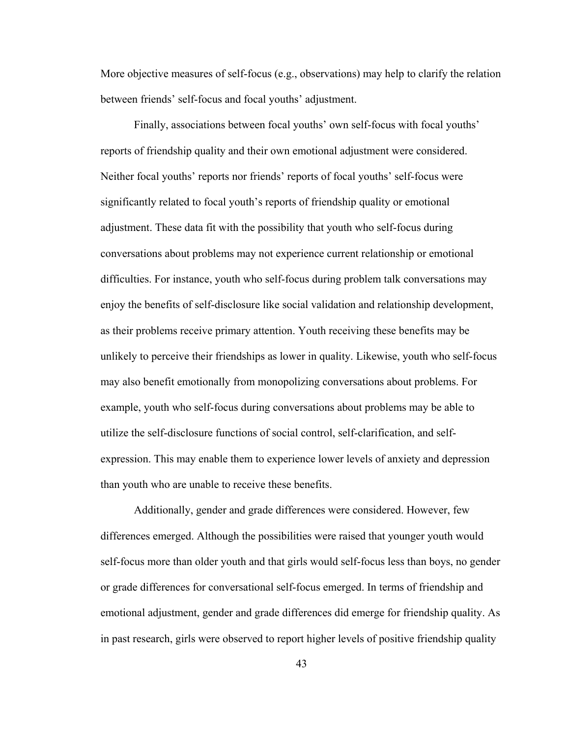More objective measures of self-focus (e.g., observations) may help to clarify the relation between friends' self-focus and focal youths' adjustment.

Finally, associations between focal youths' own self-focus with focal youths' reports of friendship quality and their own emotional adjustment were considered. Neither focal youths' reports nor friends' reports of focal youths' self-focus were significantly related to focal youth's reports of friendship quality or emotional adjustment. These data fit with the possibility that youth who self-focus during conversations about problems may not experience current relationship or emotional difficulties. For instance, youth who self-focus during problem talk conversations may enjoy the benefits of self-disclosure like social validation and relationship development, as their problems receive primary attention. Youth receiving these benefits may be unlikely to perceive their friendships as lower in quality. Likewise, youth who self-focus may also benefit emotionally from monopolizing conversations about problems. For example, youth who self-focus during conversations about problems may be able to utilize the self-disclosure functions of social control, self-clarification, and self-expression. This may enable them to experience lower levels of anxiety and depression than youth who are unable to receive these benefits.

Additionally, gender and grade differences were considered. However, few differences emerged. Although the possibilities were raised that younger youth would self-focus more than older youth and that girls would self-focus less than boys, no gender or grade differences for conversational self-focus emerged. In terms of friendship and emotional adjustment, gender and grade differences did emerge for friendship quality. As in past research, girls were observed to report higher levels of positive friendship quality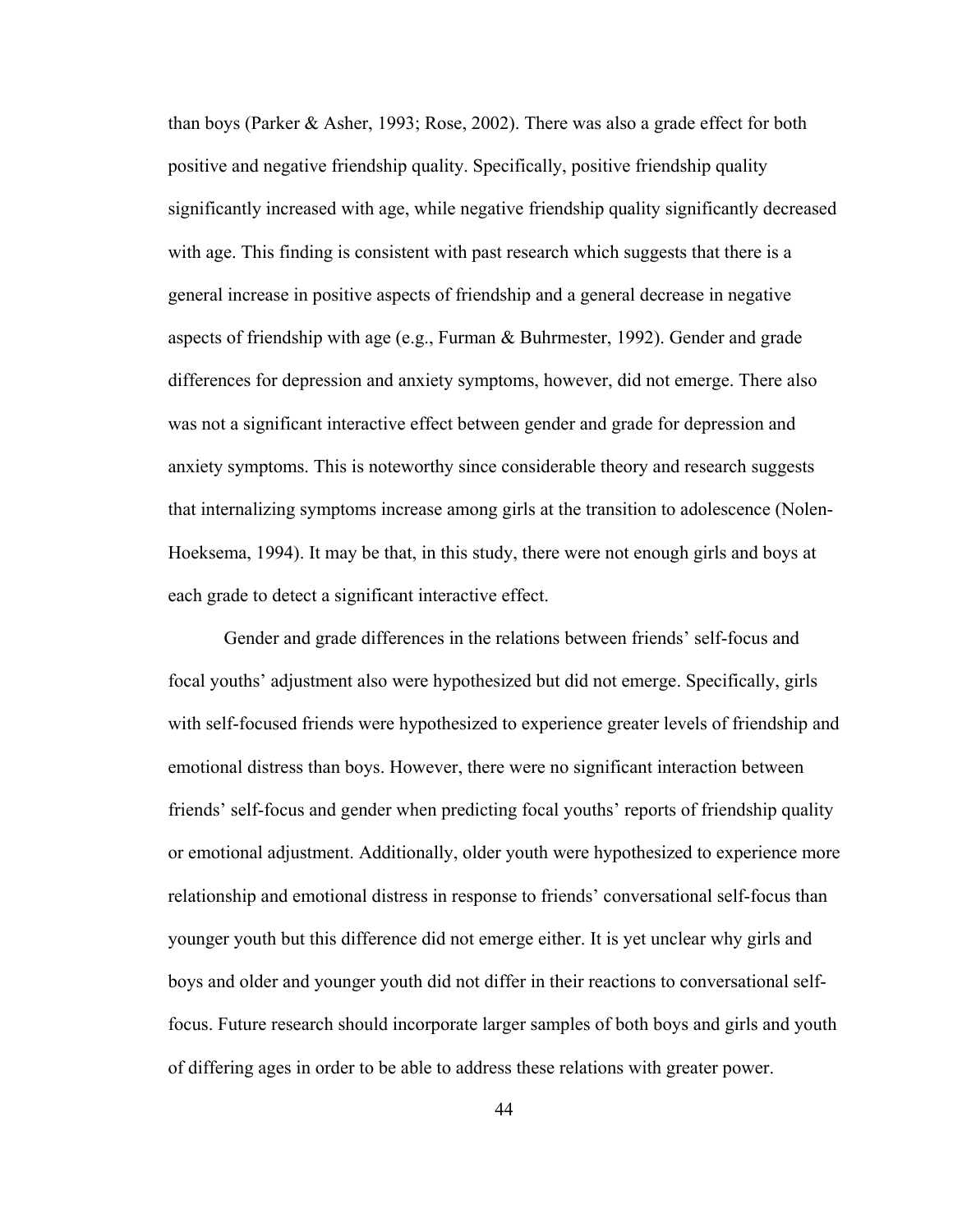than boys (Parker & Asher, 1993; Rose, 2002). There was also a grade effect for both positive and negative friendship quality. Specifically, positive friendship quality significantly increased with age, while negative friendship quality significantly decreased with age. This finding is consistent with past research which suggests that there is a general increase in positive aspects of friendship and a general decrease in negative aspects of friendship with age (e.g., Furman & Buhrmester, 1992). Gender and grade differences for depression and anxiety symptoms, however, did not emerge. There also was not a significant interactive effect between gender and grade for depression and anxiety symptoms. This is noteworthy since considerable theory and research suggests that internalizing symptoms increase among girls at the transition to adolescence (Nolen-Hoeksema, 1994). It may be that, in this study, there were not enough girls and boys at each grade to detect a significant interactive effect.

Gender and grade differences in the relations between friends' self-focus and focal youths' adjustment also were hypothesized but did not emerge. Specifically, girls with self-focused friends were hypothesized to experience greater levels of friendship and emotional distress than boys. However, there were no significant interaction between friends' self-focus and gender when predicting focal youths' reports of friendship quality or emotional adjustment. Additionally, older youth were hypothesized to experience more relationship and emotional distress in response to friends' conversational self-focus than younger youth but this difference did not emerge either. It is yet unclear why girls and boys and older and younger youth did not differ in their reactions to conversational self-focus. Future research should incorporate larger samples of both boys and girls and youth of differing ages in order to be able to address these relations with greater power.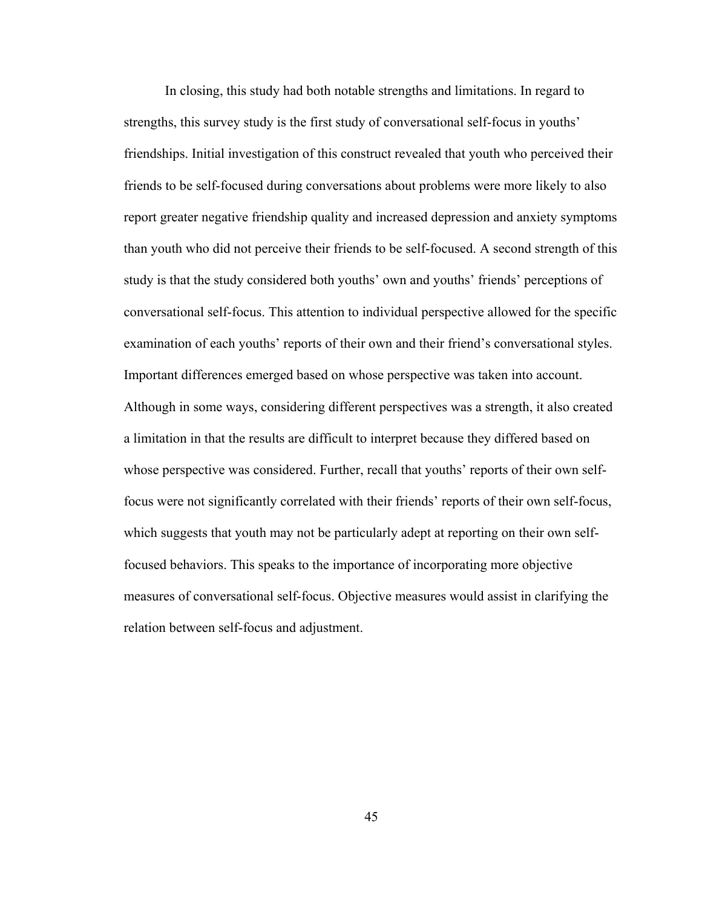In closing, this study had both notable strengths and limitations. In regard to strengths, this survey study is the first study of conversational self-focus in youths' friendships. Initial investigation of this construct revealed that youth who perceived their friends to be self-focused during conversations about problems were more likely to also report greater negative friendship quality and increased depression and anxiety symptoms than youth who did not perceive their friends to be self-focused. A second strength of this study is that the study considered both youths' own and youths' friends' perceptions of conversational self-focus. This attention to individual perspective allowed for the specific examination of each youths' reports of their own and their friend's conversational styles. Important differences emerged based on whose perspective was taken into account. Although in some ways, considering different perspectives was a strength, it also created a limitation in that the results are difficult to interpret because they differed based on whose perspective was considered. Further, recall that youths' reports of their own self-focus were not significantly correlated with their friends' reports of their own self-focus, which suggests that youth may not be particularly adept at reporting on their own self-focused behaviors. This speaks to the importance of incorporating more objective measures of conversational self-focus. Objective measures would assist in clarifying the relation between self-focus and adjustment.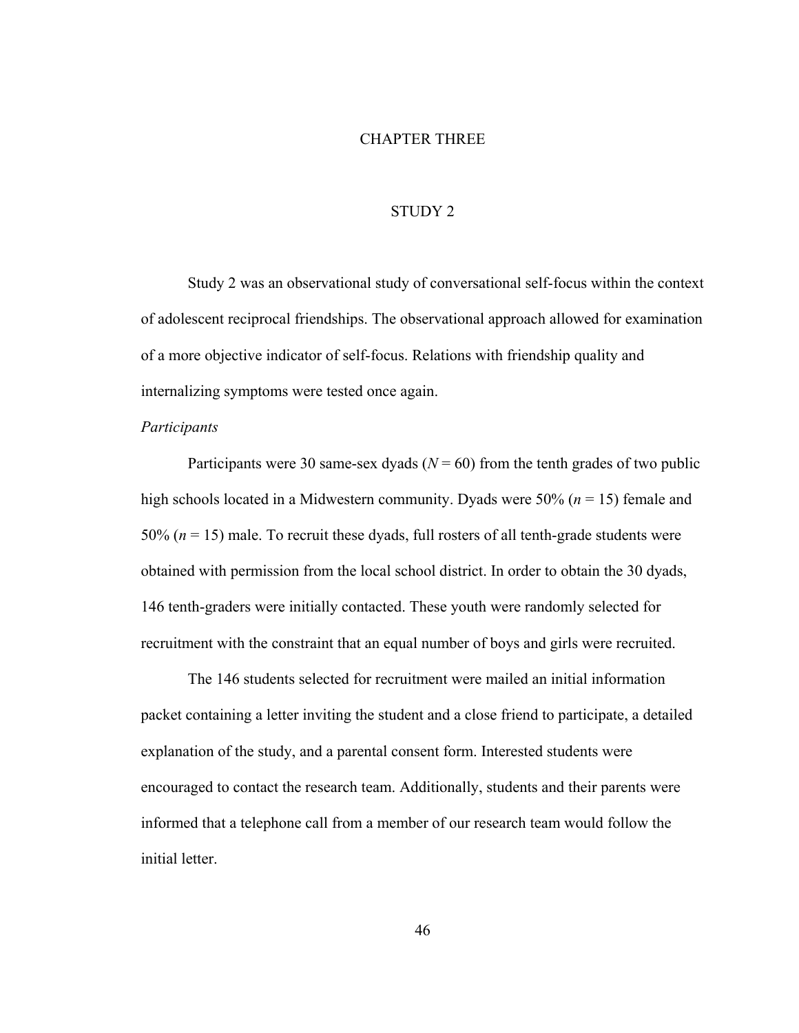# CHAPTER THREE

## STUDY 2

Study 2 was an observational study of conversational self-focus within the context of adolescent reciprocal friendships. The observational approach allowed for examination of a more objective indicator of self-focus. Relations with friendship quality and internalizing symptoms were tested once again.

*Participants*

Participants were 30 same-sex dyads ($N = 60$) from the tenth grades of two public high schools located in a Midwestern community. Dyads were 50% ($n = 15$) female and 50% ($n = 15$) male. To recruit these dyads, full rosters of all tenth-grade students were obtained with permission from the local school district. In order to obtain the 30 dyads, 146 tenth-graders were initially contacted. These youth were randomly selected for recruitment with the constraint that an equal number of boys and girls were recruited.

The 146 students selected for recruitment were mailed an initial information packet containing a letter inviting the student and a close friend to participate, a detailed explanation of the study, and a parental consent form. Interested students were encouraged to contact the research team. Additionally, students and their parents were informed that a telephone call from a member of our research team would follow the initial letter.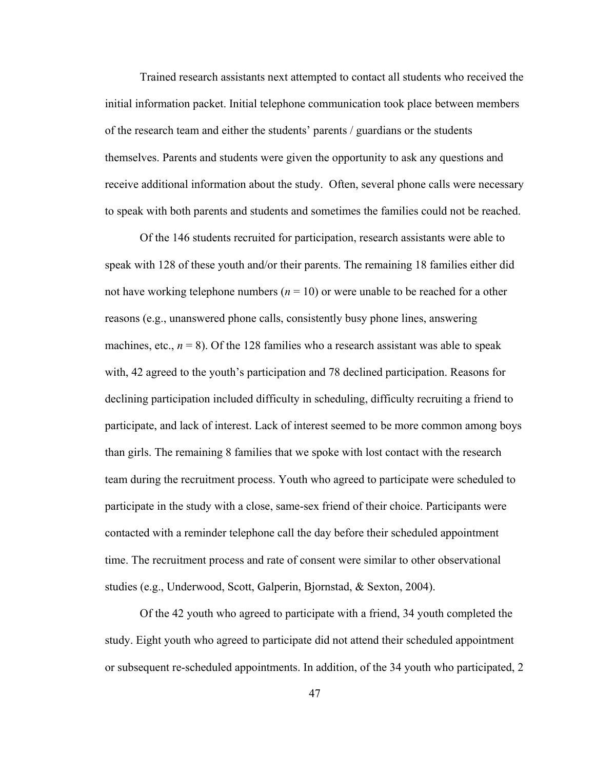Trained research assistants next attempted to contact all students who received the initial information packet. Initial telephone communication took place between members of the research team and either the students' parents / guardians or the students themselves. Parents and students were given the opportunity to ask any questions and receive additional information about the study. Often, several phone calls were necessary to speak with both parents and students and sometimes the families could not be reached.

Of the 146 students recruited for participation, research assistants were able to speak with 128 of these youth and/or their parents. The remaining 18 families either did not have working telephone numbers (*n* = 10) or were unable to be reached for a other reasons (e.g., unanswered phone calls, consistently busy phone lines, answering machines, etc., *n* = 8). Of the 128 families who a research assistant was able to speak with, 42 agreed to the youth's participation and 78 declined participation. Reasons for declining participation included difficulty in scheduling, difficulty recruiting a friend to participate, and lack of interest. Lack of interest seemed to be more common among boys than girls. The remaining 8 families that we spoke with lost contact with the research team during the recruitment process. Youth who agreed to participate were scheduled to participate in the study with a close, same-sex friend of their choice. Participants were contacted with a reminder telephone call the day before their scheduled appointment time. The recruitment process and rate of consent were similar to other observational studies (e.g., Underwood, Scott, Galperin, Bjornstad, & Sexton, 2004).

Of the 42 youth who agreed to participate with a friend, 34 youth completed the study. Eight youth who agreed to participate did not attend their scheduled appointment or subsequent re-scheduled appointments. In addition, of the 34 youth who participated, 2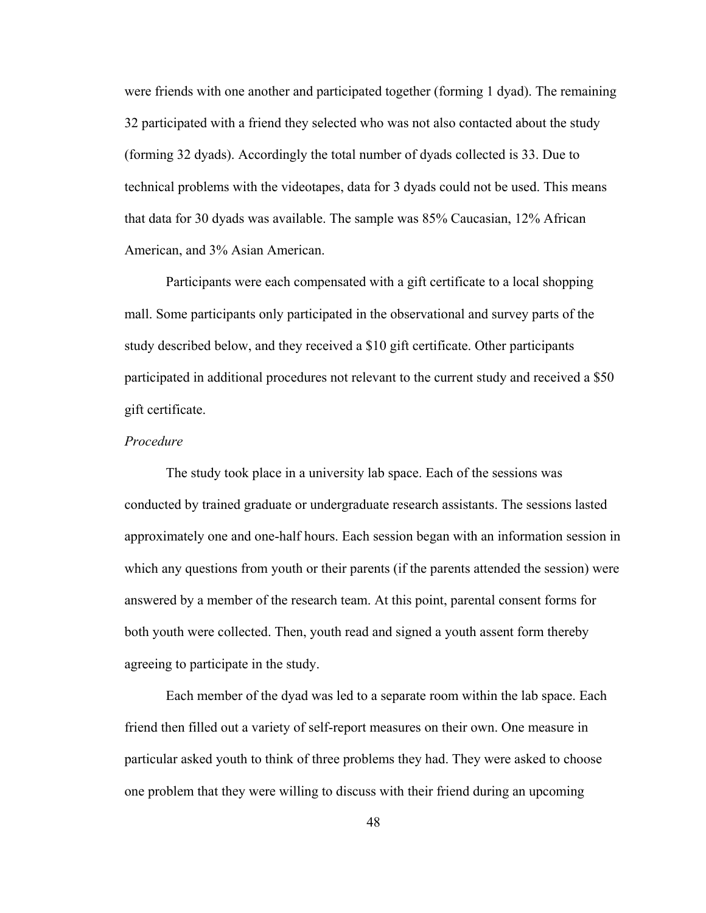were friends with one another and participated together (forming 1 dyad). The remaining 32 participated with a friend they selected who was not also contacted about the study (forming 32 dyads). Accordingly the total number of dyads collected is 33. Due to technical problems with the videotapes, data for 3 dyads could not be used. This means that data for 30 dyads was available. The sample was 85% Caucasian, 12% African American, and 3% Asian American.

Participants were each compensated with a gift certificate to a local shopping mall. Some participants only participated in the observational and survey parts of the study described below, and they received a $10 gift certificate. Other participants participated in additional procedures not relevant to the current study and received a $50 gift certificate.

*Procedure*

The study took place in a university lab space. Each of the sessions was conducted by trained graduate or undergraduate research assistants. The sessions lasted approximately one and one-half hours. Each session began with an information session in which any questions from youth or their parents (if the parents attended the session) were answered by a member of the research team. At this point, parental consent forms for both youth were collected. Then, youth read and signed a youth assent form thereby agreeing to participate in the study.

Each member of the dyad was led to a separate room within the lab space. Each friend then filled out a variety of self-report measures on their own. One measure in particular asked youth to think of three problems they had. They were asked to choose one problem that they were willing to discuss with their friend during an upcoming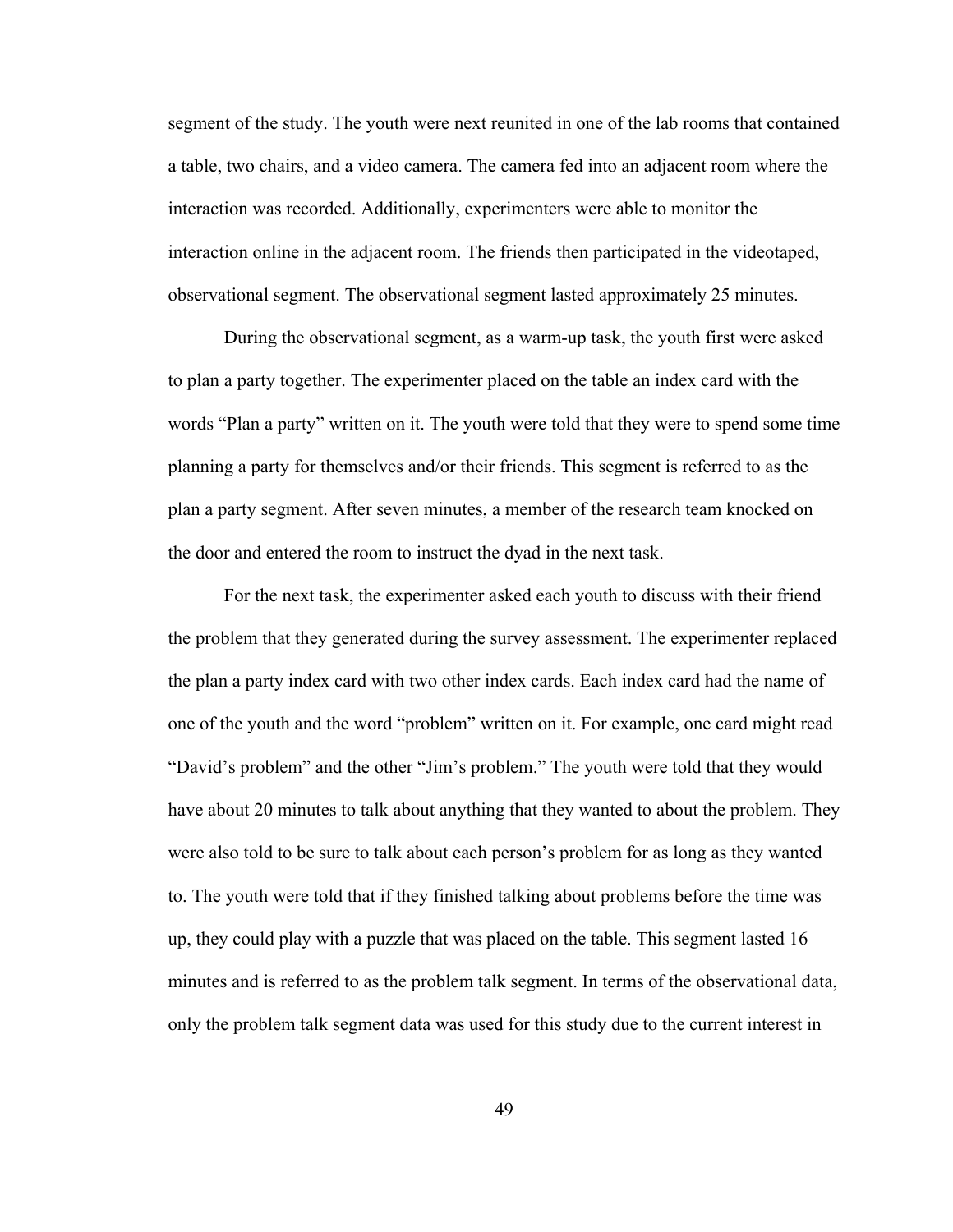segment of the study. The youth were next reunited in one of the lab rooms that contained a table, two chairs, and a video camera. The camera fed into an adjacent room where the interaction was recorded. Additionally, experimenters were able to monitor the interaction online in the adjacent room. The friends then participated in the videotaped, observational segment. The observational segment lasted approximately 25 minutes.

During the observational segment, as a warm-up task, the youth first were asked to plan a party together. The experimenter placed on the table an index card with the words "Plan a party" written on it. The youth were told that they were to spend some time planning a party for themselves and/or their friends. This segment is referred to as the plan a party segment. After seven minutes, a member of the research team knocked on the door and entered the room to instruct the dyad in the next task.

For the next task, the experimenter asked each youth to discuss with their friend the problem that they generated during the survey assessment. The experimenter replaced the plan a party index card with two other index cards. Each index card had the name of one of the youth and the word "problem" written on it. For example, one card might read "David's problem" and the other "Jim's problem." The youth were told that they would have about 20 minutes to talk about anything that they wanted to about the problem. They were also told to be sure to talk about each person's problem for as long as they wanted to. The youth were told that if they finished talking about problems before the time was up, they could play with a puzzle that was placed on the table. This segment lasted 16 minutes and is referred to as the problem talk segment. In terms of the observational data, only the problem talk segment data was used for this study due to the current interest in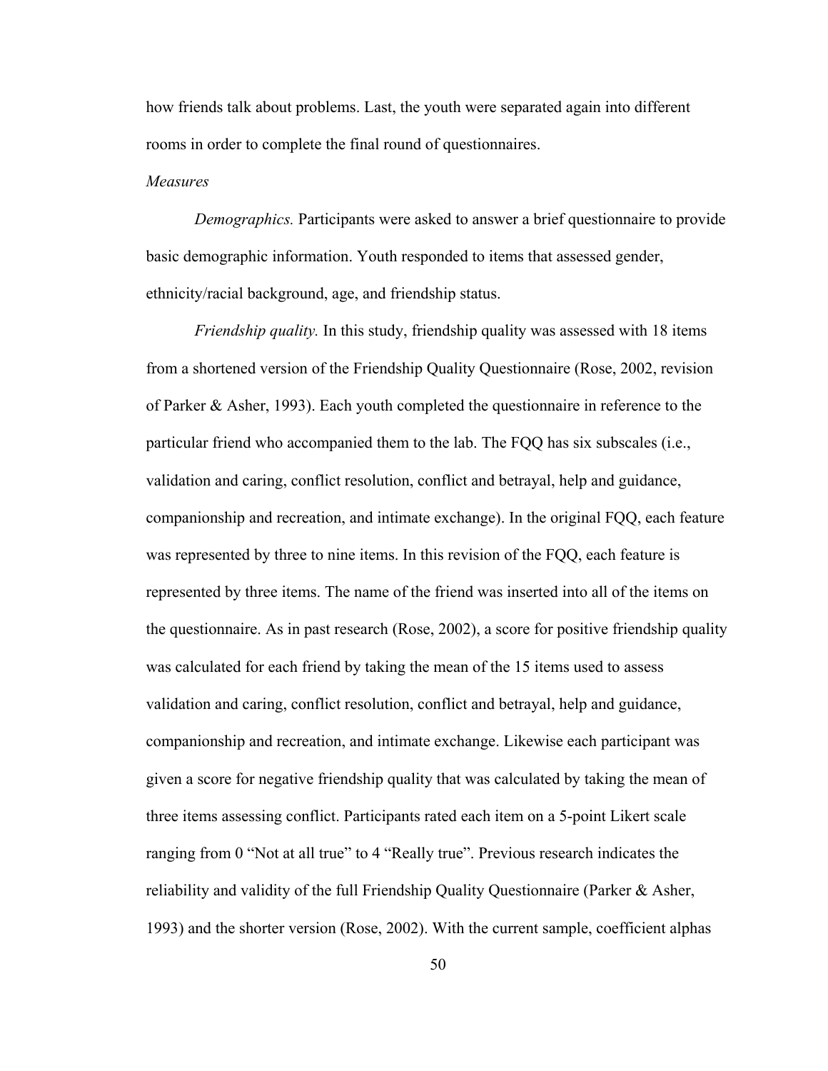how friends talk about problems. Last, the youth were separated again into different rooms in order to complete the final round of questionnaires.

*Measures*

*Demographics.* Participants were asked to answer a brief questionnaire to provide basic demographic information. Youth responded to items that assessed gender, ethnicity/racial background, age, and friendship status.

*Friendship quality.* In this study, friendship quality was assessed with 18 items from a shortened version of the Friendship Quality Questionnaire (Rose, 2002, revision of Parker & Asher, 1993). Each youth completed the questionnaire in reference to the particular friend who accompanied them to the lab. The FQQ has six subscales (i.e., validation and caring, conflict resolution, conflict and betrayal, help and guidance, companionship and recreation, and intimate exchange). In the original FQQ, each feature was represented by three to nine items. In this revision of the FQQ, each feature is represented by three items. The name of the friend was inserted into all of the items on the questionnaire. As in past research (Rose, 2002), a score for positive friendship quality was calculated for each friend by taking the mean of the 15 items used to assess validation and caring, conflict resolution, conflict and betrayal, help and guidance, companionship and recreation, and intimate exchange. Likewise each participant was given a score for negative friendship quality that was calculated by taking the mean of three items assessing conflict. Participants rated each item on a 5-point Likert scale ranging from 0 "Not at all true" to 4 "Really true". Previous research indicates the reliability and validity of the full Friendship Quality Questionnaire (Parker & Asher, 1993) and the shorter version (Rose, 2002). With the current sample, coefficient alphas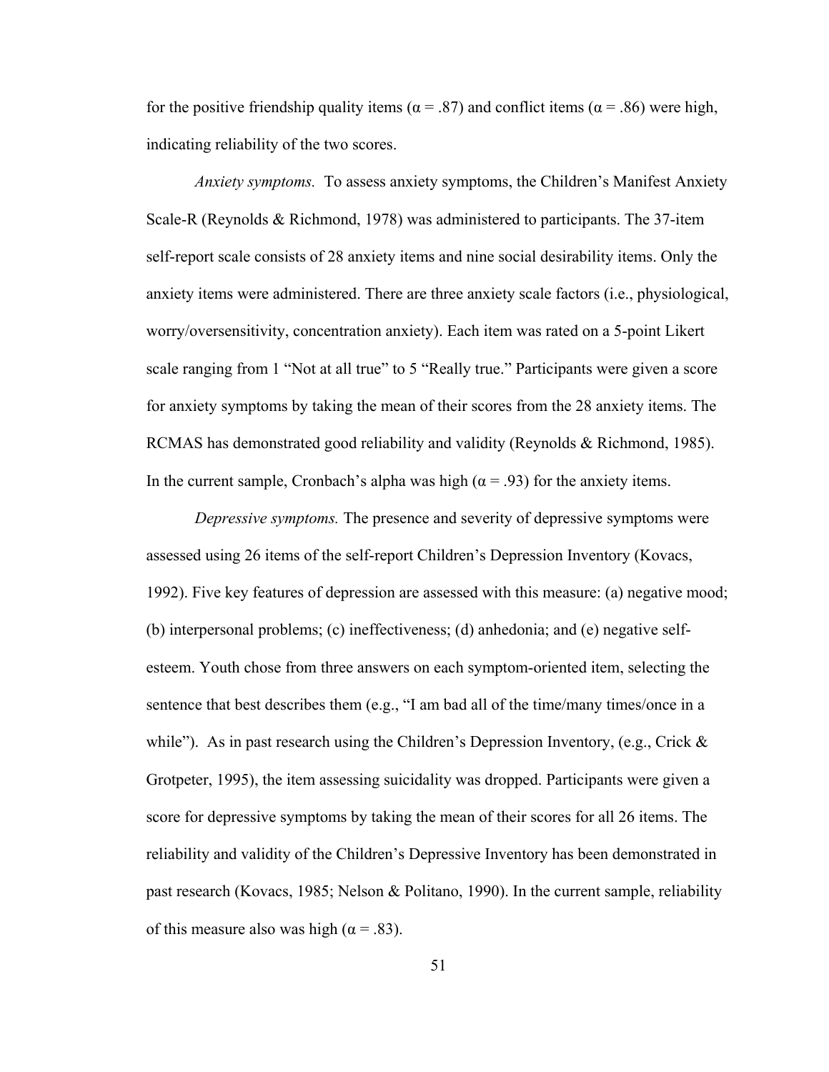for the positive friendship quality items (α = .87) and conflict items (α = .86) were high, indicating reliability of the two scores.

*Anxiety symptoms.* To assess anxiety symptoms, the Children's Manifest Anxiety Scale-R (Reynolds & Richmond, 1978) was administered to participants. The 37-item self-report scale consists of 28 anxiety items and nine social desirability items. Only the anxiety items were administered. There are three anxiety scale factors (i.e., physiological, worry/oversensitivity, concentration anxiety). Each item was rated on a 5-point Likert scale ranging from 1 "Not at all true" to 5 "Really true." Participants were given a score for anxiety symptoms by taking the mean of their scores from the 28 anxiety items. The RCMAS has demonstrated good reliability and validity (Reynolds & Richmond, 1985). In the current sample, Cronbach's alpha was high (α = .93) for the anxiety items.

*Depressive symptoms.* The presence and severity of depressive symptoms were assessed using 26 items of the self-report Children's Depression Inventory (Kovacs, 1992). Five key features of depression are assessed with this measure: (a) negative mood; (b) interpersonal problems; (c) ineffectiveness; (d) anhedonia; and (e) negative self-esteem. Youth chose from three answers on each symptom-oriented item, selecting the sentence that best describes them (e.g., "I am bad all of the time/many times/once in a while"). As in past research using the Children's Depression Inventory, (e.g., Crick & Grotpeter, 1995), the item assessing suicidality was dropped. Participants were given a score for depressive symptoms by taking the mean of their scores for all 26 items. The reliability and validity of the Children's Depressive Inventory has been demonstrated in past research (Kovacs, 1985; Nelson & Politano, 1990). In the current sample, reliability of this measure also was high (α = .83).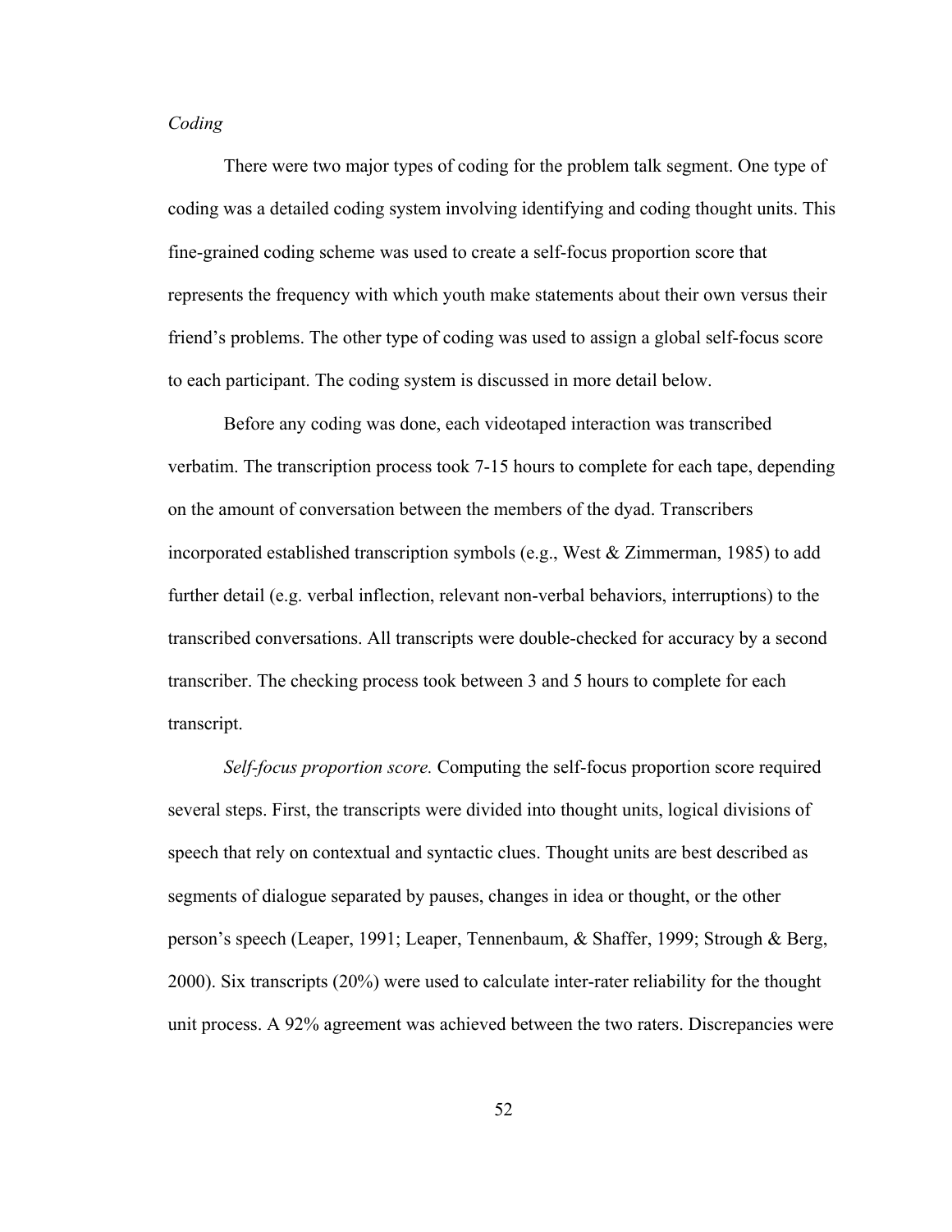*Coding*

There were two major types of coding for the problem talk segment. One type of coding was a detailed coding system involving identifying and coding thought units. This fine-grained coding scheme was used to create a self-focus proportion score that represents the frequency with which youth make statements about their own versus their friend's problems. The other type of coding was used to assign a global self-focus score to each participant. The coding system is discussed in more detail below.

Before any coding was done, each videotaped interaction was transcribed verbatim. The transcription process took 7-15 hours to complete for each tape, depending on the amount of conversation between the members of the dyad. Transcribers incorporated established transcription symbols (e.g., West & Zimmerman, 1985) to add further detail (e.g. verbal inflection, relevant non-verbal behaviors, interruptions) to the transcribed conversations. All transcripts were double-checked for accuracy by a second transcriber. The checking process took between 3 and 5 hours to complete for each transcript.

*Self-focus proportion score.* Computing the self-focus proportion score required several steps. First, the transcripts were divided into thought units, logical divisions of speech that rely on contextual and syntactic clues. Thought units are best described as segments of dialogue separated by pauses, changes in idea or thought, or the other person's speech (Leaper, 1991; Leaper, Tennenbaum, & Shaffer, 1999; Strough & Berg, 2000). Six transcripts (20%) were used to calculate inter-rater reliability for the thought unit process. A 92% agreement was achieved between the two raters. Discrepancies were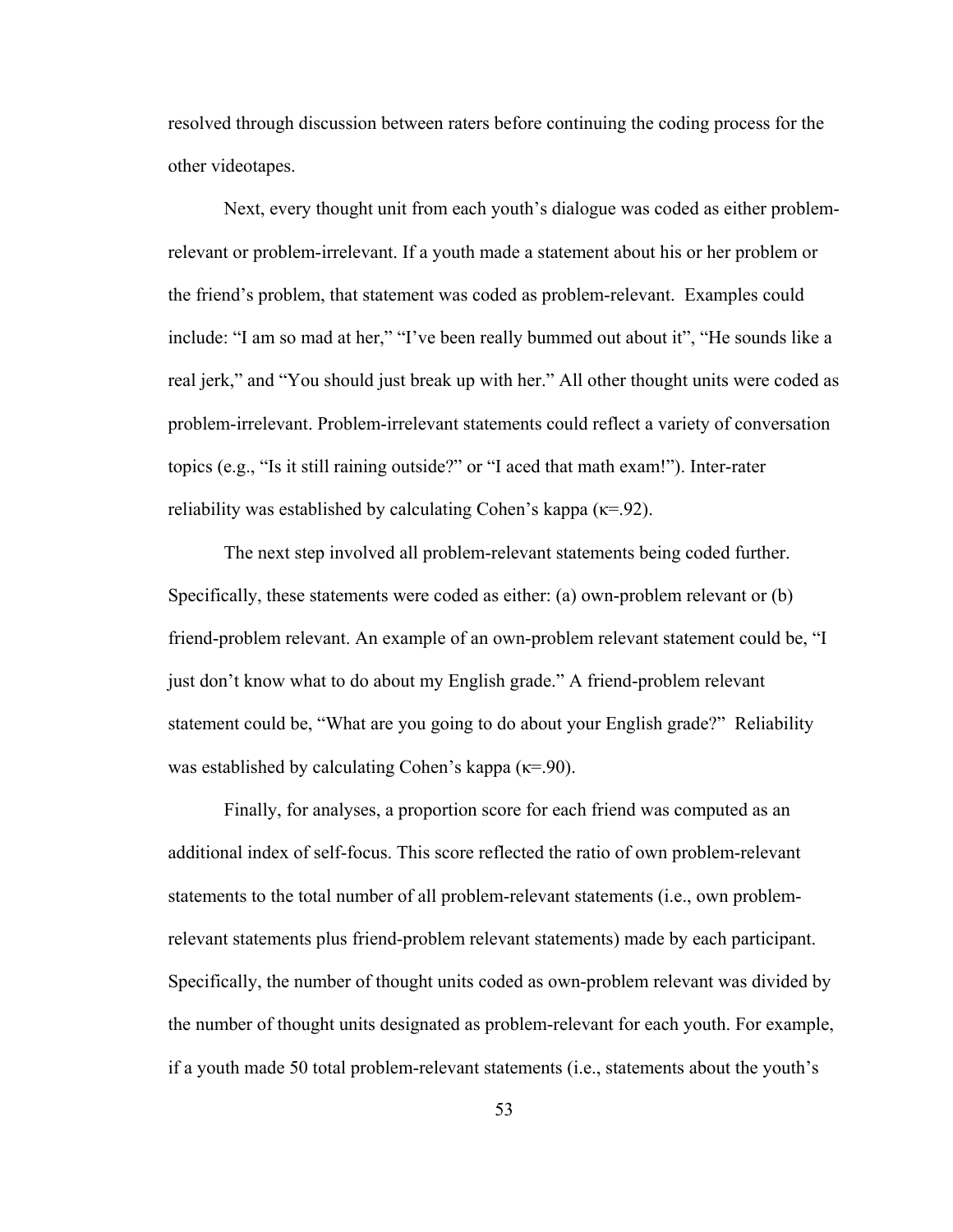resolved through discussion between raters before continuing the coding process for the other videotapes.

Next, every thought unit from each youth's dialogue was coded as either problem-relevant or problem-irrelevant. If a youth made a statement about his or her problem or the friend's problem, that statement was coded as problem-relevant. Examples could include: "I am so mad at her," "I've been really bummed out about it", "He sounds like a real jerk," and "You should just break up with her." All other thought units were coded as problem-irrelevant. Problem-irrelevant statements could reflect a variety of conversation topics (e.g., "Is it still raining outside?" or "I aced that math exam!"). Inter-rater reliability was established by calculating Cohen's kappa ($\kappa$=.92).

The next step involved all problem-relevant statements being coded further. Specifically, these statements were coded as either: (a) own-problem relevant or (b) friend-problem relevant. An example of an own-problem relevant statement could be, "I just don't know what to do about my English grade." A friend-problem relevant statement could be, "What are you going to do about your English grade?" Reliability was established by calculating Cohen's kappa ($\kappa$=.90).

Finally, for analyses, a proportion score for each friend was computed as an additional index of self-focus. This score reflected the ratio of own problem-relevant statements to the total number of all problem-relevant statements (i.e., own problem-relevant statements plus friend-problem relevant statements) made by each participant. Specifically, the number of thought units coded as own-problem relevant was divided by the number of thought units designated as problem-relevant for each youth. For example, if a youth made 50 total problem-relevant statements (i.e., statements about the youth's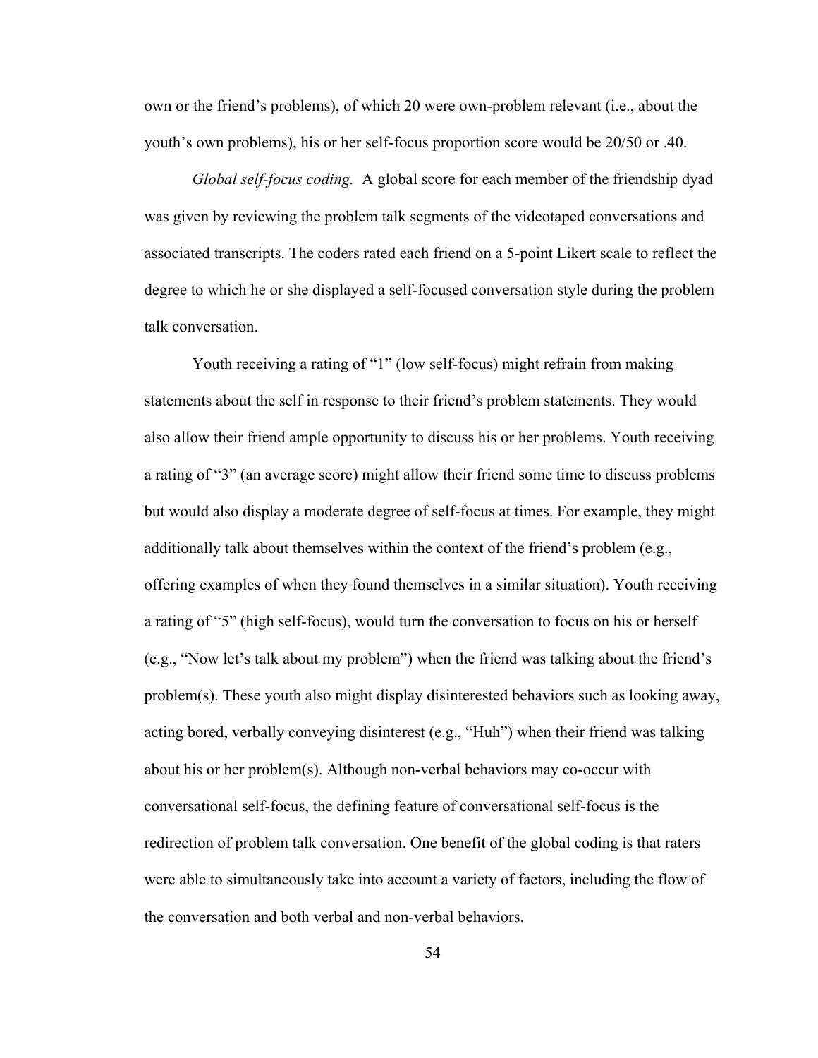own or the friend's problems), of which 20 were own-problem relevant (i.e., about the youth's own problems), his or her self-focus proportion score would be 20/50 or .40.

*Global self-focus coding.* A global score for each member of the friendship dyad was given by reviewing the problem talk segments of the videotaped conversations and associated transcripts. The coders rated each friend on a 5-point Likert scale to reflect the degree to which he or she displayed a self-focused conversation style during the problem talk conversation.

Youth receiving a rating of "1" (low self-focus) might refrain from making statements about the self in response to their friend's problem statements. They would also allow their friend ample opportunity to discuss his or her problems. Youth receiving a rating of "3" (an average score) might allow their friend some time to discuss problems but would also display a moderate degree of self-focus at times. For example, they might additionally talk about themselves within the context of the friend's problem (e.g., offering examples of when they found themselves in a similar situation). Youth receiving a rating of "5" (high self-focus), would turn the conversation to focus on his or herself (e.g., "Now let's talk about my problem") when the friend was talking about the friend's problem(s). These youth also might display disinterested behaviors such as looking away, acting bored, verbally conveying disinterest (e.g., "Huh") when their friend was talking about his or her problem(s). Although non-verbal behaviors may co-occur with conversational self-focus, the defining feature of conversational self-focus is the redirection of problem talk conversation. One benefit of the global coding is that raters were able to simultaneously take into account a variety of factors, including the flow of the conversation and both verbal and non-verbal behaviors.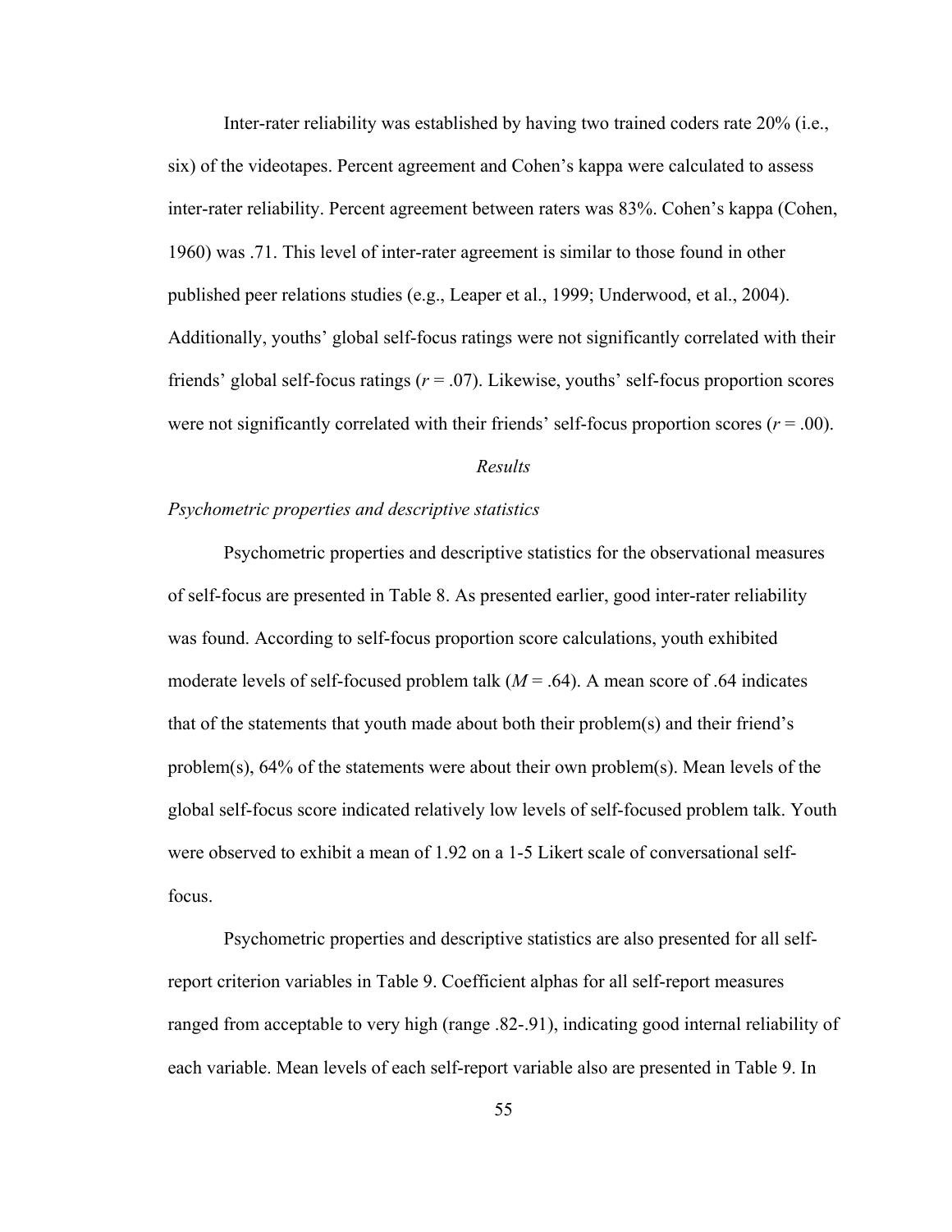Inter-rater reliability was established by having two trained coders rate 20% (i.e., six) of the videotapes. Percent agreement and Cohen's kappa were calculated to assess inter-rater reliability. Percent agreement between raters was 83%. Cohen's kappa (Cohen, 1960) was .71. This level of inter-rater agreement is similar to those found in other published peer relations studies (e.g., Leaper et al., 1999; Underwood, et al., 2004). Additionally, youths' global self-focus ratings were not significantly correlated with their friends' global self-focus ratings ($r = .07$). Likewise, youths' self-focus proportion scores were not significantly correlated with their friends' self-focus proportion scores ($r = .00$).

## *Results*

### *Psychometric properties and descriptive statistics*

Psychometric properties and descriptive statistics for the observational measures of self-focus are presented in Table 8. As presented earlier, good inter-rater reliability was found. According to self-focus proportion score calculations, youth exhibited moderate levels of self-focused problem talk ($M = .64$). A mean score of .64 indicates that of the statements that youth made about both their problem(s) and their friend's problem(s), 64% of the statements were about their own problem(s). Mean levels of the global self-focus score indicated relatively low levels of self-focused problem talk. Youth were observed to exhibit a mean of 1.92 on a 1-5 Likert scale of conversational self-focus.

Psychometric properties and descriptive statistics are also presented for all self-report criterion variables in Table 9. Coefficient alphas for all self-report measures ranged from acceptable to very high (range .82-.91), indicating good internal reliability of each variable. Mean levels of each self-report variable also are presented in Table 9. In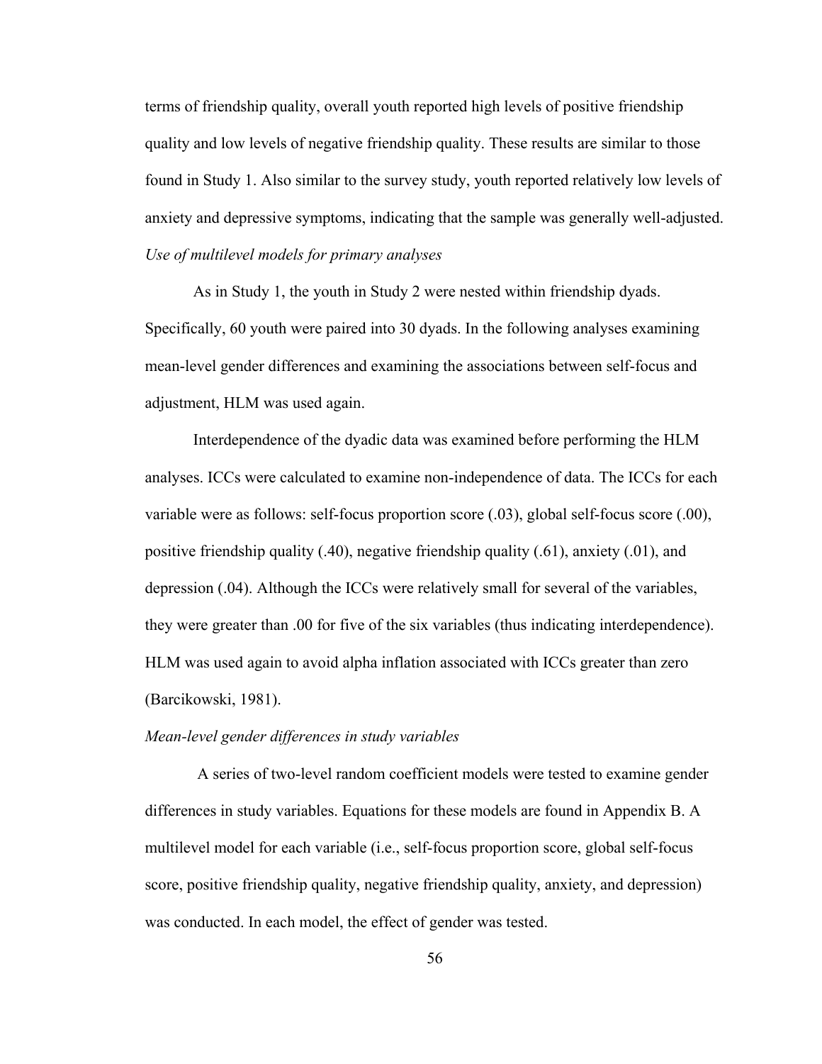terms of friendship quality, overall youth reported high levels of positive friendship quality and low levels of negative friendship quality. These results are similar to those found in Study 1. Also similar to the survey study, youth reported relatively low levels of anxiety and depressive symptoms, indicating that the sample was generally well-adjusted.

*Use of multilevel models for primary analyses*

As in Study 1, the youth in Study 2 were nested within friendship dyads. Specifically, 60 youth were paired into 30 dyads. In the following analyses examining mean-level gender differences and examining the associations between self-focus and adjustment, HLM was used again.

Interdependence of the dyadic data was examined before performing the HLM analyses. ICCs were calculated to examine non-independence of data. The ICCs for each variable were as follows: self-focus proportion score (.03), global self-focus score (.00), positive friendship quality (.40), negative friendship quality (.61), anxiety (.01), and depression (.04). Although the ICCs were relatively small for several of the variables, they were greater than .00 for five of the six variables (thus indicating interdependence). HLM was used again to avoid alpha inflation associated with ICCs greater than zero (Barcikowski, 1981).

*Mean-level gender differences in study variables*

A series of two-level random coefficient models were tested to examine gender differences in study variables. Equations for these models are found in Appendix B. A multilevel model for each variable (i.e., self-focus proportion score, global self-focus score, positive friendship quality, negative friendship quality, anxiety, and depression) was conducted. In each model, the effect of gender was tested.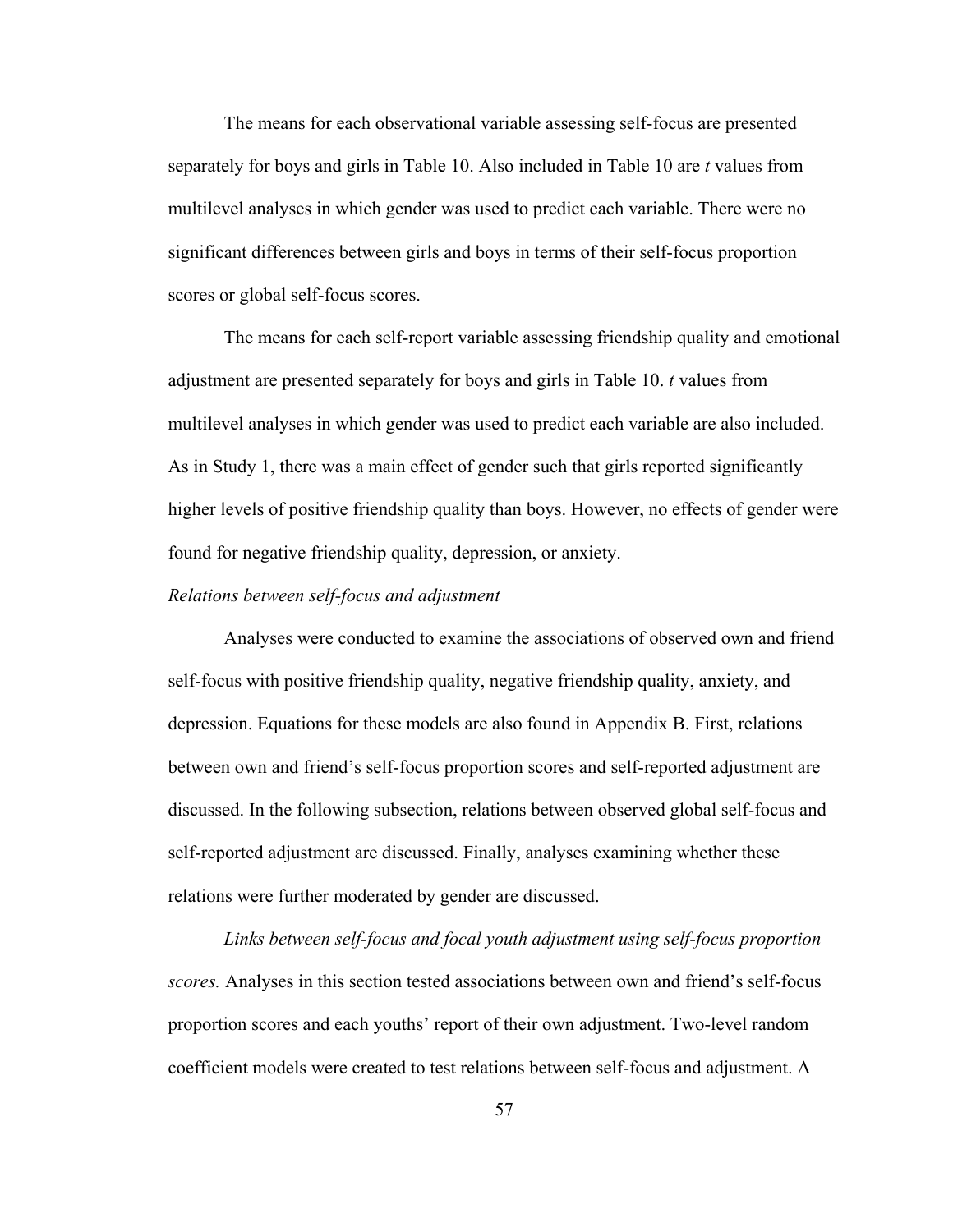The means for each observational variable assessing self-focus are presented separately for boys and girls in Table 10. Also included in Table 10 are *t* values from multilevel analyses in which gender was used to predict each variable. There were no significant differences between girls and boys in terms of their self-focus proportion scores or global self-focus scores.

The means for each self-report variable assessing friendship quality and emotional adjustment are presented separately for boys and girls in Table 10. *t* values from multilevel analyses in which gender was used to predict each variable are also included. As in Study 1, there was a main effect of gender such that girls reported significantly higher levels of positive friendship quality than boys. However, no effects of gender were found for negative friendship quality, depression, or anxiety.

*Relations between self-focus and adjustment*

Analyses were conducted to examine the associations of observed own and friend self-focus with positive friendship quality, negative friendship quality, anxiety, and depression. Equations for these models are also found in Appendix B. First, relations between own and friend's self-focus proportion scores and self-reported adjustment are discussed. In the following subsection, relations between observed global self-focus and self-reported adjustment are discussed. Finally, analyses examining whether these relations were further moderated by gender are discussed.

*Links between self-focus and focal youth adjustment using self-focus proportion scores.* Analyses in this section tested associations between own and friend's self-focus proportion scores and each youths' report of their own adjustment. Two-level random coefficient models were created to test relations between self-focus and adjustment. A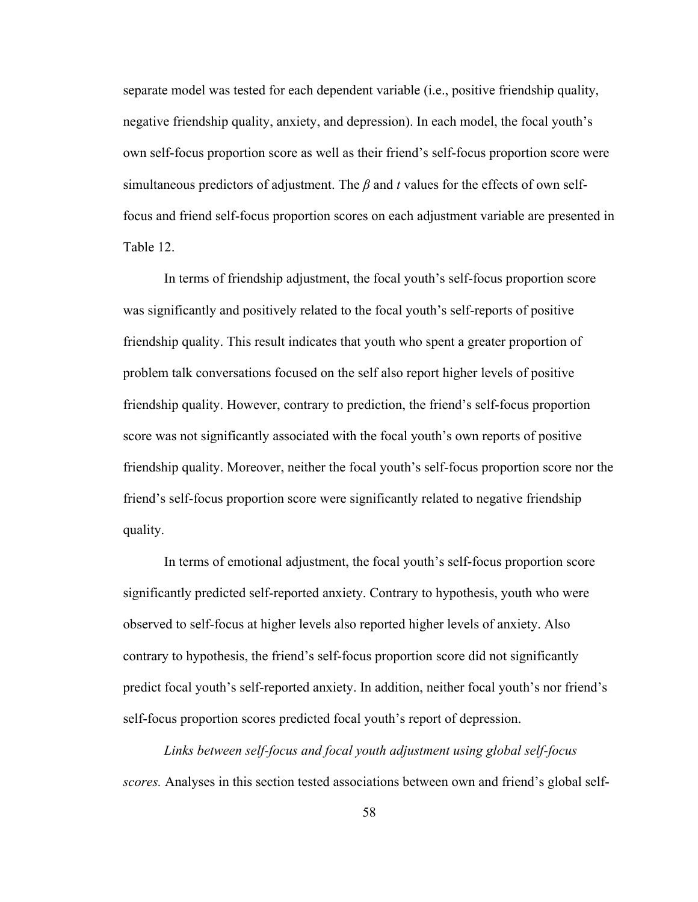separate model was tested for each dependent variable (i.e., positive friendship quality, negative friendship quality, anxiety, and depression). In each model, the focal youth's own self-focus proportion score as well as their friend's self-focus proportion score were simultaneous predictors of adjustment. The $\beta$ and $t$ values for the effects of own self-focus and friend self-focus proportion scores on each adjustment variable are presented in Table 12.

In terms of friendship adjustment, the focal youth's self-focus proportion score was significantly and positively related to the focal youth's self-reports of positive friendship quality. This result indicates that youth who spent a greater proportion of problem talk conversations focused on the self also report higher levels of positive friendship quality. However, contrary to prediction, the friend's self-focus proportion score was not significantly associated with the focal youth's own reports of positive friendship quality. Moreover, neither the focal youth's self-focus proportion score nor the friend's self-focus proportion score were significantly related to negative friendship quality.

In terms of emotional adjustment, the focal youth's self-focus proportion score significantly predicted self-reported anxiety. Contrary to hypothesis, youth who were observed to self-focus at higher levels also reported higher levels of anxiety. Also contrary to hypothesis, the friend's self-focus proportion score did not significantly predict focal youth's self-reported anxiety. In addition, neither focal youth's nor friend's self-focus proportion scores predicted focal youth's report of depression.

*Links between self-focus and focal youth adjustment using global self-focus scores.* Analyses in this section tested associations between own and friend's global self-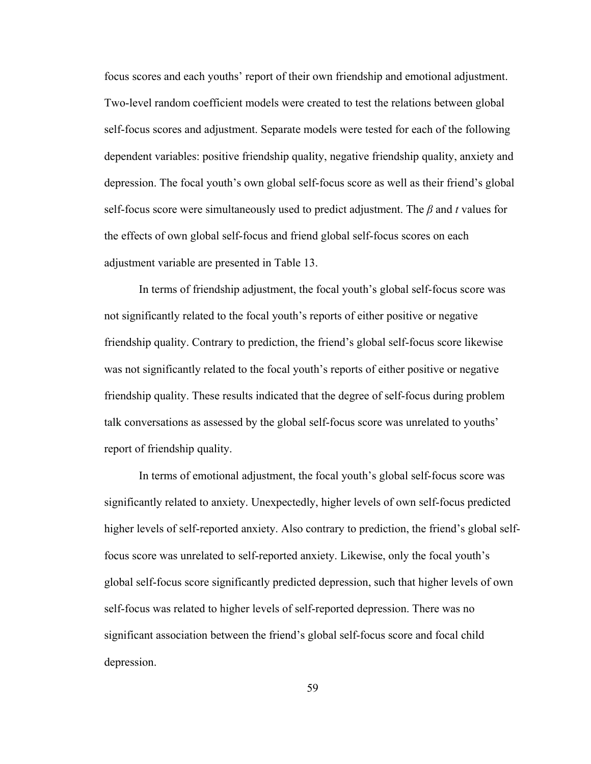focus scores and each youths' report of their own friendship and emotional adjustment. Two-level random coefficient models were created to test the relations between global self-focus scores and adjustment. Separate models were tested for each of the following dependent variables: positive friendship quality, negative friendship quality, anxiety and depression. The focal youth's own global self-focus score as well as their friend's global self-focus score were simultaneously used to predict adjustment. The $\beta$ and $t$ values for the effects of own global self-focus and friend global self-focus scores on each adjustment variable are presented in Table 13.

In terms of friendship adjustment, the focal youth's global self-focus score was not significantly related to the focal youth's reports of either positive or negative friendship quality. Contrary to prediction, the friend's global self-focus score likewise was not significantly related to the focal youth's reports of either positive or negative friendship quality. These results indicated that the degree of self-focus during problem talk conversations as assessed by the global self-focus score was unrelated to youths' report of friendship quality.

In terms of emotional adjustment, the focal youth's global self-focus score was significantly related to anxiety. Unexpectedly, higher levels of own self-focus predicted higher levels of self-reported anxiety. Also contrary to prediction, the friend's global self-focus score was unrelated to self-reported anxiety. Likewise, only the focal youth's global self-focus score significantly predicted depression, such that higher levels of own self-focus was related to higher levels of self-reported depression. There was no significant association between the friend's global self-focus score and focal child depression.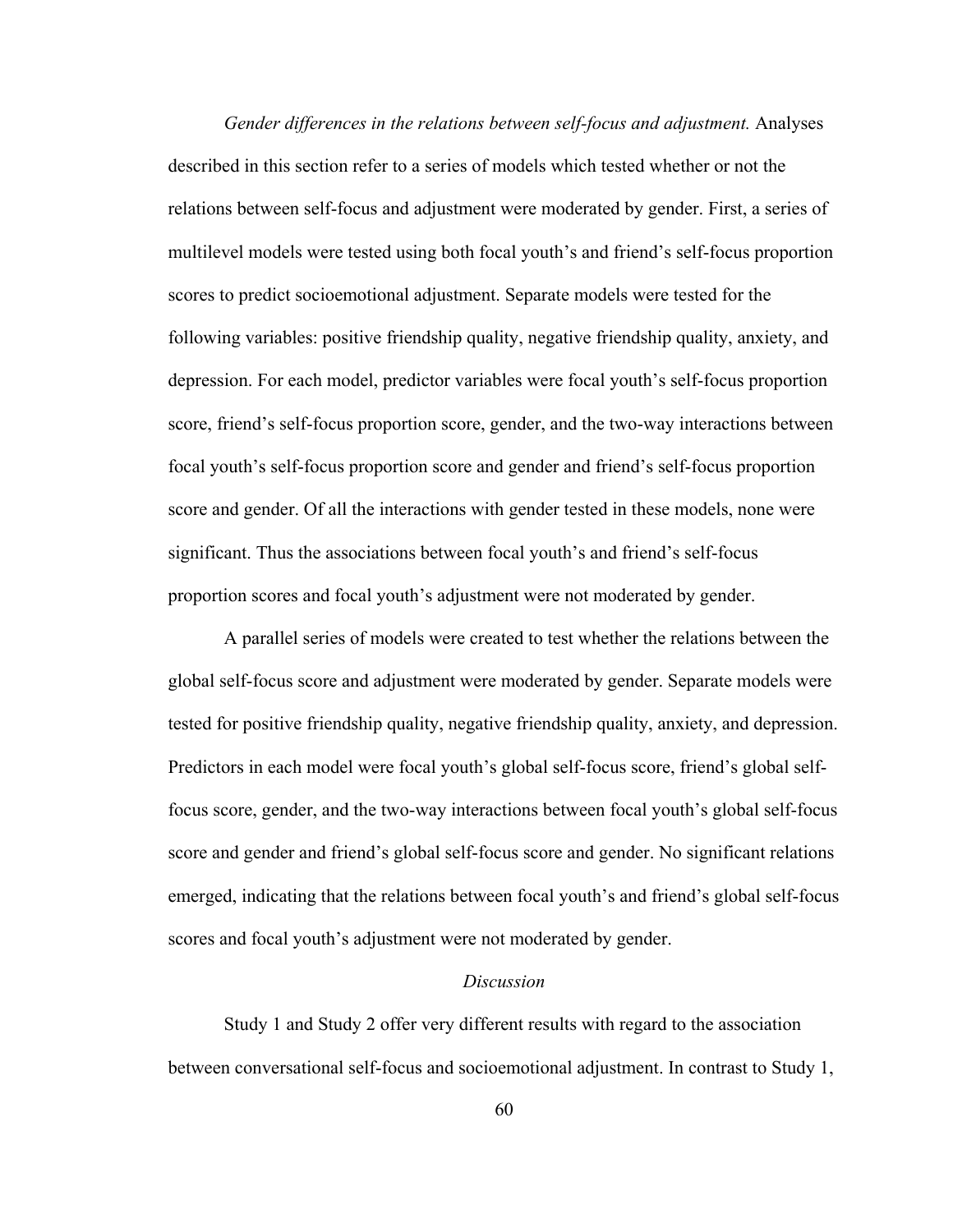*Gender differences in the relations between self-focus and adjustment.* Analyses described in this section refer to a series of models which tested whether or not the relations between self-focus and adjustment were moderated by gender. First, a series of multilevel models were tested using both focal youth's and friend's self-focus proportion scores to predict socioemotional adjustment. Separate models were tested for the following variables: positive friendship quality, negative friendship quality, anxiety, and depression. For each model, predictor variables were focal youth's self-focus proportion score, friend's self-focus proportion score, gender, and the two-way interactions between focal youth's self-focus proportion score and gender and friend's self-focus proportion score and gender. Of all the interactions with gender tested in these models, none were significant. Thus the associations between focal youth's and friend's self-focus proportion scores and focal youth's adjustment were not moderated by gender.

A parallel series of models were created to test whether the relations between the global self-focus score and adjustment were moderated by gender. Separate models were tested for positive friendship quality, negative friendship quality, anxiety, and depression. Predictors in each model were focal youth's global self-focus score, friend's global self-focus score, gender, and the two-way interactions between focal youth's global self-focus score and gender and friend's global self-focus score and gender. No significant relations emerged, indicating that the relations between focal youth's and friend's global self-focus scores and focal youth's adjustment were not moderated by gender.

## *Discussion*

Study 1 and Study 2 offer very different results with regard to the association between conversational self-focus and socioemotional adjustment. In contrast to Study 1,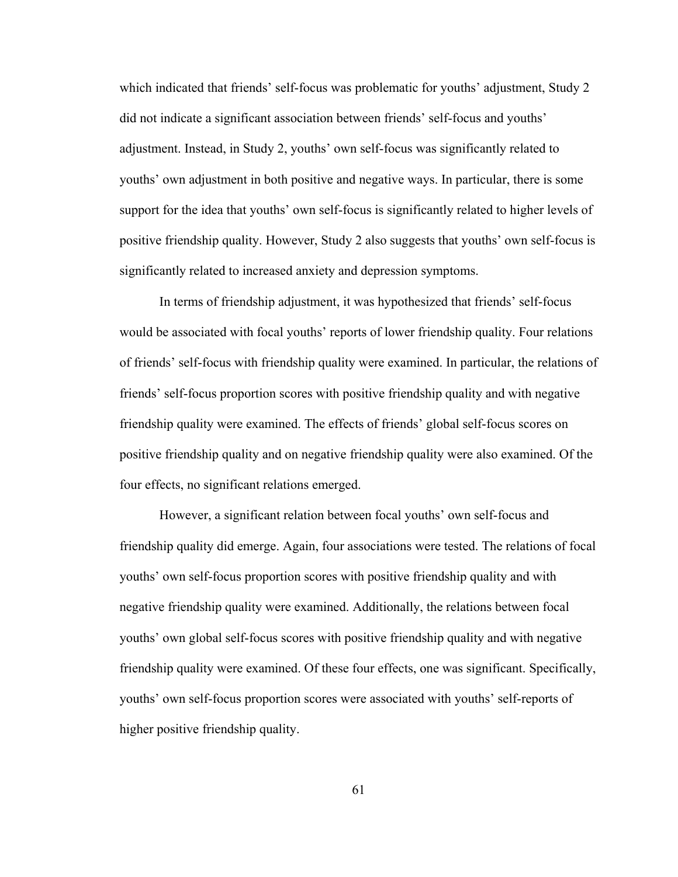which indicated that friends' self-focus was problematic for youths' adjustment, Study 2 did not indicate a significant association between friends' self-focus and youths' adjustment. Instead, in Study 2, youths' own self-focus was significantly related to youths' own adjustment in both positive and negative ways. In particular, there is some support for the idea that youths' own self-focus is significantly related to higher levels of positive friendship quality. However, Study 2 also suggests that youths' own self-focus is significantly related to increased anxiety and depression symptoms.

In terms of friendship adjustment, it was hypothesized that friends' self-focus would be associated with focal youths' reports of lower friendship quality. Four relations of friends' self-focus with friendship quality were examined. In particular, the relations of friends' self-focus proportion scores with positive friendship quality and with negative friendship quality were examined. The effects of friends' global self-focus scores on positive friendship quality and on negative friendship quality were also examined. Of the four effects, no significant relations emerged.

However, a significant relation between focal youths' own self-focus and friendship quality did emerge. Again, four associations were tested. The relations of focal youths' own self-focus proportion scores with positive friendship quality and with negative friendship quality were examined. Additionally, the relations between focal youths' own global self-focus scores with positive friendship quality and with negative friendship quality were examined. Of these four effects, one was significant. Specifically, youths' own self-focus proportion scores were associated with youths' self-reports of higher positive friendship quality.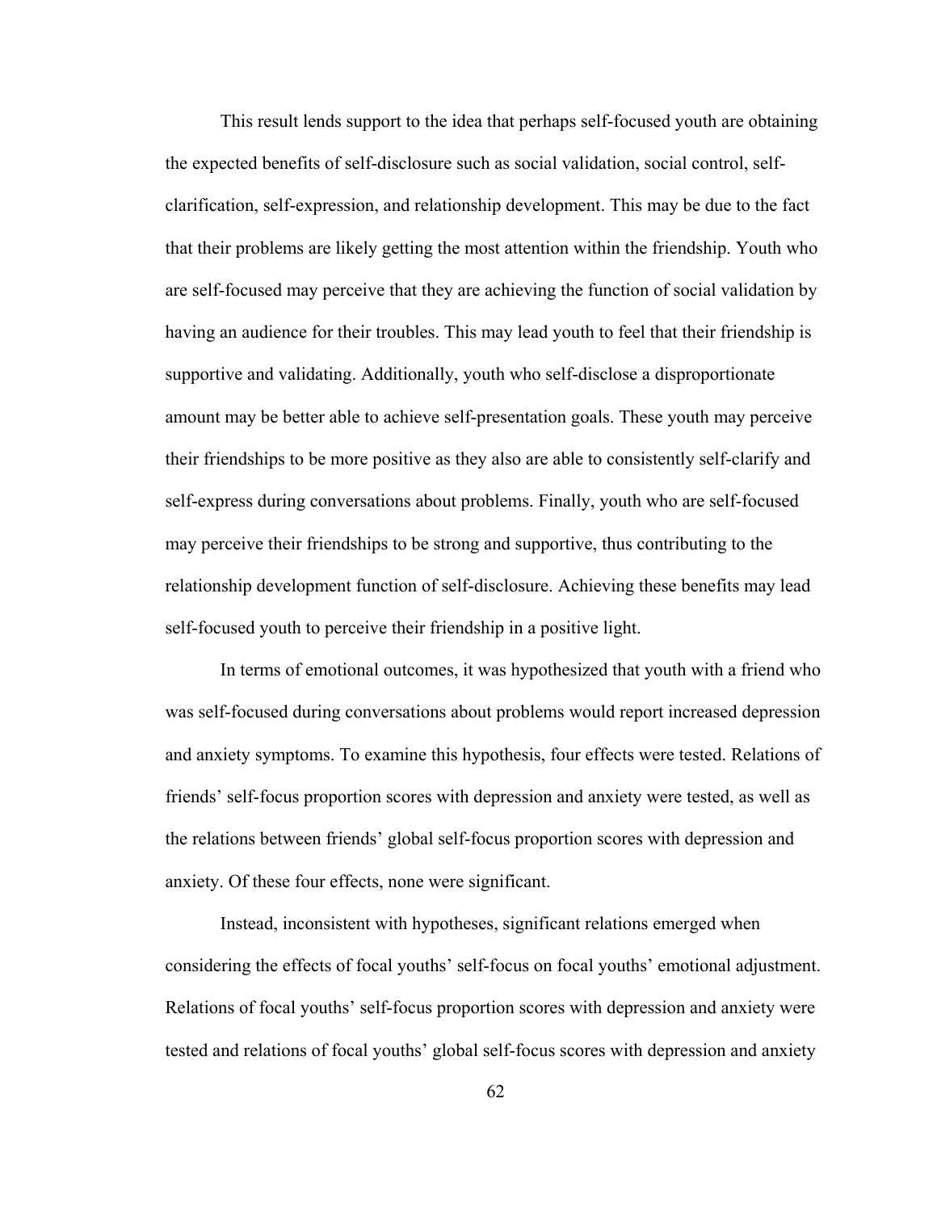This result lends support to the idea that perhaps self-focused youth are obtaining the expected benefits of self-disclosure such as social validation, social control, self-clarification, self-expression, and relationship development. This may be due to the fact that their problems are likely getting the most attention within the friendship. Youth who are self-focused may perceive that they are achieving the function of social validation by having an audience for their troubles. This may lead youth to feel that their friendship is supportive and validating. Additionally, youth who self-disclose a disproportionate amount may be better able to achieve self-presentation goals. These youth may perceive their friendships to be more positive as they also are able to consistently self-clarify and self-express during conversations about problems. Finally, youth who are self-focused may perceive their friendships to be strong and supportive, thus contributing to the relationship development function of self-disclosure. Achieving these benefits may lead self-focused youth to perceive their friendship in a positive light.

In terms of emotional outcomes, it was hypothesized that youth with a friend who was self-focused during conversations about problems would report increased depression and anxiety symptoms. To examine this hypothesis, four effects were tested. Relations of friends' self-focus proportion scores with depression and anxiety were tested, as well as the relations between friends' global self-focus proportion scores with depression and anxiety. Of these four effects, none were significant.

Instead, inconsistent with hypotheses, significant relations emerged when considering the effects of focal youths' self-focus on focal youths' emotional adjustment. Relations of focal youths' self-focus proportion scores with depression and anxiety were tested and relations of focal youths' global self-focus scores with depression and anxiety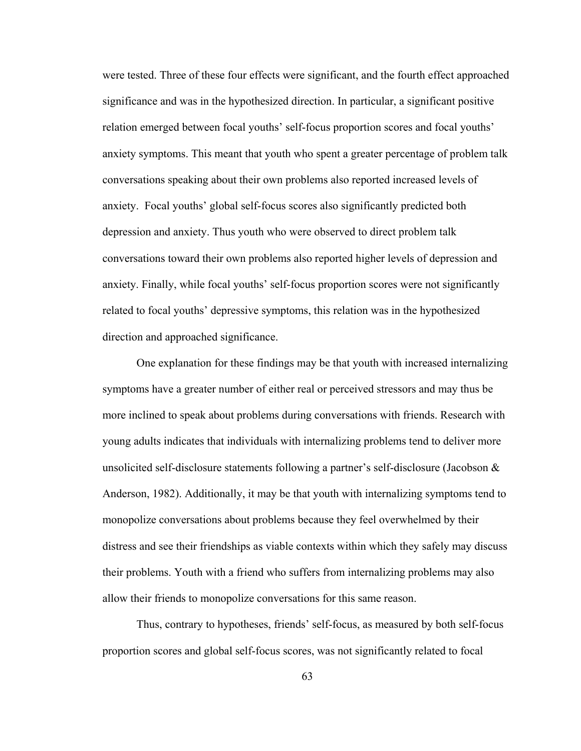were tested. Three of these four effects were significant, and the fourth effect approached significance and was in the hypothesized direction. In particular, a significant positive relation emerged between focal youths' self-focus proportion scores and focal youths' anxiety symptoms. This meant that youth who spent a greater percentage of problem talk conversations speaking about their own problems also reported increased levels of anxiety. Focal youths' global self-focus scores also significantly predicted both depression and anxiety. Thus youth who were observed to direct problem talk conversations toward their own problems also reported higher levels of depression and anxiety. Finally, while focal youths' self-focus proportion scores were not significantly related to focal youths' depressive symptoms, this relation was in the hypothesized direction and approached significance.

One explanation for these findings may be that youth with increased internalizing symptoms have a greater number of either real or perceived stressors and may thus be more inclined to speak about problems during conversations with friends. Research with young adults indicates that individuals with internalizing problems tend to deliver more unsolicited self-disclosure statements following a partner's self-disclosure (Jacobson & Anderson, 1982). Additionally, it may be that youth with internalizing symptoms tend to monopolize conversations about problems because they feel overwhelmed by their distress and see their friendships as viable contexts within which they safely may discuss their problems. Youth with a friend who suffers from internalizing problems may also allow their friends to monopolize conversations for this same reason.

Thus, contrary to hypotheses, friends' self-focus, as measured by both self-focus proportion scores and global self-focus scores, was not significantly related to focal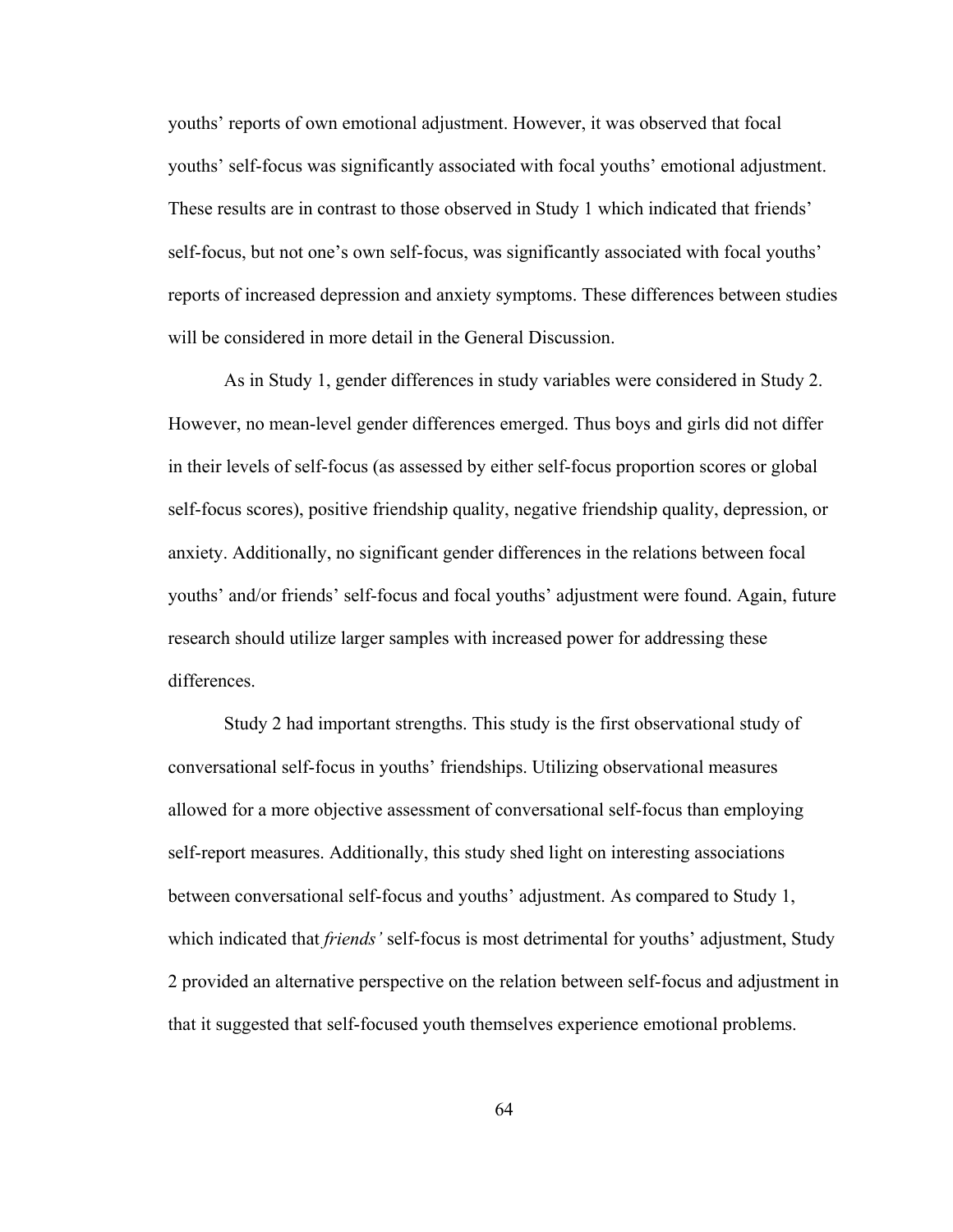youths' reports of own emotional adjustment. However, it was observed that focal youths' self-focus was significantly associated with focal youths' emotional adjustment. These results are in contrast to those observed in Study 1 which indicated that friends' self-focus, but not one's own self-focus, was significantly associated with focal youths' reports of increased depression and anxiety symptoms. These differences between studies will be considered in more detail in the General Discussion.

As in Study 1, gender differences in study variables were considered in Study 2. However, no mean-level gender differences emerged. Thus boys and girls did not differ in their levels of self-focus (as assessed by either self-focus proportion scores or global self-focus scores), positive friendship quality, negative friendship quality, depression, or anxiety. Additionally, no significant gender differences in the relations between focal youths' and/or friends' self-focus and focal youths' adjustment were found. Again, future research should utilize larger samples with increased power for addressing these differences.

Study 2 had important strengths. This study is the first observational study of conversational self-focus in youths' friendships. Utilizing observational measures allowed for a more objective assessment of conversational self-focus than employing self-report measures. Additionally, this study shed light on interesting associations between conversational self-focus and youths' adjustment. As compared to Study 1, which indicated that *friends'* self-focus is most detrimental for youths' adjustment, Study 2 provided an alternative perspective on the relation between self-focus and adjustment in that it suggested that self-focused youth themselves experience emotional problems.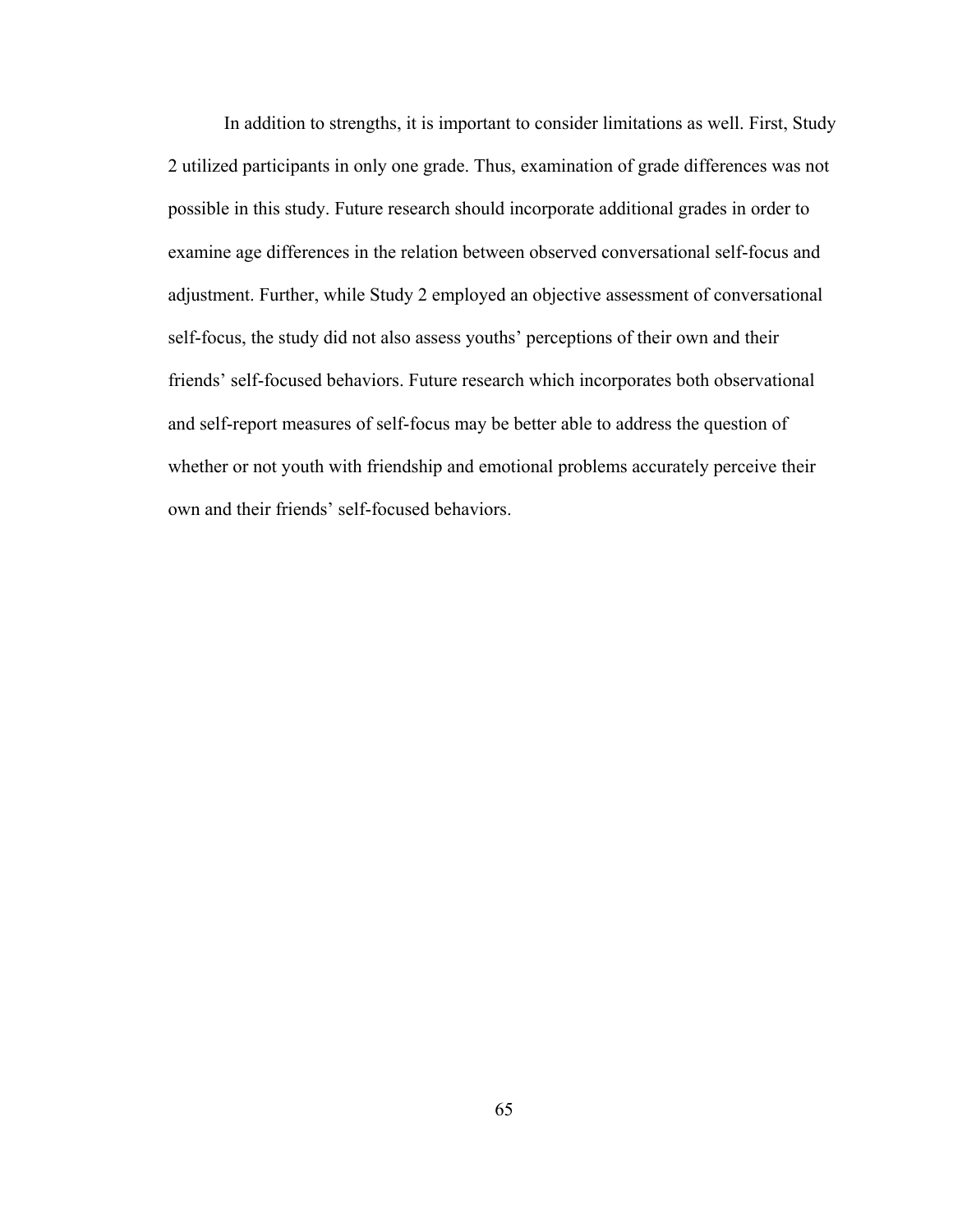In addition to strengths, it is important to consider limitations as well. First, Study 2 utilized participants in only one grade. Thus, examination of grade differences was not possible in this study. Future research should incorporate additional grades in order to examine age differences in the relation between observed conversational self-focus and adjustment. Further, while Study 2 employed an objective assessment of conversational self-focus, the study did not also assess youths' perceptions of their own and their friends' self-focused behaviors. Future research which incorporates both observational and self-report measures of self-focus may be better able to address the question of whether or not youth with friendship and emotional problems accurately perceive their own and their friends' self-focused behaviors.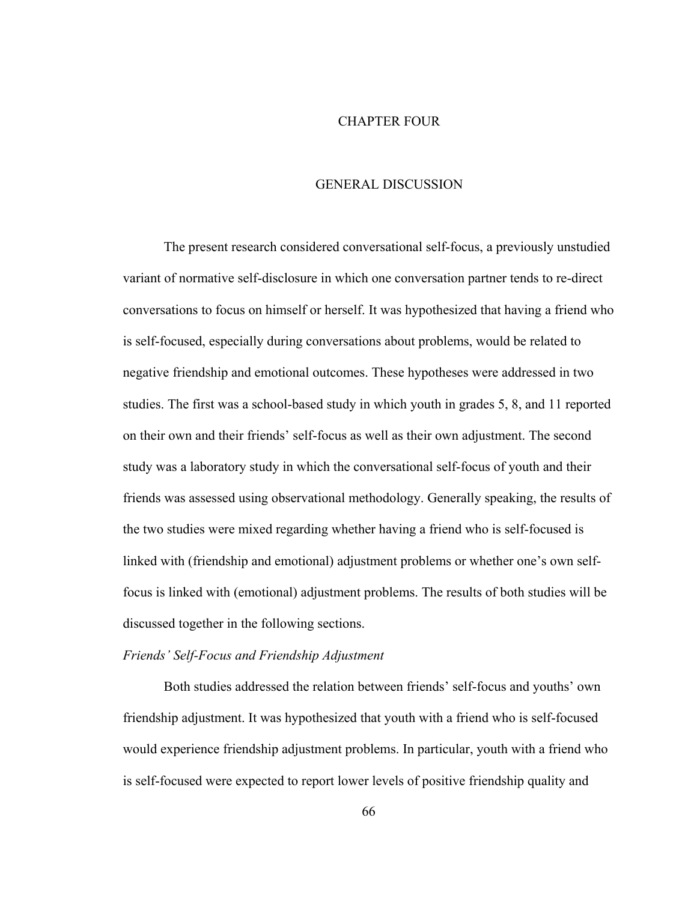# CHAPTER FOUR

# GENERAL DISCUSSION

The present research considered conversational self-focus, a previously unstudied variant of normative self-disclosure in which one conversation partner tends to re-direct conversations to focus on himself or herself. It was hypothesized that having a friend who is self-focused, especially during conversations about problems, would be related to negative friendship and emotional outcomes. These hypotheses were addressed in two studies. The first was a school-based study in which youth in grades 5, 8, and 11 reported on their own and their friends' self-focus as well as their own adjustment. The second study was a laboratory study in which the conversational self-focus of youth and their friends was assessed using observational methodology. Generally speaking, the results of the two studies were mixed regarding whether having a friend who is self-focused is linked with (friendship and emotional) adjustment problems or whether one's own self-focus is linked with (emotional) adjustment problems. The results of both studies will be discussed together in the following sections.

### *Friends' Self-Focus and Friendship Adjustment*

Both studies addressed the relation between friends' self-focus and youths' own friendship adjustment. It was hypothesized that youth with a friend who is self-focused would experience friendship adjustment problems. In particular, youth with a friend who is self-focused were expected to report lower levels of positive friendship quality and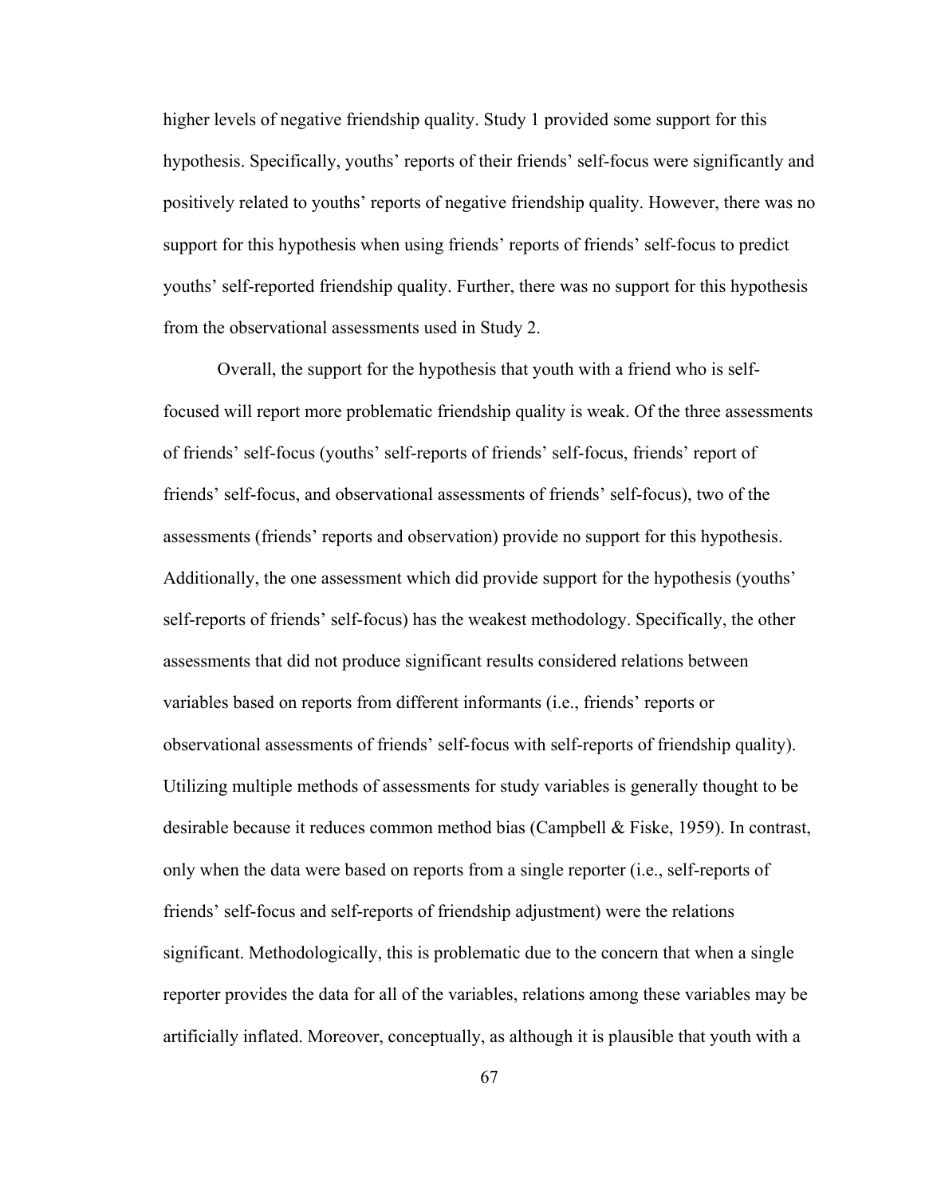higher levels of negative friendship quality. Study 1 provided some support for this hypothesis. Specifically, youths' reports of their friends' self-focus were significantly and positively related to youths' reports of negative friendship quality. However, there was no support for this hypothesis when using friends' reports of friends' self-focus to predict youths' self-reported friendship quality. Further, there was no support for this hypothesis from the observational assessments used in Study 2.

Overall, the support for the hypothesis that youth with a friend who is self-focused will report more problematic friendship quality is weak. Of the three assessments of friends' self-focus (youths' self-reports of friends' self-focus, friends' report of friends' self-focus, and observational assessments of friends' self-focus), two of the assessments (friends' reports and observation) provide no support for this hypothesis. Additionally, the one assessment which did provide support for the hypothesis (youths' self-reports of friends' self-focus) has the weakest methodology. Specifically, the other assessments that did not produce significant results considered relations between variables based on reports from different informants (i.e., friends' reports or observational assessments of friends' self-focus with self-reports of friendship quality). Utilizing multiple methods of assessments for study variables is generally thought to be desirable because it reduces common method bias (Campbell & Fiske, 1959). In contrast, only when the data were based on reports from a single reporter (i.e., self-reports of friends' self-focus and self-reports of friendship adjustment) were the relations significant. Methodologically, this is problematic due to the concern that when a single reporter provides the data for all of the variables, relations among these variables may be artificially inflated. Moreover, conceptually, as although it is plausible that youth with a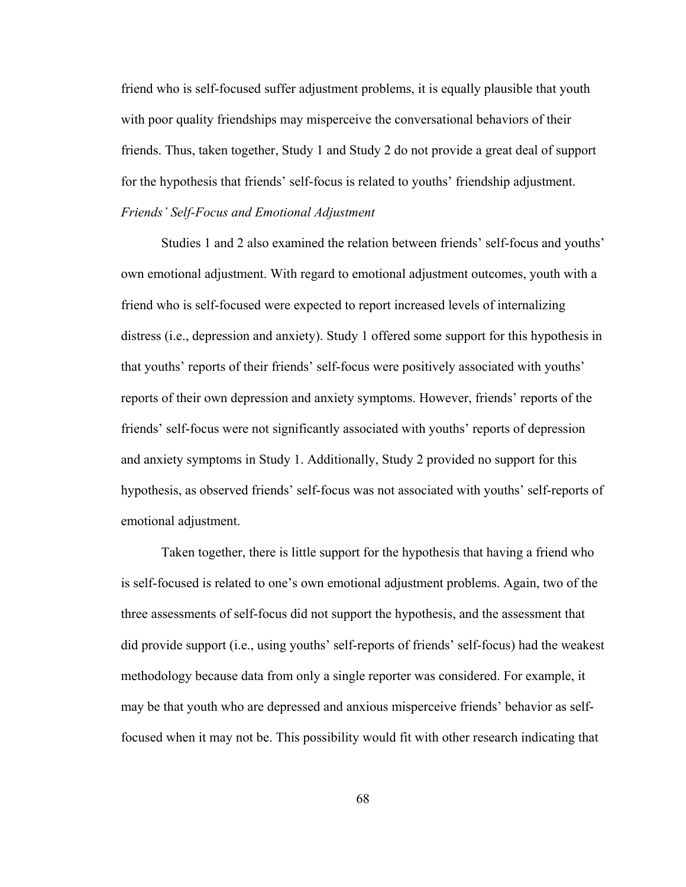friend who is self-focused suffer adjustment problems, it is equally plausible that youth with poor quality friendships may misperceive the conversational behaviors of their friends. Thus, taken together, Study 1 and Study 2 do not provide a great deal of support for the hypothesis that friends' self-focus is related to youths' friendship adjustment.

### *Friends' Self-Focus and Emotional Adjustment*

Studies 1 and 2 also examined the relation between friends' self-focus and youths' own emotional adjustment. With regard to emotional adjustment outcomes, youth with a friend who is self-focused were expected to report increased levels of internalizing distress (i.e., depression and anxiety). Study 1 offered some support for this hypothesis in that youths' reports of their friends' self-focus were positively associated with youths' reports of their own depression and anxiety symptoms. However, friends' reports of the friends' self-focus were not significantly associated with youths' reports of depression and anxiety symptoms in Study 1. Additionally, Study 2 provided no support for this hypothesis, as observed friends' self-focus was not associated with youths' self-reports of emotional adjustment.

Taken together, there is little support for the hypothesis that having a friend who is self-focused is related to one's own emotional adjustment problems. Again, two of the three assessments of self-focus did not support the hypothesis, and the assessment that did provide support (i.e., using youths' self-reports of friends' self-focus) had the weakest methodology because data from only a single reporter was considered. For example, it may be that youth who are depressed and anxious misperceive friends' behavior as self-focused when it may not be. This possibility would fit with other research indicating that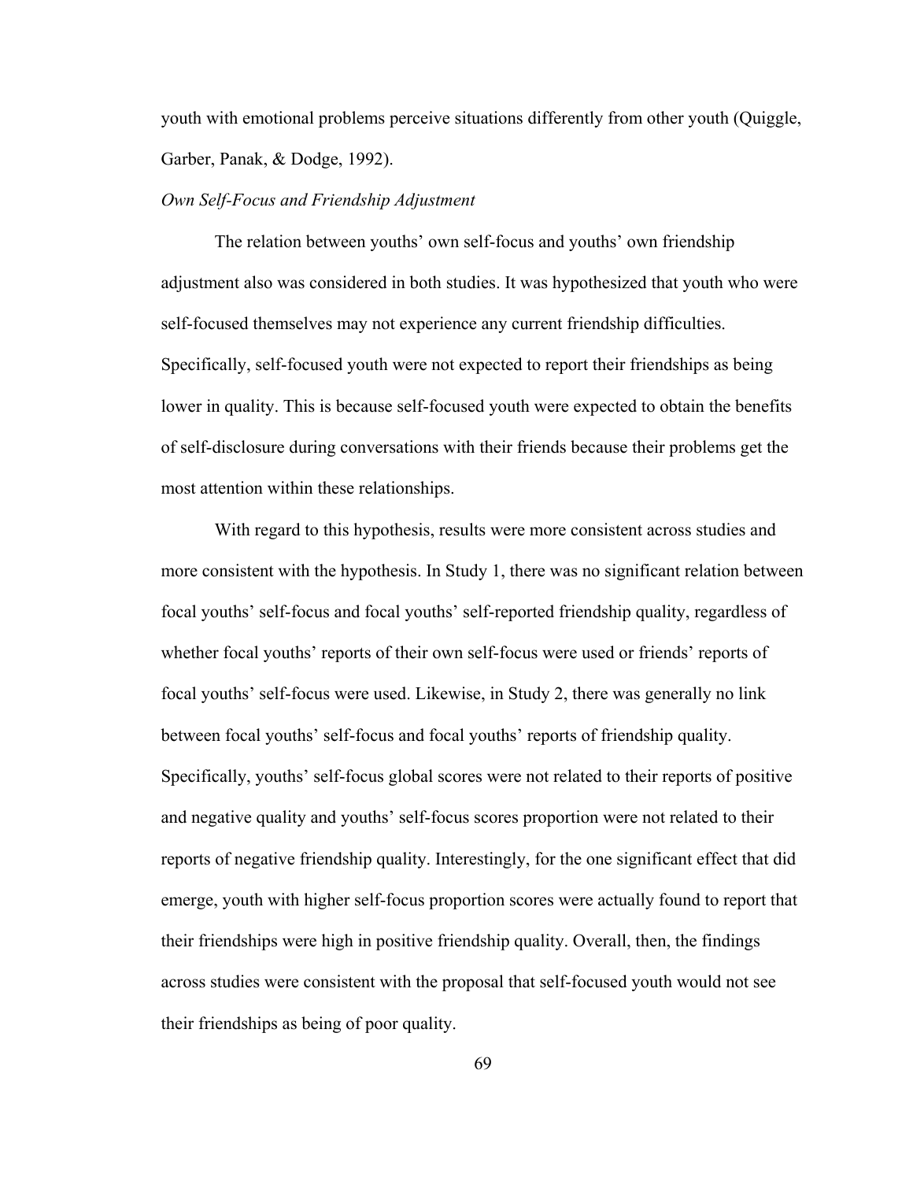youth with emotional problems perceive situations differently from other youth (Quiggle, Garber, Panak, & Dodge, 1992).

*Own Self-Focus and Friendship Adjustment*

The relation between youths' own self-focus and youths' own friendship adjustment also was considered in both studies. It was hypothesized that youth who were self-focused themselves may not experience any current friendship difficulties. Specifically, self-focused youth were not expected to report their friendships as being lower in quality. This is because self-focused youth were expected to obtain the benefits of self-disclosure during conversations with their friends because their problems get the most attention within these relationships.

With regard to this hypothesis, results were more consistent across studies and more consistent with the hypothesis. In Study 1, there was no significant relation between focal youths' self-focus and focal youths' self-reported friendship quality, regardless of whether focal youths' reports of their own self-focus were used or friends' reports of focal youths' self-focus were used. Likewise, in Study 2, there was generally no link between focal youths' self-focus and focal youths' reports of friendship quality. Specifically, youths' self-focus global scores were not related to their reports of positive and negative quality and youths' self-focus scores proportion were not related to their reports of negative friendship quality. Interestingly, for the one significant effect that did emerge, youth with higher self-focus proportion scores were actually found to report that their friendships were high in positive friendship quality. Overall, then, the findings across studies were consistent with the proposal that self-focused youth would not see their friendships as being of poor quality.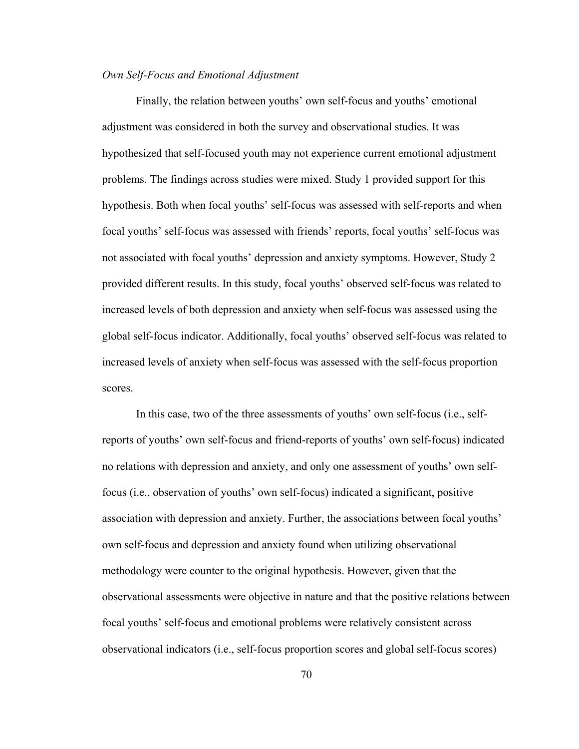*Own Self-Focus and Emotional Adjustment*

Finally, the relation between youths' own self-focus and youths' emotional adjustment was considered in both the survey and observational studies. It was hypothesized that self-focused youth may not experience current emotional adjustment problems. The findings across studies were mixed. Study 1 provided support for this hypothesis. Both when focal youths' self-focus was assessed with self-reports and when focal youths' self-focus was assessed with friends' reports, focal youths' self-focus was not associated with focal youths' depression and anxiety symptoms. However, Study 2 provided different results. In this study, focal youths' observed self-focus was related to increased levels of both depression and anxiety when self-focus was assessed using the global self-focus indicator. Additionally, focal youths' observed self-focus was related to increased levels of anxiety when self-focus was assessed with the self-focus proportion scores.

In this case, two of the three assessments of youths' own self-focus (i.e., self-reports of youths' own self-focus and friend-reports of youths' own self-focus) indicated no relations with depression and anxiety, and only one assessment of youths' own self-focus (i.e., observation of youths' own self-focus) indicated a significant, positive association with depression and anxiety. Further, the associations between focal youths' own self-focus and depression and anxiety found when utilizing observational methodology were counter to the original hypothesis. However, given that the observational assessments were objective in nature and that the positive relations between focal youths' self-focus and emotional problems were relatively consistent across observational indicators (i.e., self-focus proportion scores and global self-focus scores)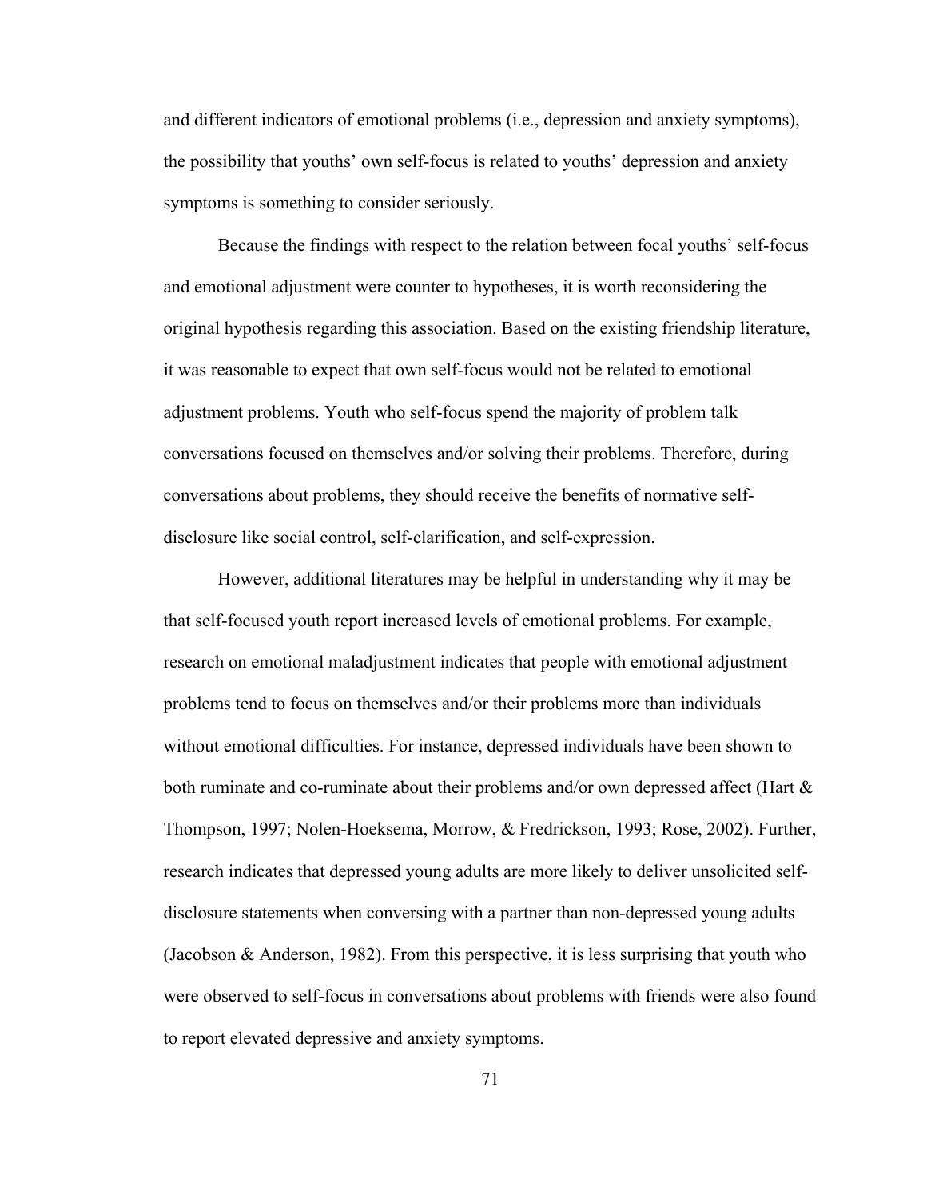and different indicators of emotional problems (i.e., depression and anxiety symptoms), the possibility that youths' own self-focus is related to youths' depression and anxiety symptoms is something to consider seriously.

Because the findings with respect to the relation between focal youths' self-focus and emotional adjustment were counter to hypotheses, it is worth reconsidering the original hypothesis regarding this association. Based on the existing friendship literature, it was reasonable to expect that own self-focus would not be related to emotional adjustment problems. Youth who self-focus spend the majority of problem talk conversations focused on themselves and/or solving their problems. Therefore, during conversations about problems, they should receive the benefits of normative self-disclosure like social control, self-clarification, and self-expression.

However, additional literatures may be helpful in understanding why it may be that self-focused youth report increased levels of emotional problems. For example, research on emotional maladjustment indicates that people with emotional adjustment problems tend to focus on themselves and/or their problems more than individuals without emotional difficulties. For instance, depressed individuals have been shown to both ruminate and co-ruminate about their problems and/or own depressed affect (Hart & Thompson, 1997; Nolen-Hoeksema, Morrow, & Fredrickson, 1993; Rose, 2002). Further, research indicates that depressed young adults are more likely to deliver unsolicited self-disclosure statements when conversing with a partner than non-depressed young adults (Jacobson & Anderson, 1982). From this perspective, it is less surprising that youth who were observed to self-focus in conversations about problems with friends were also found to report elevated depressive and anxiety symptoms.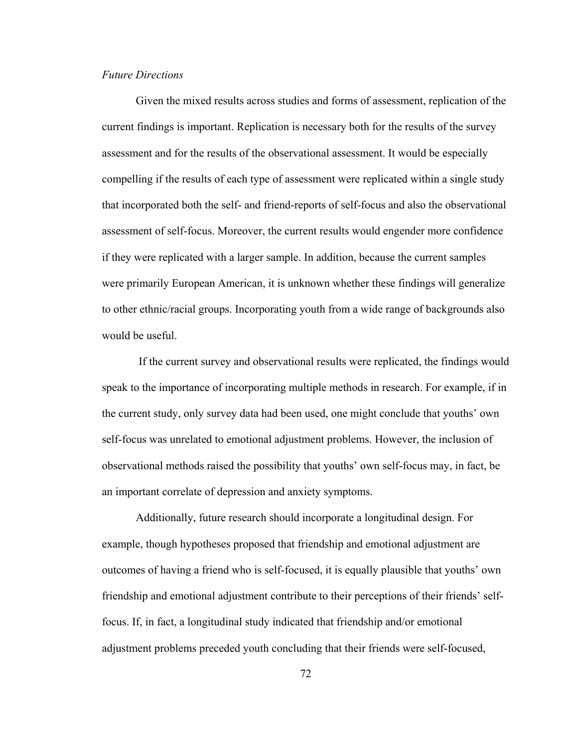*Future Directions*

Given the mixed results across studies and forms of assessment, replication of the current findings is important. Replication is necessary both for the results of the survey assessment and for the results of the observational assessment. It would be especially compelling if the results of each type of assessment were replicated within a single study that incorporated both the self- and friend-reports of self-focus and also the observational assessment of self-focus. Moreover, the current results would engender more confidence if they were replicated with a larger sample. In addition, because the current samples were primarily European American, it is unknown whether these findings will generalize to other ethnic/racial groups. Incorporating youth from a wide range of backgrounds also would be useful.

If the current survey and observational results were replicated, the findings would speak to the importance of incorporating multiple methods in research. For example, if in the current study, only survey data had been used, one might conclude that youths' own self-focus was unrelated to emotional adjustment problems. However, the inclusion of observational methods raised the possibility that youths' own self-focus may, in fact, be an important correlate of depression and anxiety symptoms.

Additionally, future research should incorporate a longitudinal design. For example, though hypotheses proposed that friendship and emotional adjustment are outcomes of having a friend who is self-focused, it is equally plausible that youths' own friendship and emotional adjustment contribute to their perceptions of their friends' self-focus. If, in fact, a longitudinal study indicated that friendship and/or emotional adjustment problems preceded youth concluding that their friends were self-focused,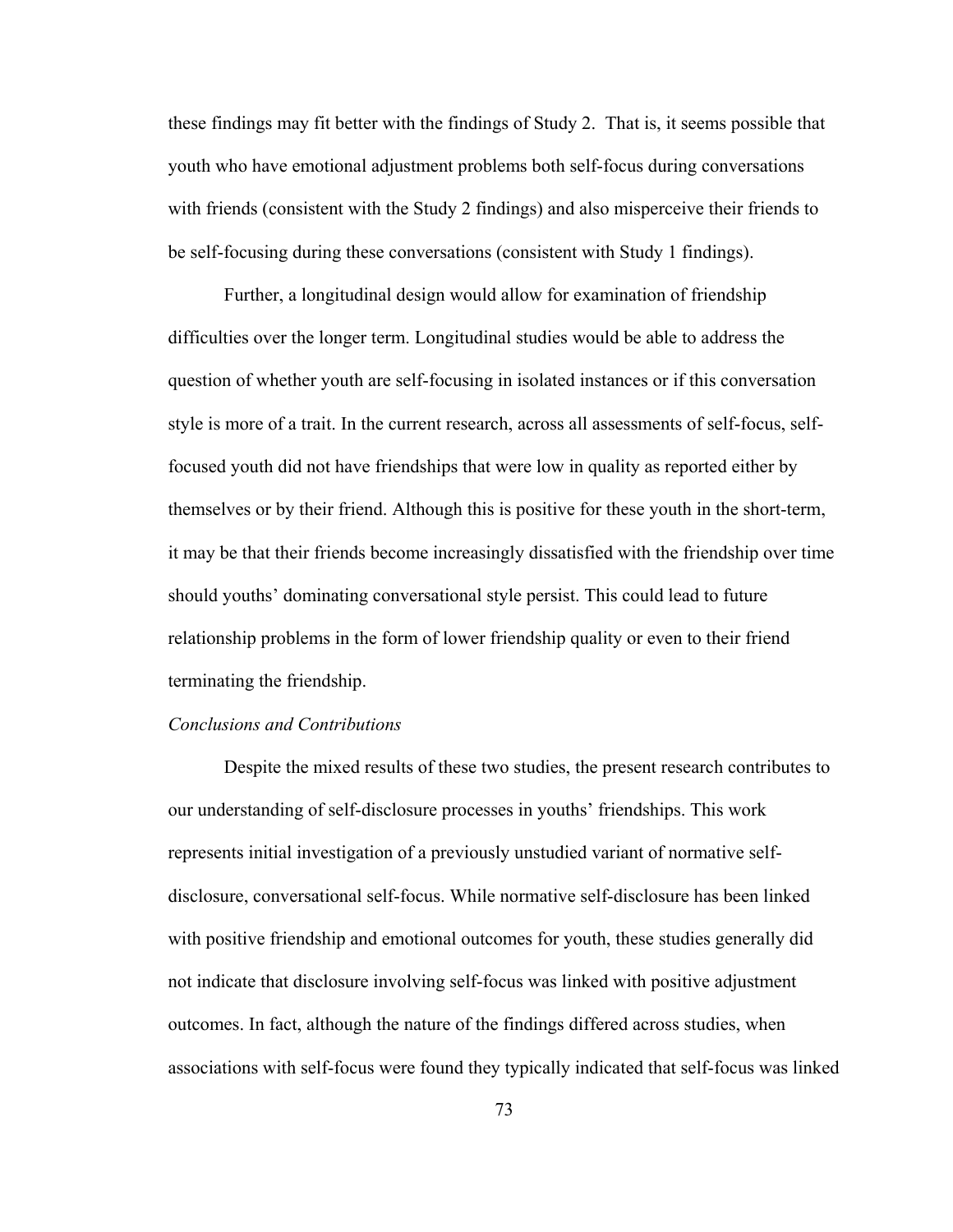these findings may fit better with the findings of Study 2. That is, it seems possible that youth who have emotional adjustment problems both self-focus during conversations with friends (consistent with the Study 2 findings) and also misperceive their friends to be self-focusing during these conversations (consistent with Study 1 findings).

Further, a longitudinal design would allow for examination of friendship difficulties over the longer term. Longitudinal studies would be able to address the question of whether youth are self-focusing in isolated instances or if this conversation style is more of a trait. In the current research, across all assessments of self-focus, self-focused youth did not have friendships that were low in quality as reported either by themselves or by their friend. Although this is positive for these youth in the short-term, it may be that their friends become increasingly dissatisfied with the friendship over time should youths' dominating conversational style persist. This could lead to future relationship problems in the form of lower friendship quality or even to their friend terminating the friendship.

*Conclusions and Contributions*

Despite the mixed results of these two studies, the present research contributes to our understanding of self-disclosure processes in youths' friendships. This work represents initial investigation of a previously unstudied variant of normative self-disclosure, conversational self-focus. While normative self-disclosure has been linked with positive friendship and emotional outcomes for youth, these studies generally did not indicate that disclosure involving self-focus was linked with positive adjustment outcomes. In fact, although the nature of the findings differed across studies, when associations with self-focus were found they typically indicated that self-focus was linked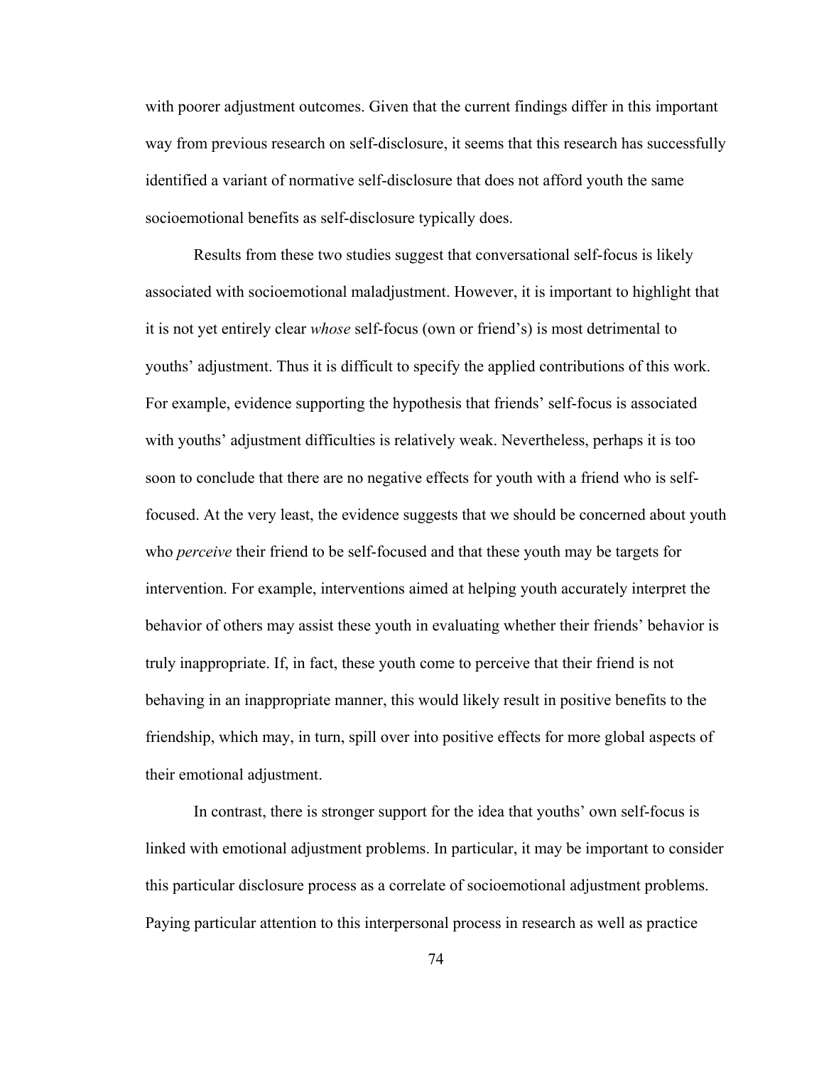with poorer adjustment outcomes. Given that the current findings differ in this important way from previous research on self-disclosure, it seems that this research has successfully identified a variant of normative self-disclosure that does not afford youth the same socioemotional benefits as self-disclosure typically does.

Results from these two studies suggest that conversational self-focus is likely associated with socioemotional maladjustment. However, it is important to highlight that it is not yet entirely clear *whose* self-focus (own or friend's) is most detrimental to youths' adjustment. Thus it is difficult to specify the applied contributions of this work. For example, evidence supporting the hypothesis that friends' self-focus is associated with youths' adjustment difficulties is relatively weak. Nevertheless, perhaps it is too soon to conclude that there are no negative effects for youth with a friend who is self-focused. At the very least, the evidence suggests that we should be concerned about youth who *perceive* their friend to be self-focused and that these youth may be targets for intervention. For example, interventions aimed at helping youth accurately interpret the behavior of others may assist these youth in evaluating whether their friends' behavior is truly inappropriate. If, in fact, these youth come to perceive that their friend is not behaving in an inappropriate manner, this would likely result in positive benefits to the friendship, which may, in turn, spill over into positive effects for more global aspects of their emotional adjustment.

In contrast, there is stronger support for the idea that youths' own self-focus is linked with emotional adjustment problems. In particular, it may be important to consider this particular disclosure process as a correlate of socioemotional adjustment problems. Paying particular attention to this interpersonal process in research as well as practice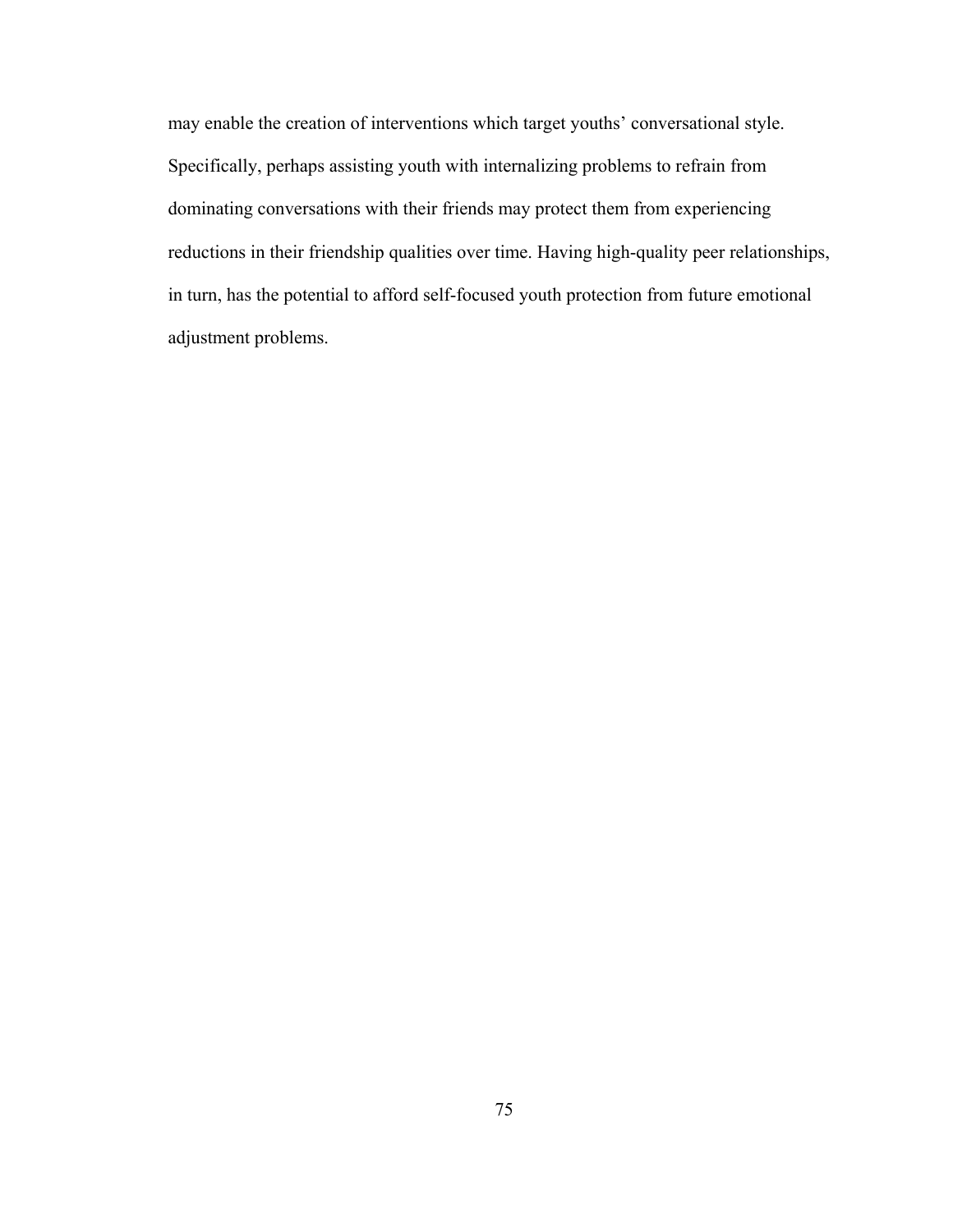may enable the creation of interventions which target youths' conversational style. Specifically, perhaps assisting youth with internalizing problems to refrain from dominating conversations with their friends may protect them from experiencing reductions in their friendship qualities over time. Having high-quality peer relationships, in turn, has the potential to afford self-focused youth protection from future emotional adjustment problems.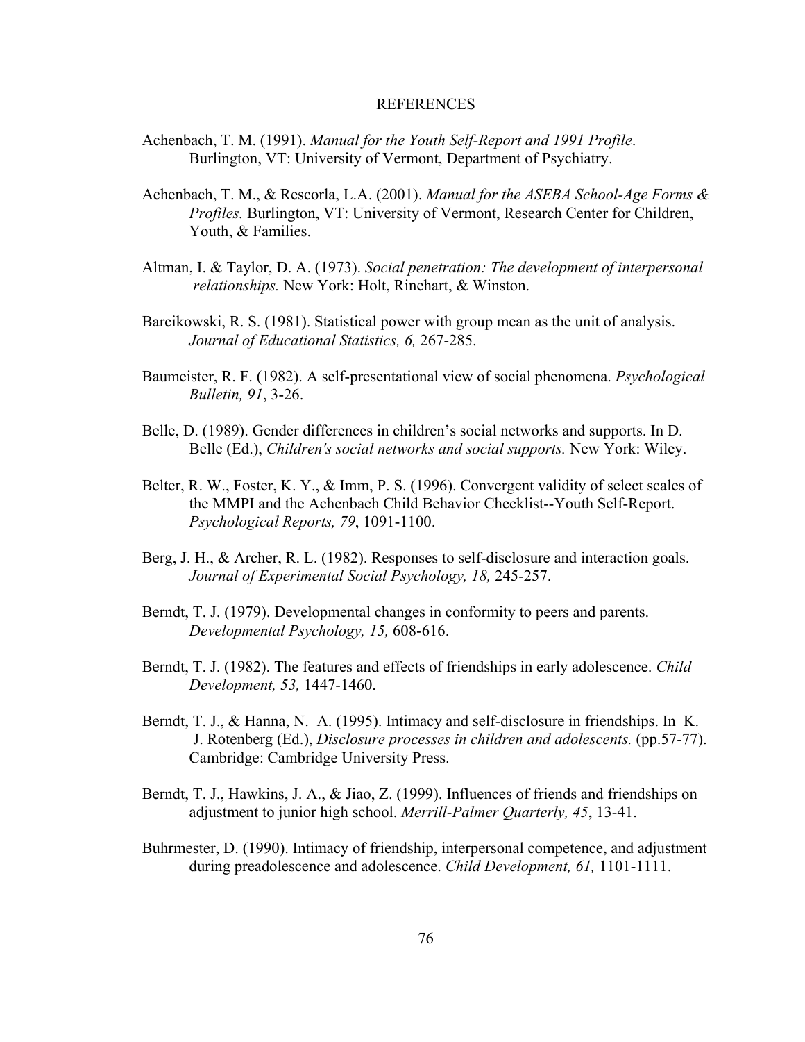# REFERENCES

Achenbach, T. M. (1991). *Manual for the Youth Self-Report and 1991 Profile*. Burlington, VT: University of Vermont, Department of Psychiatry.

Achenbach, T. M., & Rescorla, L.A. (2001). *Manual for the ASEBA School-Age Forms & Profiles.* Burlington, VT: University of Vermont, Research Center for Children, Youth, & Families.

Altman, I. & Taylor, D. A. (1973). *Social penetration: The development of interpersonal relationships.* New York: Holt, Rinehart, & Winston.

Barcikowski, R. S. (1981). Statistical power with group mean as the unit of analysis. *Journal of Educational Statistics, 6,* 267-285.

Baumeister, R. F. (1982). A self-presentational view of social phenomena. *Psychological Bulletin, 91*, 3-26.

Belle, D. (1989). Gender differences in children's social networks and supports. In D. Belle (Ed.), *Children's social networks and social supports.* New York: Wiley.

Belter, R. W., Foster, K. Y., & Imm, P. S. (1996). Convergent validity of select scales of the MMPI and the Achenbach Child Behavior Checklist--Youth Self-Report. *Psychological Reports, 79*, 1091-1100.

Berg, J. H., & Archer, R. L. (1982). Responses to self-disclosure and interaction goals. *Journal of Experimental Social Psychology, 18,* 245-257.

Berndt, T. J. (1979). Developmental changes in conformity to peers and parents. *Developmental Psychology, 15,* 608-616.

Berndt, T. J. (1982). The features and effects of friendships in early adolescence. *Child Development, 53,* 1447-1460.

Berndt, T. J., & Hanna, N. A. (1995). Intimacy and self-disclosure in friendships. In K. J. Rotenberg (Ed.), *Disclosure processes in children and adolescents.* (pp.57-77). Cambridge: Cambridge University Press.

Berndt, T. J., Hawkins, J. A., & Jiao, Z. (1999). Influences of friends and friendships on adjustment to junior high school. *Merrill-Palmer Quarterly, 45*, 13-41.

Buhrmester, D. (1990). Intimacy of friendship, interpersonal competence, and adjustment during preadolescence and adolescence. *Child Development, 61,* 1101-1111.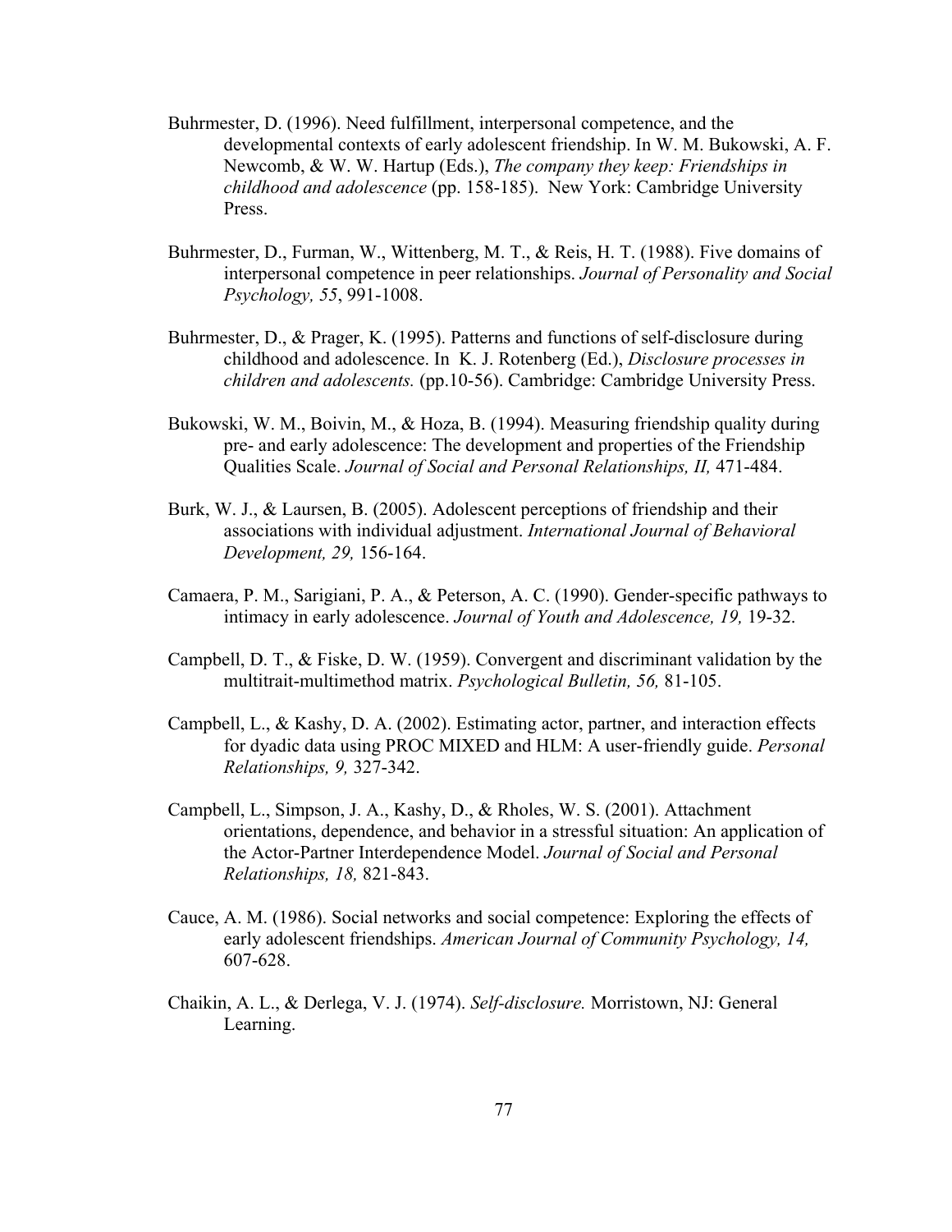Buhrmester, D. (1996). Need fulfillment, interpersonal competence, and the developmental contexts of early adolescent friendship. In W. M. Bukowski, A. F. Newcomb, & W. W. Hartup (Eds.), *The company they keep: Friendships in childhood and adolescence* (pp. 158-185). New York: Cambridge University Press.

Buhrmester, D., Furman, W., Wittenberg, M. T., & Reis, H. T. (1988). Five domains of interpersonal competence in peer relationships. *Journal of Personality and Social Psychology, 55*, 991-1008.

Buhrmester, D., & Prager, K. (1995). Patterns and functions of self-disclosure during childhood and adolescence. In K. J. Rotenberg (Ed.), *Disclosure processes in children and adolescents.* (pp.10-56). Cambridge: Cambridge University Press.

Bukowski, W. M., Boivin, M., & Hoza, B. (1994). Measuring friendship quality during pre- and early adolescence: The development and properties of the Friendship Qualities Scale. *Journal of Social and Personal Relationships, II,* 471-484.

Burk, W. J., & Laursen, B. (2005). Adolescent perceptions of friendship and their associations with individual adjustment. *International Journal of Behavioral Development, 29,* 156-164.

Camaera, P. M., Sarigiani, P. A., & Peterson, A. C. (1990). Gender-specific pathways to intimacy in early adolescence. *Journal of Youth and Adolescence, 19,* 19-32.

Campbell, D. T., & Fiske, D. W. (1959). Convergent and discriminant validation by the multitrait-multimethod matrix. *Psychological Bulletin, 56,* 81-105.

Campbell, L., & Kashy, D. A. (2002). Estimating actor, partner, and interaction effects for dyadic data using PROC MIXED and HLM: A user-friendly guide. *Personal Relationships, 9,* 327-342.

Campbell, L., Simpson, J. A., Kashy, D., & Rholes, W. S. (2001). Attachment orientations, dependence, and behavior in a stressful situation: An application of the Actor-Partner Interdependence Model. *Journal of Social and Personal Relationships, 18,* 821-843.

Cauce, A. M. (1986). Social networks and social competence: Exploring the effects of early adolescent friendships. *American Journal of Community Psychology, 14,* 607-628.

Chaikin, A. L., & Derlega, V. J. (1974). *Self-disclosure.* Morristown, NJ: General Learning.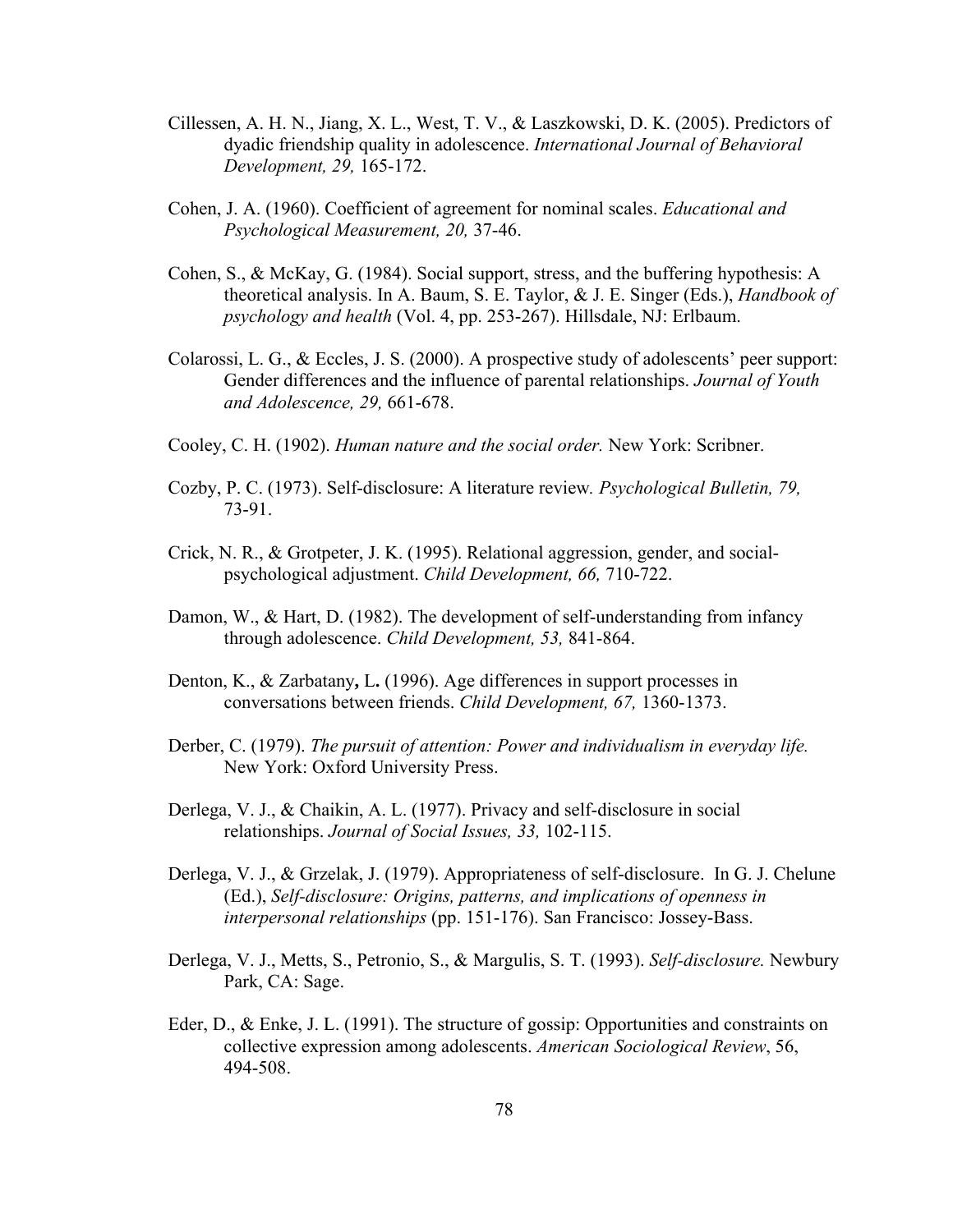Cillessen, A. H. N., Jiang, X. L., West, T. V., & Laszkowski, D. K. (2005). Predictors of dyadic friendship quality in adolescence. *International Journal of Behavioral Development, 29,* 165-172.

Cohen, J. A. (1960). Coefficient of agreement for nominal scales. *Educational and Psychological Measurement, 20,* 37-46.

Cohen, S., & McKay, G. (1984). Social support, stress, and the buffering hypothesis: A theoretical analysis. In A. Baum, S. E. Taylor, & J. E. Singer (Eds.), *Handbook of psychology and health* (Vol. 4, pp. 253-267). Hillsdale, NJ: Erlbaum.

Colarossi, L. G., & Eccles, J. S. (2000). A prospective study of adolescents' peer support: Gender differences and the influence of parental relationships. *Journal of Youth and Adolescence, 29,* 661-678.

Cooley, C. H. (1902). *Human nature and the social order.* New York: Scribner.

Cozby, P. C. (1973). Self-disclosure: A literature review. *Psychological Bulletin, 79,* 73-91.

Crick, N. R., & Grotpeter, J. K. (1995). Relational aggression, gender, and social-psychological adjustment. *Child Development, 66,* 710-722.

Damon, W., & Hart, D. (1982). The development of self-understanding from infancy through adolescence. *Child Development, 53,* 841-864.

Denton, K., & Zarbatany**,** L**.** (1996). Age differences in support processes in conversations between friends. *Child Development, 67,* 1360-1373.

Derber, C. (1979). *The pursuit of attention: Power and individualism in everyday life.* New York: Oxford University Press.

Derlega, V. J., & Chaikin, A. L. (1977). Privacy and self-disclosure in social relationships. *Journal of Social Issues, 33,* 102-115.

Derlega, V. J., & Grzelak, J. (1979). Appropriateness of self-disclosure. In G. J. Chelune (Ed.), *Self-disclosure: Origins, patterns, and implications of openness in interpersonal relationships* (pp. 151-176). San Francisco: Jossey-Bass.

Derlega, V. J., Metts, S., Petronio, S., & Margulis, S. T. (1993). *Self-disclosure.* Newbury Park, CA: Sage.

Eder, D., & Enke, J. L. (1991). The structure of gossip: Opportunities and constraints on collective expression among adolescents. *American Sociological Review*, 56, 494-508.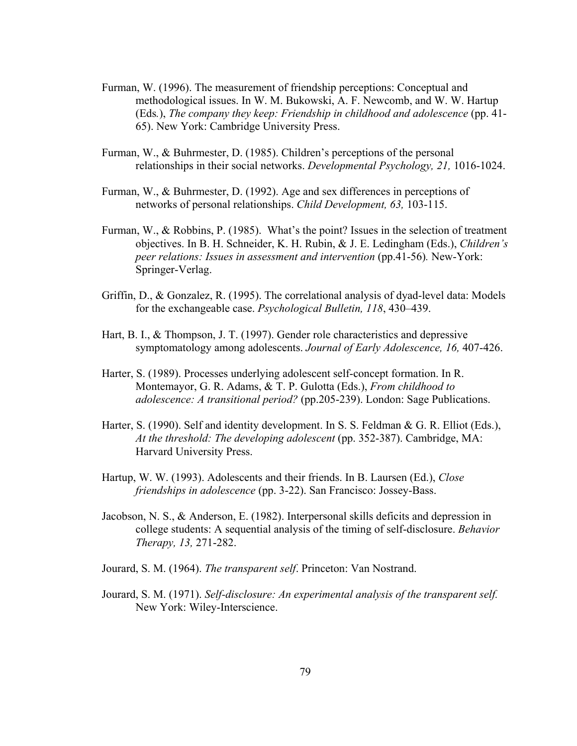Furman, W. (1996). The measurement of friendship perceptions: Conceptual and methodological issues. In W. M. Bukowski, A. F. Newcomb, and W. W. Hartup (Eds.), *The company they keep: Friendship in childhood and adolescence* (pp. 41-65). New York: Cambridge University Press.

Furman, W., & Buhrmester, D. (1985). Children's perceptions of the personal relationships in their social networks. *Developmental Psychology, 21,* 1016-1024.

Furman, W., & Buhrmester, D. (1992). Age and sex differences in perceptions of networks of personal relationships. *Child Development, 63,* 103-115.

Furman, W., & Robbins, P. (1985). What's the point? Issues in the selection of treatment objectives. In B. H. Schneider, K. H. Rubin, & J. E. Ledingham (Eds.), *Children's peer relations: Issues in assessment and intervention* (pp.41-56). New-York: Springer-Verlag.

Griffin, D., & Gonzalez, R. (1995). The correlational analysis of dyad-level data: Models for the exchangeable case. *Psychological Bulletin, 118*, 430–439.

Hart, B. I., & Thompson, J. T. (1997). Gender role characteristics and depressive symptomatology among adolescents. *Journal of Early Adolescence, 16,* 407-426.

Harter, S. (1989). Processes underlying adolescent self-concept formation. In R. Montemayor, G. R. Adams, & T. P. Gulotta (Eds.), *From childhood to adolescence: A transitional period?* (pp.205-239). London: Sage Publications.

Harter, S. (1990). Self and identity development. In S. S. Feldman & G. R. Elliot (Eds.), *At the threshold: The developing adolescent* (pp. 352-387). Cambridge, MA: Harvard University Press.

Hartup, W. W. (1993). Adolescents and their friends. In B. Laursen (Ed.), *Close friendships in adolescence* (pp. 3-22). San Francisco: Jossey-Bass.

Jacobson, N. S., & Anderson, E. (1982). Interpersonal skills deficits and depression in college students: A sequential analysis of the timing of self-disclosure. *Behavior Therapy, 13,* 271-282.

Jourard, S. M. (1964). *The transparent self*. Princeton: Van Nostrand.

Jourard, S. M. (1971). *Self-disclosure: An experimental analysis of the transparent self.* New York: Wiley-Interscience.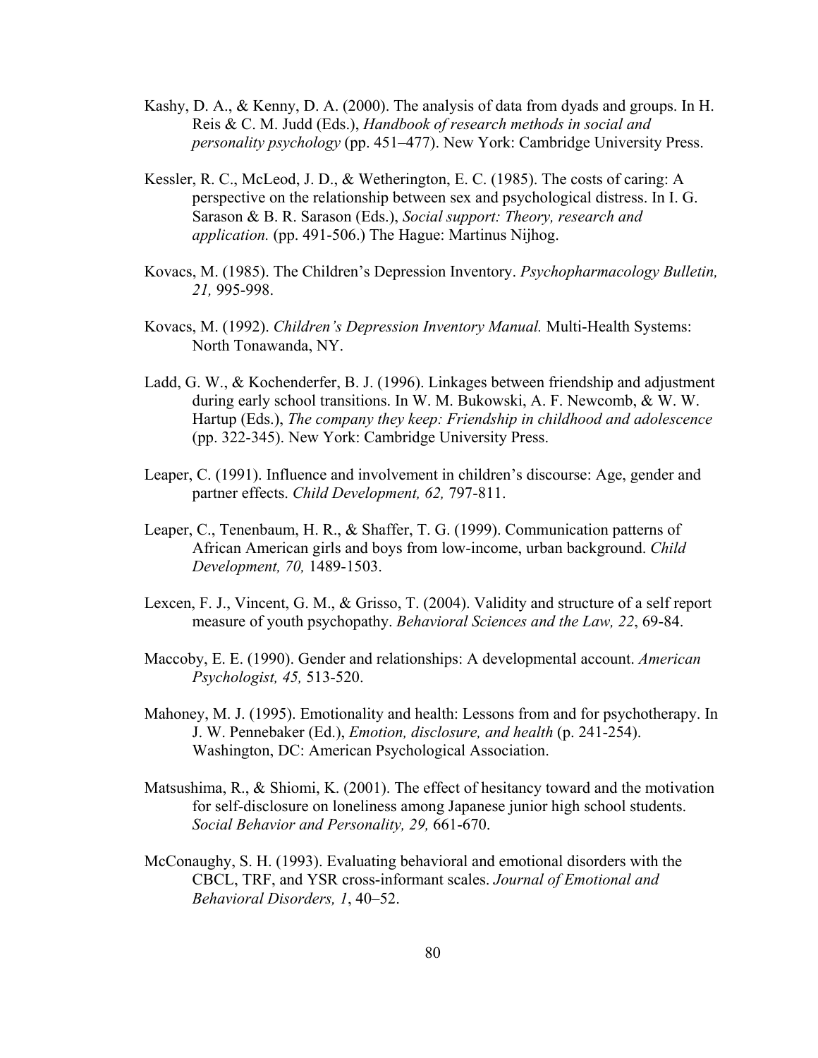Kashy, D. A., & Kenny, D. A. (2000). The analysis of data from dyads and groups. In H. Reis & C. M. Judd (Eds.), *Handbook of research methods in social and personality psychology* (pp. 451–477). New York: Cambridge University Press.

Kessler, R. C., McLeod, J. D., & Wetherington, E. C. (1985). The costs of caring: A perspective on the relationship between sex and psychological distress. In I. G. Sarason & B. R. Sarason (Eds.), *Social support: Theory, research and application.* (pp. 491-506.) The Hague: Martinus Nijhog.

Kovacs, M. (1985). The Children's Depression Inventory. *Psychopharmacology Bulletin, 21,* 995-998.

Kovacs, M. (1992). *Children's Depression Inventory Manual.* Multi-Health Systems: North Tonawanda, NY.

Ladd, G. W., & Kochenderfer, B. J. (1996). Linkages between friendship and adjustment during early school transitions. In W. M. Bukowski, A. F. Newcomb, & W. W. Hartup (Eds.), *The company they keep: Friendship in childhood and adolescence* (pp. 322-345). New York: Cambridge University Press.

Leaper, C. (1991). Influence and involvement in children's discourse: Age, gender and partner effects. *Child Development, 62,* 797-811.

Leaper, C., Tenenbaum, H. R., & Shaffer, T. G. (1999). Communication patterns of African American girls and boys from low-income, urban background. *Child Development, 70,* 1489-1503.

Lexcen, F. J., Vincent, G. M., & Grisso, T. (2004). Validity and structure of a self report measure of youth psychopathy. *Behavioral Sciences and the Law, 22*, 69-84.

Maccoby, E. E. (1990). Gender and relationships: A developmental account. *American Psychologist, 45,* 513-520.

Mahoney, M. J. (1995). Emotionality and health: Lessons from and for psychotherapy. In J. W. Pennebaker (Ed.), *Emotion, disclosure, and health* (p. 241-254). Washington, DC: American Psychological Association.

Matsushima, R., & Shiomi, K. (2001). The effect of hesitancy toward and the motivation for self-disclosure on loneliness among Japanese junior high school students. *Social Behavior and Personality, 29,* 661-670.

McConaughy, S. H. (1993). Evaluating behavioral and emotional disorders with the CBCL, TRF, and YSR cross-informant scales. *Journal of Emotional and Behavioral Disorders, 1*, 40–52.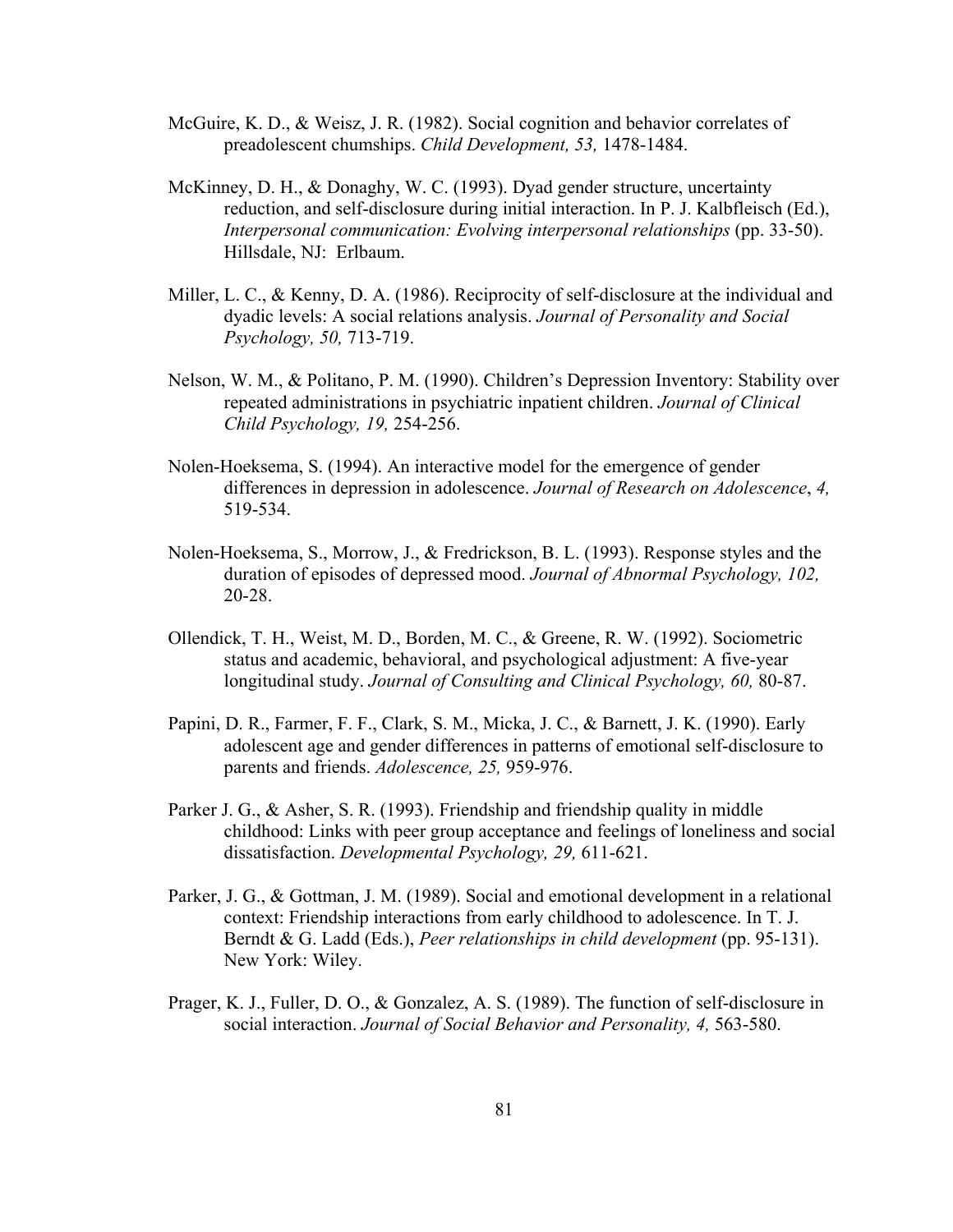McGuire, K. D., & Weisz, J. R. (1982). Social cognition and behavior correlates of preadolescent chumships. *Child Development, 53,* 1478-1484.

McKinney, D. H., & Donaghy, W. C. (1993). Dyad gender structure, uncertainty reduction, and self-disclosure during initial interaction. In P. J. Kalbfleisch (Ed.), *Interpersonal communication: Evolving interpersonal relationships* (pp. 33-50). Hillsdale, NJ: Erlbaum.

Miller, L. C., & Kenny, D. A. (1986). Reciprocity of self-disclosure at the individual and dyadic levels: A social relations analysis. *Journal of Personality and Social Psychology, 50,* 713-719.

Nelson, W. M., & Politano, P. M. (1990). Children's Depression Inventory: Stability over repeated administrations in psychiatric inpatient children. *Journal of Clinical Child Psychology, 19,* 254-256.

Nolen-Hoeksema, S. (1994). An interactive model for the emergence of gender differences in depression in adolescence. *Journal of Research on Adolescence*, *4,* 519-534.

Nolen-Hoeksema, S., Morrow, J., & Fredrickson, B. L. (1993). Response styles and the duration of episodes of depressed mood. *Journal of Abnormal Psychology, 102,* 20-28.

Ollendick, T. H., Weist, M. D., Borden, M. C., & Greene, R. W. (1992). Sociometric status and academic, behavioral, and psychological adjustment: A five-year longitudinal study. *Journal of Consulting and Clinical Psychology, 60,* 80-87.

Papini, D. R., Farmer, F. F., Clark, S. M., Micka, J. C., & Barnett, J. K. (1990). Early adolescent age and gender differences in patterns of emotional self-disclosure to parents and friends. *Adolescence, 25,* 959-976.

Parker J. G., & Asher, S. R. (1993). Friendship and friendship quality in middle childhood: Links with peer group acceptance and feelings of loneliness and social dissatisfaction. *Developmental Psychology, 29,* 611-621.

Parker, J. G., & Gottman, J. M. (1989). Social and emotional development in a relational context: Friendship interactions from early childhood to adolescence. In T. J. Berndt & G. Ladd (Eds.), *Peer relationships in child development* (pp. 95-131). New York: Wiley.

Prager, K. J., Fuller, D. O., & Gonzalez, A. S. (1989). The function of self-disclosure in social interaction. *Journal of Social Behavior and Personality, 4,* 563-580.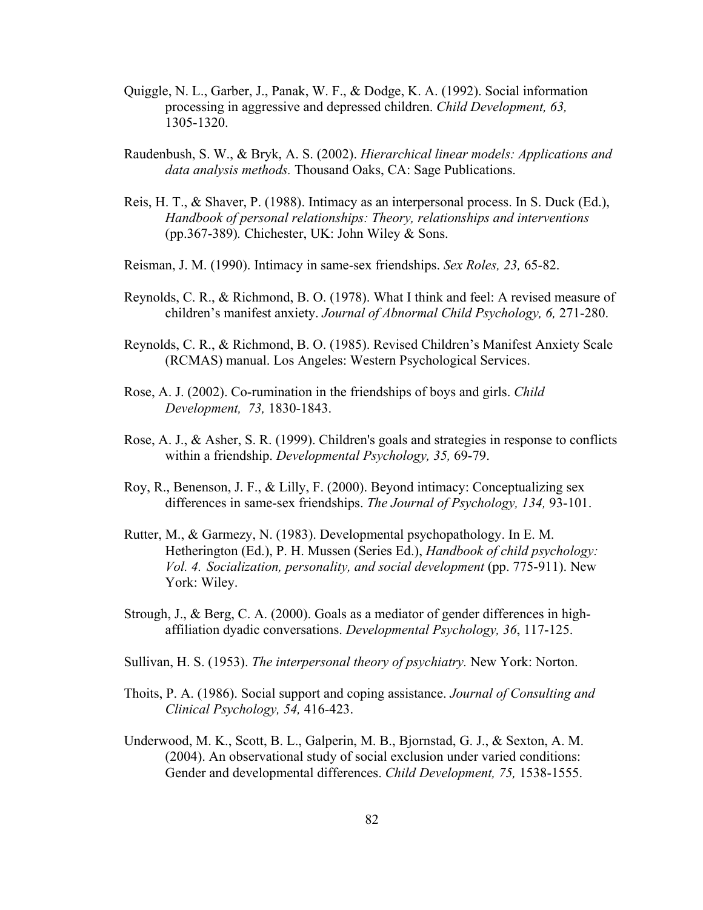Quiggle, N. L., Garber, J., Panak, W. F., & Dodge, K. A. (1992). Social information processing in aggressive and depressed children. *Child Development, 63,* 1305-1320.

Raudenbush, S. W., & Bryk, A. S. (2002). *Hierarchical linear models: Applications and data analysis methods.* Thousand Oaks, CA: Sage Publications.

Reis, H. T., & Shaver, P. (1988). Intimacy as an interpersonal process. In S. Duck (Ed.), *Handbook of personal relationships: Theory, relationships and interventions* (pp.367-389)*.* Chichester, UK: John Wiley & Sons.

Reisman, J. M. (1990). Intimacy in same-sex friendships. *Sex Roles, 23,* 65-82.

Reynolds, C. R., & Richmond, B. O. (1978). What I think and feel: A revised measure of children's manifest anxiety. *Journal of Abnormal Child Psychology, 6,* 271-280.

Reynolds, C. R., & Richmond, B. O. (1985). Revised Children's Manifest Anxiety Scale (RCMAS) manual. Los Angeles: Western Psychological Services.

Rose, A. J. (2002). Co-rumination in the friendships of boys and girls. *Child Development, 73,* 1830-1843.

Rose, A. J., & Asher, S. R. (1999). Children's goals and strategies in response to conflicts within a friendship. *Developmental Psychology, 35,* 69-79.

Roy, R., Benenson, J. F., & Lilly, F. (2000). Beyond intimacy: Conceptualizing sex differences in same-sex friendships. *The Journal of Psychology, 134,* 93-101.

Rutter, M., & Garmezy, N. (1983). Developmental psychopathology. In E. M. Hetherington (Ed.), P. H. Mussen (Series Ed.), *Handbook of child psychology: Vol. 4. Socialization, personality, and social development* (pp. 775-911). New York: Wiley.

Strough, J., & Berg, C. A. (2000). Goals as a mediator of gender differences in high-affiliation dyadic conversations. *Developmental Psychology, 36*, 117-125.

Sullivan, H. S. (1953). *The interpersonal theory of psychiatry.* New York: Norton.

Thoits, P. A. (1986). Social support and coping assistance. *Journal of Consulting and Clinical Psychology, 54,* 416-423.

Underwood, M. K., Scott, B. L., Galperin, M. B., Bjornstad, G. J., & Sexton, A. M. (2004). An observational study of social exclusion under varied conditions: Gender and developmental differences. *Child Development, 75,* 1538-1555.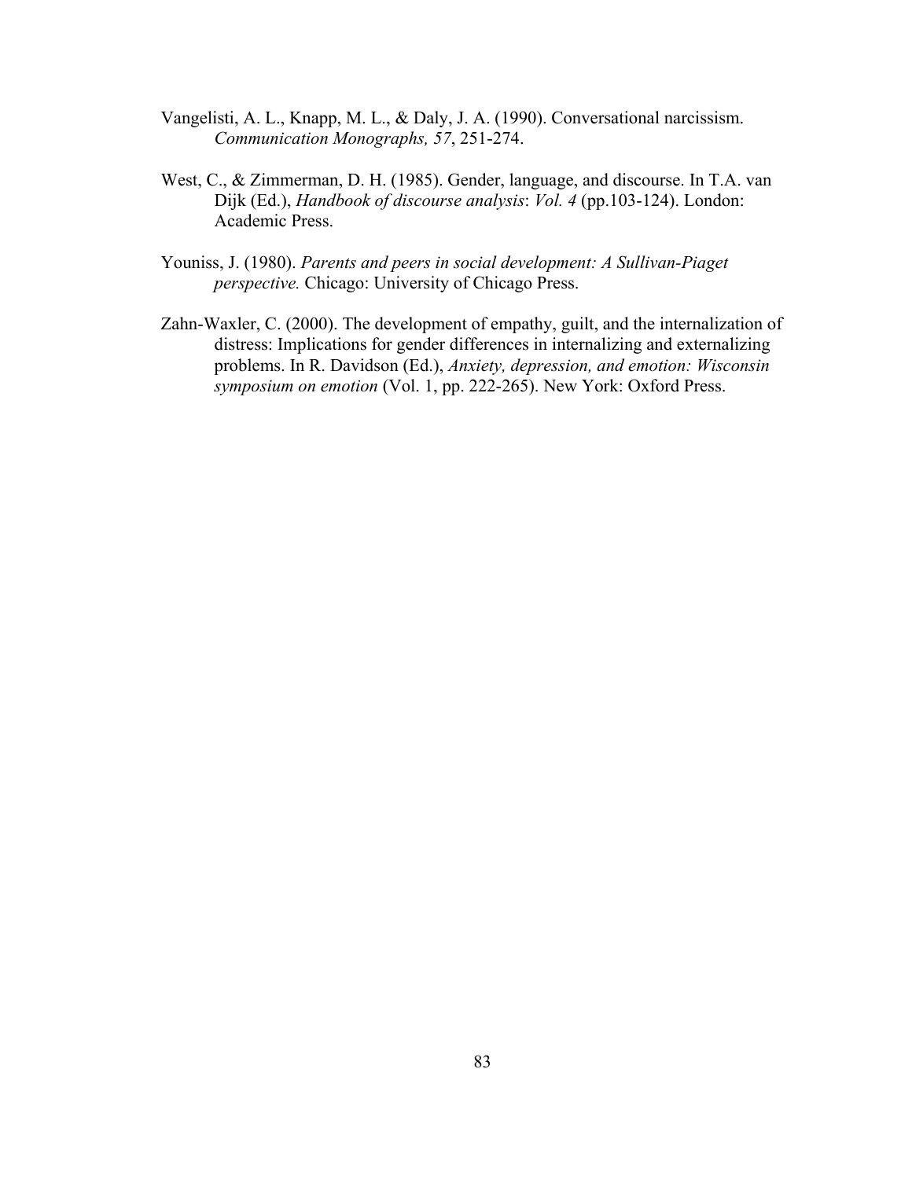Vangelisti, A. L., Knapp, M. L., & Daly, J. A. (1990). Conversational narcissism. *Communication Monographs, 57*, 251-274.

West, C., & Zimmerman, D. H. (1985). Gender, language, and discourse. In T.A. van Dijk (Ed.), *Handbook of discourse analysis*: *Vol. 4* (pp.103-124). London: Academic Press.

Youniss, J. (1980). *Parents and peers in social development: A Sullivan-Piaget perspective.* Chicago: University of Chicago Press.

Zahn-Waxler, C. (2000). The development of empathy, guilt, and the internalization of distress: Implications for gender differences in internalizing and externalizing problems. In R. Davidson (Ed.), *Anxiety, depression, and emotion: Wisconsin symposium on emotion* (Vol. 1, pp. 222-265). New York: Oxford Press.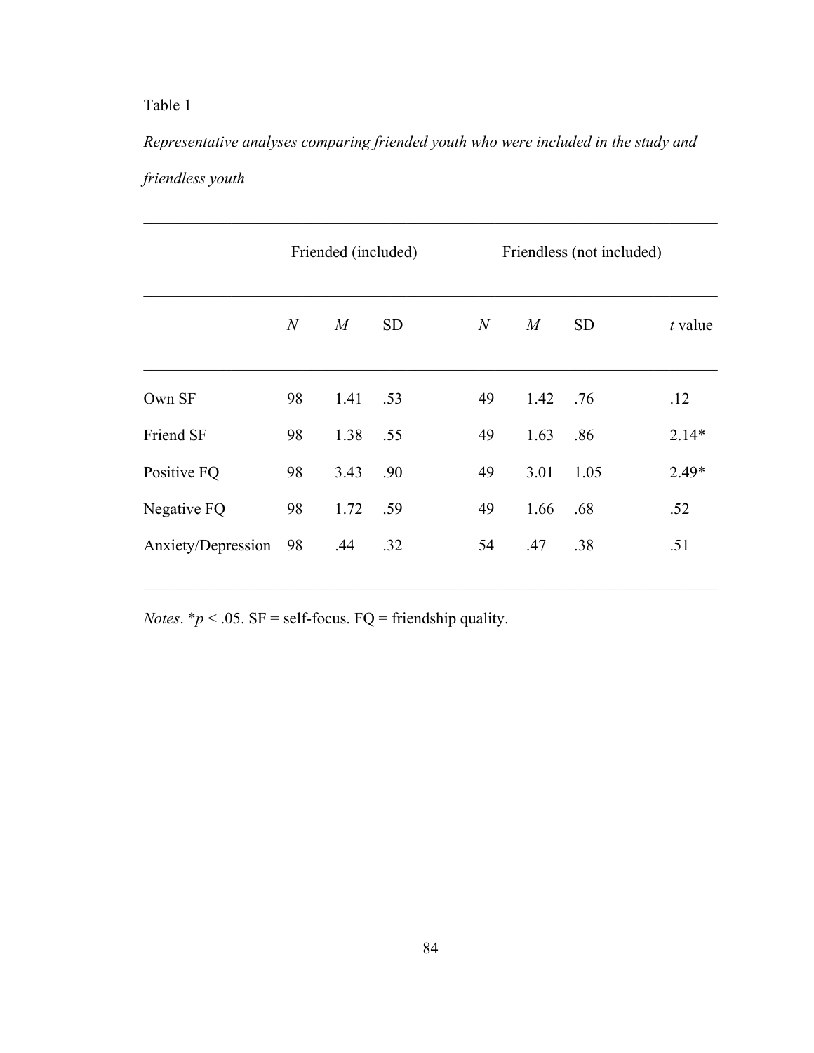Table 1

*Representative analyses comparing friended youth who were included in the study and friendless youth*

| | Friended (included) | | | Friendless (not included) | | | |
|---|---|---|---|---|---|---|---|
| | *N* | *M* | SD | *N* | *M* | SD | *t* value |
| Own SF | 98 | 1.41 | .53 | 49 | 1.42 | .76 | .12 |
| Friend SF | 98 | 1.38 | .55 | 49 | 1.63 | .86 | 2.14* |
| Positive FQ | 98 | 3.43 | .90 | 49 | 3.01 | 1.05 | 2.49* |
| Negative FQ | 98 | 1.72 | .59 | 49 | 1.66 | .68 | .52 |
| Anxiety/Depression | 98 | .44 | .32 | 54 | .47 | .38 | .51 |

*Notes*. $^{*}p < .05$. SF = self-focus. FQ = friendship quality.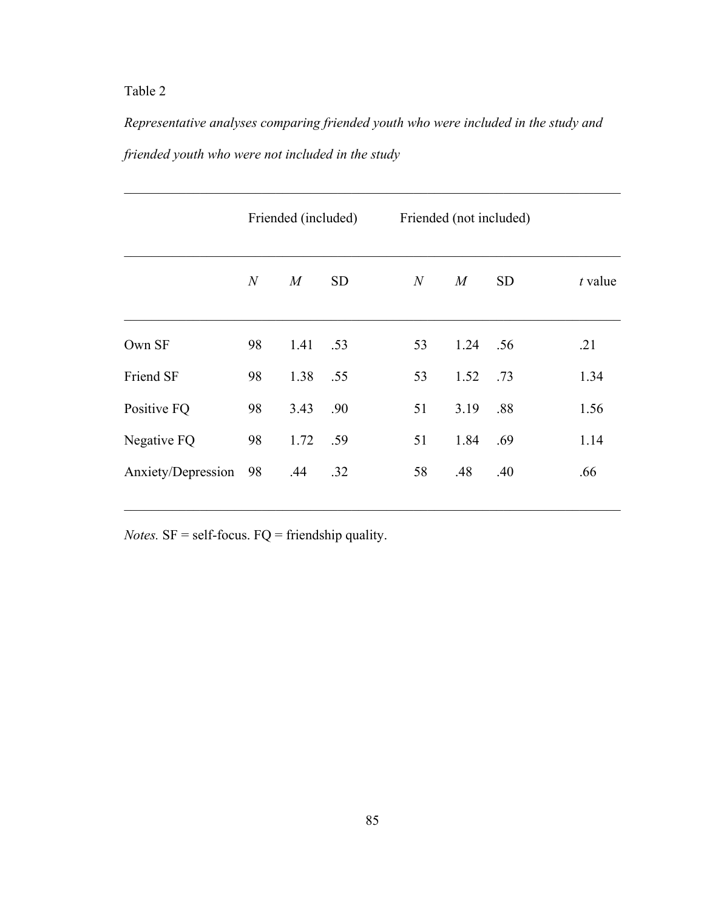Table 2

*Representative analyses comparing friended youth who were included in the study and friended youth who were not included in the study*

| | Friended (included) | | | Friended (not included) | | | |
|---|---|---|---|---|---|---|---|
| | *N* | *M* | SD | *N* | *M* | SD | *t* value |
| Own SF | 98 | 1.41 | .53 | 53 | 1.24 | .56 | .21 |
| Friend SF | 98 | 1.38 | .55 | 53 | 1.52 | .73 | 1.34 |
| Positive FQ | 98 | 3.43 | .90 | 51 | 3.19 | .88 | 1.56 |
| Negative FQ | 98 | 1.72 | .59 | 51 | 1.84 | .69 | 1.14 |
| Anxiety/Depression | 98 | .44 | .32 | 58 | .48 | .40 | .66 |

*Notes.* SF = self-focus. FQ = friendship quality.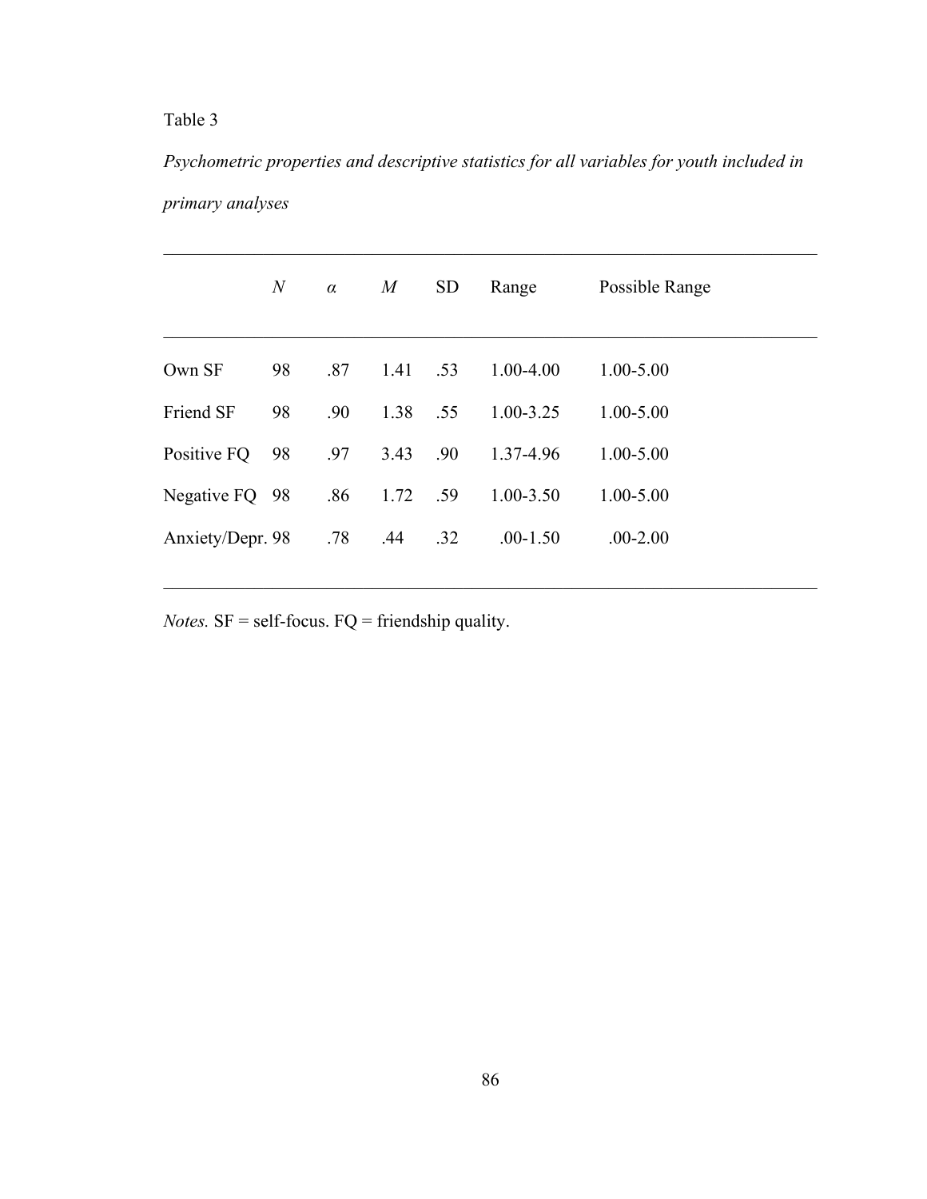Table 3

*Psychometric properties and descriptive statistics for all variables for youth included in primary analyses*

| | *N* | *α* | *M* | SD | Range | Possible Range |
|---|---|---|---|---|---|---|
| Own SF | 98 | .87 | 1.41 | .53 | 1.00-4.00 | 1.00-5.00 |
| Friend SF | 98 | .90 | 1.38 | .55 | 1.00-3.25 | 1.00-5.00 |
| Positive FQ | 98 | .97 | 3.43 | .90 | 1.37-4.96 | 1.00-5.00 |
| Negative FQ | 98 | .86 | 1.72 | .59 | 1.00-3.50 | 1.00-5.00 |
| Anxiety/Depr. | 98 | .78 | .44 | .32 | .00-1.50 | .00-2.00 |

*Notes.* SF = self-focus. FQ = friendship quality.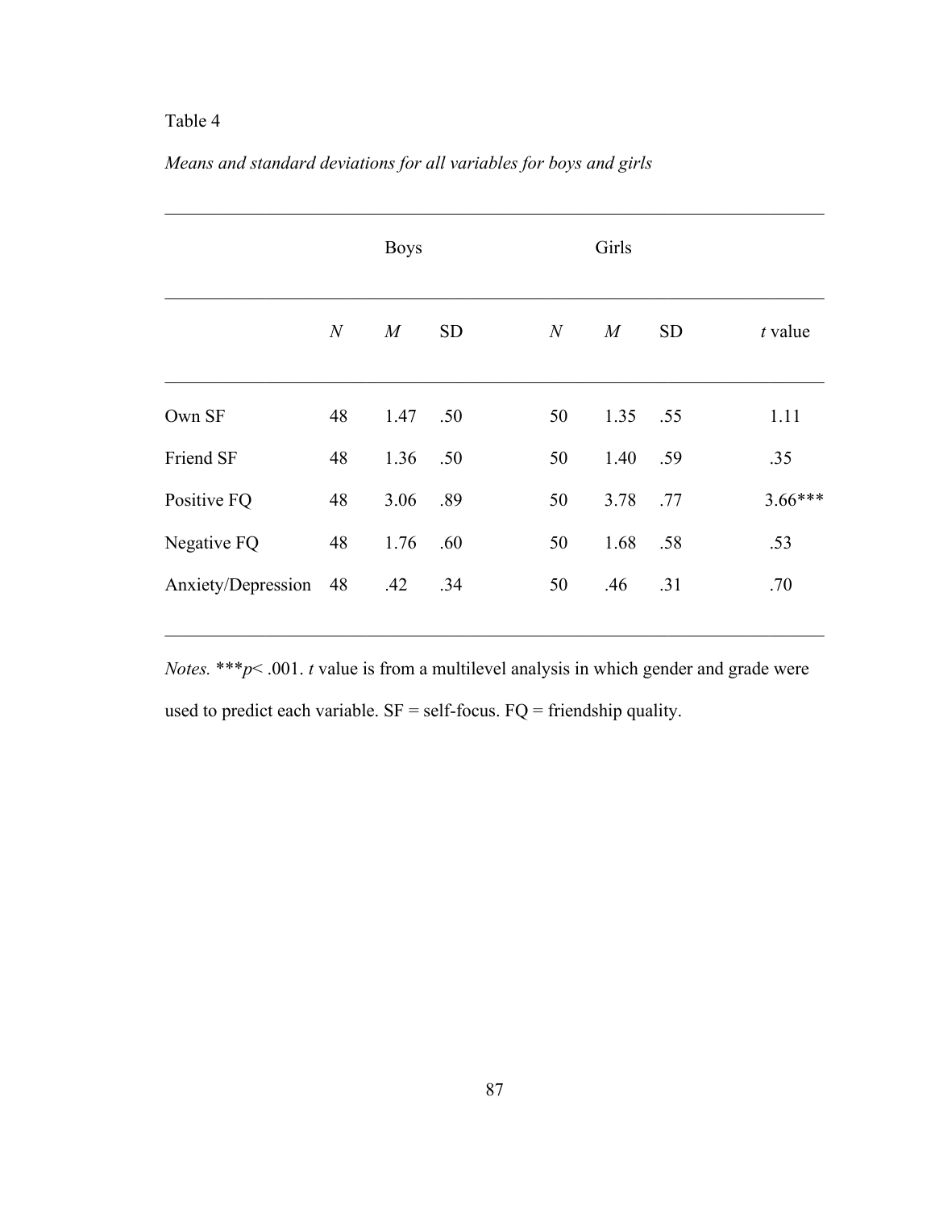Table 4

*Means and standard deviations for all variables for boys and girls*

| | Boys | | | Girls | | | |
|---|---|---|---|---|---|---|---|
| | *N* | *M* | SD | *N* | *M* | SD | *t* value |
| Own SF | 48 | 1.47 | .50 | 50 | 1.35 | .55 | 1.11 |
| Friend SF | 48 | 1.36 | .50 | 50 | 1.40 | .59 | .35 |
| Positive FQ | 48 | 3.06 | .89 | 50 | 3.78 | .77 | 3.66*** |
| Negative FQ | 48 | 1.76 | .60 | 50 | 1.68 | .58 | .53 |
| Anxiety/Depression | 48 | .42 | .34 | 50 | .46 | .31 | .70 |

*Notes.* ****p*< .001. *t* value is from a multilevel analysis in which gender and grade were used to predict each variable. SF = self-focus. FQ = friendship quality.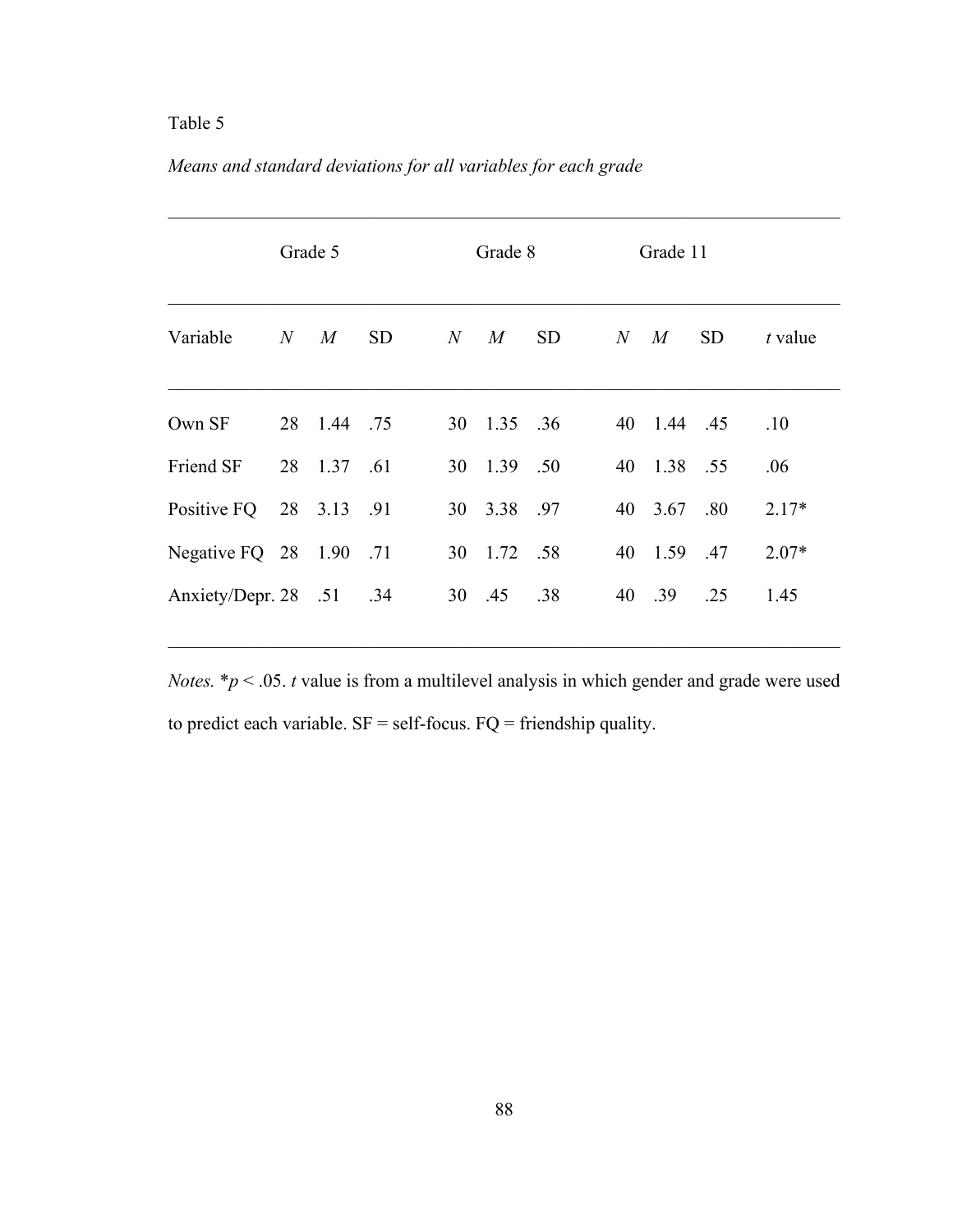Table 5

*Means and standard deviations for all variables for each grade*

| | Grade 5 | | | Grade 8 | | | Grade 11 | | | |
|---|---|---|---|---|---|---|---|---|---|---|
| Variable | *N* | *M* | SD | *N* | *M* | SD | *N* | *M* | SD | *t* value |
| Own SF | 28 | 1.44 | .75 | 30 | 1.35 | .36 | 40 | 1.44 | .45 | .10 |
| Friend SF | 28 | 1.37 | .61 | 30 | 1.39 | .50 | 40 | 1.38 | .55 | .06 |
| Positive FQ | 28 | 3.13 | .91 | 30 | 3.38 | .97 | 40 | 3.67 | .80 | 2.17* |
| Negative FQ | 28 | 1.90 | .71 | 30 | 1.72 | .58 | 40 | 1.59 | .47 | 2.07* |
| Anxiety/Depr. | 28 | .51 | .34 | 30 | .45 | .38 | 40 | .39 | .25 | 1.45 |

*Notes.* \*$p < .05$. *t* value is from a multilevel analysis in which gender and grade were used to predict each variable. SF = self-focus. FQ = friendship quality.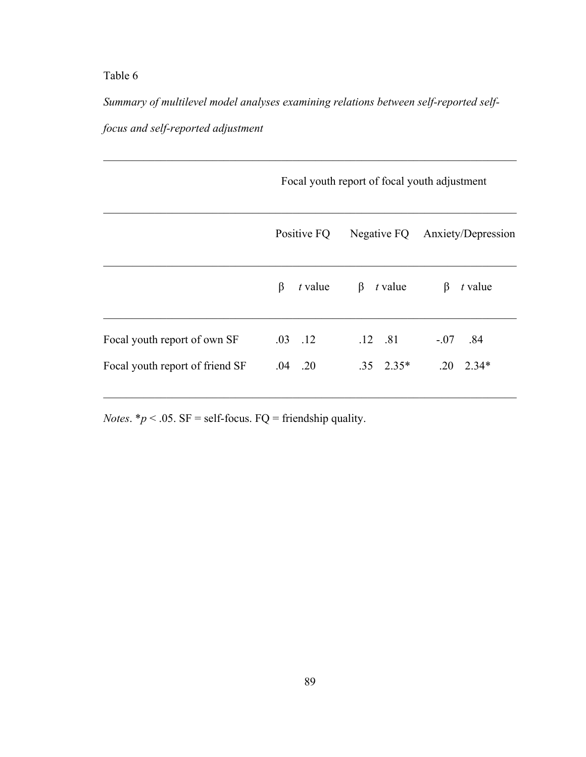Table 6

*Summary of multilevel model analyses examining relations between self-reported self-focus and self-reported adjustment*

| | Focal youth report of focal youth adjustment | | | | | |
|---|---|---|---|---|---|---|
| | Positive FQ | | Negative FQ | | Anxiety/Depression | |
| | β | *t* value | β | *t* value | β | *t* value |
| Focal youth report of own SF | .03 | .12 | .12 | .81 | -.07 | .84 |
| Focal youth report of friend SF | .04 | .20 | .35 | 2.35* | .20 | 2.34* |

*Notes*. *$p < .05$. SF = self-focus. FQ = friendship quality.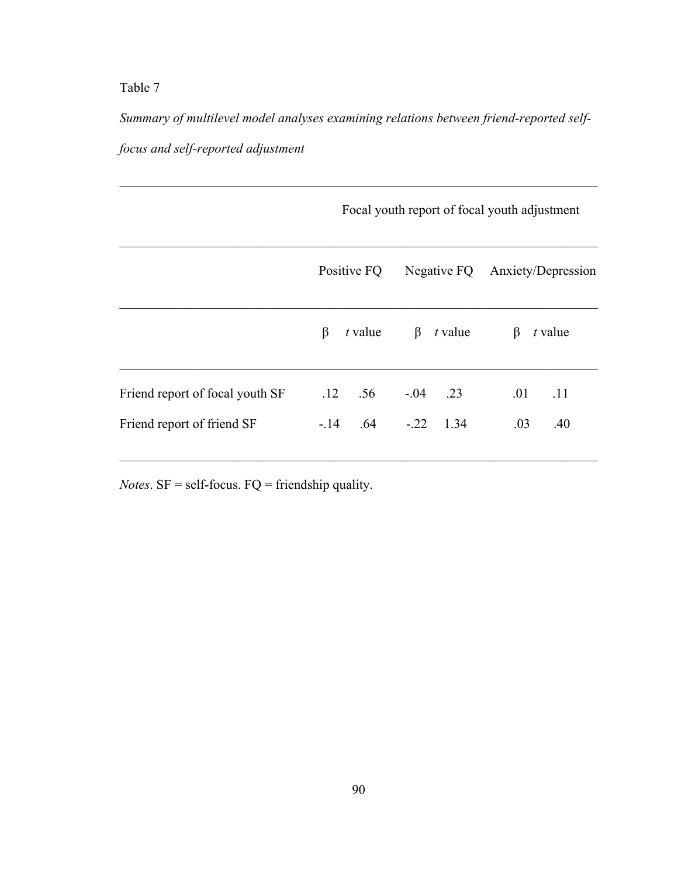Table 7

*Summary of multilevel model analyses examining relations between friend-reported self-focus and self-reported adjustment*

| | Focal youth report of focal youth adjustment | | | | | |
|---|---|---|---|---|---|---|
| | Positive FQ | | Negative FQ | | Anxiety/Depression | |
| | β | *t* value | β | *t* value | β | *t* value |
| Friend report of focal youth SF | .12 | .56 | -.04 | .23 | .01 | .11 |
| Friend report of friend SF | -.14 | .64 | -.22 | 1.34 | .03 | .40 |

*Notes*. SF = self-focus. FQ = friendship quality.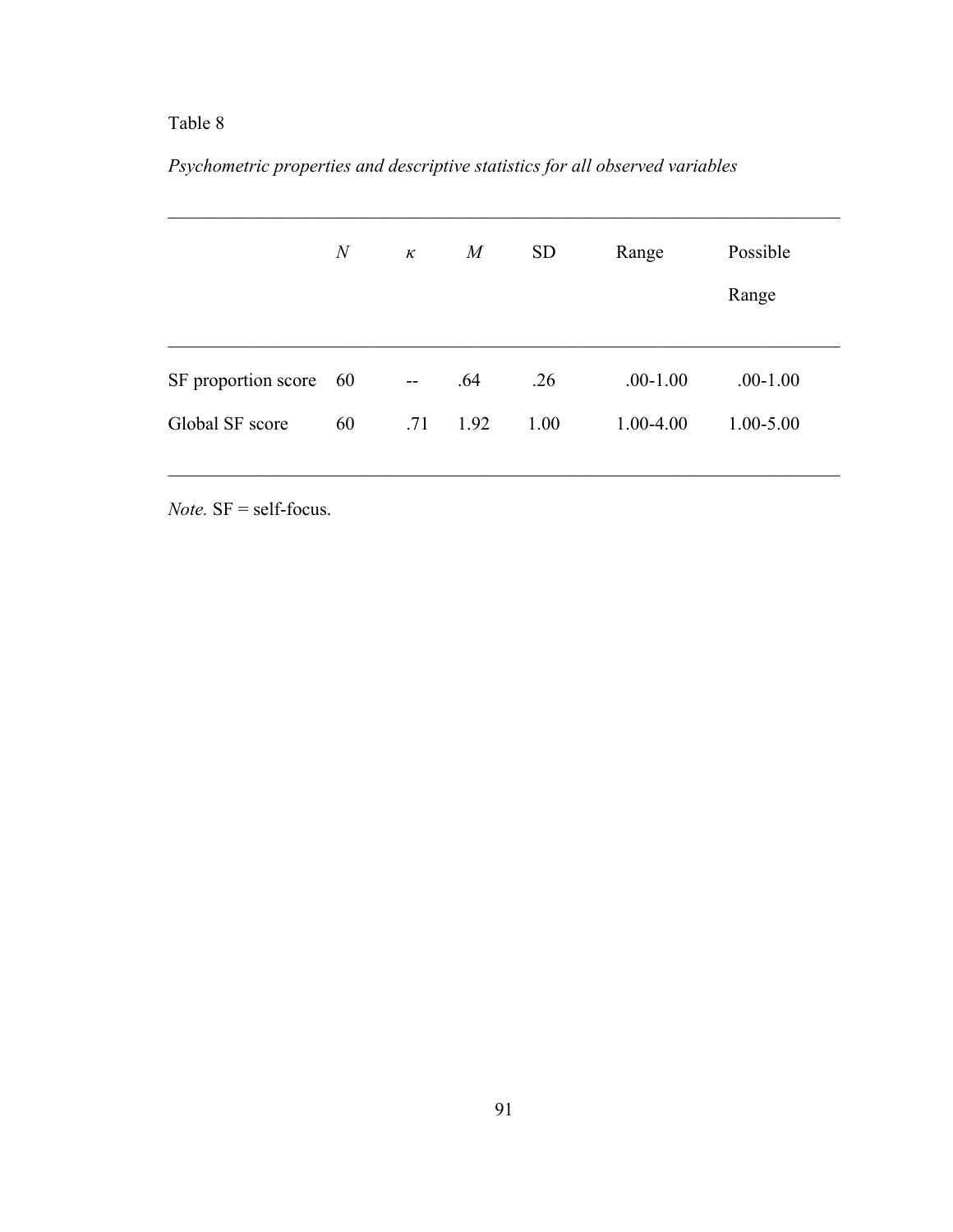Table 8

*Psychometric properties and descriptive statistics for all observed variables*

| | *N* | $\kappa$ | *M* | SD | Range | Possible Range |
|---|---|---|---|---|---|---|
| SF proportion score | 60 | -- | .64 | .26 | .00-1.00 | .00-1.00 |
| Global SF score | 60 | .71 | 1.92 | 1.00 | 1.00-4.00 | 1.00-5.00 |

*Note.* SF = self-focus.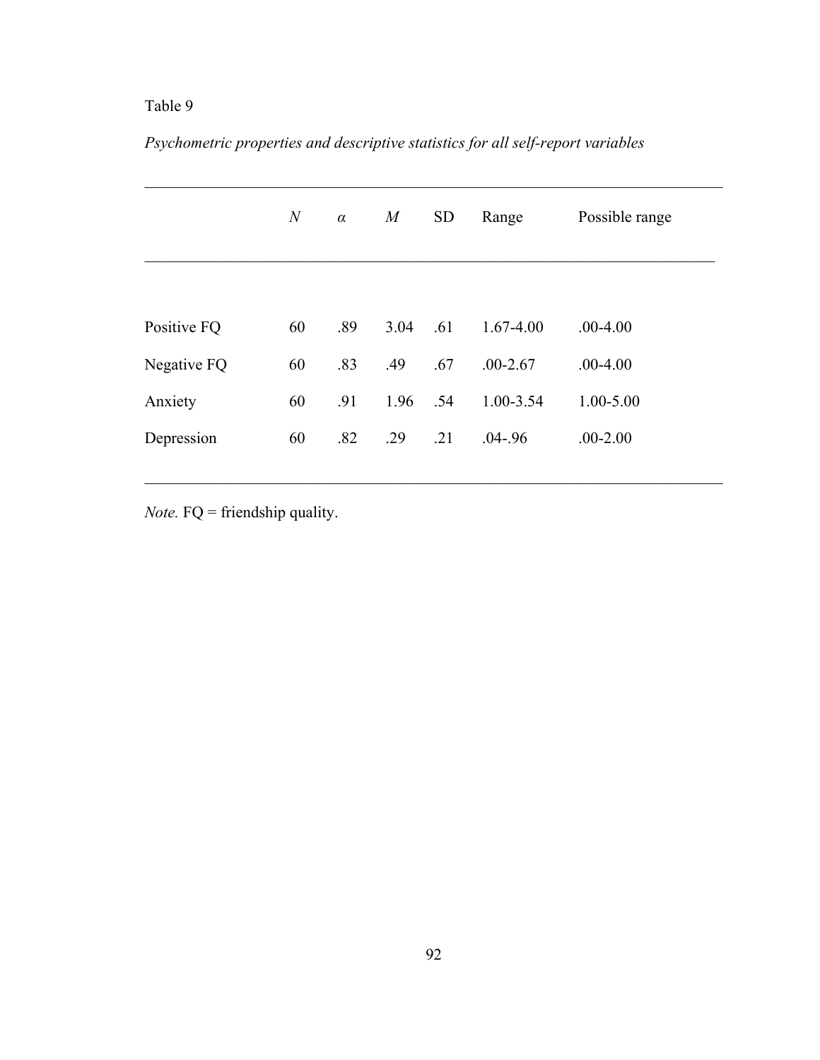Table 9

*Psychometric properties and descriptive statistics for all self-report variables*

| | *N* | *α* | *M* | SD | Range | Possible range |
|---|---|---|---|---|---|---|
| Positive FQ | 60 | .89 | 3.04 | .61 | 1.67-4.00 | .00-4.00 |
| Negative FQ | 60 | .83 | .49 | .67 | .00-2.67 | .00-4.00 |
| Anxiety | 60 | .91 | 1.96 | .54 | 1.00-3.54 | 1.00-5.00 |
| Depression | 60 | .82 | .29 | .21 | .04-.96 | .00-2.00 |

*Note.* FQ = friendship quality.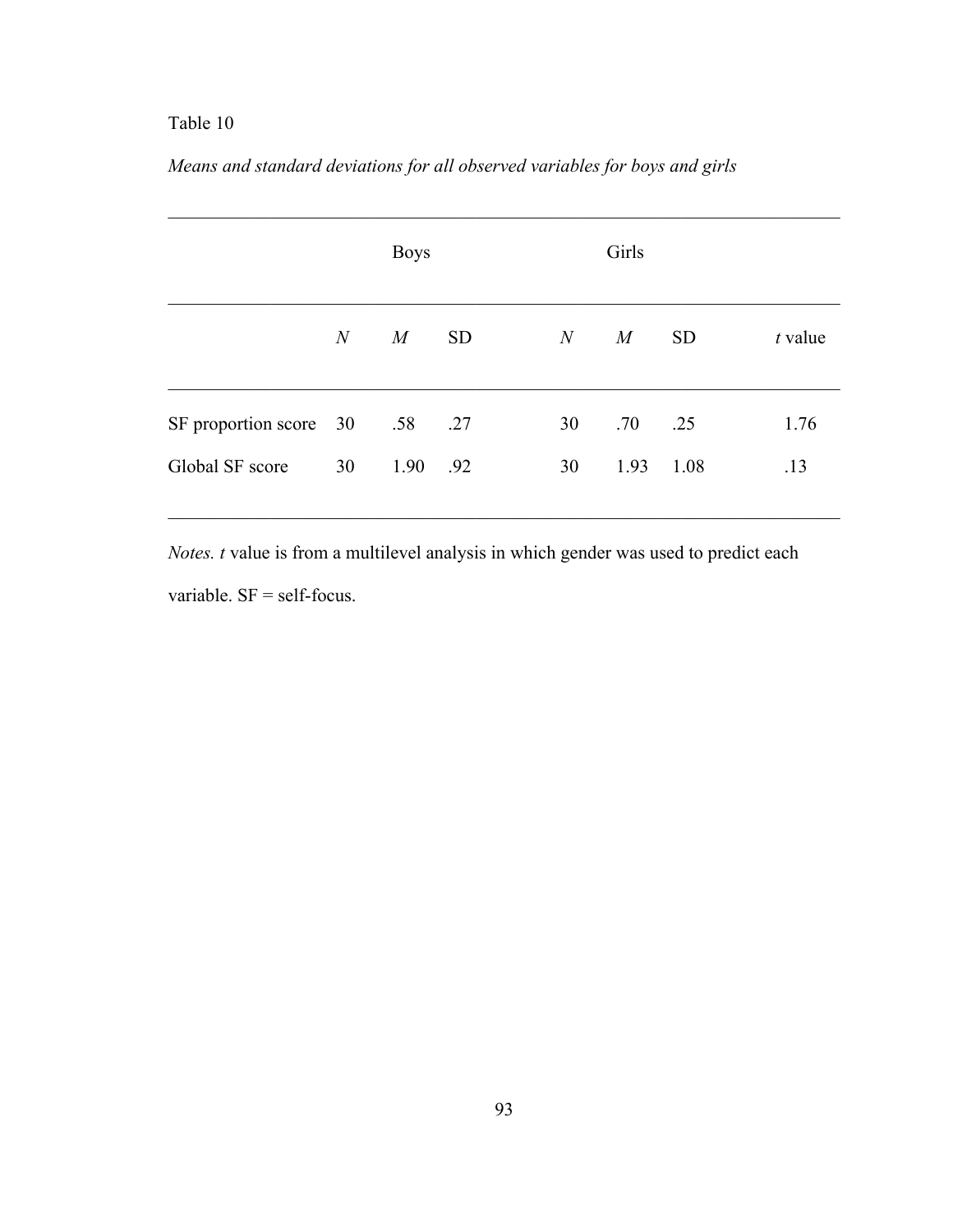Table 10

*Means and standard deviations for all observed variables for boys and girls*

| | Boys | | | Girls | | | |
|---|---|---|---|---|---|---|---|
| | *N* | *M* | SD | *N* | *M* | SD | *t* value |
| SF proportion score | 30 | .58 | .27 | 30 | .70 | .25 | 1.76 |
| Global SF score | 30 | 1.90 | .92 | 30 | 1.93 | 1.08 | .13 |

*Notes. t* value is from a multilevel analysis in which gender was used to predict each variable. SF = self-focus.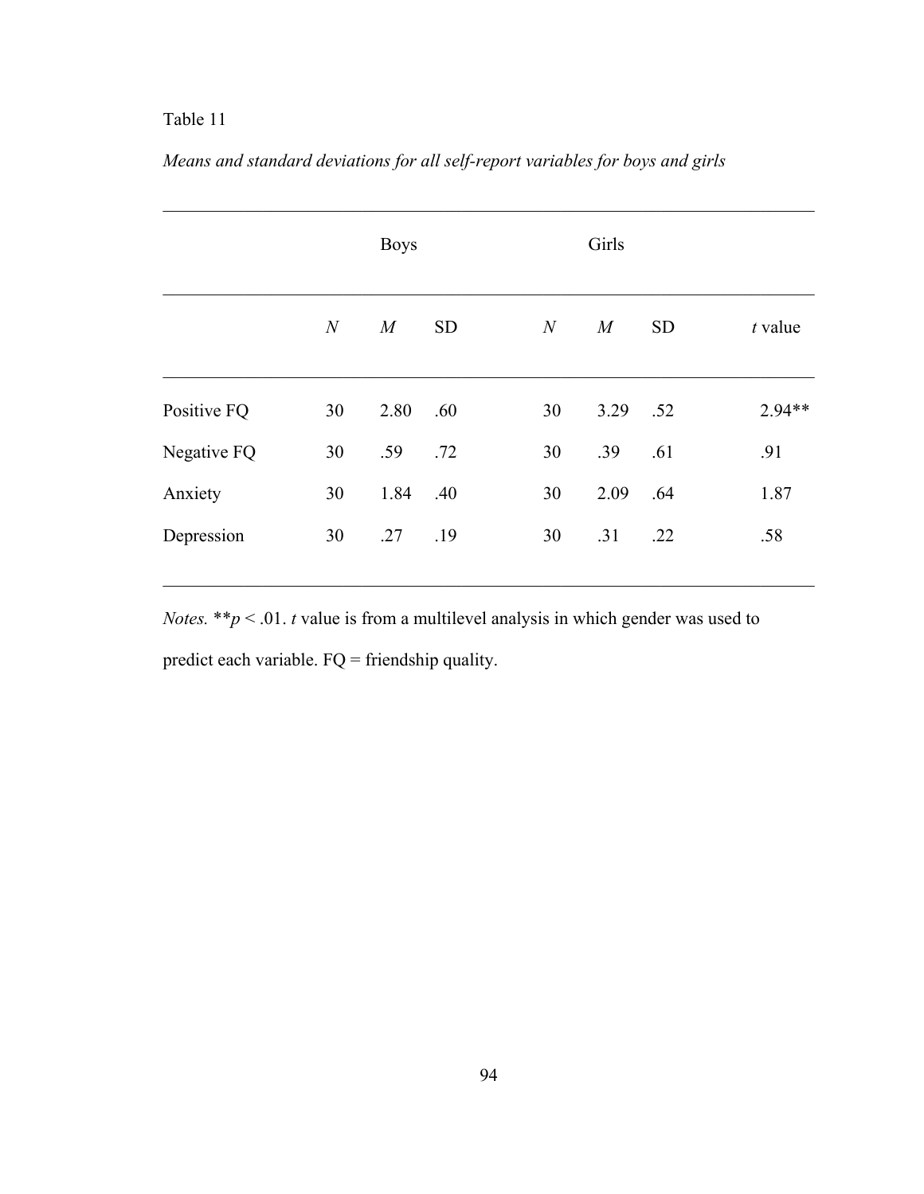Table 11

*Means and standard deviations for all self-report variables for boys and girls*

| | Boys | | | Girls | | | |
|---|---|---|---|---|---|---|---|
| | *N* | *M* | SD | *N* | *M* | SD | *t* value |
| Positive FQ | 30 | 2.80 | .60 | 30 | 3.29 | .52 | 2.94** |
| Negative FQ | 30 | .59 | .72 | 30 | .39 | .61 | .91 |
| Anxiety | 30 | 1.84 | .40 | 30 | 2.09 | .64 | 1.87 |
| Depression | 30 | .27 | .19 | 30 | .31 | .22 | .58 |

*Notes.* ***p* < .01. *t* value is from a multilevel analysis in which gender was used to predict each variable. FQ = friendship quality.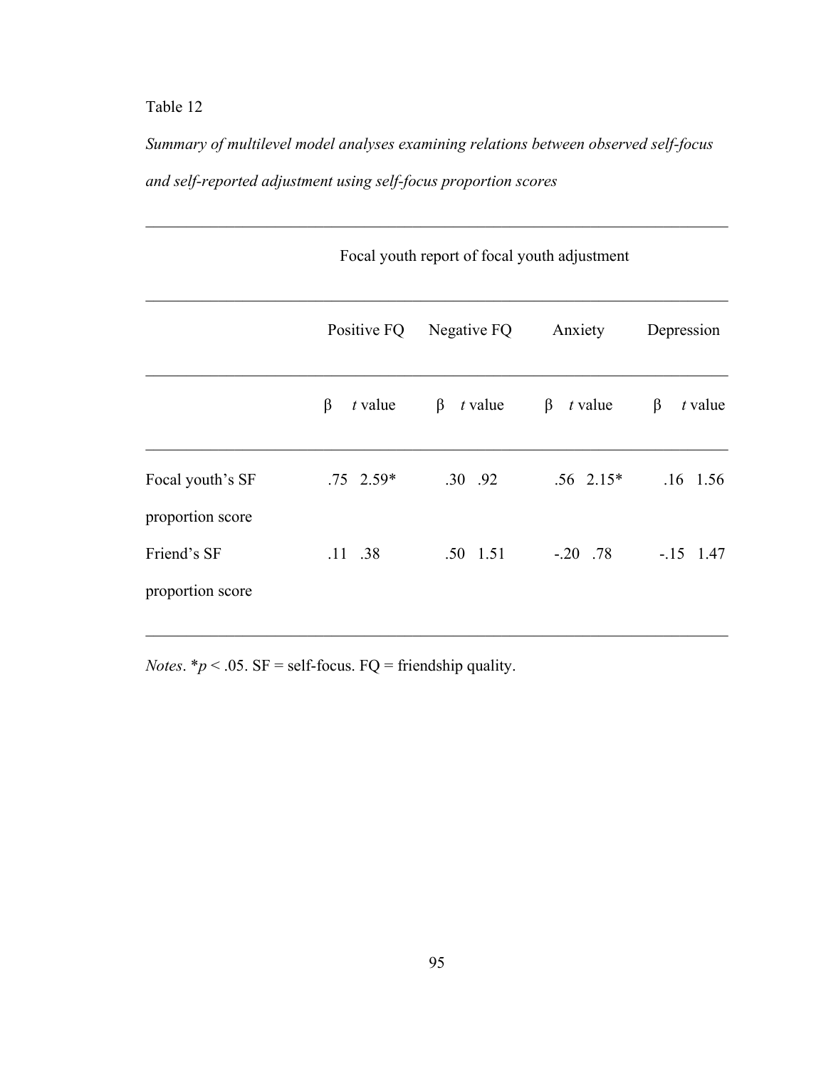Table 12

*Summary of multilevel model analyses examining relations between observed self-focus and self-reported adjustment using self-focus proportion scores*

| | Focal youth report of focal youth adjustment | | | | | | | |
|---|---|---|---|---|---|---|---|---|
| | Positive FQ | | Negative FQ | | Anxiety | | Depression | |
| | β | *t* value | β | *t* value | β | *t* value | β | *t* value |
| Focal youth's SF proportion score | .75 | 2.59* | .30 | .92 | .56 | 2.15* | .16 | 1.56 |
| Friend's SF proportion score | .11 | .38 | .50 | 1.51 | -.20 | .78 | -.15 | 1.47 |

*Notes*. *$p < .05$. SF = self-focus. FQ = friendship quality.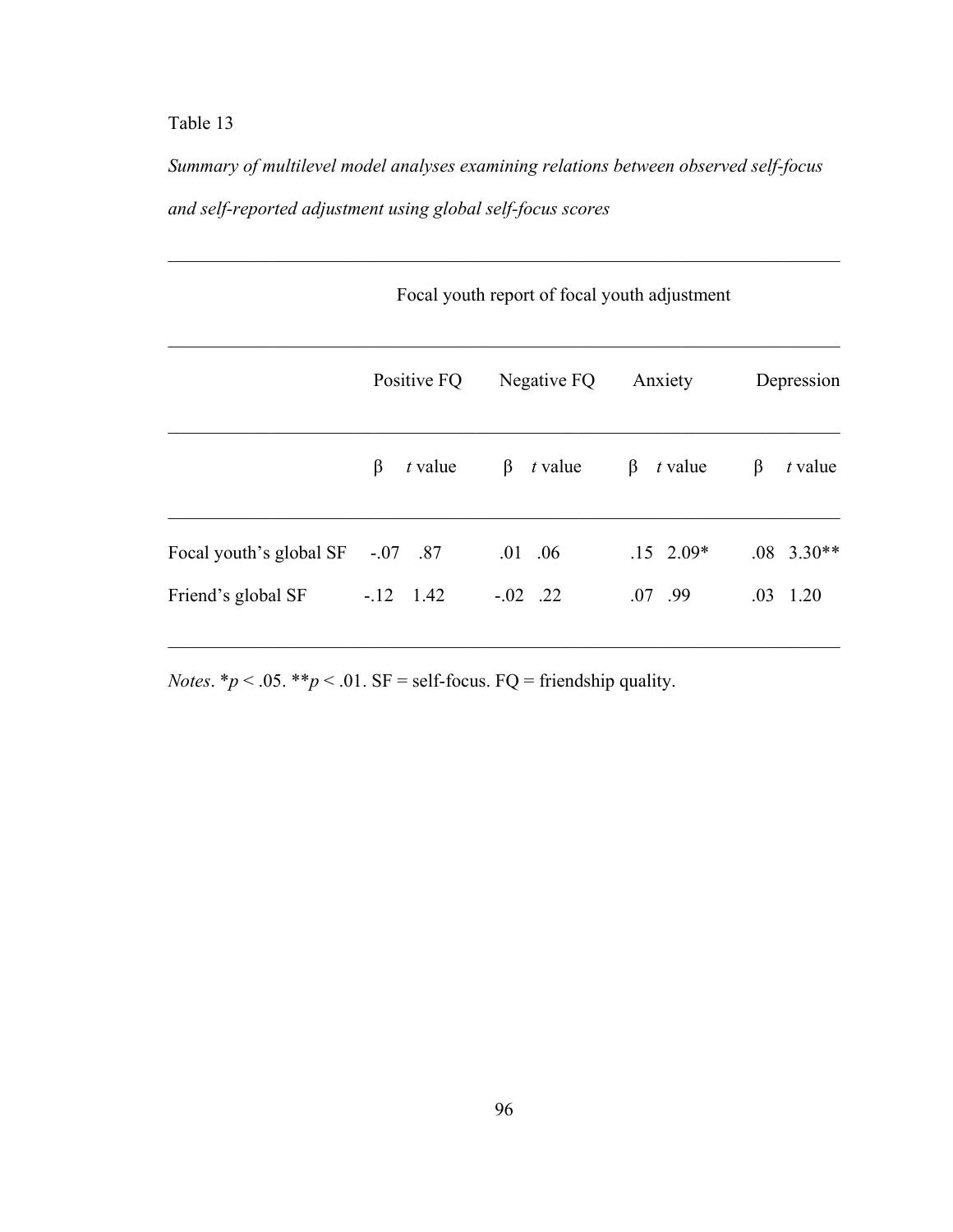Table 13

*Summary of multilevel model analyses examining relations between observed self-focus and self-reported adjustment using global self-focus scores*

| | Focal youth report of focal youth adjustment | | | | | | | |
|---|---|---|---|---|---|---|---|---|
| | Positive FQ | | Negative FQ | | Anxiety | | Depression | |
| | β | *t* value | β | *t* value | β | *t* value | β | *t* value |
| Focal youth's global SF | -.07 | .87 | .01 | .06 | .15 | 2.09* | .08 | 3.30** |
| Friend's global SF | -.12 | 1.42 | -.02 | .22 | .07 | .99 | .03 | 1.20 |

*Notes*. \*$p < .05$. \*\*$p < .01$. SF = self-focus. FQ = friendship quality.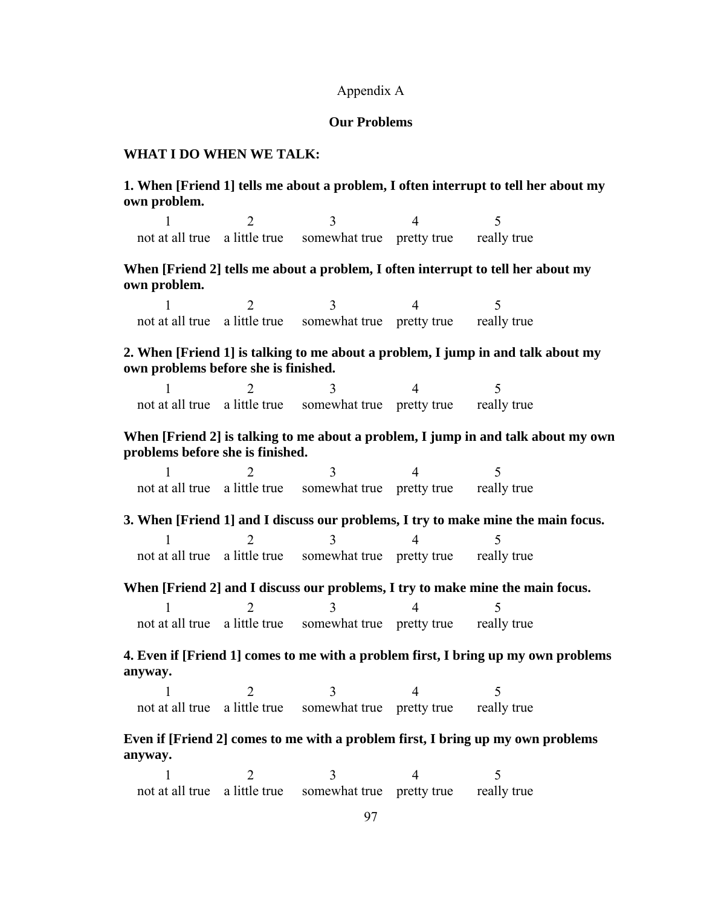Appendix A

**Our Problems**

**WHAT I DO WHEN WE TALK:**

**1. When [Friend 1] tells me about a problem, I often interrupt to tell her about my own problem.**

| 1 | 2 | 3 | 4 | 5 |
|---|---|---|---|---|
| not at all true | a little true | somewhat true | pretty true | really true |

**When [Friend 2] tells me about a problem, I often interrupt to tell her about my own problem.**

| 1 | 2 | 3 | 4 | 5 |
|---|---|---|---|---|
| not at all true | a little true | somewhat true | pretty true | really true |

**2. When [Friend 1] is talking to me about a problem, I jump in and talk about my own problems before she is finished.**

| 1 | 2 | 3 | 4 | 5 |
|---|---|---|---|---|
| not at all true | a little true | somewhat true | pretty true | really true |

**When [Friend 2] is talking to me about a problem, I jump in and talk about my own problems before she is finished.**

| 1 | 2 | 3 | 4 | 5 |
|---|---|---|---|---|
| not at all true | a little true | somewhat true | pretty true | really true |

**3. When [Friend 1] and I discuss our problems, I try to make mine the main focus.**

| 1 | 2 | 3 | 4 | 5 |
|---|---|---|---|---|
| not at all true | a little true | somewhat true | pretty true | really true |

**When [Friend 2] and I discuss our problems, I try to make mine the main focus.**

| 1 | 2 | 3 | 4 | 5 |
|---|---|---|---|---|
| not at all true | a little true | somewhat true | pretty true | really true |

**4. Even if [Friend 1] comes to me with a problem first, I bring up my own problems anyway.**

| 1 | 2 | 3 | 4 | 5 |
|---|---|---|---|---|
| not at all true | a little true | somewhat true | pretty true | really true |

**Even if [Friend 2] comes to me with a problem first, I bring up my own problems anyway.**

| 1 | 2 | 3 | 4 | 5 |
|---|---|---|---|---|
| not at all true | a little true | somewhat true | pretty true | really true |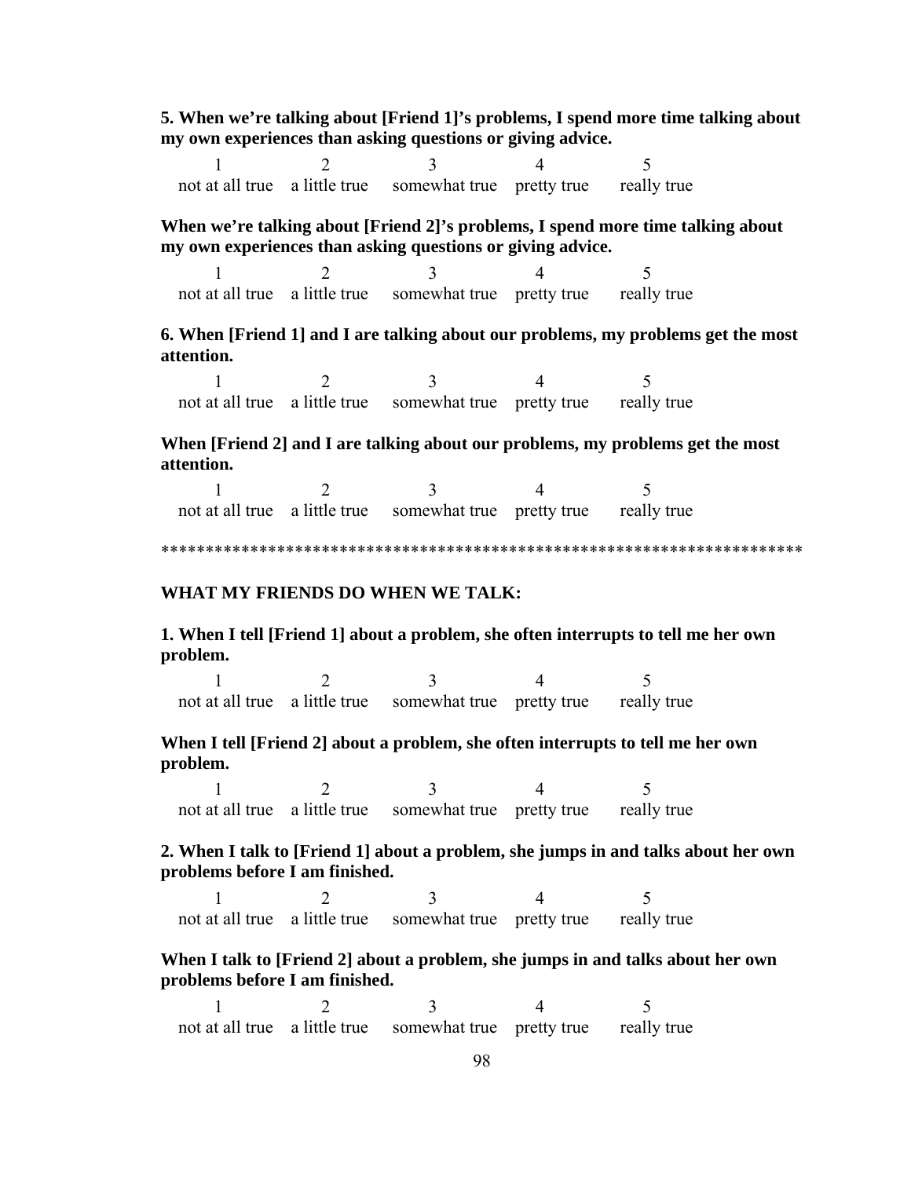**5. When we're talking about [Friend 1]'s problems, I spend more time talking about my own experiences than asking questions or giving advice.**

| 1 | 2 | 3 | 4 | 5 |
|---|---|---|---|---|
| not at all true | a little true | somewhat true | pretty true | really true |

**When we're talking about [Friend 2]'s problems, I spend more time talking about my own experiences than asking questions or giving advice.**

| 1 | 2 | 3 | 4 | 5 |
|---|---|---|---|---|
| not at all true | a little true | somewhat true | pretty true | really true |

**6. When [Friend 1] and I are talking about our problems, my problems get the most attention.**

| 1 | 2 | 3 | 4 | 5 |
|---|---|---|---|---|
| not at all true | a little true | somewhat true | pretty true | really true |

**When [Friend 2] and I are talking about our problems, my problems get the most attention.**

| 1 | 2 | 3 | 4 | 5 |
|---|---|---|---|---|
| not at all true | a little true | somewhat true | pretty true | really true |

**********************************************************************

**WHAT MY FRIENDS DO WHEN WE TALK:**

**1. When I tell [Friend 1] about a problem, she often interrupts to tell me her own problem.**

| 1 | 2 | 3 | 4 | 5 |
|---|---|---|---|---|
| not at all true | a little true | somewhat true | pretty true | really true |

**When I tell [Friend 2] about a problem, she often interrupts to tell me her own problem.**

| 1 | 2 | 3 | 4 | 5 |
|---|---|---|---|---|
| not at all true | a little true | somewhat true | pretty true | really true |

**2. When I talk to [Friend 1] about a problem, she jumps in and talks about her own problems before I am finished.**

| 1 | 2 | 3 | 4 | 5 |
|---|---|---|---|---|
| not at all true | a little true | somewhat true | pretty true | really true |

**When I talk to [Friend 2] about a problem, she jumps in and talks about her own problems before I am finished.**

| 1 | 2 | 3 | 4 | 5 |
|---|---|---|---|---|
| not at all true | a little true | somewhat true | pretty true | really true |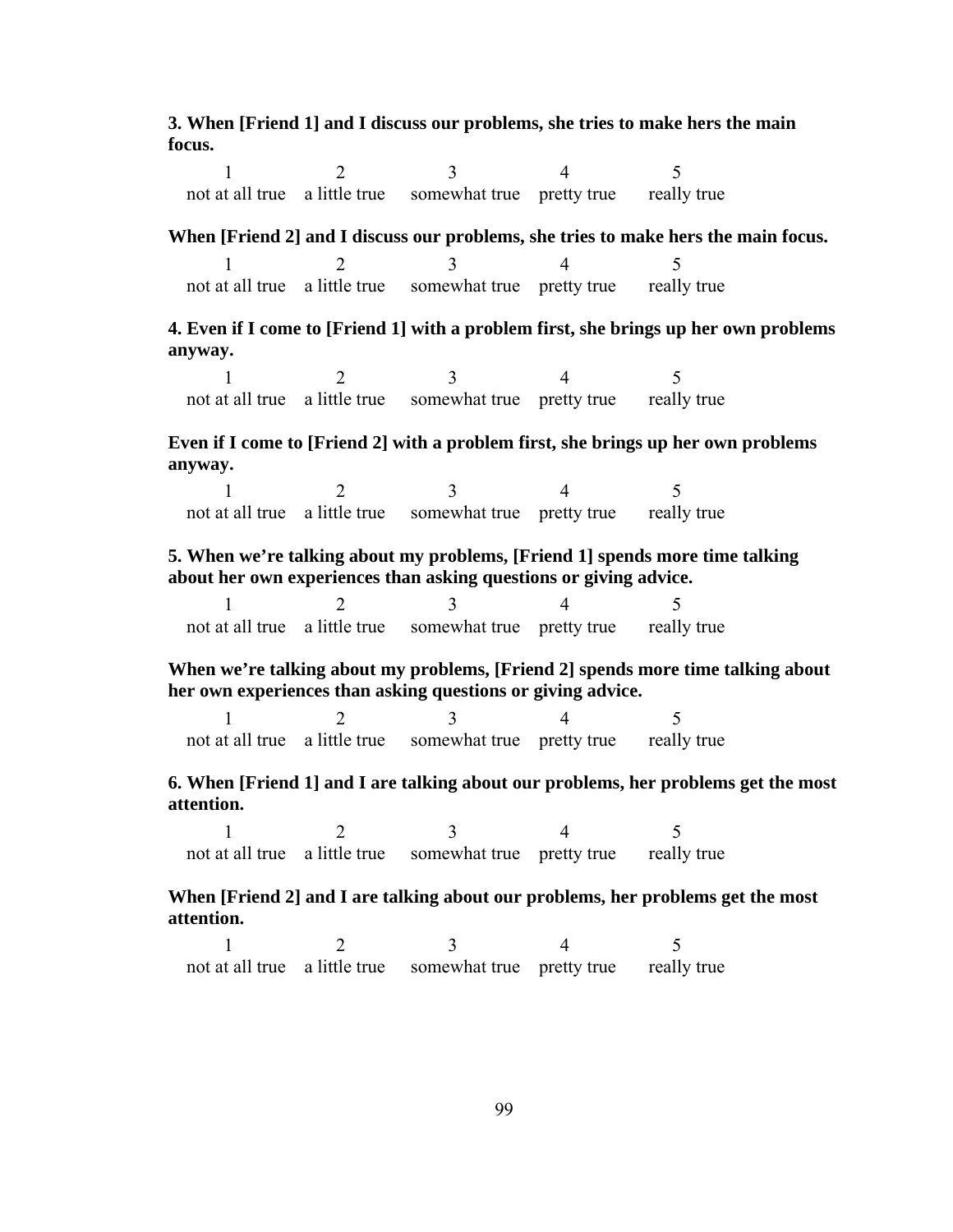**3. When [Friend 1] and I discuss our problems, she tries to make hers the main focus.**

| 1 | 2 | 3 | 4 | 5 |
|---|---|---|---|---|
| not at all true | a little true | somewhat true | pretty true | really true |

**When [Friend 2] and I discuss our problems, she tries to make hers the main focus.**

| 1 | 2 | 3 | 4 | 5 |
|---|---|---|---|---|
| not at all true | a little true | somewhat true | pretty true | really true |

**4. Even if I come to [Friend 1] with a problem first, she brings up her own problems anyway.**

| 1 | 2 | 3 | 4 | 5 |
|---|---|---|---|---|
| not at all true | a little true | somewhat true | pretty true | really true |

**Even if I come to [Friend 2] with a problem first, she brings up her own problems anyway.**

| 1 | 2 | 3 | 4 | 5 |
|---|---|---|---|---|
| not at all true | a little true | somewhat true | pretty true | really true |

**5. When we're talking about my problems, [Friend 1] spends more time talking about her own experiences than asking questions or giving advice.**

| 1 | 2 | 3 | 4 | 5 |
|---|---|---|---|---|
| not at all true | a little true | somewhat true | pretty true | really true |

**When we're talking about my problems, [Friend 2] spends more time talking about her own experiences than asking questions or giving advice.**

| 1 | 2 | 3 | 4 | 5 |
|---|---|---|---|---|
| not at all true | a little true | somewhat true | pretty true | really true |

**6. When [Friend 1] and I are talking about our problems, her problems get the most attention.**

| 1 | 2 | 3 | 4 | 5 |
|---|---|---|---|---|
| not at all true | a little true | somewhat true | pretty true | really true |

**When [Friend 2] and I are talking about our problems, her problems get the most attention.**

| 1 | 2 | 3 | 4 | 5 |
|---|---|---|---|---|
| not at all true | a little true | somewhat true | pretty true | really true |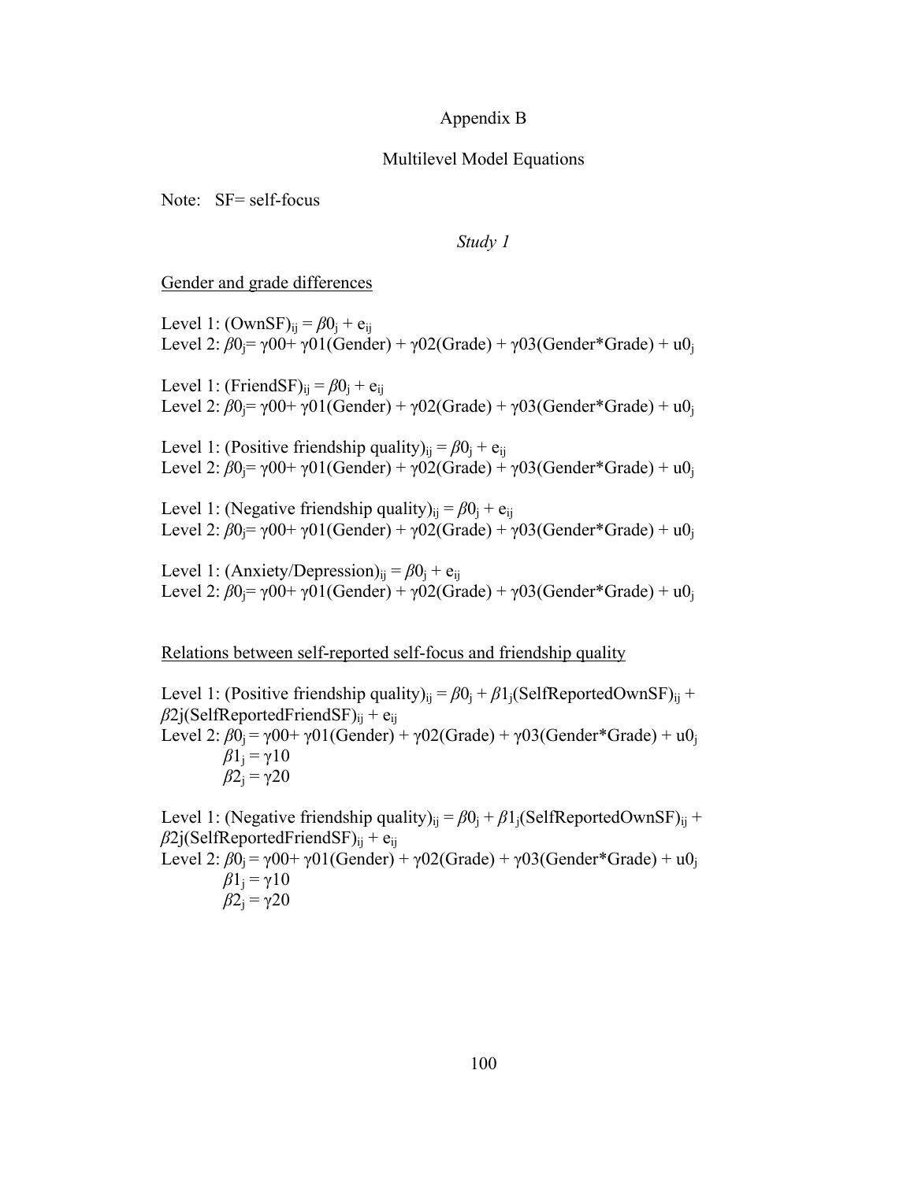# Appendix B

## Multilevel Model Equations

Note: SF= self-focus

### *Study 1*

<u>Gender and grade differences</u>

Level 1: $(\text{OwnSF})_{ij} = \beta 0_j + e_{ij}$
Level 2: $\beta 0_j = \gamma 00 + \gamma 01(\text{Gender}) + \gamma 02(\text{Grade}) + \gamma 03(\text{Gender*Grade}) + u0_j$

Level 1: $(\text{FriendSF})_{ij} = \beta 0_j + e_{ij}$
Level 2: $\beta 0_j = \gamma 00 + \gamma 01(\text{Gender}) + \gamma 02(\text{Grade}) + \gamma 03(\text{Gender*Grade}) + u0_j$

Level 1: $(\text{Positive friendship quality})_{ij} = \beta 0_j + e_{ij}$
Level 2: $\beta 0_j = \gamma 00 + \gamma 01(\text{Gender}) + \gamma 02(\text{Grade}) + \gamma 03(\text{Gender*Grade}) + u0_j$

Level 1: $(\text{Negative friendship quality})_{ij} = \beta 0_j + e_{ij}$
Level 2: $\beta 0_j = \gamma 00 + \gamma 01(\text{Gender}) + \gamma 02(\text{Grade}) + \gamma 03(\text{Gender*Grade}) + u0_j$

Level 1: $(\text{Anxiety/Depression})_{ij} = \beta 0_j + e_{ij}$
Level 2: $\beta 0_j = \gamma 00 + \gamma 01(\text{Gender}) + \gamma 02(\text{Grade}) + \gamma 03(\text{Gender*Grade}) + u0_j$

<u>Relations between self-reported self-focus and friendship quality</u>

Level 1: $(\text{Positive friendship quality})_{ij} = \beta 0_j + \beta 1_j(\text{SelfReportedOwnSF})_{ij} + \beta 2j(\text{SelfReportedFriendSF})_{ij} + e_{ij}$
Level 2: $\beta 0_j = \gamma 00 + \gamma 01(\text{Gender}) + \gamma 02(\text{Grade}) + \gamma 03(\text{Gender*Grade}) + u0_j$
$\beta 1_j = \gamma 10$
$\beta 2_j = \gamma 20$

Level 1: $(\text{Negative friendship quality})_{ij} = \beta 0_j + \beta 1_j(\text{SelfReportedOwnSF})_{ij} + \beta 2j(\text{SelfReportedFriendSF})_{ij} + e_{ij}$
Level 2: $\beta 0_j = \gamma 00 + \gamma 01(\text{Gender}) + \gamma 02(\text{Grade}) + \gamma 03(\text{Gender*Grade}) + u0_j$
$\beta 1_j = \gamma 10$
$\beta 2_j = \gamma 20$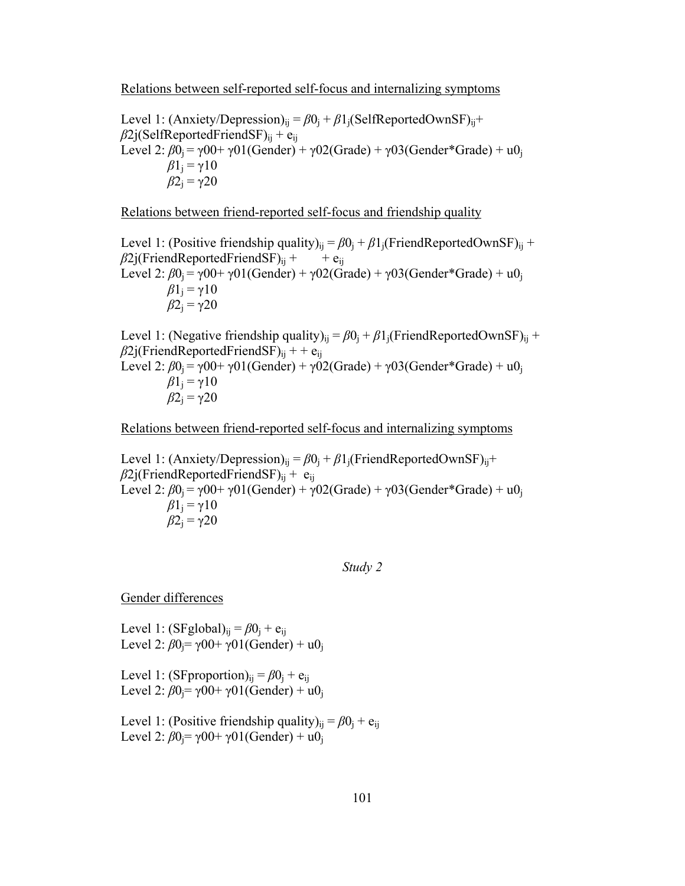Relations between self-reported self-focus and internalizing symptoms

Level 1: $(\text{Anxiety/Depression})_{ij} = \beta 0_j + \beta 1_j(\text{SelfReportedOwnSF})_{ij} + \beta 2j(\text{SelfReportedFriendSF})_{ij} + e_{ij}$
Level 2: $\beta 0_j = \gamma 00 + \gamma 01(\text{Gender}) + \gamma 02(\text{Grade}) + \gamma 03(\text{Gender*Grade}) + u0_j$
$\beta 1_j = \gamma 10$
$\beta 2_j = \gamma 20$

Relations between friend-reported self-focus and friendship quality

Level 1: $(\text{Positive friendship quality})_{ij} = \beta 0_j + \beta 1_j(\text{FriendReportedOwnSF})_{ij} + \beta 2j(\text{FriendReportedFriendSF})_{ij} + \quad + e_{ij}$
Level 2: $\beta 0_j = \gamma 00 + \gamma 01(\text{Gender}) + \gamma 02(\text{Grade}) + \gamma 03(\text{Gender*Grade}) + u0_j$
$\beta 1_j = \gamma 10$
$\beta 2_j = \gamma 20$

Level 1: $(\text{Negative friendship quality})_{ij} = \beta 0_j + \beta 1_j(\text{FriendReportedOwnSF})_{ij} + \beta 2j(\text{FriendReportedFriendSF})_{ij} + + e_{ij}$
Level 2: $\beta 0_j = \gamma 00 + \gamma 01(\text{Gender}) + \gamma 02(\text{Grade}) + \gamma 03(\text{Gender*Grade}) + u0_j$
$\beta 1_j = \gamma 10$
$\beta 2_j = \gamma 20$

Relations between friend-reported self-focus and internalizing symptoms

Level 1: $(\text{Anxiety/Depression})_{ij} = \beta 0_j + \beta 1_j(\text{FriendReportedOwnSF})_{ij} + \beta 2j(\text{FriendReportedFriendSF})_{ij} + e_{ij}$
Level 2: $\beta 0_j = \gamma 00 + \gamma 01(\text{Gender}) + \gamma 02(\text{Grade}) + \gamma 03(\text{Gender*Grade}) + u0_j$
$\beta 1_j = \gamma 10$
$\beta 2_j = \gamma 20$

*Study 2*

Gender differences

Level 1: $(\text{SFglobal})_{ij} = \beta 0_j + e_{ij}$
Level 2: $\beta 0_j = \gamma 00 + \gamma 01(\text{Gender}) + u0_j$

Level 1: $(\text{SFproportion})_{ij} = \beta 0_j + e_{ij}$
Level 2: $\beta 0_j = \gamma 00 + \gamma 01(\text{Gender}) + u0_j$

Level 1: $(\text{Positive friendship quality})_{ij} = \beta 0_j + e_{ij}$
Level 2: $\beta 0_j = \gamma 00 + \gamma 01(\text{Gender}) + u0_j$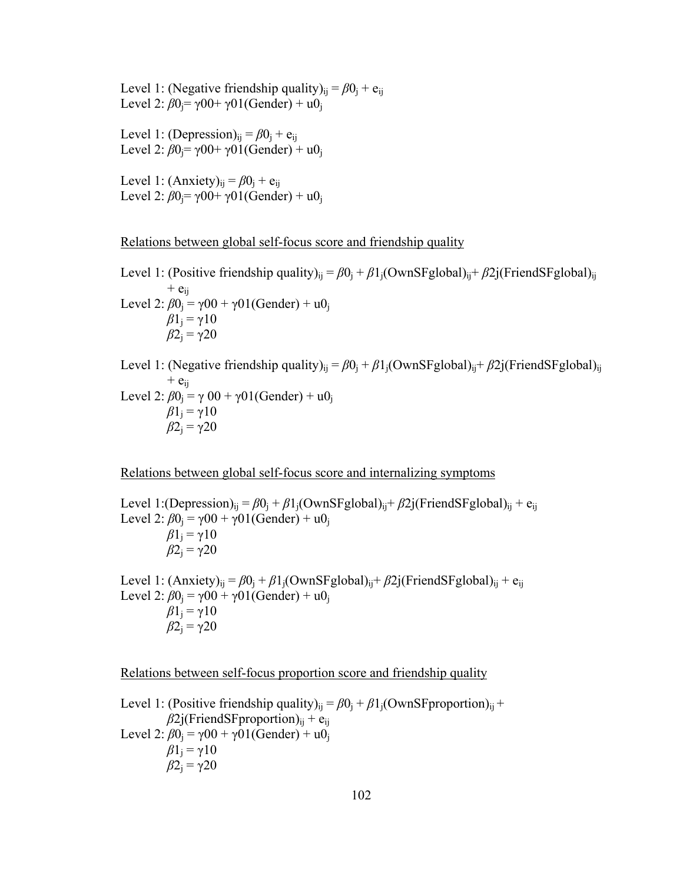Level 1: (Negative friendship quality)$_{ij}$ = $\beta 0_j + e_{ij}$
Level 2: $\beta 0_j = \gamma 00 + \gamma 01(\text{Gender}) + u0_j$

Level 1: (Depression)$_{ij}$ = $\beta 0_j + e_{ij}$
Level 2: $\beta 0_j = \gamma 00 + \gamma 01(\text{Gender}) + u0_j$

Level 1: (Anxiety)$_{ij}$ = $\beta 0_j + e_{ij}$
Level 2: $\beta 0_j = \gamma 00 + \gamma 01(\text{Gender}) + u0_j$

<u>Relations between global self-focus score and friendship quality</u>

Level 1: (Positive friendship quality)$_{ij}$ = $\beta 0_j + \beta 1_j(\text{OwnSFglobal})_{ij} + \beta 2j(\text{FriendSFglobal})_{ij} + e_{ij}$
Level 2: $\beta 0_j = \gamma 00 + \gamma 01(\text{Gender}) + u0_j$
$\beta 1_j = \gamma 10$
$\beta 2_j = \gamma 20$

Level 1: (Negative friendship quality)$_{ij}$ = $\beta 0_j + \beta 1_j(\text{OwnSFglobal})_{ij} + \beta 2j(\text{FriendSFglobal})_{ij} + e_{ij}$
Level 2: $\beta 0_j = \gamma\ 00 + \gamma 01(\text{Gender}) + u0_j$
$\beta 1_j = \gamma 10$
$\beta 2_j = \gamma 20$

<u>Relations between global self-focus score and internalizing symptoms</u>

Level 1:(Depression)$_{ij}$ = $\beta 0_j + \beta 1_j(\text{OwnSFglobal})_{ij} + \beta 2j(\text{FriendSFglobal})_{ij} + e_{ij}$
Level 2: $\beta 0_j = \gamma 00 + \gamma 01(\text{Gender}) + u0_j$
$\beta 1_j = \gamma 10$
$\beta 2_j = \gamma 20$

Level 1: (Anxiety)$_{ij}$ = $\beta 0_j + \beta 1_j(\text{OwnSFglobal})_{ij} + \beta 2j(\text{FriendSFglobal})_{ij} + e_{ij}$
Level 2: $\beta 0_j = \gamma 00 + \gamma 01(\text{Gender}) + u0_j$
$\beta 1_j = \gamma 10$
$\beta 2_j = \gamma 20$

<u>Relations between self-focus proportion score and friendship quality</u>

Level 1: (Positive friendship quality)$_{ij}$ = $\beta 0_j + \beta 1_j(\text{OwnSFproportion})_{ij} + \beta 2j(\text{FriendSFproportion})_{ij} + e_{ij}$
Level 2: $\beta 0_j = \gamma 00 + \gamma 01(\text{Gender}) + u0_j$
$\beta 1_j = \gamma 10$
$\beta 2_j = \gamma 20$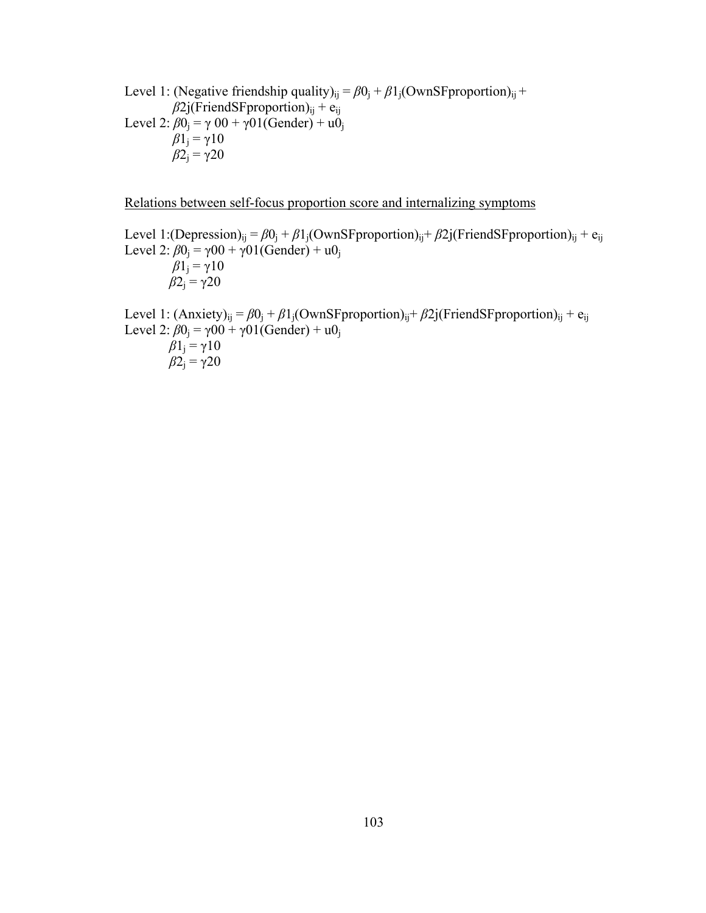Level 1: $(\text{Negative friendship quality})_{ij} = \beta 0_j + \beta 1_j(\text{OwnSFproportion})_{ij} + \beta 2j(\text{FriendSFproportion})_{ij} + e_{ij}$

Level 2: $\beta 0_j = \gamma\ 00 + \gamma 01(\text{Gender}) + u0_j$

$\beta 1_j = \gamma 10$

$\beta 2_j = \gamma 20$

<u>Relations between self-focus proportion score and internalizing symptoms</u>

Level 1: $(\text{Depression})_{ij} = \beta 0_j + \beta 1_j(\text{OwnSFproportion})_{ij} + \beta 2j(\text{FriendSFproportion})_{ij} + e_{ij}$

Level 2: $\beta 0_j = \gamma 00 + \gamma 01(\text{Gender}) + u0_j$

$\beta 1_j = \gamma 10$

$\beta 2_j = \gamma 20$

Level 1: $(\text{Anxiety})_{ij} = \beta 0_j + \beta 1_j(\text{OwnSFproportion})_{ij} + \beta 2j(\text{FriendSFproportion})_{ij} + e_{ij}$

Level 2: $\beta 0_j = \gamma 00 + \gamma 01(\text{Gender}) + u0_j$

$\beta 1_j = \gamma 10$

$\beta 2_j = \gamma 20$